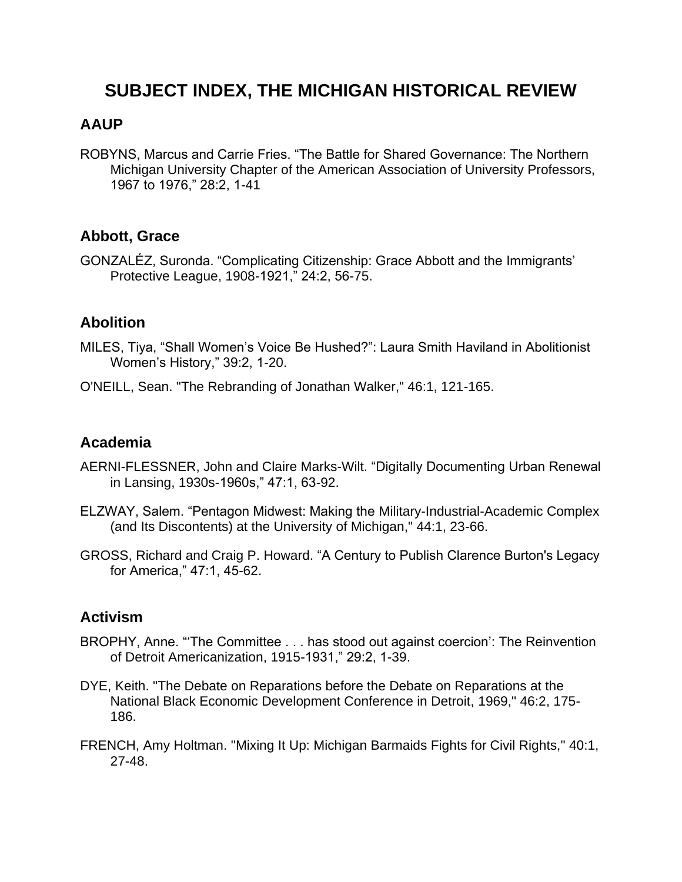# SUBJECT INDEX, THE MICHIGAN HISTORICAL REVIEW

## AAUP

ROBYNS, Marcus and Carrie Fries. “The Battle for Shared Governance: The Northern Michigan University Chapter of the American Association of University Professors, 1967 to 1976,” 28:2, 1-41

## Abbott, Grace

GONZALÉZ, Suronda. “Complicating Citizenship: Grace Abbott and the Immigrants’ Protective League, 1908-1921,” 24:2, 56-75.

## Abolition

MILES, Tiya, “Shall Women’s Voice Be Hushed?”: Laura Smith Haviland in Abolitionist Women’s History,” 39:2, 1-20.

O'NEILL, Sean. "The Rebranding of Jonathan Walker," 46:1, 121-165.

## Academia

AERNI-FLESSNER, John and Claire Marks-Wilt. “Digitally Documenting Urban Renewal in Lansing, 1930s-1960s,” 47:1, 63-92.

ELZWAY, Salem. “Pentagon Midwest: Making the Military-Industrial-Academic Complex (and Its Discontents) at the University of Michigan," 44:1, 23-66.

GROSS, Richard and Craig P. Howard. “A Century to Publish Clarence Burton's Legacy for America,” 47:1, 45-62.

## Activism

BROPHY, Anne. “‘The Committee . . . has stood out against coercion’: The Reinvention of Detroit Americanization, 1915-1931,” 29:2, 1-39.

DYE, Keith. "The Debate on Reparations before the Debate on Reparations at the National Black Economic Development Conference in Detroit, 1969," 46:2, 175-186.

FRENCH, Amy Holtman. "Mixing It Up: Michigan Barmaids Fights for Civil Rights," 40:1, 27-48.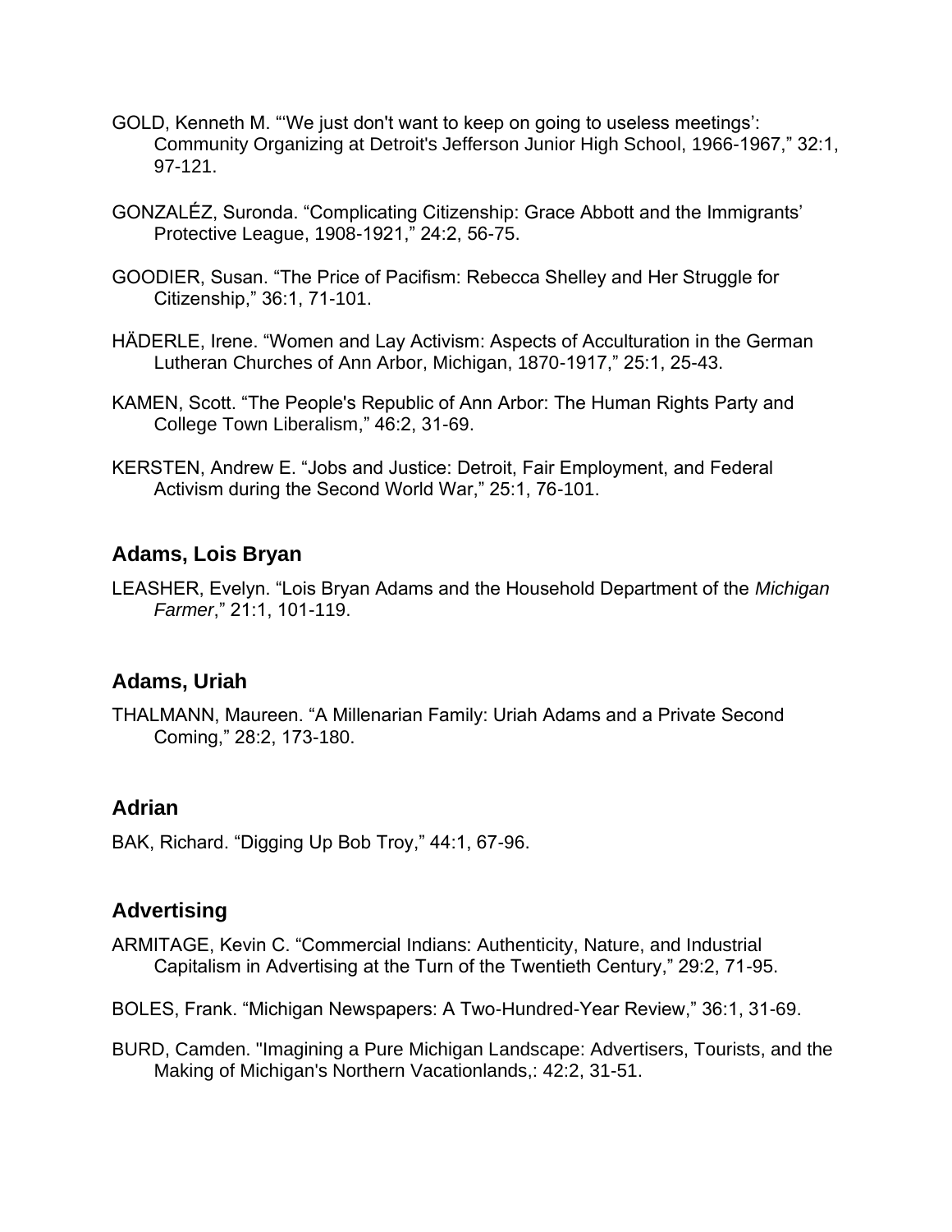GOLD, Kenneth M. "'We just don't want to keep on going to useless meetings': Community Organizing at Detroit's Jefferson Junior High School, 1966-1967," 32:1, 97-121.

GONZALÉZ, Suronda. "Complicating Citizenship: Grace Abbott and the Immigrants' Protective League, 1908-1921," 24:2, 56-75.

GOODIER, Susan. "The Price of Pacifism: Rebecca Shelley and Her Struggle for Citizenship," 36:1, 71-101.

HÄDERLE, Irene. "Women and Lay Activism: Aspects of Acculturation in the German Lutheran Churches of Ann Arbor, Michigan, 1870-1917," 25:1, 25-43.

KAMEN, Scott. "The People's Republic of Ann Arbor: The Human Rights Party and College Town Liberalism," 46:2, 31-69.

KERSTEN, Andrew E. "Jobs and Justice: Detroit, Fair Employment, and Federal Activism during the Second World War," 25:1, 76-101.

## Adams, Lois Bryan

LEASHER, Evelyn. "Lois Bryan Adams and the Household Department of the *Michigan Farmer*," 21:1, 101-119.

## Adams, Uriah

THALMANN, Maureen. "A Millenarian Family: Uriah Adams and a Private Second Coming," 28:2, 173-180.

## Adrian

BAK, Richard. "Digging Up Bob Troy," 44:1, 67-96.

## Advertising

ARMITAGE, Kevin C. "Commercial Indians: Authenticity, Nature, and Industrial Capitalism in Advertising at the Turn of the Twentieth Century," 29:2, 71-95.

BOLES, Frank. "Michigan Newspapers: A Two-Hundred-Year Review," 36:1, 31-69.

BURD, Camden. "Imagining a Pure Michigan Landscape: Advertisers, Tourists, and the Making of Michigan's Northern Vacationlands,: 42:2, 31-51.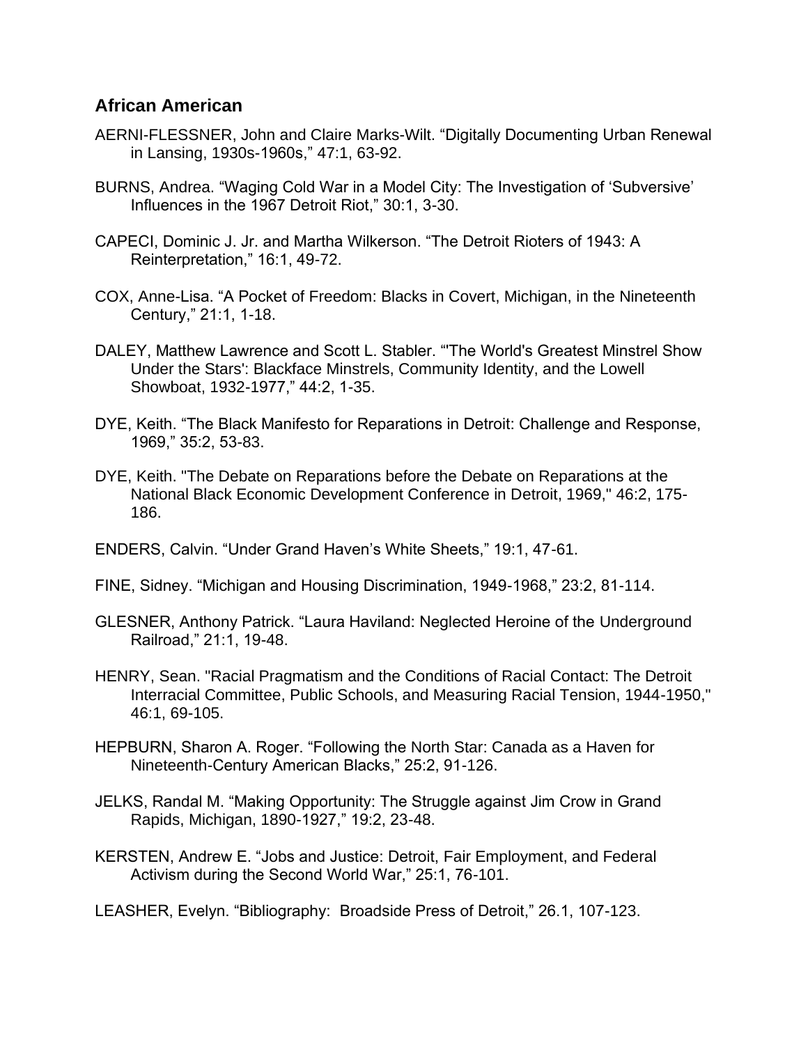## African American

AERNI-FLESSNER, John and Claire Marks-Wilt. "Digitally Documenting Urban Renewal in Lansing, 1930s-1960s," 47:1, 63-92.

BURNS, Andrea. "Waging Cold War in a Model City: The Investigation of 'Subversive' Influences in the 1967 Detroit Riot," 30:1, 3-30.

CAPECI, Dominic J. Jr. and Martha Wilkerson. "The Detroit Rioters of 1943: A Reinterpretation," 16:1, 49-72.

COX, Anne-Lisa. "A Pocket of Freedom: Blacks in Covert, Michigan, in the Nineteenth Century," 21:1, 1-18.

DALEY, Matthew Lawrence and Scott L. Stabler. "'The World's Greatest Minstrel Show Under the Stars': Blackface Minstrels, Community Identity, and the Lowell Showboat, 1932-1977," 44:2, 1-35.

DYE, Keith. "The Black Manifesto for Reparations in Detroit: Challenge and Response, 1969," 35:2, 53-83.

DYE, Keith. "The Debate on Reparations before the Debate on Reparations at the National Black Economic Development Conference in Detroit, 1969," 46:2, 175-186.

ENDERS, Calvin. "Under Grand Haven's White Sheets," 19:1, 47-61.

FINE, Sidney. "Michigan and Housing Discrimination, 1949-1968," 23:2, 81-114.

GLESNER, Anthony Patrick. "Laura Haviland: Neglected Heroine of the Underground Railroad," 21:1, 19-48.

HENRY, Sean. "Racial Pragmatism and the Conditions of Racial Contact: The Detroit Interracial Committee, Public Schools, and Measuring Racial Tension, 1944-1950," 46:1, 69-105.

HEPBURN, Sharon A. Roger. "Following the North Star: Canada as a Haven for Nineteenth-Century American Blacks," 25:2, 91-126.

JELKS, Randal M. "Making Opportunity: The Struggle against Jim Crow in Grand Rapids, Michigan, 1890-1927," 19:2, 23-48.

KERSTEN, Andrew E. "Jobs and Justice: Detroit, Fair Employment, and Federal Activism during the Second World War," 25:1, 76-101.

LEASHER, Evelyn. "Bibliography: Broadside Press of Detroit," 26.1, 107-123.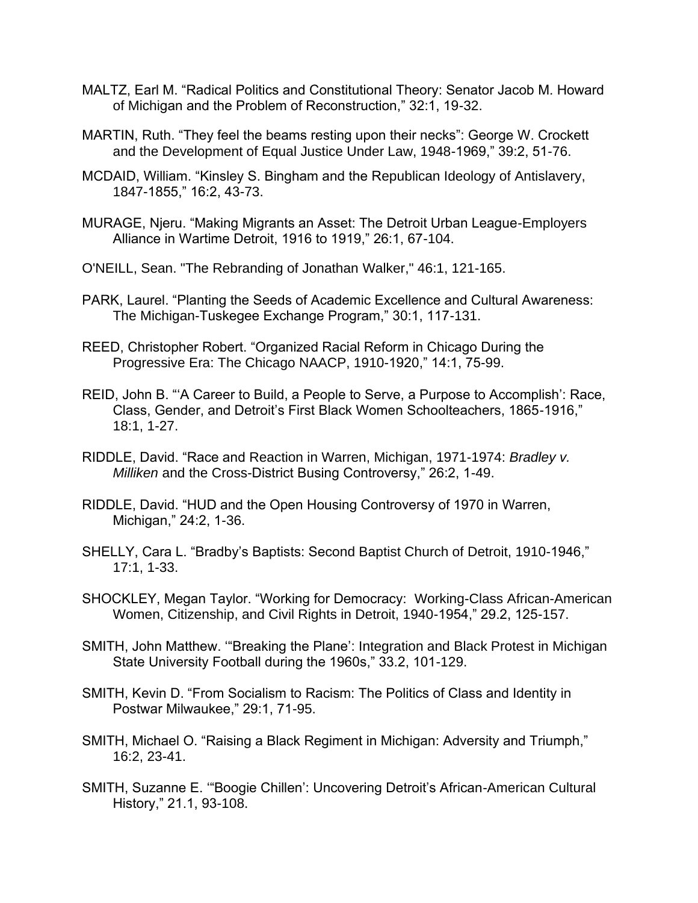MALTZ, Earl M. “Radical Politics and Constitutional Theory: Senator Jacob M. Howard of Michigan and the Problem of Reconstruction,” 32:1, 19-32.

MARTIN, Ruth. “They feel the beams resting upon their necks”: George W. Crockett and the Development of Equal Justice Under Law, 1948-1969,” 39:2, 51-76.

MCDAID, William. “Kinsley S. Bingham and the Republican Ideology of Antislavery, 1847-1855,” 16:2, 43-73.

MURAGE, Njeru. “Making Migrants an Asset: The Detroit Urban League-Employers Alliance in Wartime Detroit, 1916 to 1919,” 26:1, 67-104.

O'NEILL, Sean. "The Rebranding of Jonathan Walker," 46:1, 121-165.

PARK, Laurel. “Planting the Seeds of Academic Excellence and Cultural Awareness: The Michigan-Tuskegee Exchange Program,” 30:1, 117-131.

REED, Christopher Robert. “Organized Racial Reform in Chicago During the Progressive Era: The Chicago NAACP, 1910-1920,” 14:1, 75-99.

REID, John B. “‘A Career to Build, a People to Serve, a Purpose to Accomplish’: Race, Class, Gender, and Detroit’s First Black Women Schoolteachers, 1865-1916,” 18:1, 1-27.

RIDDLE, David. “Race and Reaction in Warren, Michigan, 1971-1974: *Bradley v. Milliken* and the Cross-District Busing Controversy,” 26:2, 1-49.

RIDDLE, David. “HUD and the Open Housing Controversy of 1970 in Warren, Michigan,” 24:2, 1-36.

SHELLY, Cara L. “Bradby’s Baptists: Second Baptist Church of Detroit, 1910-1946,” 17:1, 1-33.

SHOCKLEY, Megan Taylor. “Working for Democracy: Working-Class African-American Women, Citizenship, and Civil Rights in Detroit, 1940-1954,” 29.2, 125-157.

SMITH, John Matthew. ‘“Breaking the Plane’: Integration and Black Protest in Michigan State University Football during the 1960s,” 33.2, 101-129.

SMITH, Kevin D. “From Socialism to Racism: The Politics of Class and Identity in Postwar Milwaukee,” 29:1, 71-95.

SMITH, Michael O. “Raising a Black Regiment in Michigan: Adversity and Triumph,” 16:2, 23-41.

SMITH, Suzanne E. ‘“Boogie Chillen’: Uncovering Detroit’s African-American Cultural History,” 21.1, 93-108.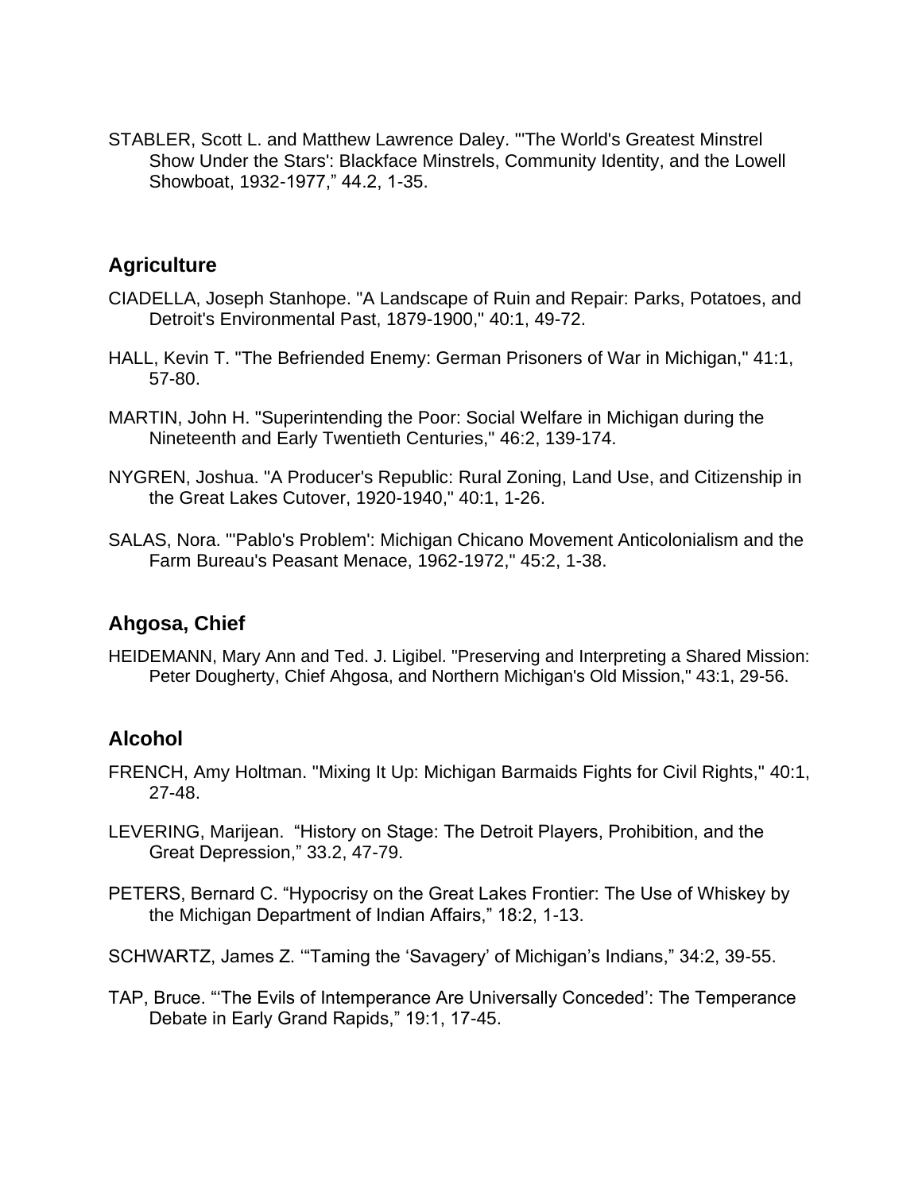STABLER, Scott L. and Matthew Lawrence Daley. "'The World's Greatest Minstrel Show Under the Stars': Blackface Minstrels, Community Identity, and the Lowell Showboat, 1932-1977," 44.2, 1-35.

## Agriculture

CIADELLA, Joseph Stanhope. "A Landscape of Ruin and Repair: Parks, Potatoes, and Detroit's Environmental Past, 1879-1900," 40:1, 49-72.

HALL, Kevin T. "The Befriended Enemy: German Prisoners of War in Michigan," 41:1, 57-80.

MARTIN, John H. "Superintending the Poor: Social Welfare in Michigan during the Nineteenth and Early Twentieth Centuries," 46:2, 139-174.

NYGREN, Joshua. "A Producer's Republic: Rural Zoning, Land Use, and Citizenship in the Great Lakes Cutover, 1920-1940," 40:1, 1-26.

SALAS, Nora. "'Pablo's Problem': Michigan Chicano Movement Anticolonialism and the Farm Bureau's Peasant Menace, 1962-1972," 45:2, 1-38.

## Ahgosa, Chief

HEIDEMANN, Mary Ann and Ted. J. Ligibel. "Preserving and Interpreting a Shared Mission: Peter Dougherty, Chief Ahgosa, and Northern Michigan's Old Mission," 43:1, 29-56.

## Alcohol

FRENCH, Amy Holtman. "Mixing It Up: Michigan Barmaids Fights for Civil Rights," 40:1, 27-48.

LEVERING, Marijean. "History on Stage: The Detroit Players, Prohibition, and the Great Depression," 33.2, 47-79.

PETERS, Bernard C. "Hypocrisy on the Great Lakes Frontier: The Use of Whiskey by the Michigan Department of Indian Affairs," 18:2, 1-13.

SCHWARTZ, James Z. "'Taming the 'Savagery' of Michigan's Indians," 34:2, 39-55.

TAP, Bruce. "'The Evils of Intemperance Are Universally Conceded': The Temperance Debate in Early Grand Rapids," 19:1, 17-45.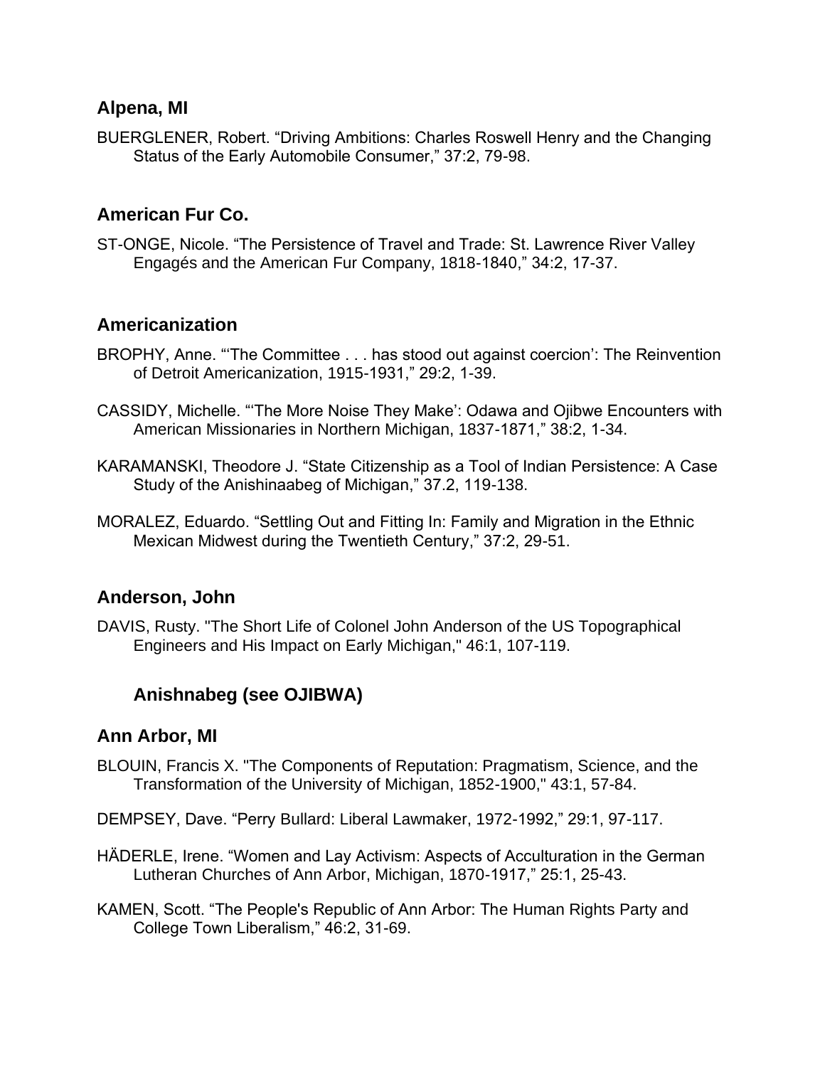## Alpena, MI

BUERGLENER, Robert. "Driving Ambitions: Charles Roswell Henry and the Changing Status of the Early Automobile Consumer," 37:2, 79-98.

## American Fur Co.

ST-ONGE, Nicole. "The Persistence of Travel and Trade: St. Lawrence River Valley Engagés and the American Fur Company, 1818-1840," 34:2, 17-37.

## Americanization

BROPHY, Anne. "'The Committee . . . has stood out against coercion': The Reinvention of Detroit Americanization, 1915-1931," 29:2, 1-39.

CASSIDY, Michelle. "'The More Noise They Make': Odawa and Ojibwe Encounters with American Missionaries in Northern Michigan, 1837-1871," 38:2, 1-34.

KARAMANSKI, Theodore J. "State Citizenship as a Tool of Indian Persistence: A Case Study of the Anishinaabeg of Michigan," 37.2, 119-138.

MORALEZ, Eduardo. "Settling Out and Fitting In: Family and Migration in the Ethnic Mexican Midwest during the Twentieth Century," 37:2, 29-51.

## Anderson, John

DAVIS, Rusty. "The Short Life of Colonel John Anderson of the US Topographical Engineers and His Impact on Early Michigan," 46:1, 107-119.

## Anishnabeg (see OJIBWA)

## Ann Arbor, MI

BLOUIN, Francis X. "The Components of Reputation: Pragmatism, Science, and the Transformation of the University of Michigan, 1852-1900," 43:1, 57-84.

DEMPSEY, Dave. "Perry Bullard: Liberal Lawmaker, 1972-1992," 29:1, 97-117.

HÄDERLE, Irene. "Women and Lay Activism: Aspects of Acculturation in the German Lutheran Churches of Ann Arbor, Michigan, 1870-1917," 25:1, 25-43.

KAMEN, Scott. "The People's Republic of Ann Arbor: The Human Rights Party and College Town Liberalism," 46:2, 31-69.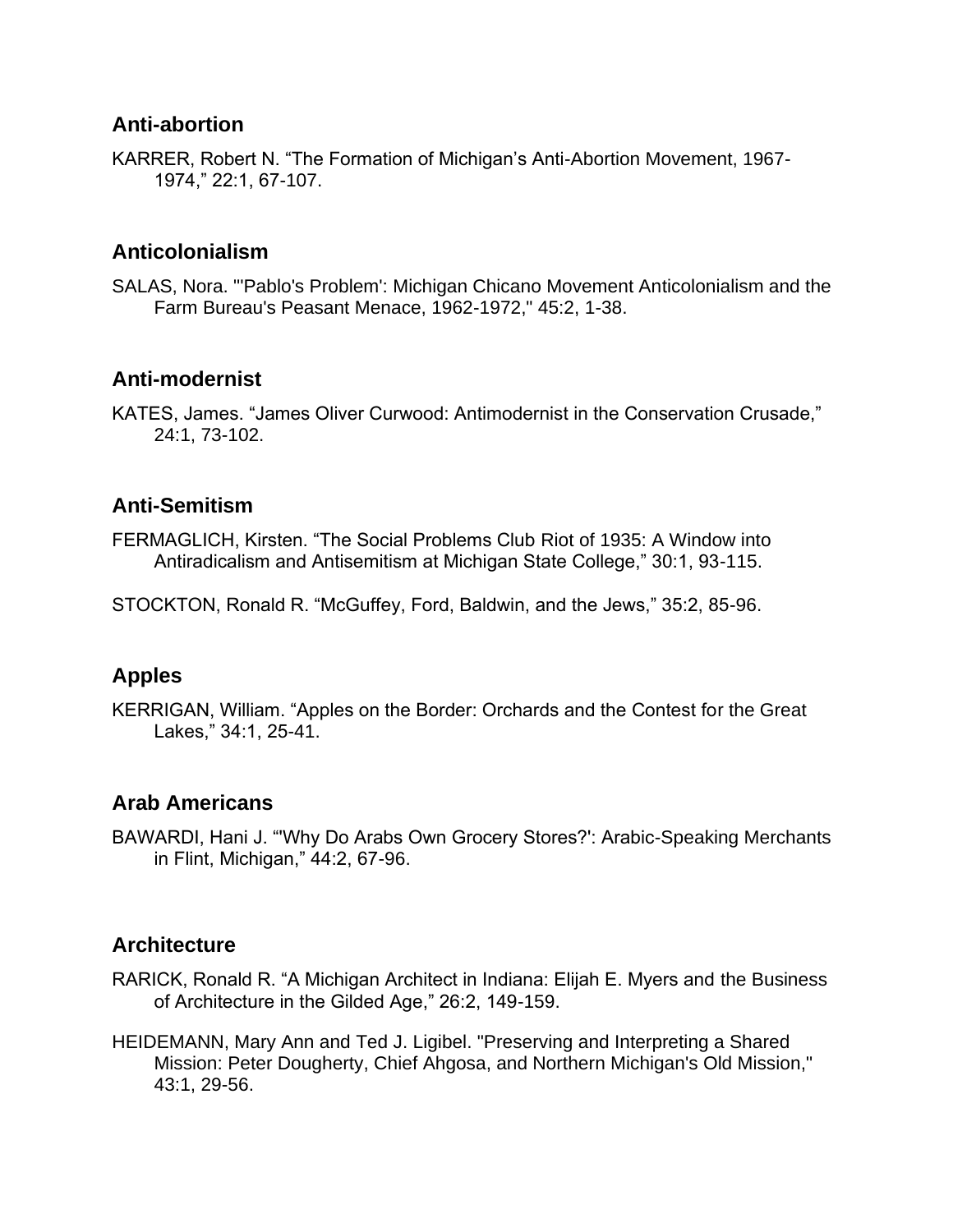## Anti-abortion

KARRER, Robert N. "The Formation of Michigan's Anti-Abortion Movement, 1967-1974," 22:1, 67-107.

## Anticolonialism

SALAS, Nora. "'Pablo's Problem': Michigan Chicano Movement Anticolonialism and the Farm Bureau's Peasant Menace, 1962-1972," 45:2, 1-38.

## Anti-modernist

KATES, James. "James Oliver Curwood: Antimodernist in the Conservation Crusade," 24:1, 73-102.

## Anti-Semitism

FERMAGLICH, Kirsten. "The Social Problems Club Riot of 1935: A Window into Antiradicalism and Antisemitism at Michigan State College," 30:1, 93-115.

STOCKTON, Ronald R. "McGuffey, Ford, Baldwin, and the Jews," 35:2, 85-96.

## Apples

KERRIGAN, William. "Apples on the Border: Orchards and the Contest for the Great Lakes," 34:1, 25-41.

## Arab Americans

BAWARDI, Hani J. "'Why Do Arabs Own Grocery Stores?': Arabic-Speaking Merchants in Flint, Michigan," 44:2, 67-96.

## Architecture

RARICK, Ronald R. "A Michigan Architect in Indiana: Elijah E. Myers and the Business of Architecture in the Gilded Age," 26:2, 149-159.

HEIDEMANN, Mary Ann and Ted J. Ligibel. "Preserving and Interpreting a Shared Mission: Peter Dougherty, Chief Ahgosa, and Northern Michigan's Old Mission," 43:1, 29-56.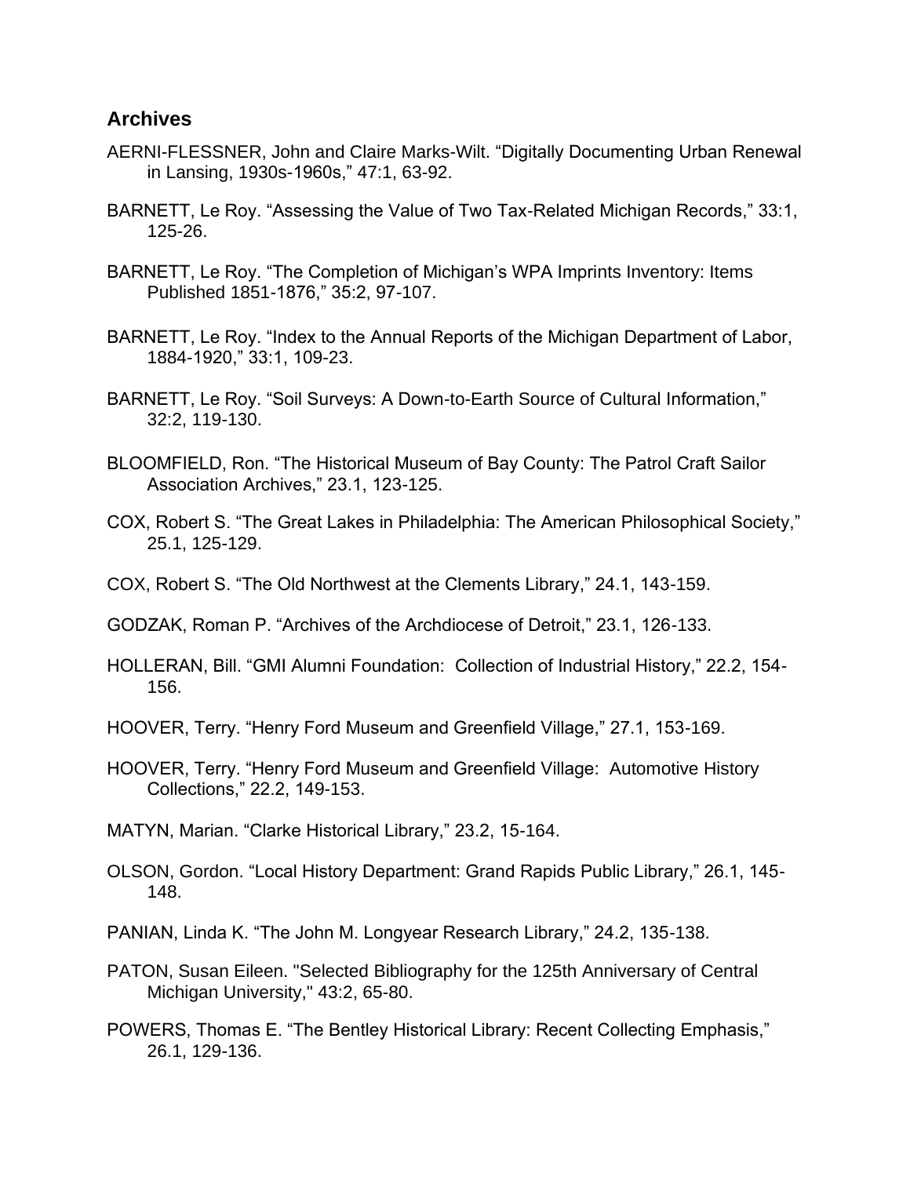## Archives

AERNI-FLESSNER, John and Claire Marks-Wilt. “Digitally Documenting Urban Renewal in Lansing, 1930s-1960s,” 47:1, 63-92.

BARNETT, Le Roy. “Assessing the Value of Two Tax-Related Michigan Records,” 33:1, 125-26.

BARNETT, Le Roy. “The Completion of Michigan’s WPA Imprints Inventory: Items Published 1851-1876,” 35:2, 97-107.

BARNETT, Le Roy. “Index to the Annual Reports of the Michigan Department of Labor, 1884-1920,” 33:1, 109-23.

BARNETT, Le Roy. “Soil Surveys: A Down-to-Earth Source of Cultural Information,” 32:2, 119-130.

BLOOMFIELD, Ron. “The Historical Museum of Bay County: The Patrol Craft Sailor Association Archives,” 23.1, 123-125.

COX, Robert S. “The Great Lakes in Philadelphia: The American Philosophical Society,” 25.1, 125-129.

COX, Robert S. “The Old Northwest at the Clements Library,” 24.1, 143-159.

GODZAK, Roman P. “Archives of the Archdiocese of Detroit,” 23.1, 126-133.

HOLLERAN, Bill. “GMI Alumni Foundation: Collection of Industrial History,” 22.2, 154-156.

HOOVER, Terry. “Henry Ford Museum and Greenfield Village,” 27.1, 153-169.

HOOVER, Terry. “Henry Ford Museum and Greenfield Village: Automotive History Collections,” 22.2, 149-153.

MATYN, Marian. “Clarke Historical Library,” 23.2, 15-164.

OLSON, Gordon. “Local History Department: Grand Rapids Public Library,” 26.1, 145-148.

PANIAN, Linda K. “The John M. Longyear Research Library,” 24.2, 135-138.

PATON, Susan Eileen. "Selected Bibliography for the 125th Anniversary of Central Michigan University," 43:2, 65-80.

POWERS, Thomas E. “The Bentley Historical Library: Recent Collecting Emphasis,” 26.1, 129-136.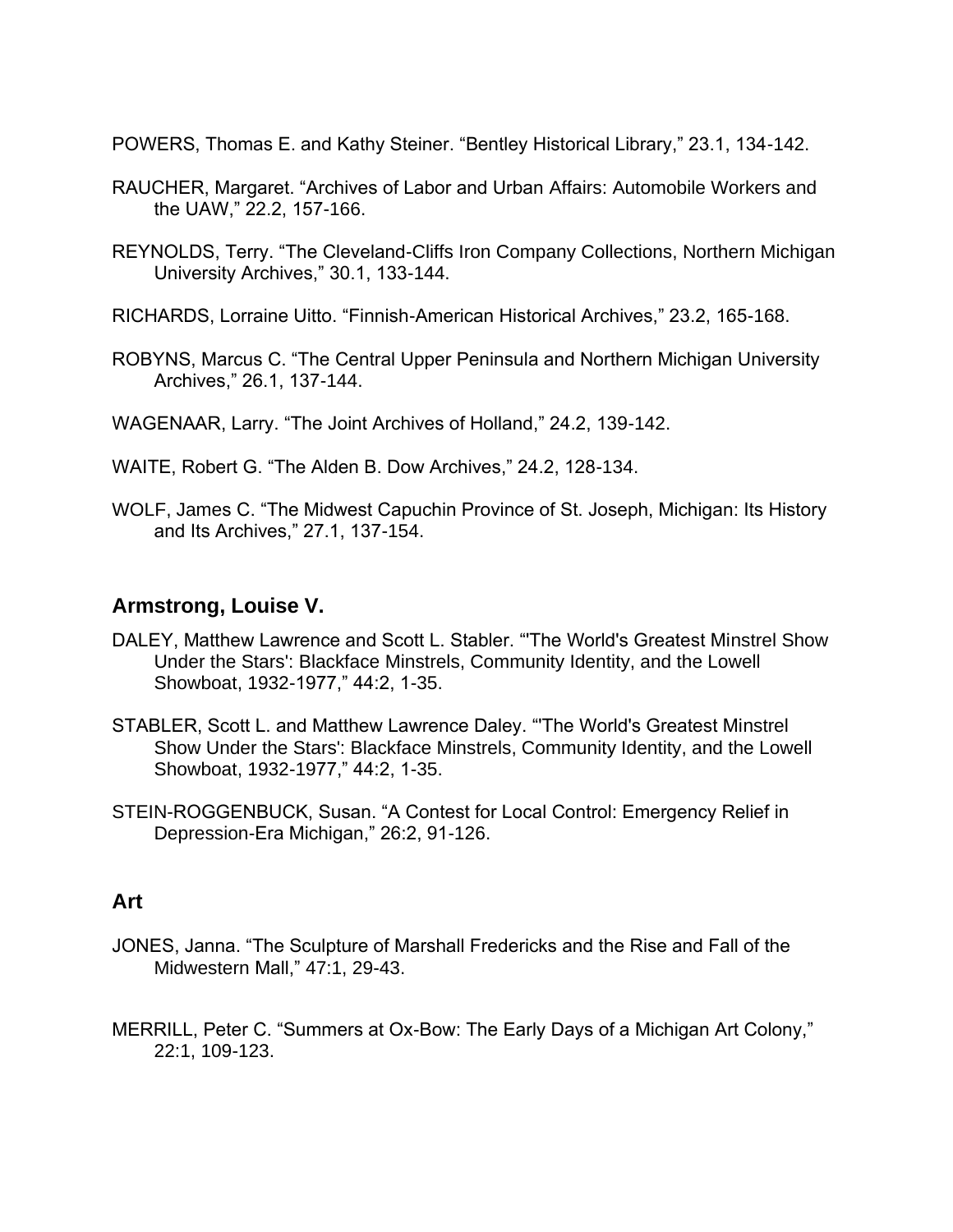POWERS, Thomas E. and Kathy Steiner. “Bentley Historical Library,” 23.1, 134-142.

RAUCHER, Margaret. “Archives of Labor and Urban Affairs: Automobile Workers and the UAW,” 22.2, 157-166.

REYNOLDS, Terry. “The Cleveland-Cliffs Iron Company Collections, Northern Michigan University Archives,” 30.1, 133-144.

RICHARDS, Lorraine Uitto. “Finnish-American Historical Archives,” 23.2, 165-168.

ROBYNS, Marcus C. “The Central Upper Peninsula and Northern Michigan University Archives,” 26.1, 137-144.

WAGENAAR, Larry. “The Joint Archives of Holland,” 24.2, 139-142.

WAITE, Robert G. “The Alden B. Dow Archives,” 24.2, 128-134.

WOLF, James C. “The Midwest Capuchin Province of St. Joseph, Michigan: Its History and Its Archives,” 27.1, 137-154.

## Armstrong, Louise V.

DALEY, Matthew Lawrence and Scott L. Stabler. “'The World's Greatest Minstrel Show Under the Stars': Blackface Minstrels, Community Identity, and the Lowell Showboat, 1932-1977,” 44:2, 1-35.

STABLER, Scott L. and Matthew Lawrence Daley. “'The World's Greatest Minstrel Show Under the Stars': Blackface Minstrels, Community Identity, and the Lowell Showboat, 1932-1977,” 44:2, 1-35.

STEIN-ROGGENBUCK, Susan. “A Contest for Local Control: Emergency Relief in Depression-Era Michigan,” 26:2, 91-126.

## Art

JONES, Janna. “The Sculpture of Marshall Fredericks and the Rise and Fall of the Midwestern Mall,” 47:1, 29-43.

MERRILL, Peter C. “Summers at Ox-Bow: The Early Days of a Michigan Art Colony,” 22:1, 109-123.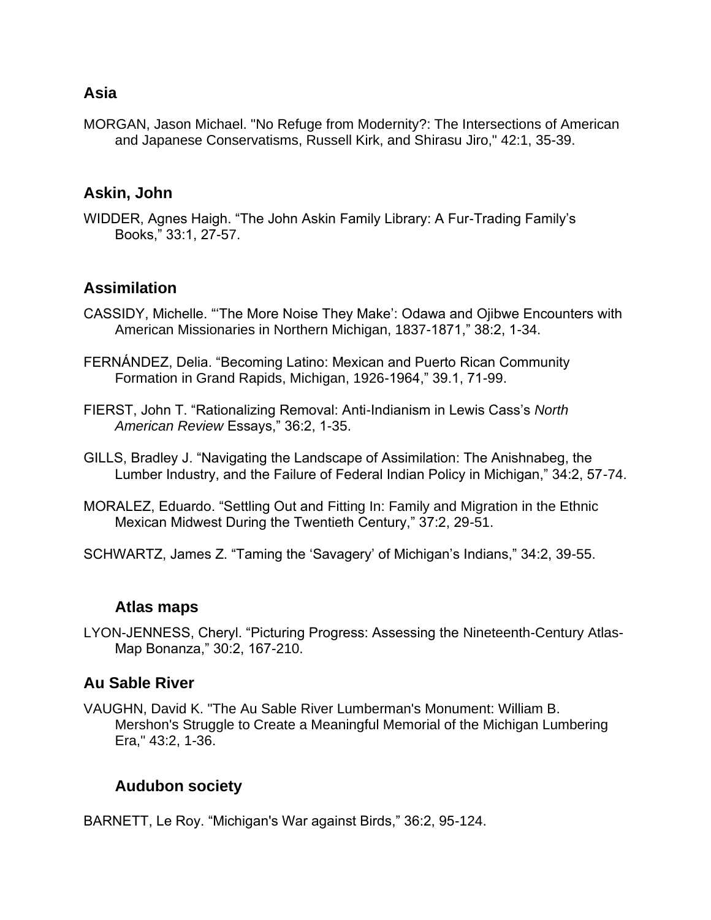## Asia

MORGAN, Jason Michael. "No Refuge from Modernity?: The Intersections of American and Japanese Conservatisms, Russell Kirk, and Shirasu Jiro," 42:1, 35-39.

## Askin, John

WIDDER, Agnes Haigh. "The John Askin Family Library: A Fur-Trading Family's Books," 33:1, 27-57.

## Assimilation

CASSIDY, Michelle. "'The More Noise They Make': Odawa and Ojibwe Encounters with American Missionaries in Northern Michigan, 1837-1871," 38:2, 1-34.

FERNÁNDEZ, Delia. "Becoming Latino: Mexican and Puerto Rican Community Formation in Grand Rapids, Michigan, 1926-1964," 39.1, 71-99.

FIERST, John T. "Rationalizing Removal: Anti-Indianism in Lewis Cass's *North American Review* Essays," 36:2, 1-35.

GILLS, Bradley J. "Navigating the Landscape of Assimilation: The Anishnabeg, the Lumber Industry, and the Failure of Federal Indian Policy in Michigan," 34:2, 57-74.

MORALEZ, Eduardo. "Settling Out and Fitting In: Family and Migration in the Ethnic Mexican Midwest During the Twentieth Century," 37:2, 29-51.

SCHWARTZ, James Z. "Taming the 'Savagery' of Michigan's Indians," 34:2, 39-55.

### Atlas maps

LYON-JENNESS, Cheryl. "Picturing Progress: Assessing the Nineteenth-Century Atlas-Map Bonanza," 30:2, 167-210.

## Au Sable River

VAUGHN, David K. "The Au Sable River Lumberman's Monument: William B. Mershon's Struggle to Create a Meaningful Memorial of the Michigan Lumbering Era," 43:2, 1-36.

### Audubon society

BARNETT, Le Roy. "Michigan's War against Birds," 36:2, 95-124.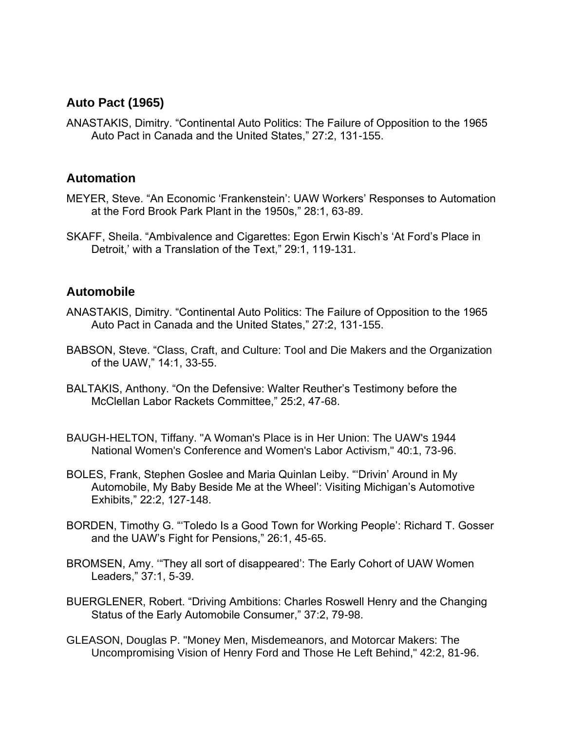## Auto Pact (1965)

ANASTAKIS, Dimitry. “Continental Auto Politics: The Failure of Opposition to the 1965 Auto Pact in Canada and the United States,” 27:2, 131-155.

## Automation

MEYER, Steve. “An Economic ‘Frankenstein’: UAW Workers’ Responses to Automation at the Ford Brook Park Plant in the 1950s,” 28:1, 63-89.

SKAFF, Sheila. “Ambivalence and Cigarettes: Egon Erwin Kisch’s ‘At Ford’s Place in Detroit,’ with a Translation of the Text,” 29:1, 119-131.

## Automobile

ANASTAKIS, Dimitry. “Continental Auto Politics: The Failure of Opposition to the 1965 Auto Pact in Canada and the United States,” 27:2, 131-155.

BABSON, Steve. “Class, Craft, and Culture: Tool and Die Makers and the Organization of the UAW,” 14:1, 33-55.

BALTAKIS, Anthony. “On the Defensive: Walter Reuther’s Testimony before the McClellan Labor Rackets Committee,” 25:2, 47-68.

BAUGH-HELTON, Tiffany. "A Woman's Place is in Her Union: The UAW's 1944 National Women's Conference and Women's Labor Activism," 40:1, 73-96.

BOLES, Frank, Stephen Goslee and Maria Quinlan Leiby. “‘Drivin’ Around in My Automobile, My Baby Beside Me at the Wheel’: Visiting Michigan’s Automotive Exhibits,” 22:2, 127-148.

BORDEN, Timothy G. “‘Toledo Is a Good Town for Working People’: Richard T. Gosser and the UAW’s Fight for Pensions,” 26:1, 45-65.

BROMSEN, Amy. ‘“They all sort of disappeared’: The Early Cohort of UAW Women Leaders,” 37:1, 5-39.

BUERGLENER, Robert. “Driving Ambitions: Charles Roswell Henry and the Changing Status of the Early Automobile Consumer,” 37:2, 79-98.

GLEASON, Douglas P. "Money Men, Misdemeanors, and Motorcar Makers: The Uncompromising Vision of Henry Ford and Those He Left Behind," 42:2, 81-96.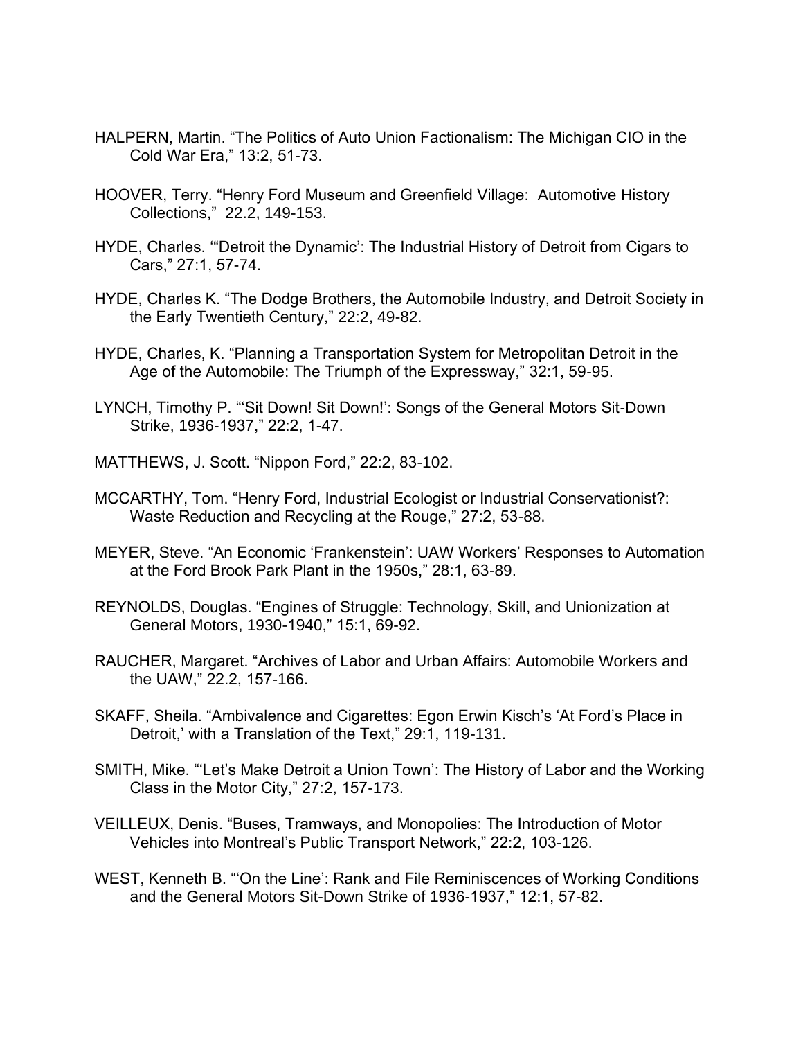HALPERN, Martin. “The Politics of Auto Union Factionalism: The Michigan CIO in the Cold War Era,” 13:2, 51-73.

HOOVER, Terry. “Henry Ford Museum and Greenfield Village: Automotive History Collections,” 22.2, 149-153.

HYDE, Charles. “‘Detroit the Dynamic’: The Industrial History of Detroit from Cigars to Cars,” 27:1, 57-74.

HYDE, Charles K. “The Dodge Brothers, the Automobile Industry, and Detroit Society in the Early Twentieth Century,” 22:2, 49-82.

HYDE, Charles, K. “Planning a Transportation System for Metropolitan Detroit in the Age of the Automobile: The Triumph of the Expressway,” 32:1, 59-95.

LYNCH, Timothy P. “‘Sit Down! Sit Down!’: Songs of the General Motors Sit-Down Strike, 1936-1937,” 22:2, 1-47.

MATTHEWS, J. Scott. “Nippon Ford,” 22:2, 83-102.

MCCARTHY, Tom. “Henry Ford, Industrial Ecologist or Industrial Conservationist?: Waste Reduction and Recycling at the Rouge,” 27:2, 53-88.

MEYER, Steve. “An Economic ‘Frankenstein’: UAW Workers’ Responses to Automation at the Ford Brook Park Plant in the 1950s,” 28:1, 63-89.

REYNOLDS, Douglas. “Engines of Struggle: Technology, Skill, and Unionization at General Motors, 1930-1940,” 15:1, 69-92.

RAUCHER, Margaret. “Archives of Labor and Urban Affairs: Automobile Workers and the UAW,” 22.2, 157-166.

SKAFF, Sheila. “Ambivalence and Cigarettes: Egon Erwin Kisch’s ‘At Ford’s Place in Detroit,’ with a Translation of the Text,” 29:1, 119-131.

SMITH, Mike. “‘Let’s Make Detroit a Union Town’: The History of Labor and the Working Class in the Motor City,” 27:2, 157-173.

VEILLEUX, Denis. “Buses, Tramways, and Monopolies: The Introduction of Motor Vehicles into Montreal’s Public Transport Network,” 22:2, 103-126.

WEST, Kenneth B. “‘On the Line’: Rank and File Reminiscences of Working Conditions and the General Motors Sit-Down Strike of 1936-1937,” 12:1, 57-82.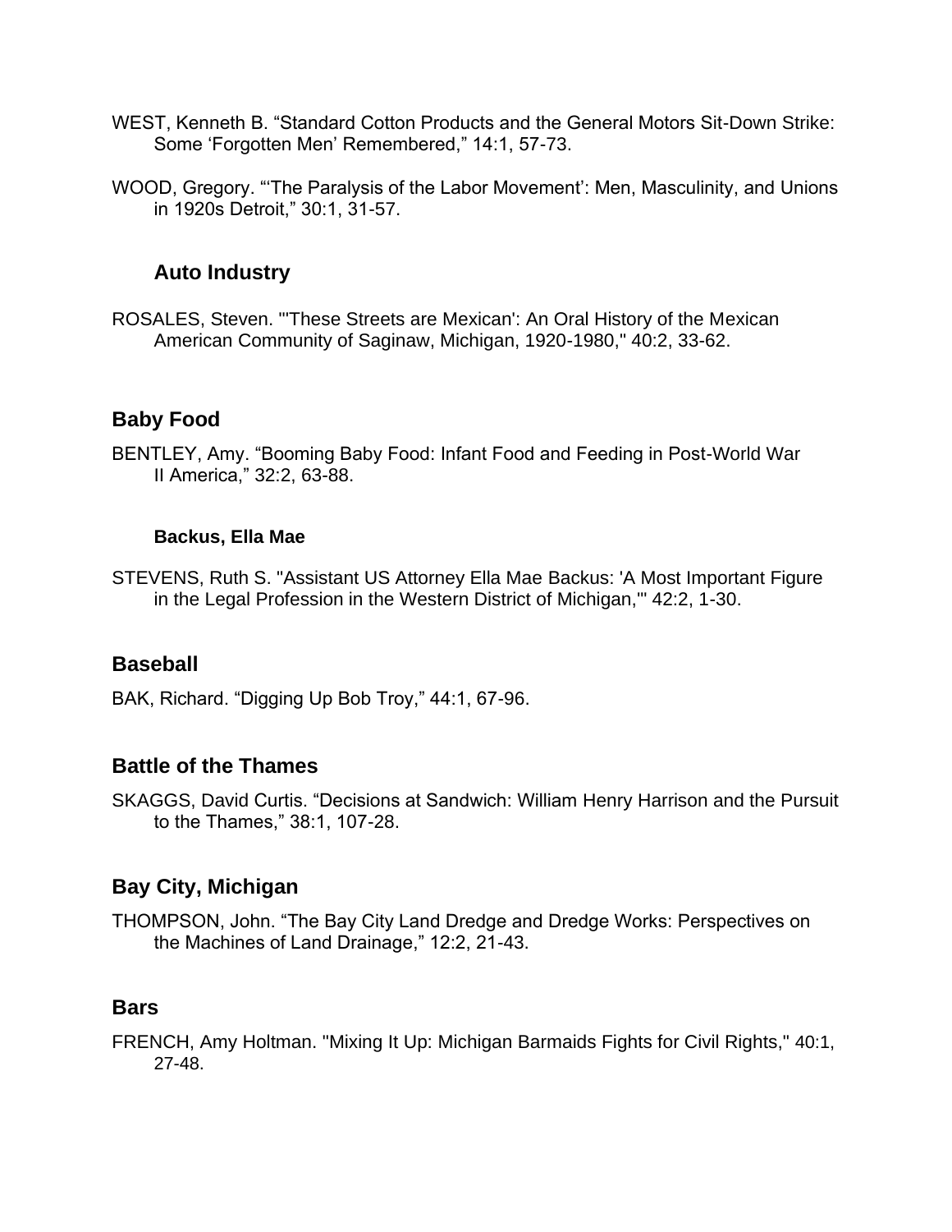WEST, Kenneth B. "Standard Cotton Products and the General Motors Sit-Down Strike: Some 'Forgotten Men' Remembered," 14:1, 57-73.

WOOD, Gregory. "'The Paralysis of the Labor Movement': Men, Masculinity, and Unions in 1920s Detroit," 30:1, 31-57.

### Auto Industry

ROSALES, Steven. "'These Streets are Mexican': An Oral History of the Mexican American Community of Saginaw, Michigan, 1920-1980," 40:2, 33-62.

## Baby Food

BENTLEY, Amy. "Booming Baby Food: Infant Food and Feeding in Post-World War II America," 32:2, 63-88.

#### Backus, Ella Mae

STEVENS, Ruth S. "Assistant US Attorney Ella Mae Backus: 'A Most Important Figure in the Legal Profession in the Western District of Michigan,'" 42:2, 1-30.

## Baseball

BAK, Richard. "Digging Up Bob Troy," 44:1, 67-96.

## Battle of the Thames

SKAGGS, David Curtis. "Decisions at Sandwich: William Henry Harrison and the Pursuit to the Thames," 38:1, 107-28.

## Bay City, Michigan

THOMPSON, John. "The Bay City Land Dredge and Dredge Works: Perspectives on the Machines of Land Drainage," 12:2, 21-43.

## Bars

FRENCH, Amy Holtman. "Mixing It Up: Michigan Barmaids Fights for Civil Rights," 40:1, 27-48.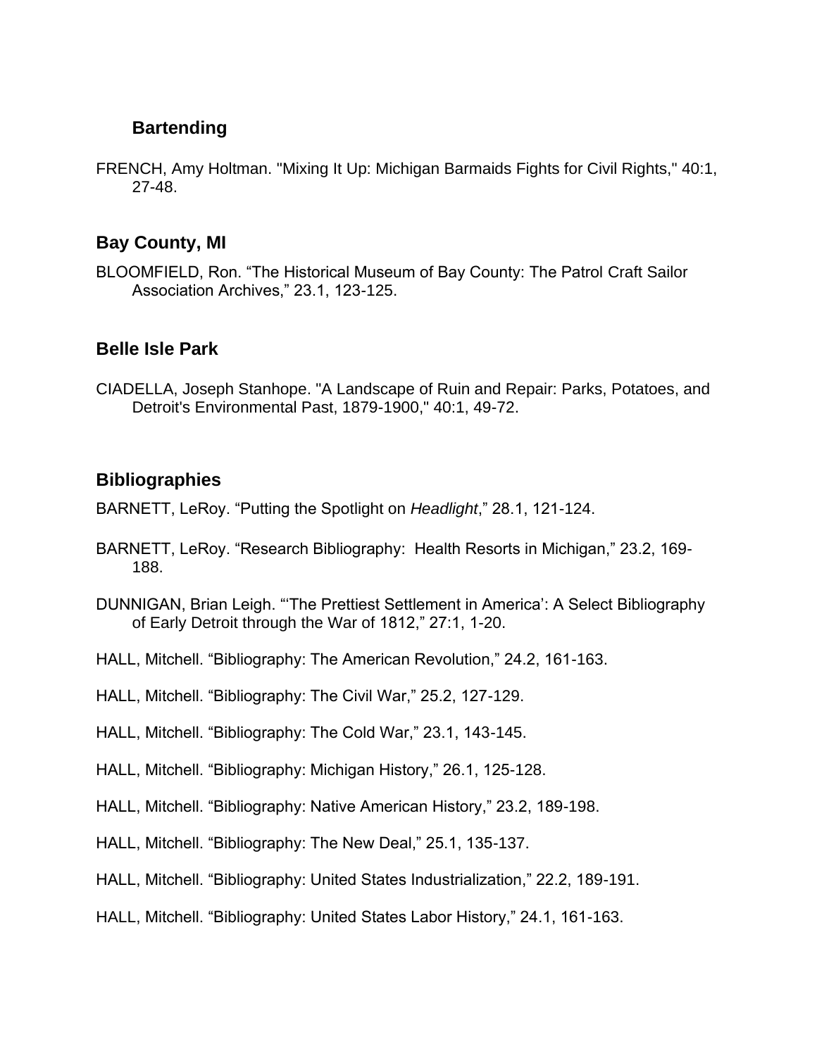## Bartending

FRENCH, Amy Holtman. "Mixing It Up: Michigan Barmaids Fights for Civil Rights," 40:1, 27-48.

## Bay County, MI

BLOOMFIELD, Ron. "The Historical Museum of Bay County: The Patrol Craft Sailor Association Archives," 23.1, 123-125.

## Belle Isle Park

CIADELLA, Joseph Stanhope. "A Landscape of Ruin and Repair: Parks, Potatoes, and Detroit's Environmental Past, 1879-1900," 40:1, 49-72.

## Bibliographies

BARNETT, LeRoy. "Putting the Spotlight on *Headlight*," 28.1, 121-124.

BARNETT, LeRoy. "Research Bibliography: Health Resorts in Michigan," 23.2, 169-188.

DUNNIGAN, Brian Leigh. "'The Prettiest Settlement in America': A Select Bibliography of Early Detroit through the War of 1812," 27:1, 1-20.

HALL, Mitchell. "Bibliography: The American Revolution," 24.2, 161-163.

HALL, Mitchell. "Bibliography: The Civil War," 25.2, 127-129.

HALL, Mitchell. "Bibliography: The Cold War," 23.1, 143-145.

HALL, Mitchell. "Bibliography: Michigan History," 26.1, 125-128.

HALL, Mitchell. "Bibliography: Native American History," 23.2, 189-198.

HALL, Mitchell. "Bibliography: The New Deal," 25.1, 135-137.

HALL, Mitchell. "Bibliography: United States Industrialization," 22.2, 189-191.

HALL, Mitchell. "Bibliography: United States Labor History," 24.1, 161-163.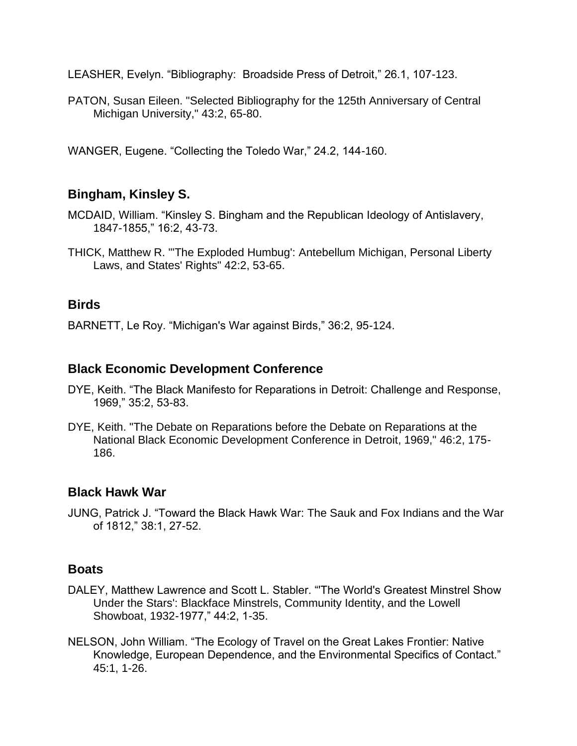LEASHER, Evelyn. "Bibliography: Broadside Press of Detroit," 26.1, 107-123.

PATON, Susan Eileen. "Selected Bibliography for the 125th Anniversary of Central Michigan University," 43:2, 65-80.

WANGER, Eugene. "Collecting the Toledo War," 24.2, 144-160.

## Bingham, Kinsley S.

MCDAID, William. "Kinsley S. Bingham and the Republican Ideology of Antislavery, 1847-1855," 16:2, 43-73.

THICK, Matthew R. "'The Exploded Humbug': Antebellum Michigan, Personal Liberty Laws, and States' Rights" 42:2, 53-65.

## Birds

BARNETT, Le Roy. "Michigan's War against Birds," 36:2, 95-124.

## Black Economic Development Conference

DYE, Keith. "The Black Manifesto for Reparations in Detroit: Challenge and Response, 1969," 35:2, 53-83.

DYE, Keith. "The Debate on Reparations before the Debate on Reparations at the National Black Economic Development Conference in Detroit, 1969," 46:2, 175-186.

## Black Hawk War

JUNG, Patrick J. "Toward the Black Hawk War: The Sauk and Fox Indians and the War of 1812," 38:1, 27-52.

## Boats

DALEY, Matthew Lawrence and Scott L. Stabler. "'The World's Greatest Minstrel Show Under the Stars': Blackface Minstrels, Community Identity, and the Lowell Showboat, 1932-1977," 44:2, 1-35.

NELSON, John William. "The Ecology of Travel on the Great Lakes Frontier: Native Knowledge, European Dependence, and the Environmental Specifics of Contact." 45:1, 1-26.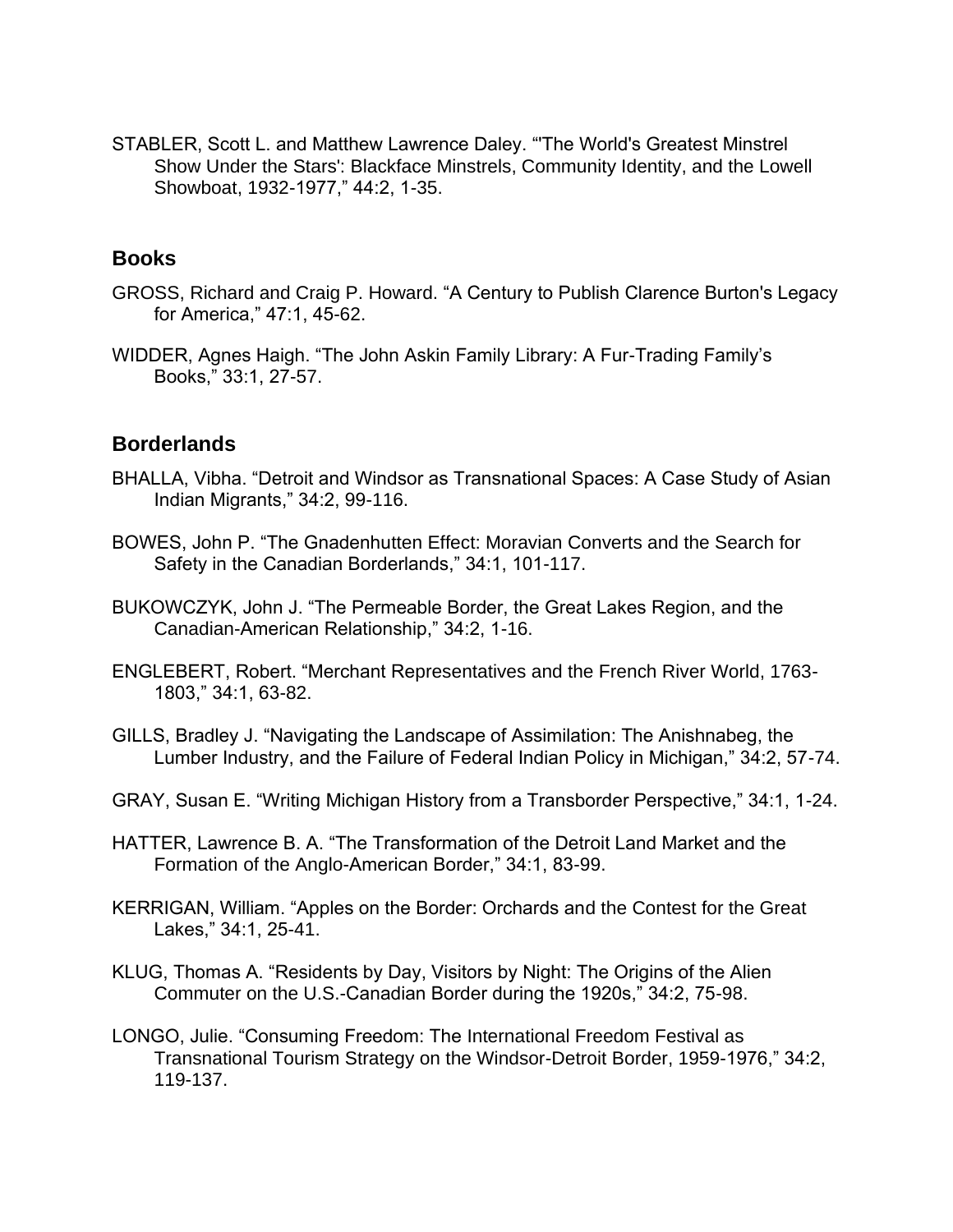STABLER, Scott L. and Matthew Lawrence Daley. "'The World's Greatest Minstrel Show Under the Stars': Blackface Minstrels, Community Identity, and the Lowell Showboat, 1932-1977," 44:2, 1-35.

## Books

GROSS, Richard and Craig P. Howard. "A Century to Publish Clarence Burton's Legacy for America," 47:1, 45-62.

WIDDER, Agnes Haigh. "The John Askin Family Library: A Fur-Trading Family's Books," 33:1, 27-57.

## Borderlands

BHALLA, Vibha. "Detroit and Windsor as Transnational Spaces: A Case Study of Asian Indian Migrants," 34:2, 99-116.

BOWES, John P. "The Gnadenhutten Effect: Moravian Converts and the Search for Safety in the Canadian Borderlands," 34:1, 101-117.

BUKOWCZYK, John J. "The Permeable Border, the Great Lakes Region, and the Canadian-American Relationship," 34:2, 1-16.

ENGLEBERT, Robert. "Merchant Representatives and the French River World, 1763-1803," 34:1, 63-82.

GILLS, Bradley J. "Navigating the Landscape of Assimilation: The Anishnabeg, the Lumber Industry, and the Failure of Federal Indian Policy in Michigan," 34:2, 57-74.

GRAY, Susan E. "Writing Michigan History from a Transborder Perspective," 34:1, 1-24.

HATTER, Lawrence B. A. "The Transformation of the Detroit Land Market and the Formation of the Anglo-American Border," 34:1, 83-99.

KERRIGAN, William. "Apples on the Border: Orchards and the Contest for the Great Lakes," 34:1, 25-41.

KLUG, Thomas A. "Residents by Day, Visitors by Night: The Origins of the Alien Commuter on the U.S.-Canadian Border during the 1920s," 34:2, 75-98.

LONGO, Julie. "Consuming Freedom: The International Freedom Festival as Transnational Tourism Strategy on the Windsor-Detroit Border, 1959-1976," 34:2, 119-137.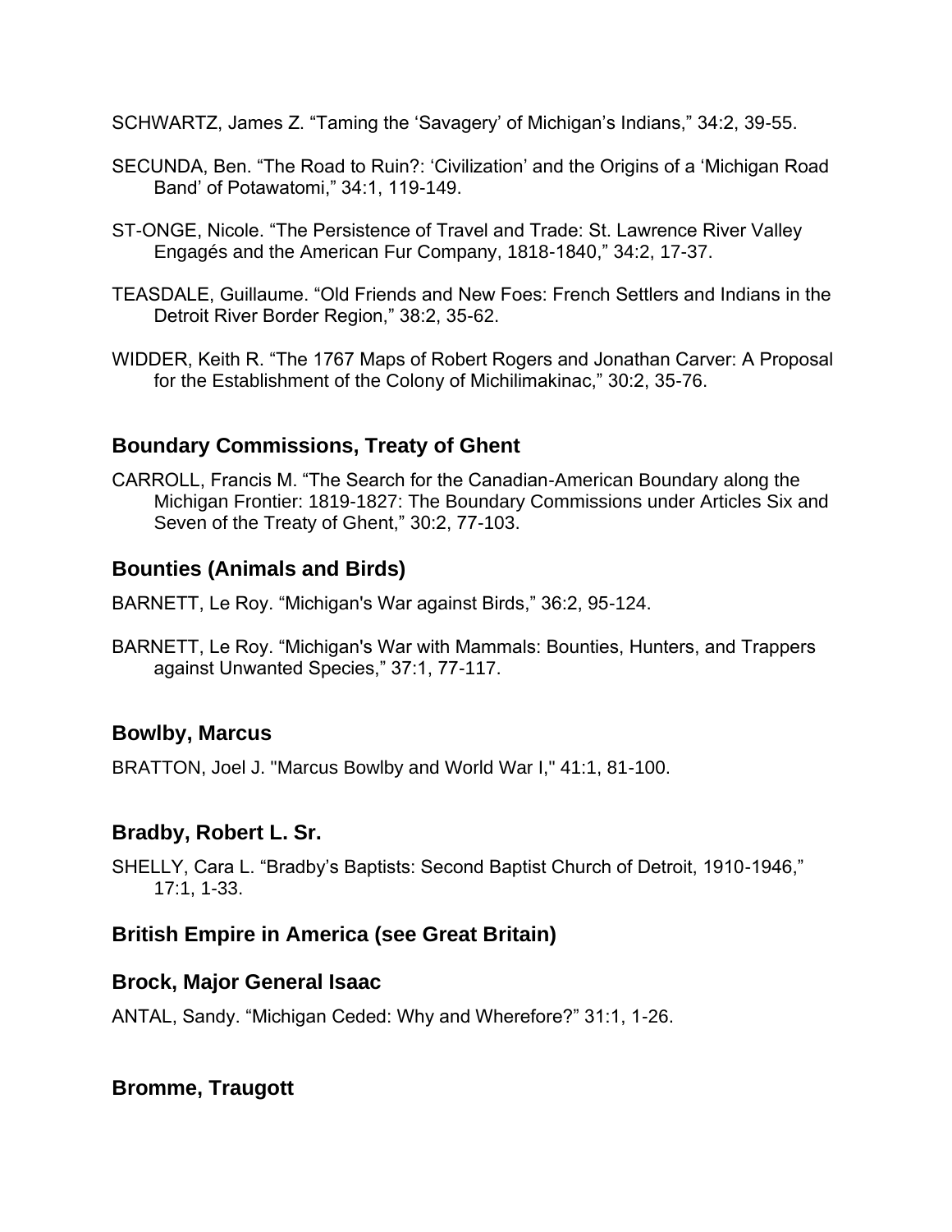SCHWARTZ, James Z. "Taming the 'Savagery' of Michigan's Indians," 34:2, 39-55.

SECUNDA, Ben. "The Road to Ruin?: 'Civilization' and the Origins of a 'Michigan Road Band' of Potawatomi," 34:1, 119-149.

ST-ONGE, Nicole. "The Persistence of Travel and Trade: St. Lawrence River Valley Engagés and the American Fur Company, 1818-1840," 34:2, 17-37.

TEASDALE, Guillaume. "Old Friends and New Foes: French Settlers and Indians in the Detroit River Border Region," 38:2, 35-62.

WIDDER, Keith R. "The 1767 Maps of Robert Rogers and Jonathan Carver: A Proposal for the Establishment of the Colony of Michilimakinac," 30:2, 35-76.

### Boundary Commissions, Treaty of Ghent

CARROLL, Francis M. "The Search for the Canadian-American Boundary along the Michigan Frontier: 1819-1827: The Boundary Commissions under Articles Six and Seven of the Treaty of Ghent," 30:2, 77-103.

### Bounties (Animals and Birds)

BARNETT, Le Roy. "Michigan's War against Birds," 36:2, 95-124.

BARNETT, Le Roy. "Michigan's War with Mammals: Bounties, Hunters, and Trappers against Unwanted Species," 37:1, 77-117.

### Bowlby, Marcus

BRATTON, Joel J. "Marcus Bowlby and World War I," 41:1, 81-100.

### Bradby, Robert L. Sr.

SHELLY, Cara L. "Bradby's Baptists: Second Baptist Church of Detroit, 1910-1946," 17:1, 1-33.

### British Empire in America (see Great Britain)

### Brock, Major General Isaac

ANTAL, Sandy. "Michigan Ceded: Why and Wherefore?" 31:1, 1-26.

### Bromme, Traugott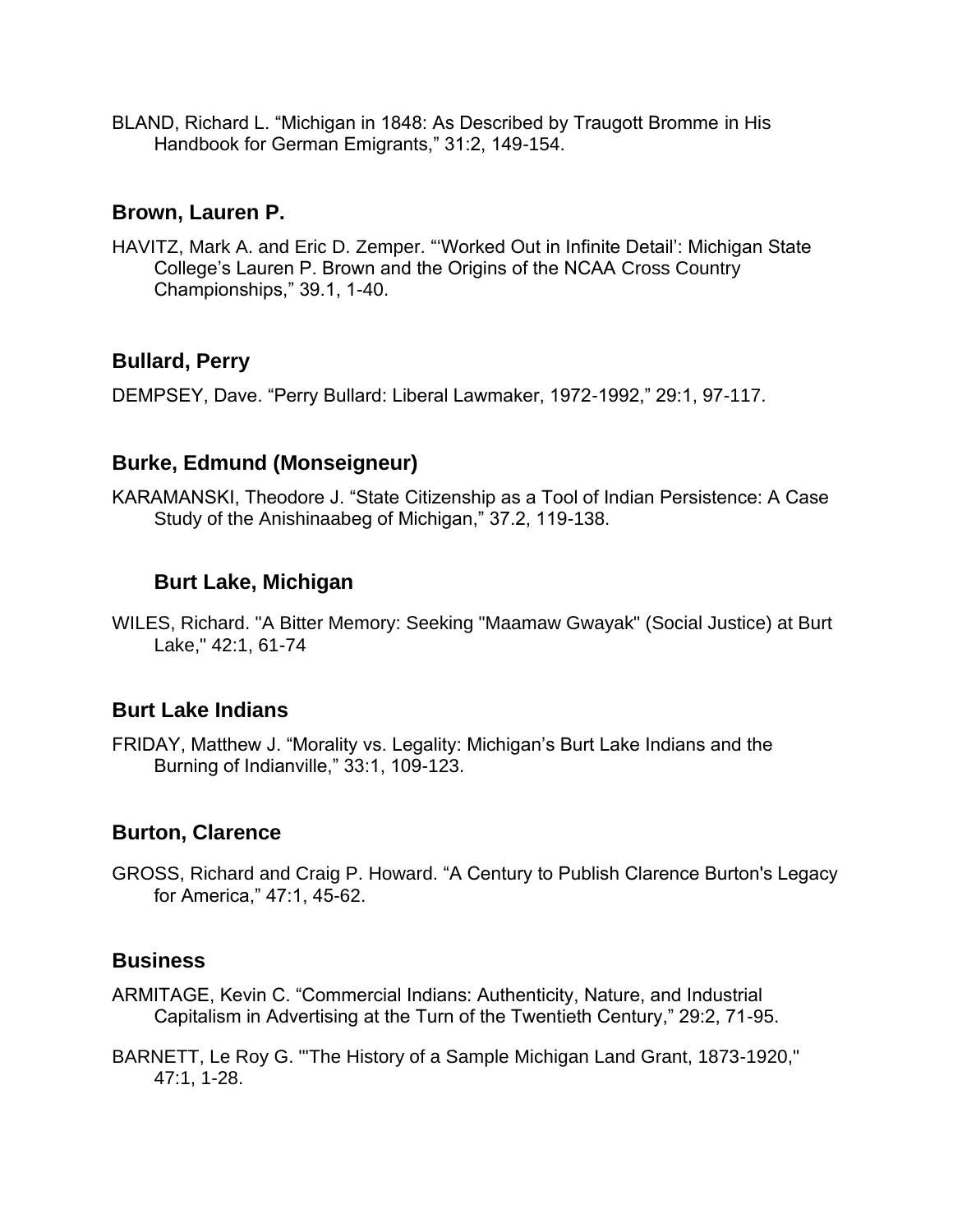BLAND, Richard L. "Michigan in 1848: As Described by Traugott Bromme in His Handbook for German Emigrants," 31:2, 149-154.

### Brown, Lauren P.

HAVITZ, Mark A. and Eric D. Zemper. "'Worked Out in Infinite Detail': Michigan State College's Lauren P. Brown and the Origins of the NCAA Cross Country Championships," 39.1, 1-40.

### Bullard, Perry

DEMPSEY, Dave. "Perry Bullard: Liberal Lawmaker, 1972-1992," 29:1, 97-117.

### Burke, Edmund (Monseigneur)

KARAMANSKI, Theodore J. "State Citizenship as a Tool of Indian Persistence: A Case Study of the Anishinaabeg of Michigan," 37.2, 119-138.

### Burt Lake, Michigan

WILES, Richard. "A Bitter Memory: Seeking "Maamaw Gwayak" (Social Justice) at Burt Lake," 42:1, 61-74

### Burt Lake Indians

FRIDAY, Matthew J. "Morality vs. Legality: Michigan's Burt Lake Indians and the Burning of Indianville," 33:1, 109-123.

### Burton, Clarence

GROSS, Richard and Craig P. Howard. "A Century to Publish Clarence Burton's Legacy for America," 47:1, 45-62.

### Business

ARMITAGE, Kevin C. "Commercial Indians: Authenticity, Nature, and Industrial Capitalism in Advertising at the Turn of the Twentieth Century," 29:2, 71-95.

BARNETT, Le Roy G. "'The History of a Sample Michigan Land Grant, 1873-1920," 47:1, 1-28.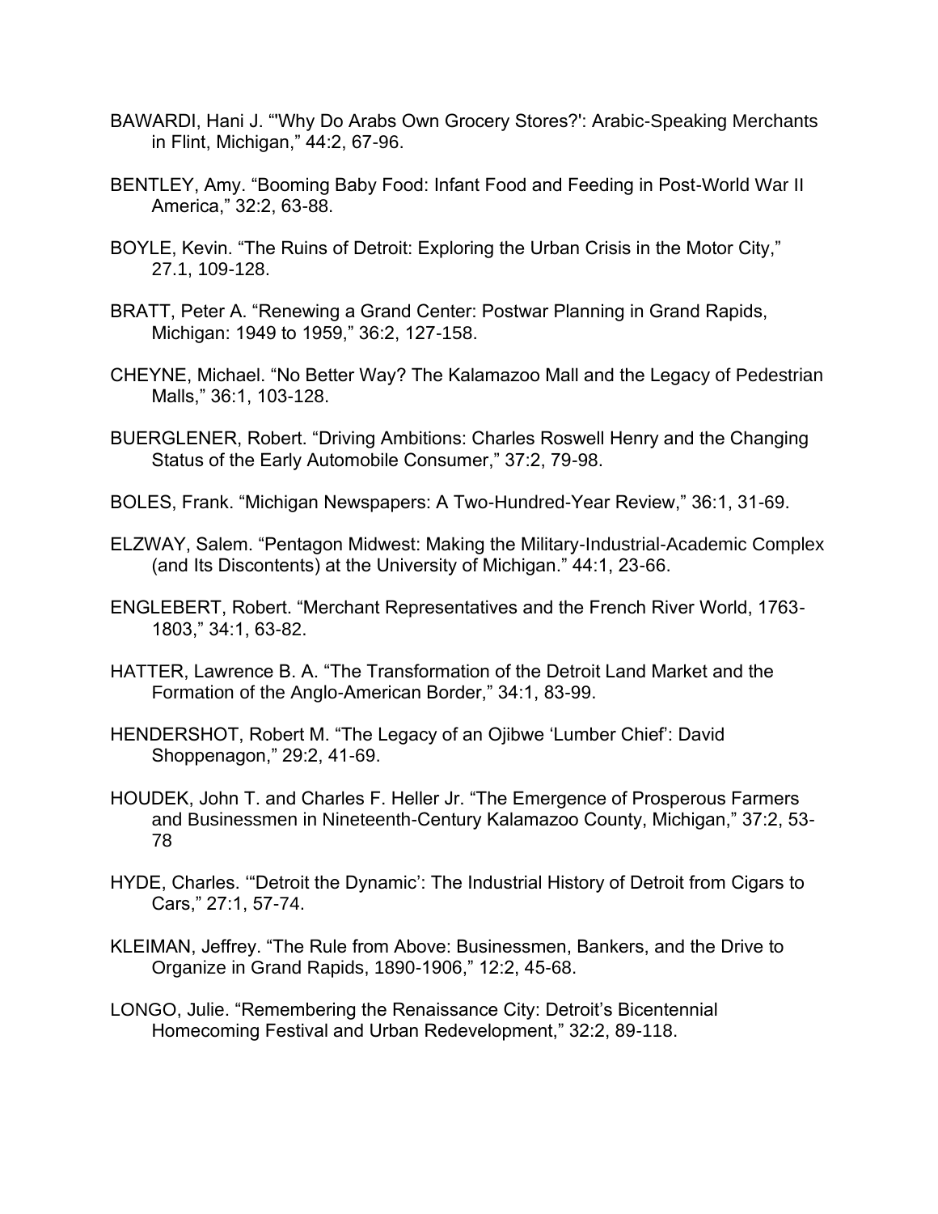BAWARDI, Hani J. “'Why Do Arabs Own Grocery Stores?': Arabic-Speaking Merchants in Flint, Michigan,” 44:2, 67-96.

BENTLEY, Amy. “Booming Baby Food: Infant Food and Feeding in Post-World War II America,” 32:2, 63-88.

BOYLE, Kevin. “The Ruins of Detroit: Exploring the Urban Crisis in the Motor City,” 27.1, 109-128.

BRATT, Peter A. “Renewing a Grand Center: Postwar Planning in Grand Rapids, Michigan: 1949 to 1959,” 36:2, 127-158.

CHEYNE, Michael. “No Better Way? The Kalamazoo Mall and the Legacy of Pedestrian Malls,” 36:1, 103-128.

BUERGLENER, Robert. “Driving Ambitions: Charles Roswell Henry and the Changing Status of the Early Automobile Consumer,” 37:2, 79-98.

BOLES, Frank. “Michigan Newspapers: A Two-Hundred-Year Review,” 36:1, 31-69.

ELZWAY, Salem. “Pentagon Midwest: Making the Military-Industrial-Academic Complex (and Its Discontents) at the University of Michigan.” 44:1, 23-66.

ENGLEBERT, Robert. “Merchant Representatives and the French River World, 1763-1803,” 34:1, 63-82.

HATTER, Lawrence B. A. “The Transformation of the Detroit Land Market and the Formation of the Anglo-American Border,” 34:1, 83-99.

HENDERSHOT, Robert M. “The Legacy of an Ojibwe ‘Lumber Chief’: David Shoppenagon,” 29:2, 41-69.

HOUDEK, John T. and Charles F. Heller Jr. “The Emergence of Prosperous Farmers and Businessmen in Nineteenth-Century Kalamazoo County, Michigan,” 37:2, 53-78

HYDE, Charles. '“Detroit the Dynamic’: The Industrial History of Detroit from Cigars to Cars,” 27:1, 57-74.

KLEIMAN, Jeffrey. “The Rule from Above: Businessmen, Bankers, and the Drive to Organize in Grand Rapids, 1890-1906,” 12:2, 45-68.

LONGO, Julie. “Remembering the Renaissance City: Detroit’s Bicentennial Homecoming Festival and Urban Redevelopment,” 32:2, 89-118.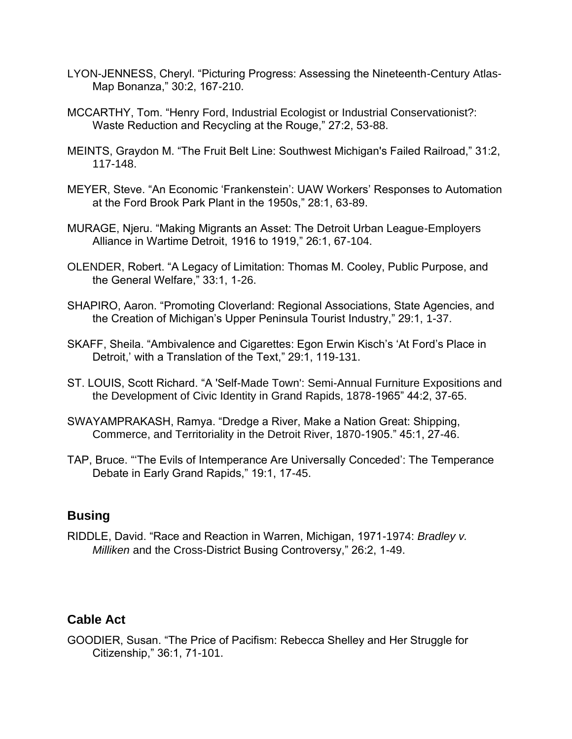LYON-JENNESS, Cheryl. “Picturing Progress: Assessing the Nineteenth-Century Atlas-Map Bonanza,” 30:2, 167-210.

MCCARTHY, Tom. “Henry Ford, Industrial Ecologist or Industrial Conservationist?: Waste Reduction and Recycling at the Rouge,” 27:2, 53-88.

MEINTS, Graydon M. “The Fruit Belt Line: Southwest Michigan's Failed Railroad,” 31:2, 117-148.

MEYER, Steve. “An Economic ‘Frankenstein’: UAW Workers’ Responses to Automation at the Ford Brook Park Plant in the 1950s,” 28:1, 63-89.

MURAGE, Njeru. “Making Migrants an Asset: The Detroit Urban League-Employers Alliance in Wartime Detroit, 1916 to 1919,” 26:1, 67-104.

OLENDER, Robert. “A Legacy of Limitation: Thomas M. Cooley, Public Purpose, and the General Welfare,” 33:1, 1-26.

SHAPIRO, Aaron. “Promoting Cloverland: Regional Associations, State Agencies, and the Creation of Michigan’s Upper Peninsula Tourist Industry,” 29:1, 1-37.

SKAFF, Sheila. “Ambivalence and Cigarettes: Egon Erwin Kisch’s ‘At Ford’s Place in Detroit,’ with a Translation of the Text,” 29:1, 119-131.

ST. LOUIS, Scott Richard. “A 'Self-Made Town': Semi-Annual Furniture Expositions and the Development of Civic Identity in Grand Rapids, 1878-1965” 44:2, 37-65.

SWAYAMPRAKASH, Ramya. “Dredge a River, Make a Nation Great: Shipping, Commerce, and Territoriality in the Detroit River, 1870-1905.” 45:1, 27-46.

TAP, Bruce. “‘The Evils of Intemperance Are Universally Conceded’: The Temperance Debate in Early Grand Rapids,” 19:1, 17-45.

## Busing

RIDDLE, David. “Race and Reaction in Warren, Michigan, 1971-1974: *Bradley v. Milliken* and the Cross-District Busing Controversy,” 26:2, 1-49.

## Cable Act

GOODIER, Susan. “The Price of Pacifism: Rebecca Shelley and Her Struggle for Citizenship,” 36:1, 71-101.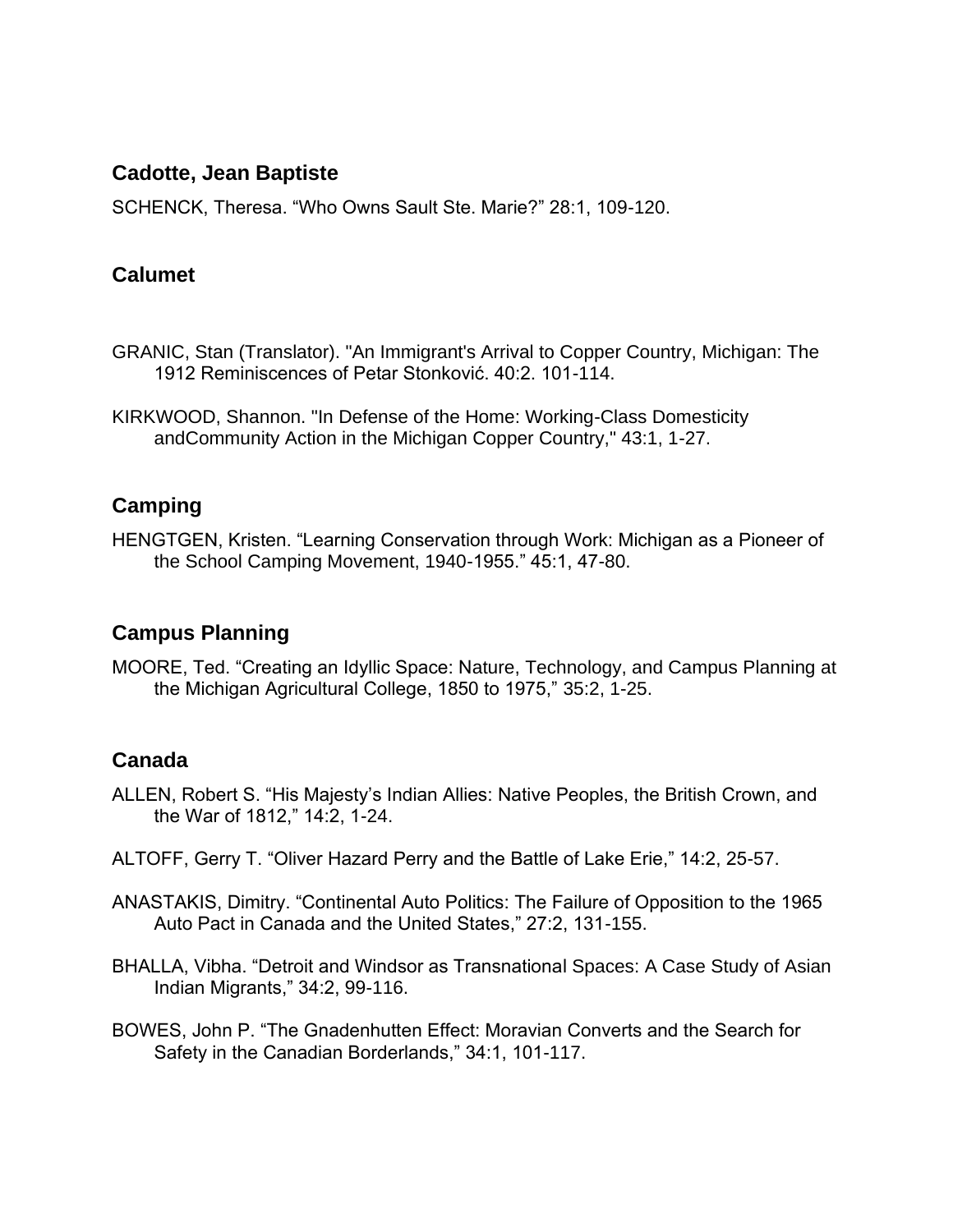## Cadotte, Jean Baptiste

SCHENCK, Theresa. “Who Owns Sault Ste. Marie?” 28:1, 109-120.

## Calumet

GRANIC, Stan (Translator). "An Immigrant's Arrival to Copper Country, Michigan: The 1912 Reminiscences of Petar Stonković. 40:2. 101-114.

KIRKWOOD, Shannon. "In Defense of the Home: Working-Class Domesticity andCommunity Action in the Michigan Copper Country," 43:1, 1-27.

## Camping

HENGTGEN, Kristen. “Learning Conservation through Work: Michigan as a Pioneer of the School Camping Movement, 1940-1955.” 45:1, 47-80.

## Campus Planning

MOORE, Ted. “Creating an Idyllic Space: Nature, Technology, and Campus Planning at the Michigan Agricultural College, 1850 to 1975,” 35:2, 1-25.

## Canada

ALLEN, Robert S. “His Majesty’s Indian Allies: Native Peoples, the British Crown, and the War of 1812,” 14:2, 1-24.

ALTOFF, Gerry T. “Oliver Hazard Perry and the Battle of Lake Erie,” 14:2, 25-57.

ANASTAKIS, Dimitry. “Continental Auto Politics: The Failure of Opposition to the 1965 Auto Pact in Canada and the United States,” 27:2, 131-155.

BHALLA, Vibha. “Detroit and Windsor as Transnational Spaces: A Case Study of Asian Indian Migrants,” 34:2, 99-116.

BOWES, John P. “The Gnadenhutten Effect: Moravian Converts and the Search for Safety in the Canadian Borderlands,” 34:1, 101-117.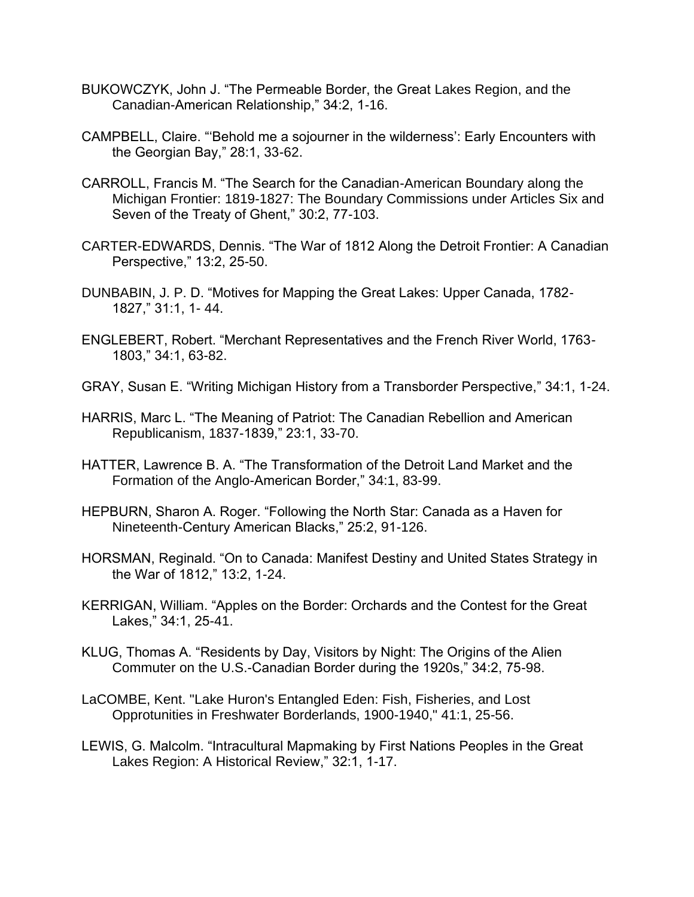BUKOWCZYK, John J. “The Permeable Border, the Great Lakes Region, and the Canadian-American Relationship,” 34:2, 1-16.

CAMPBELL, Claire. “‘Behold me a sojourner in the wilderness’: Early Encounters with the Georgian Bay,” 28:1, 33-62.

CARROLL, Francis M. “The Search for the Canadian-American Boundary along the Michigan Frontier: 1819-1827: The Boundary Commissions under Articles Six and Seven of the Treaty of Ghent,” 30:2, 77-103.

CARTER-EDWARDS, Dennis. “The War of 1812 Along the Detroit Frontier: A Canadian Perspective,” 13:2, 25-50.

DUNBABIN, J. P. D. “Motives for Mapping the Great Lakes: Upper Canada, 1782-1827,” 31:1, 1- 44.

ENGLEBERT, Robert. “Merchant Representatives and the French River World, 1763-1803,” 34:1, 63-82.

GRAY, Susan E. “Writing Michigan History from a Transborder Perspective,” 34:1, 1-24.

HARRIS, Marc L. “The Meaning of Patriot: The Canadian Rebellion and American Republicanism, 1837-1839,” 23:1, 33-70.

HATTER, Lawrence B. A. “The Transformation of the Detroit Land Market and the Formation of the Anglo-American Border,” 34:1, 83-99.

HEPBURN, Sharon A. Roger. “Following the North Star: Canada as a Haven for Nineteenth-Century American Blacks,” 25:2, 91-126.

HORSMAN, Reginald. “On to Canada: Manifest Destiny and United States Strategy in the War of 1812,” 13:2, 1-24.

KERRIGAN, William. “Apples on the Border: Orchards and the Contest for the Great Lakes,” 34:1, 25-41.

KLUG, Thomas A. “Residents by Day, Visitors by Night: The Origins of the Alien Commuter on the U.S.-Canadian Border during the 1920s,” 34:2, 75-98.

LaCOMBE, Kent. "Lake Huron's Entangled Eden: Fish, Fisheries, and Lost Opprotunities in Freshwater Borderlands, 1900-1940," 41:1, 25-56.

LEWIS, G. Malcolm. “Intracultural Mapmaking by First Nations Peoples in the Great Lakes Region: A Historical Review,” 32:1, 1-17.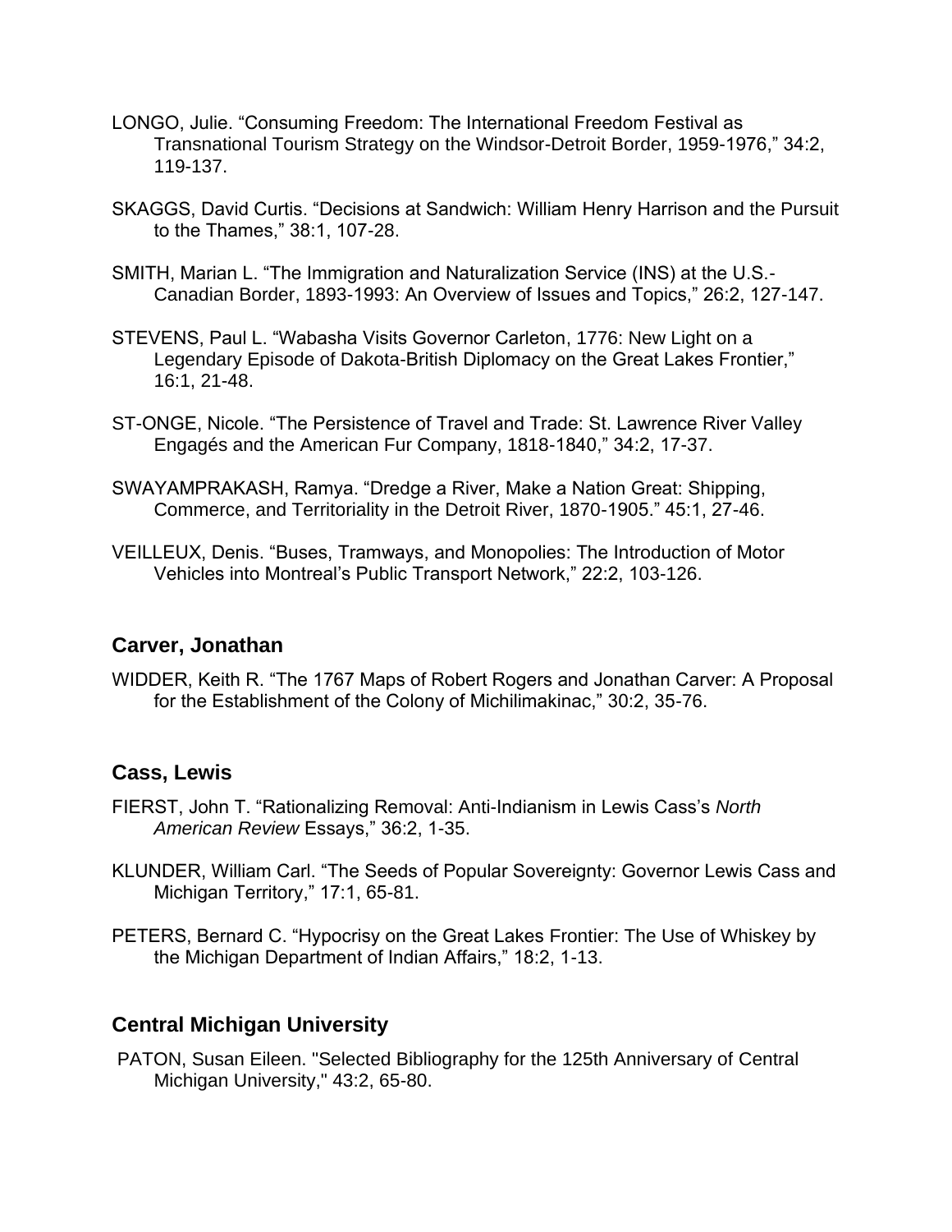LONGO, Julie. “Consuming Freedom: The International Freedom Festival as Transnational Tourism Strategy on the Windsor-Detroit Border, 1959-1976,” 34:2, 119-137.

SKAGGS, David Curtis. “Decisions at Sandwich: William Henry Harrison and the Pursuit to the Thames,” 38:1, 107-28.

SMITH, Marian L. “The Immigration and Naturalization Service (INS) at the U.S.-Canadian Border, 1893-1993: An Overview of Issues and Topics,” 26:2, 127-147.

STEVENS, Paul L. “Wabasha Visits Governor Carleton, 1776: New Light on a Legendary Episode of Dakota-British Diplomacy on the Great Lakes Frontier,” 16:1, 21-48.

ST-ONGE, Nicole. “The Persistence of Travel and Trade: St. Lawrence River Valley Engagés and the American Fur Company, 1818-1840,” 34:2, 17-37.

SWAYAMPRAKASH, Ramya. “Dredge a River, Make a Nation Great: Shipping, Commerce, and Territoriality in the Detroit River, 1870-1905.” 45:1, 27-46.

VEILLEUX, Denis. “Buses, Tramways, and Monopolies: The Introduction of Motor Vehicles into Montreal’s Public Transport Network,” 22:2, 103-126.

### Carver, Jonathan

WIDDER, Keith R. “The 1767 Maps of Robert Rogers and Jonathan Carver: A Proposal for the Establishment of the Colony of Michilimakinac,” 30:2, 35-76.

### Cass, Lewis

FIERST, John T. “Rationalizing Removal: Anti-Indianism in Lewis Cass’s *North American Review* Essays,” 36:2, 1-35.

KLUNDER, William Carl. “The Seeds of Popular Sovereignty: Governor Lewis Cass and Michigan Territory,” 17:1, 65-81.

PETERS, Bernard C. “Hypocrisy on the Great Lakes Frontier: The Use of Whiskey by the Michigan Department of Indian Affairs,” 18:2, 1-13.

### Central Michigan University

PATON, Susan Eileen. "Selected Bibliography for the 125th Anniversary of Central Michigan University," 43:2, 65-80.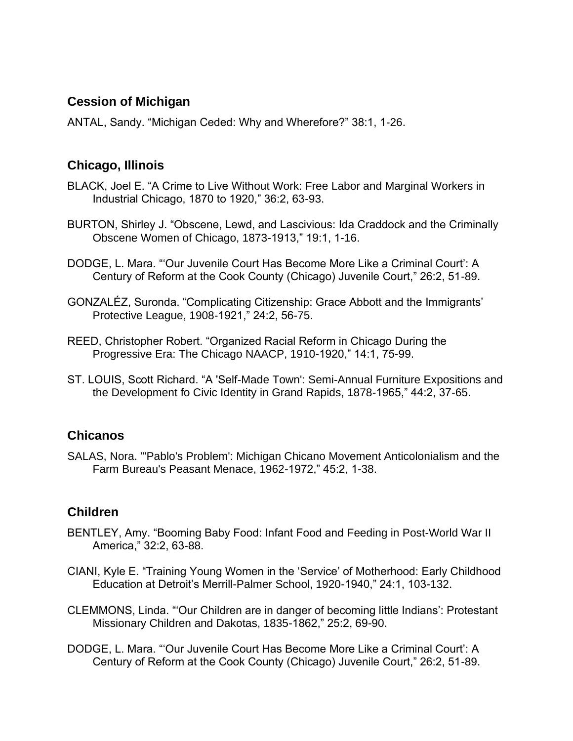## Cession of Michigan

ANTAL, Sandy. "Michigan Ceded: Why and Wherefore?" 38:1, 1-26.

## Chicago, Illinois

BLACK, Joel E. "A Crime to Live Without Work: Free Labor and Marginal Workers in Industrial Chicago, 1870 to 1920," 36:2, 63-93.

BURTON, Shirley J. "Obscene, Lewd, and Lascivious: Ida Craddock and the Criminally Obscene Women of Chicago, 1873-1913," 19:1, 1-16.

DODGE, L. Mara. "'Our Juvenile Court Has Become More Like a Criminal Court': A Century of Reform at the Cook County (Chicago) Juvenile Court," 26:2, 51-89.

GONZALÉZ, Suronda. "Complicating Citizenship: Grace Abbott and the Immigrants' Protective League, 1908-1921," 24:2, 56-75.

REED, Christopher Robert. "Organized Racial Reform in Chicago During the Progressive Era: The Chicago NAACP, 1910-1920," 14:1, 75-99.

ST. LOUIS, Scott Richard. "A 'Self-Made Town': Semi-Annual Furniture Expositions and the Development fo Civic Identity in Grand Rapids, 1878-1965," 44:2, 37-65.

## Chicanos

SALAS, Nora. "'Pablo's Problem': Michigan Chicano Movement Anticolonialism and the Farm Bureau's Peasant Menace, 1962-1972," 45:2, 1-38.

## Children

BENTLEY, Amy. "Booming Baby Food: Infant Food and Feeding in Post-World War II America," 32:2, 63-88.

CIANI, Kyle E. "Training Young Women in the 'Service' of Motherhood: Early Childhood Education at Detroit's Merrill-Palmer School, 1920-1940," 24:1, 103-132.

CLEMMONS, Linda. "'Our Children are in danger of becoming little Indians': Protestant Missionary Children and Dakotas, 1835-1862," 25:2, 69-90.

DODGE, L. Mara. "'Our Juvenile Court Has Become More Like a Criminal Court': A Century of Reform at the Cook County (Chicago) Juvenile Court," 26:2, 51-89.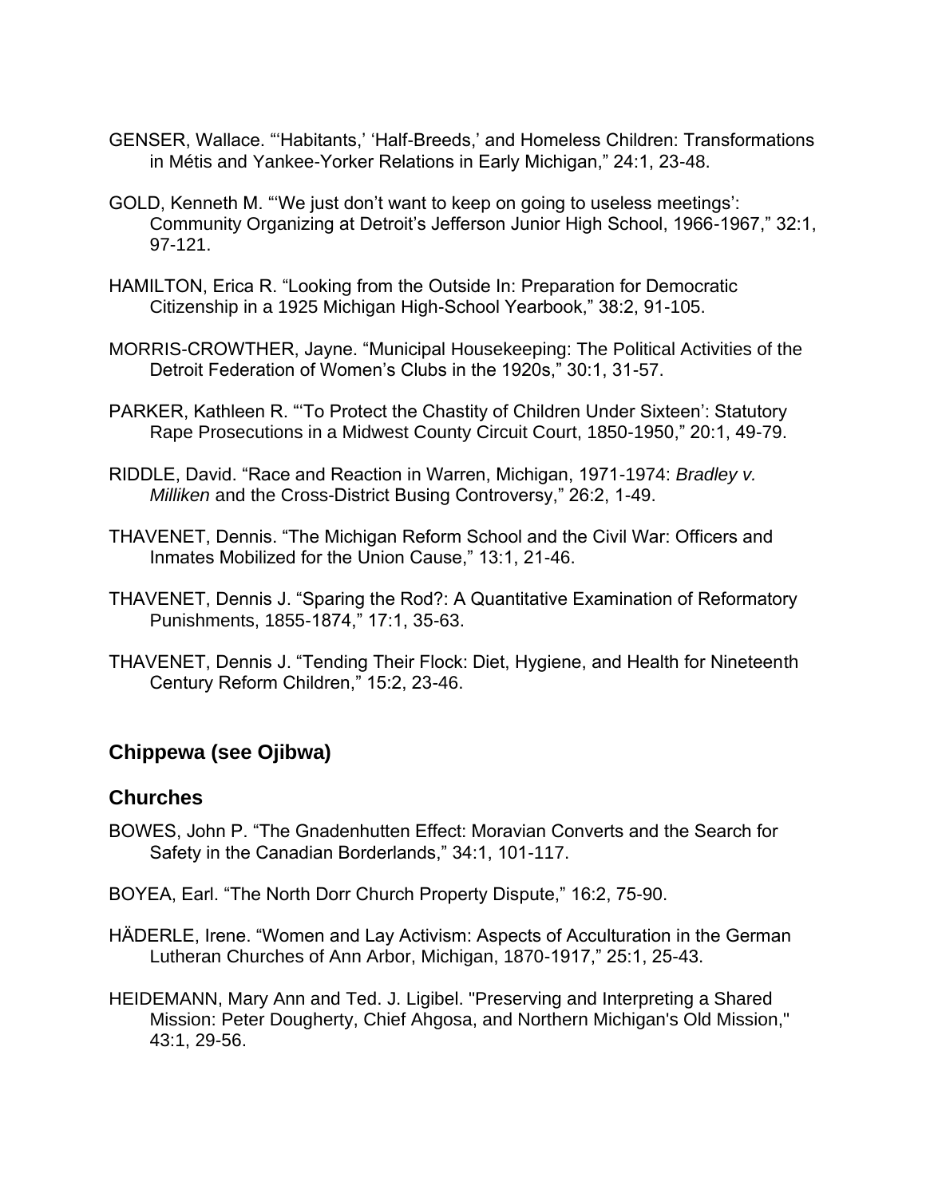GENSER, Wallace. "'Habitants,' 'Half-Breeds,' and Homeless Children: Transformations in Métis and Yankee-Yorker Relations in Early Michigan," 24:1, 23-48.

GOLD, Kenneth M. "'We just don't want to keep on going to useless meetings': Community Organizing at Detroit's Jefferson Junior High School, 1966-1967," 32:1, 97-121.

HAMILTON, Erica R. "Looking from the Outside In: Preparation for Democratic Citizenship in a 1925 Michigan High-School Yearbook," 38:2, 91-105.

MORRIS-CROWTHER, Jayne. "Municipal Housekeeping: The Political Activities of the Detroit Federation of Women's Clubs in the 1920s," 30:1, 31-57.

PARKER, Kathleen R. "'To Protect the Chastity of Children Under Sixteen': Statutory Rape Prosecutions in a Midwest County Circuit Court, 1850-1950," 20:1, 49-79.

RIDDLE, David. "Race and Reaction in Warren, Michigan, 1971-1974: *Bradley v. Milliken* and the Cross-District Busing Controversy," 26:2, 1-49.

THAVENET, Dennis. "The Michigan Reform School and the Civil War: Officers and Inmates Mobilized for the Union Cause," 13:1, 21-46.

THAVENET, Dennis J. "Sparing the Rod?: A Quantitative Examination of Reformatory Punishments, 1855-1874," 17:1, 35-63.

THAVENET, Dennis J. "Tending Their Flock: Diet, Hygiene, and Health for Nineteenth Century Reform Children," 15:2, 23-46.

## Chippewa (see Ojibwa)

## Churches

BOWES, John P. "The Gnadenhutten Effect: Moravian Converts and the Search for Safety in the Canadian Borderlands," 34:1, 101-117.

BOYEA, Earl. "The North Dorr Church Property Dispute," 16:2, 75-90.

HÄDERLE, Irene. "Women and Lay Activism: Aspects of Acculturation in the German Lutheran Churches of Ann Arbor, Michigan, 1870-1917," 25:1, 25-43.

HEIDEMANN, Mary Ann and Ted. J. Ligibel. "Preserving and Interpreting a Shared Mission: Peter Dougherty, Chief Ahgosa, and Northern Michigan's Old Mission," 43:1, 29-56.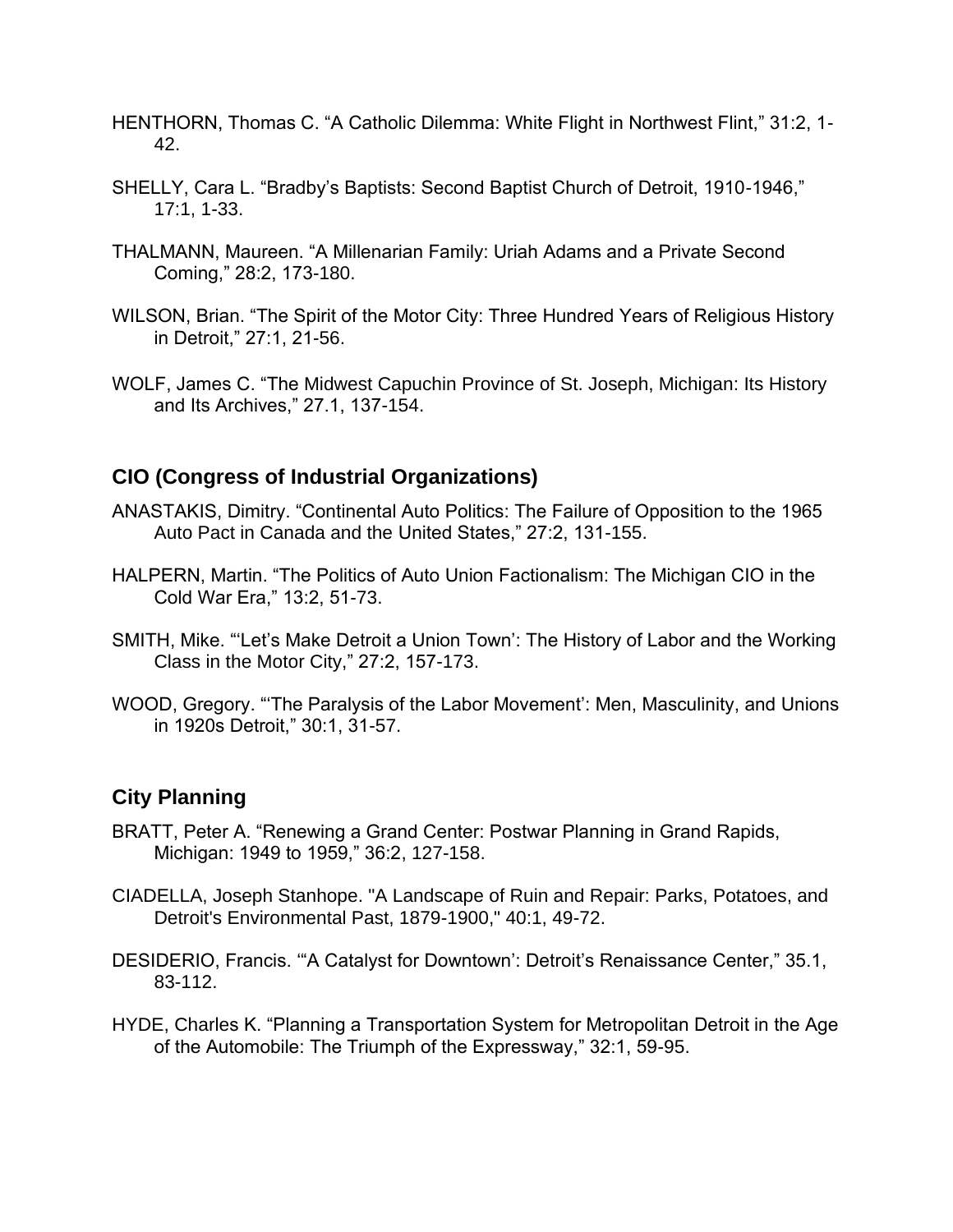HENTHORN, Thomas C. "A Catholic Dilemma: White Flight in Northwest Flint," 31:2, 1-42.

SHELLY, Cara L. "Bradby's Baptists: Second Baptist Church of Detroit, 1910-1946," 17:1, 1-33.

THALMANN, Maureen. "A Millenarian Family: Uriah Adams and a Private Second Coming," 28:2, 173-180.

WILSON, Brian. "The Spirit of the Motor City: Three Hundred Years of Religious History in Detroit," 27:1, 21-56.

WOLF, James C. "The Midwest Capuchin Province of St. Joseph, Michigan: Its History and Its Archives," 27.1, 137-154.

## CIO (Congress of Industrial Organizations)

ANASTAKIS, Dimitry. "Continental Auto Politics: The Failure of Opposition to the 1965 Auto Pact in Canada and the United States," 27:2, 131-155.

HALPERN, Martin. "The Politics of Auto Union Factionalism: The Michigan CIO in the Cold War Era," 13:2, 51-73.

SMITH, Mike. "'Let's Make Detroit a Union Town': The History of Labor and the Working Class in the Motor City," 27:2, 157-173.

WOOD, Gregory. "'The Paralysis of the Labor Movement': Men, Masculinity, and Unions in 1920s Detroit," 30:1, 31-57.

## City Planning

BRATT, Peter A. "Renewing a Grand Center: Postwar Planning in Grand Rapids, Michigan: 1949 to 1959," 36:2, 127-158.

CIADELLA, Joseph Stanhope. "A Landscape of Ruin and Repair: Parks, Potatoes, and Detroit's Environmental Past, 1879-1900," 40:1, 49-72.

DESIDERIO, Francis. "'A Catalyst for Downtown': Detroit's Renaissance Center," 35.1, 83-112.

HYDE, Charles K. "Planning a Transportation System for Metropolitan Detroit in the Age of the Automobile: The Triumph of the Expressway," 32:1, 59-95.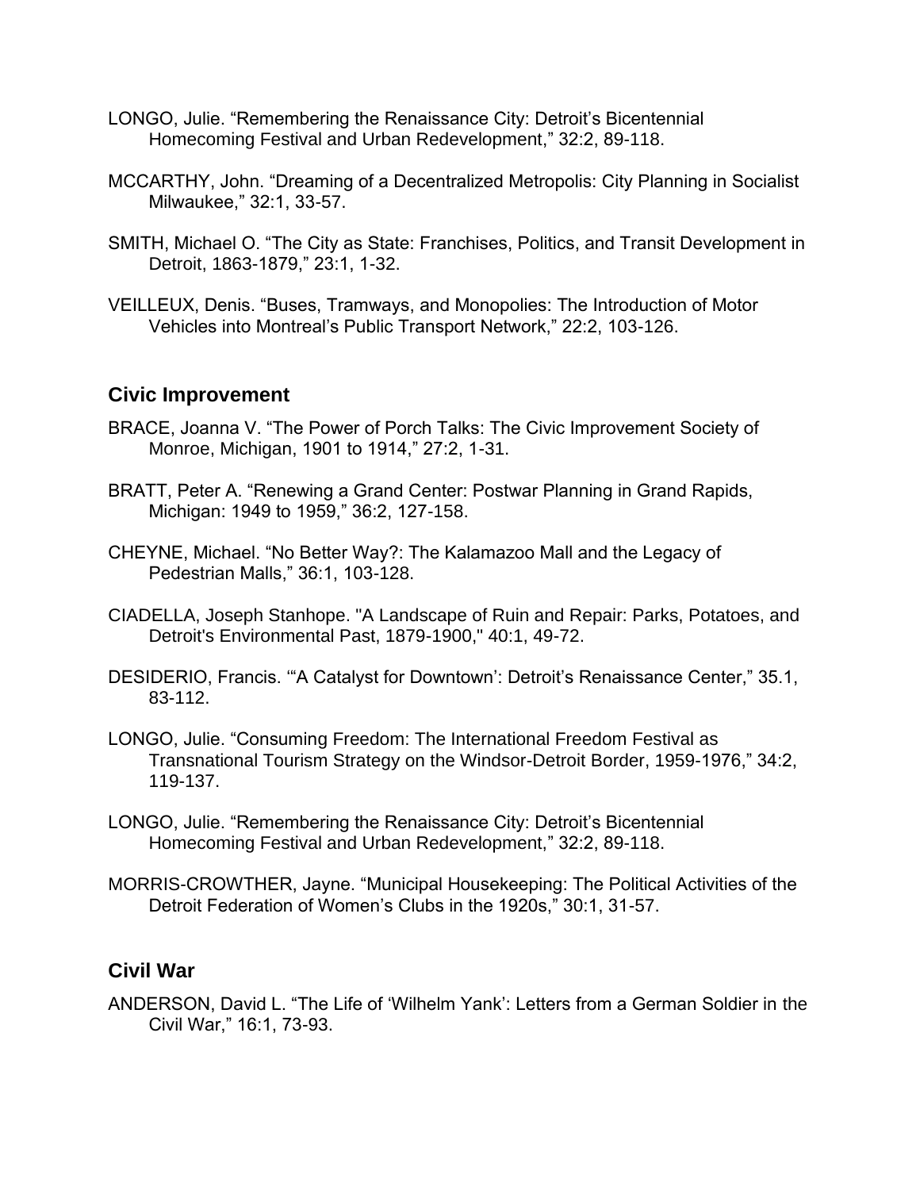LONGO, Julie. “Remembering the Renaissance City: Detroit’s Bicentennial Homecoming Festival and Urban Redevelopment,” 32:2, 89-118.

MCCARTHY, John. “Dreaming of a Decentralized Metropolis: City Planning in Socialist Milwaukee,” 32:1, 33-57.

SMITH, Michael O. “The City as State: Franchises, Politics, and Transit Development in Detroit, 1863-1879,” 23:1, 1-32.

VEILLEUX, Denis. “Buses, Tramways, and Monopolies: The Introduction of Motor Vehicles into Montreal’s Public Transport Network,” 22:2, 103-126.

## Civic Improvement

BRACE, Joanna V. “The Power of Porch Talks: The Civic Improvement Society of Monroe, Michigan, 1901 to 1914,” 27:2, 1-31.

BRATT, Peter A. “Renewing a Grand Center: Postwar Planning in Grand Rapids, Michigan: 1949 to 1959,” 36:2, 127-158.

CHEYNE, Michael. “No Better Way?: The Kalamazoo Mall and the Legacy of Pedestrian Malls,” 36:1, 103-128.

CIADELLA, Joseph Stanhope. "A Landscape of Ruin and Repair: Parks, Potatoes, and Detroit's Environmental Past, 1879-1900," 40:1, 49-72.

DESIDERIO, Francis. “‘A Catalyst for Downtown’: Detroit’s Renaissance Center,” 35.1, 83-112.

LONGO, Julie. “Consuming Freedom: The International Freedom Festival as Transnational Tourism Strategy on the Windsor-Detroit Border, 1959-1976,” 34:2, 119-137.

LONGO, Julie. “Remembering the Renaissance City: Detroit’s Bicentennial Homecoming Festival and Urban Redevelopment,” 32:2, 89-118.

MORRIS-CROWTHER, Jayne. “Municipal Housekeeping: The Political Activities of the Detroit Federation of Women’s Clubs in the 1920s,” 30:1, 31-57.

## Civil War

ANDERSON, David L. “The Life of ‘Wilhelm Yank’: Letters from a German Soldier in the Civil War,” 16:1, 73-93.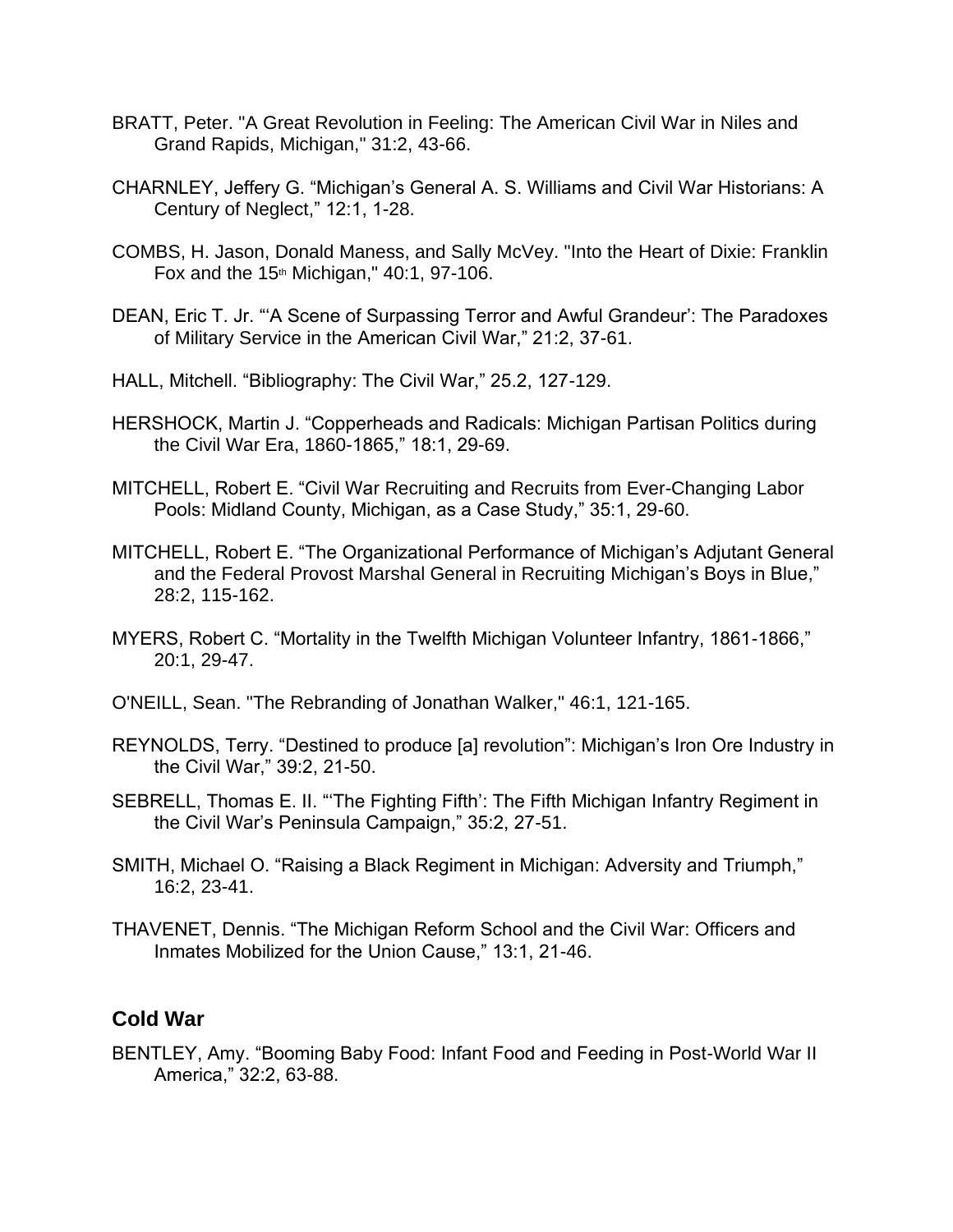BRATT, Peter. "A Great Revolution in Feeling: The American Civil War in Niles and Grand Rapids, Michigan," 31:2, 43-66.

CHARNLEY, Jeffery G. "Michigan's General A. S. Williams and Civil War Historians: A Century of Neglect," 12:1, 1-28.

COMBS, H. Jason, Donald Maness, and Sally McVey. "Into the Heart of Dixie: Franklin Fox and the 15th Michigan," 40:1, 97-106.

DEAN, Eric T. Jr. "'A Scene of Surpassing Terror and Awful Grandeur': The Paradoxes of Military Service in the American Civil War," 21:2, 37-61.

HALL, Mitchell. "Bibliography: The Civil War," 25.2, 127-129.

HERSHOCK, Martin J. "Copperheads and Radicals: Michigan Partisan Politics during the Civil War Era, 1860-1865," 18:1, 29-69.

MITCHELL, Robert E. "Civil War Recruiting and Recruits from Ever-Changing Labor Pools: Midland County, Michigan, as a Case Study," 35:1, 29-60.

MITCHELL, Robert E. "The Organizational Performance of Michigan's Adjutant General and the Federal Provost Marshal General in Recruiting Michigan's Boys in Blue," 28:2, 115-162.

MYERS, Robert C. "Mortality in the Twelfth Michigan Volunteer Infantry, 1861-1866," 20:1, 29-47.

O'NEILL, Sean. "The Rebranding of Jonathan Walker," 46:1, 121-165.

REYNOLDS, Terry. "Destined to produce [a] revolution": Michigan's Iron Ore Industry in the Civil War," 39:2, 21-50.

SEBRELL, Thomas E. II. "'The Fighting Fifth': The Fifth Michigan Infantry Regiment in the Civil War's Peninsula Campaign," 35:2, 27-51.

SMITH, Michael O. "Raising a Black Regiment in Michigan: Adversity and Triumph," 16:2, 23-41.

THAVENET, Dennis. "The Michigan Reform School and the Civil War: Officers and Inmates Mobilized for the Union Cause," 13:1, 21-46.

## Cold War

BENTLEY, Amy. "Booming Baby Food: Infant Food and Feeding in Post-World War II America," 32:2, 63-88.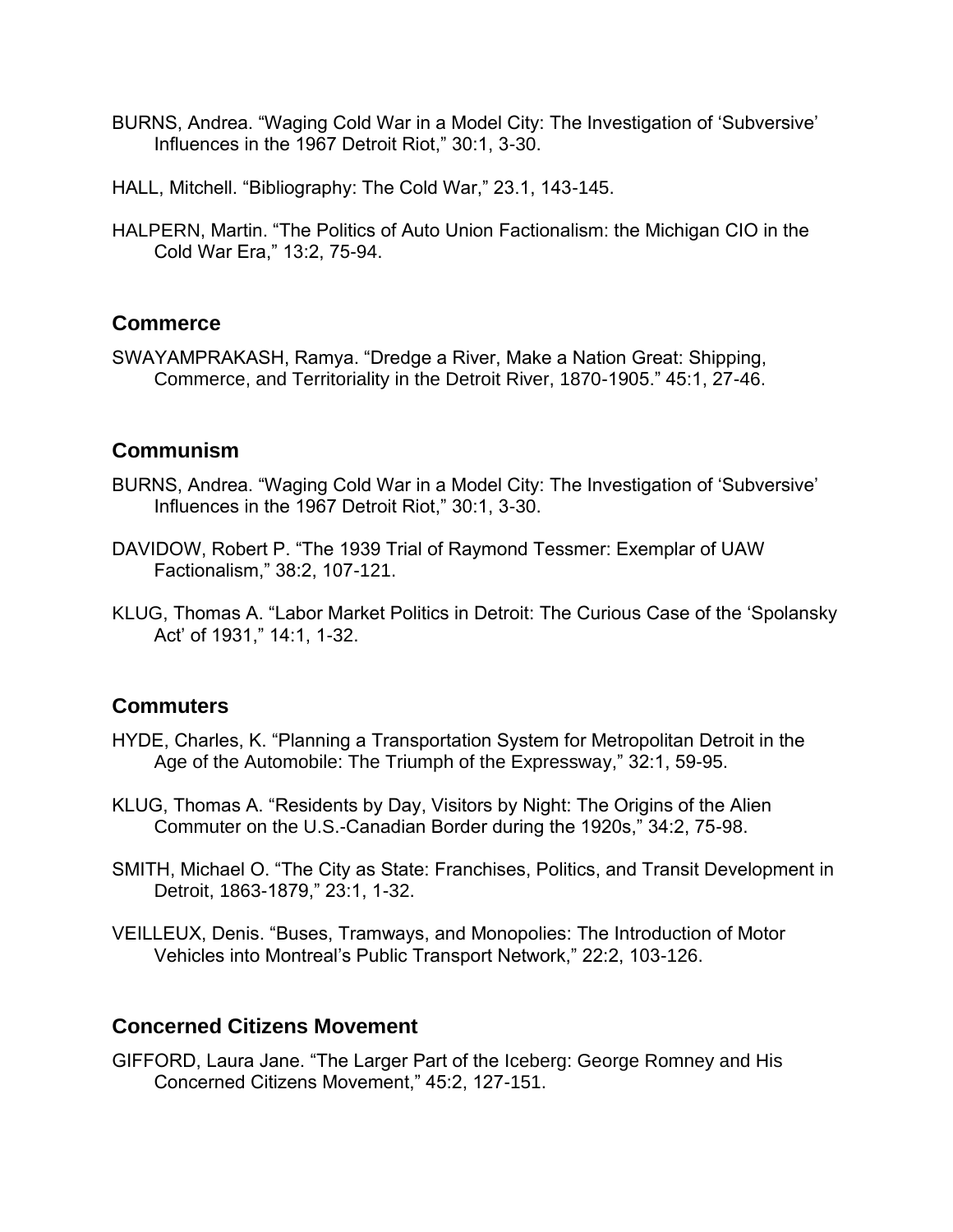BURNS, Andrea. “Waging Cold War in a Model City: The Investigation of ‘Subversive’ Influences in the 1967 Detroit Riot,” 30:1, 3-30.

HALL, Mitchell. “Bibliography: The Cold War,” 23.1, 143-145.

HALPERN, Martin. “The Politics of Auto Union Factionalism: the Michigan CIO in the Cold War Era,” 13:2, 75-94.

## Commerce

SWAYAMPRAKASH, Ramya. “Dredge a River, Make a Nation Great: Shipping, Commerce, and Territoriality in the Detroit River, 1870-1905.” 45:1, 27-46.

## Communism

BURNS, Andrea. “Waging Cold War in a Model City: The Investigation of ‘Subversive’ Influences in the 1967 Detroit Riot,” 30:1, 3-30.

DAVIDOW, Robert P. “The 1939 Trial of Raymond Tessmer: Exemplar of UAW Factionalism,” 38:2, 107-121.

KLUG, Thomas A. “Labor Market Politics in Detroit: The Curious Case of the ‘Spolansky Act’ of 1931,” 14:1, 1-32.

## Commuters

HYDE, Charles, K. “Planning a Transportation System for Metropolitan Detroit in the Age of the Automobile: The Triumph of the Expressway,” 32:1, 59-95.

KLUG, Thomas A. “Residents by Day, Visitors by Night: The Origins of the Alien Commuter on the U.S.-Canadian Border during the 1920s,” 34:2, 75-98.

SMITH, Michael O. “The City as State: Franchises, Politics, and Transit Development in Detroit, 1863-1879,” 23:1, 1-32.

VEILLEUX, Denis. “Buses, Tramways, and Monopolies: The Introduction of Motor Vehicles into Montreal’s Public Transport Network,” 22:2, 103-126.

## Concerned Citizens Movement

GIFFORD, Laura Jane. “The Larger Part of the Iceberg: George Romney and His Concerned Citizens Movement,” 45:2, 127-151.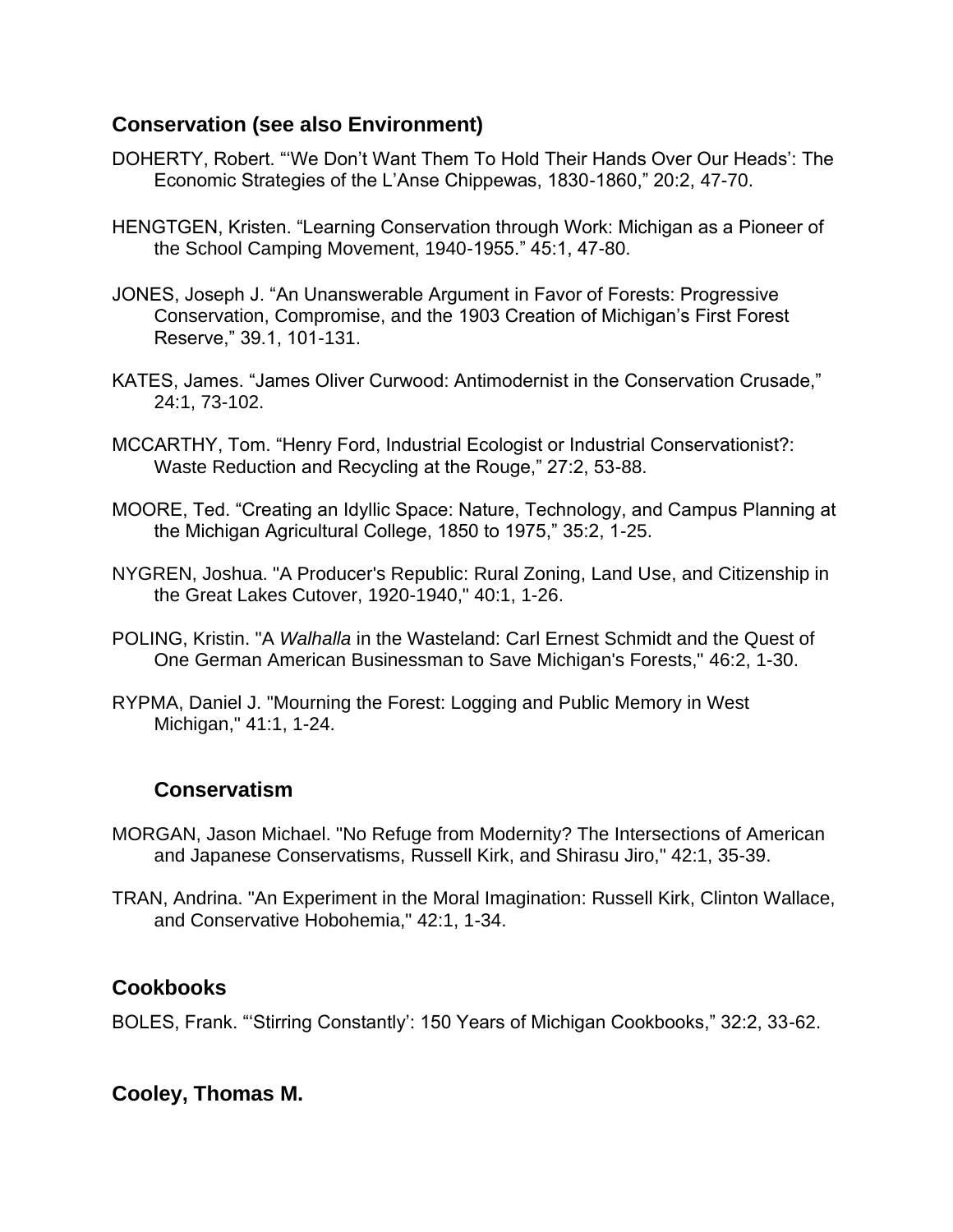## Conservation (see also Environment)

DOHERTY, Robert. "'We Don't Want Them To Hold Their Hands Over Our Heads': The Economic Strategies of the L'Anse Chippewas, 1830-1860," 20:2, 47-70.

HENGTGEN, Kristen. "Learning Conservation through Work: Michigan as a Pioneer of the School Camping Movement, 1940-1955." 45:1, 47-80.

JONES, Joseph J. "An Unanswerable Argument in Favor of Forests: Progressive Conservation, Compromise, and the 1903 Creation of Michigan's First Forest Reserve," 39.1, 101-131.

KATES, James. "James Oliver Curwood: Antimodernist in the Conservation Crusade," 24:1, 73-102.

MCCARTHY, Tom. "Henry Ford, Industrial Ecologist or Industrial Conservationist?: Waste Reduction and Recycling at the Rouge," 27:2, 53-88.

MOORE, Ted. "Creating an Idyllic Space: Nature, Technology, and Campus Planning at the Michigan Agricultural College, 1850 to 1975," 35:2, 1-25.

NYGREN, Joshua. "A Producer's Republic: Rural Zoning, Land Use, and Citizenship in the Great Lakes Cutover, 1920-1940," 40:1, 1-26.

POLING, Kristin. "A *Walhalla* in the Wasteland: Carl Ernest Schmidt and the Quest of One German American Businessman to Save Michigan's Forests," 46:2, 1-30.

RYPMA, Daniel J. "Mourning the Forest: Logging and Public Memory in West Michigan," 41:1, 1-24.

## Conservatism

MORGAN, Jason Michael. "No Refuge from Modernity? The Intersections of American and Japanese Conservatisms, Russell Kirk, and Shirasu Jiro," 42:1, 35-39.

TRAN, Andrina. "An Experiment in the Moral Imagination: Russell Kirk, Clinton Wallace, and Conservative Hobohemia," 42:1, 1-34.

## Cookbooks

BOLES, Frank. "'Stirring Constantly': 150 Years of Michigan Cookbooks," 32:2, 33-62.

## Cooley, Thomas M.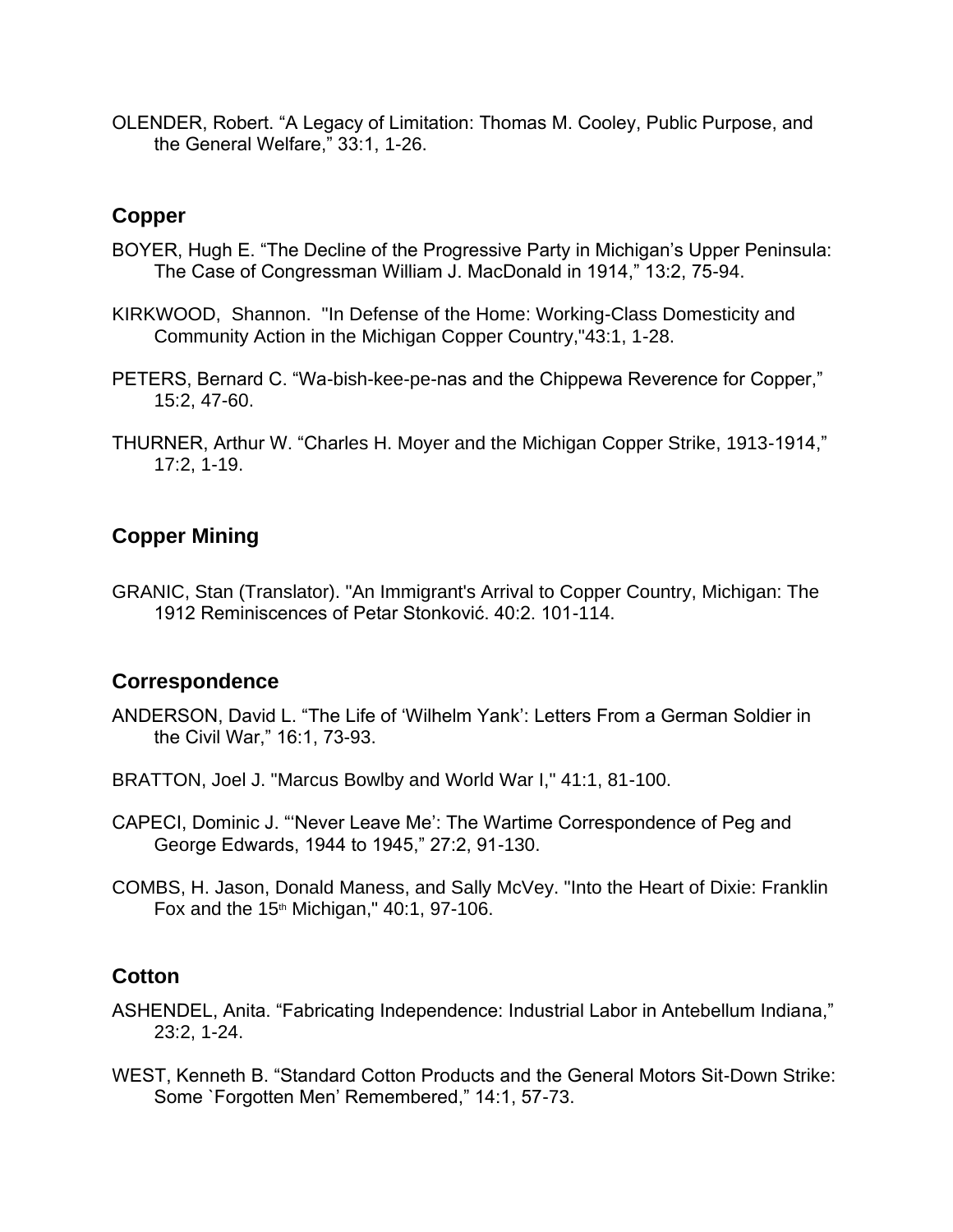OLENDER, Robert. “A Legacy of Limitation: Thomas M. Cooley, Public Purpose, and the General Welfare,” 33:1, 1-26.

## Copper

BOYER, Hugh E. “The Decline of the Progressive Party in Michigan’s Upper Peninsula: The Case of Congressman William J. MacDonald in 1914,” 13:2, 75-94.

KIRKWOOD, Shannon. "In Defense of the Home: Working-Class Domesticity and Community Action in the Michigan Copper Country,"43:1, 1-28.

PETERS, Bernard C. “Wa-bish-kee-pe-nas and the Chippewa Reverence for Copper,” 15:2, 47-60.

THURNER, Arthur W. “Charles H. Moyer and the Michigan Copper Strike, 1913-1914,” 17:2, 1-19.

## Copper Mining

GRANIC, Stan (Translator). "An Immigrant's Arrival to Copper Country, Michigan: The 1912 Reminiscences of Petar Stonković. 40:2. 101-114.

## Correspondence

ANDERSON, David L. “The Life of ‘Wilhelm Yank’: Letters From a German Soldier in the Civil War,” 16:1, 73-93.

BRATTON, Joel J. "Marcus Bowlby and World War I," 41:1, 81-100.

CAPECI, Dominic J. “‘Never Leave Me’: The Wartime Correspondence of Peg and George Edwards, 1944 to 1945,” 27:2, 91-130.

COMBS, H. Jason, Donald Maness, and Sally McVey. "Into the Heart of Dixie: Franklin Fox and the 15th Michigan," 40:1, 97-106.

## Cotton

ASHENDEL, Anita. “Fabricating Independence: Industrial Labor in Antebellum Indiana,” 23:2, 1-24.

WEST, Kenneth B. “Standard Cotton Products and the General Motors Sit-Down Strike: Some `Forgotten Men’ Remembered,” 14:1, 57-73.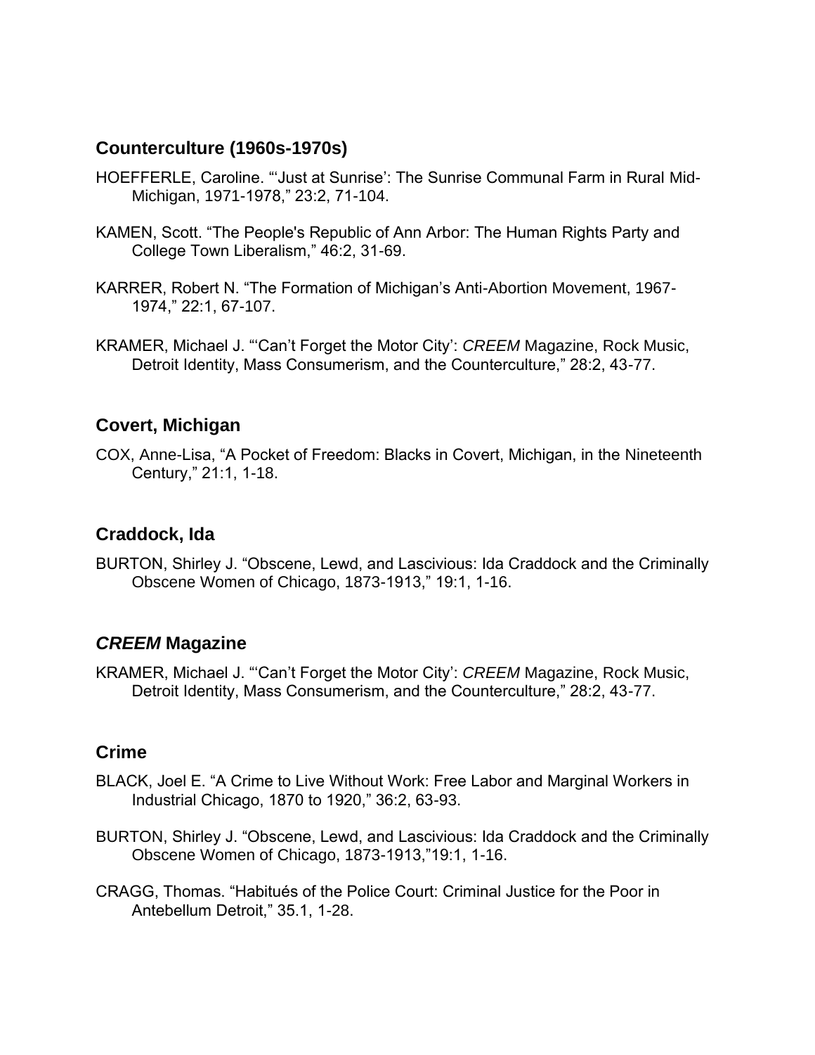## Counterculture (1960s-1970s)

HOEFFERLE, Caroline. "'Just at Sunrise': The Sunrise Communal Farm in Rural Mid-Michigan, 1971-1978," 23:2, 71-104.

KAMEN, Scott. "The People's Republic of Ann Arbor: The Human Rights Party and College Town Liberalism," 46:2, 31-69.

KARRER, Robert N. "The Formation of Michigan's Anti-Abortion Movement, 1967-1974," 22:1, 67-107.

KRAMER, Michael J. "'Can't Forget the Motor City': *CREEM* Magazine, Rock Music, Detroit Identity, Mass Consumerism, and the Counterculture," 28:2, 43-77.

## Covert, Michigan

COX, Anne-Lisa, "A Pocket of Freedom: Blacks in Covert, Michigan, in the Nineteenth Century," 21:1, 1-18.

## Craddock, Ida

BURTON, Shirley J. "Obscene, Lewd, and Lascivious: Ida Craddock and the Criminally Obscene Women of Chicago, 1873-1913," 19:1, 1-16.

## *CREEM* Magazine

KRAMER, Michael J. "'Can't Forget the Motor City': *CREEM* Magazine, Rock Music, Detroit Identity, Mass Consumerism, and the Counterculture," 28:2, 43-77.

## Crime

BLACK, Joel E. "A Crime to Live Without Work: Free Labor and Marginal Workers in Industrial Chicago, 1870 to 1920," 36:2, 63-93.

BURTON, Shirley J. "Obscene, Lewd, and Lascivious: Ida Craddock and the Criminally Obscene Women of Chicago, 1873-1913,"19:1, 1-16.

CRAGG, Thomas. "Habitués of the Police Court: Criminal Justice for the Poor in Antebellum Detroit," 35.1, 1-28.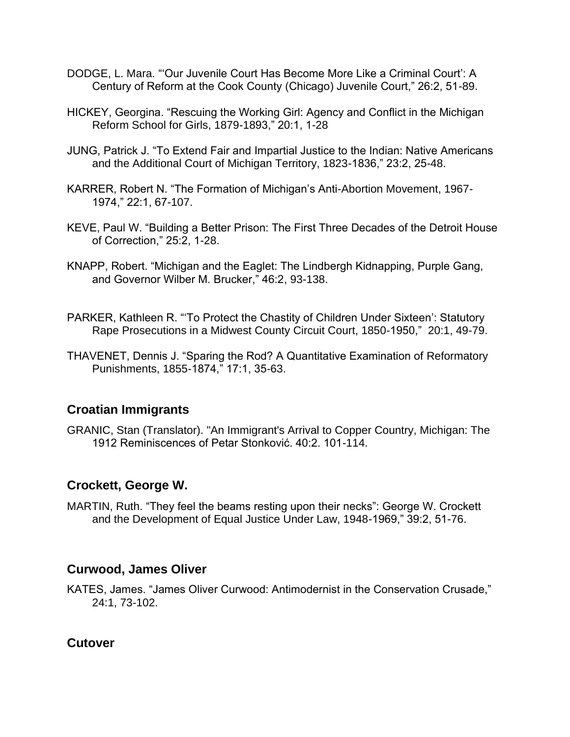DODGE, L. Mara. "'Our Juvenile Court Has Become More Like a Criminal Court': A Century of Reform at the Cook County (Chicago) Juvenile Court," 26:2, 51-89.

HICKEY, Georgina. "Rescuing the Working Girl: Agency and Conflict in the Michigan Reform School for Girls, 1879-1893," 20:1, 1-28

JUNG, Patrick J. "To Extend Fair and Impartial Justice to the Indian: Native Americans and the Additional Court of Michigan Territory, 1823-1836," 23:2, 25-48.

KARRER, Robert N. "The Formation of Michigan's Anti-Abortion Movement, 1967-1974," 22:1, 67-107.

KEVE, Paul W. "Building a Better Prison: The First Three Decades of the Detroit House of Correction," 25:2, 1-28.

KNAPP, Robert. "Michigan and the Eaglet: The Lindbergh Kidnapping, Purple Gang, and Governor Wilber M. Brucker," 46:2, 93-138.

PARKER, Kathleen R. "'To Protect the Chastity of Children Under Sixteen': Statutory Rape Prosecutions in a Midwest County Circuit Court, 1850-1950," 20:1, 49-79.

THAVENET, Dennis J. "Sparing the Rod? A Quantitative Examination of Reformatory Punishments, 1855-1874," 17:1, 35-63.

### Croatian Immigrants

GRANIC, Stan (Translator). "An Immigrant's Arrival to Copper Country, Michigan: The 1912 Reminiscences of Petar Stonković. 40:2. 101-114.

### Crockett, George W.

MARTIN, Ruth. "They feel the beams resting upon their necks": George W. Crockett and the Development of Equal Justice Under Law, 1948-1969," 39:2, 51-76.

### Curwood, James Oliver

KATES, James. "James Oliver Curwood: Antimodernist in the Conservation Crusade," 24:1, 73-102.

### Cutover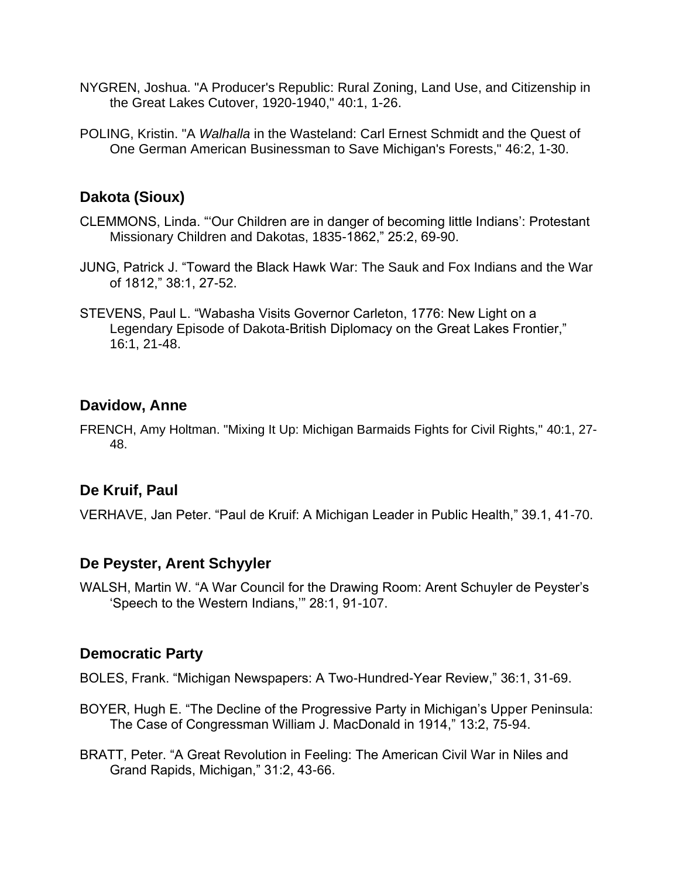NYGREN, Joshua. "A Producer's Republic: Rural Zoning, Land Use, and Citizenship in the Great Lakes Cutover, 1920-1940," 40:1, 1-26.

POLING, Kristin. "A *Walhalla* in the Wasteland: Carl Ernest Schmidt and the Quest of One German American Businessman to Save Michigan's Forests," 46:2, 1-30.

## Dakota (Sioux)

CLEMMONS, Linda. "'Our Children are in danger of becoming little Indians': Protestant Missionary Children and Dakotas, 1835-1862," 25:2, 69-90.

JUNG, Patrick J. "Toward the Black Hawk War: The Sauk and Fox Indians and the War of 1812," 38:1, 27-52.

STEVENS, Paul L. "Wabasha Visits Governor Carleton, 1776: New Light on a Legendary Episode of Dakota-British Diplomacy on the Great Lakes Frontier," 16:1, 21-48.

## Davidow, Anne

FRENCH, Amy Holtman. "Mixing It Up: Michigan Barmaids Fights for Civil Rights," 40:1, 27-48.

## De Kruif, Paul

VERHAVE, Jan Peter. "Paul de Kruif: A Michigan Leader in Public Health," 39.1, 41-70.

## De Peyster, Arent Schyyler

WALSH, Martin W. "A War Council for the Drawing Room: Arent Schuyler de Peyster's 'Speech to the Western Indians,'" 28:1, 91-107.

## Democratic Party

BOLES, Frank. "Michigan Newspapers: A Two-Hundred-Year Review," 36:1, 31-69.

BOYER, Hugh E. "The Decline of the Progressive Party in Michigan's Upper Peninsula: The Case of Congressman William J. MacDonald in 1914," 13:2, 75-94.

BRATT, Peter. "A Great Revolution in Feeling: The American Civil War in Niles and Grand Rapids, Michigan," 31:2, 43-66.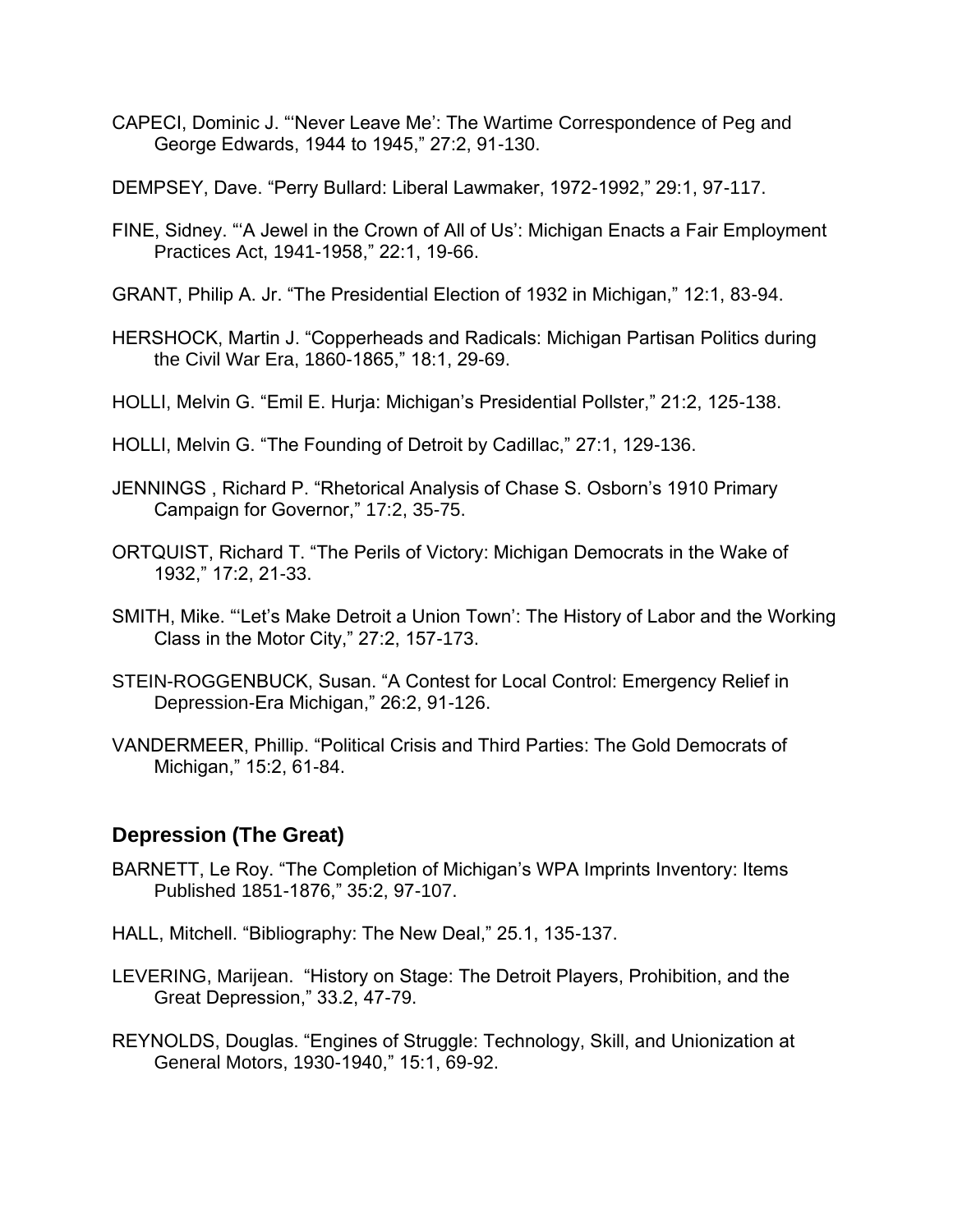CAPECI, Dominic J. "'Never Leave Me': The Wartime Correspondence of Peg and George Edwards, 1944 to 1945," 27:2, 91-130.

DEMPSEY, Dave. "Perry Bullard: Liberal Lawmaker, 1972-1992," 29:1, 97-117.

FINE, Sidney. "'A Jewel in the Crown of All of Us': Michigan Enacts a Fair Employment Practices Act, 1941-1958," 22:1, 19-66.

GRANT, Philip A. Jr. "The Presidential Election of 1932 in Michigan," 12:1, 83-94.

HERSHOCK, Martin J. "Copperheads and Radicals: Michigan Partisan Politics during the Civil War Era, 1860-1865," 18:1, 29-69.

HOLLI, Melvin G. "Emil E. Hurja: Michigan's Presidential Pollster," 21:2, 125-138.

HOLLI, Melvin G. "The Founding of Detroit by Cadillac," 27:1, 129-136.

JENNINGS , Richard P. "Rhetorical Analysis of Chase S. Osborn's 1910 Primary Campaign for Governor," 17:2, 35-75.

ORTQUIST, Richard T. "The Perils of Victory: Michigan Democrats in the Wake of 1932," 17:2, 21-33.

SMITH, Mike. "'Let's Make Detroit a Union Town': The History of Labor and the Working Class in the Motor City," 27:2, 157-173.

STEIN-ROGGENBUCK, Susan. "A Contest for Local Control: Emergency Relief in Depression-Era Michigan," 26:2, 91-126.

VANDERMEER, Phillip. "Political Crisis and Third Parties: The Gold Democrats of Michigan," 15:2, 61-84.

## Depression (The Great)

BARNETT, Le Roy. "The Completion of Michigan's WPA Imprints Inventory: Items Published 1851-1876," 35:2, 97-107.

HALL, Mitchell. "Bibliography: The New Deal," 25.1, 135-137.

LEVERING, Marijean. "History on Stage: The Detroit Players, Prohibition, and the Great Depression," 33.2, 47-79.

REYNOLDS, Douglas. "Engines of Struggle: Technology, Skill, and Unionization at General Motors, 1930-1940," 15:1, 69-92.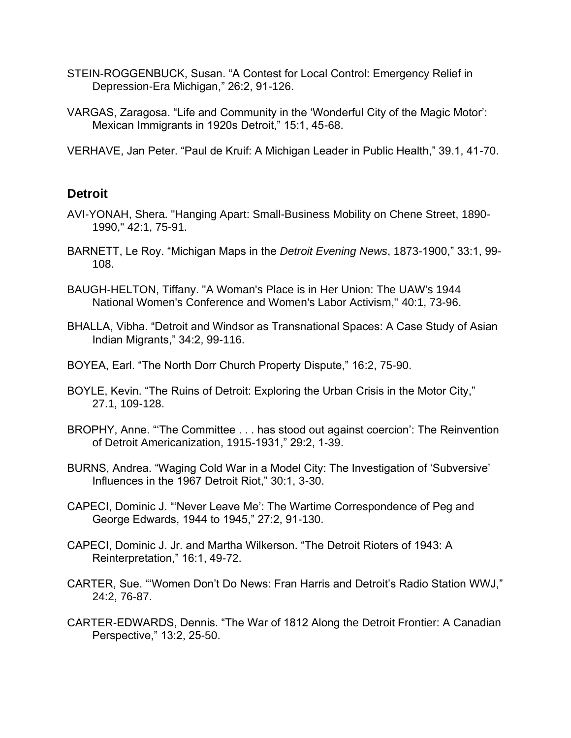STEIN-ROGGENBUCK, Susan. “A Contest for Local Control: Emergency Relief in Depression-Era Michigan,” 26:2, 91-126.

VARGAS, Zaragosa. “Life and Community in the ‘Wonderful City of the Magic Motor’: Mexican Immigrants in 1920s Detroit,” 15:1, 45-68.

VERHAVE, Jan Peter. “Paul de Kruif: A Michigan Leader in Public Health,” 39.1, 41-70.

## Detroit

AVI-YONAH, Shera. "Hanging Apart: Small-Business Mobility on Chene Street, 1890-1990," 42:1, 75-91.

BARNETT, Le Roy. “Michigan Maps in the *Detroit Evening News*, 1873-1900,” 33:1, 99-108.

BAUGH-HELTON, Tiffany. "A Woman's Place is in Her Union: The UAW's 1944 National Women's Conference and Women's Labor Activism," 40:1, 73-96.

BHALLA, Vibha. “Detroit and Windsor as Transnational Spaces: A Case Study of Asian Indian Migrants,” 34:2, 99-116.

BOYEA, Earl. “The North Dorr Church Property Dispute,” 16:2, 75-90.

BOYLE, Kevin. “The Ruins of Detroit: Exploring the Urban Crisis in the Motor City,” 27.1, 109-128.

BROPHY, Anne. “‘The Committee . . . has stood out against coercion’: The Reinvention of Detroit Americanization, 1915-1931,” 29:2, 1-39.

BURNS, Andrea. “Waging Cold War in a Model City: The Investigation of ‘Subversive’ Influences in the 1967 Detroit Riot,” 30:1, 3-30.

CAPECI, Dominic J. “‘Never Leave Me’: The Wartime Correspondence of Peg and George Edwards, 1944 to 1945,” 27:2, 91-130.

CAPECI, Dominic J. Jr. and Martha Wilkerson. “The Detroit Rioters of 1943: A Reinterpretation,” 16:1, 49-72.

CARTER, Sue. “‘Women Don’t Do News: Fran Harris and Detroit’s Radio Station WWJ,” 24:2, 76-87.

CARTER-EDWARDS, Dennis. “The War of 1812 Along the Detroit Frontier: A Canadian Perspective,” 13:2, 25-50.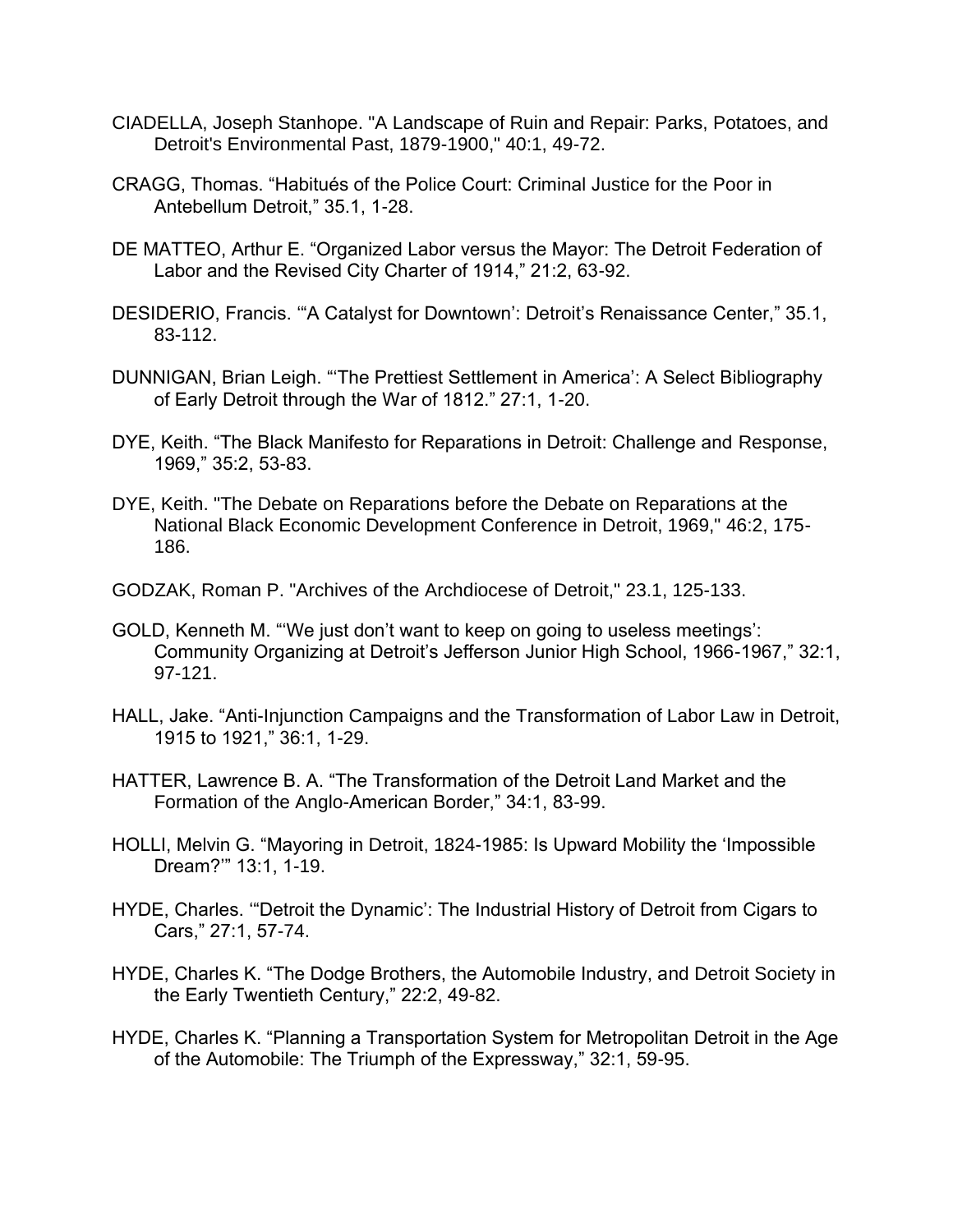CIADELLA, Joseph Stanhope. "A Landscape of Ruin and Repair: Parks, Potatoes, and Detroit's Environmental Past, 1879-1900," 40:1, 49-72.

CRAGG, Thomas. "Habitués of the Police Court: Criminal Justice for the Poor in Antebellum Detroit," 35.1, 1-28.

DE MATTEO, Arthur E. "Organized Labor versus the Mayor: The Detroit Federation of Labor and the Revised City Charter of 1914," 21:2, 63-92.

DESIDERIO, Francis. "'A Catalyst for Downtown': Detroit's Renaissance Center," 35.1, 83-112.

DUNNIGAN, Brian Leigh. "'The Prettiest Settlement in America': A Select Bibliography of Early Detroit through the War of 1812." 27:1, 1-20.

DYE, Keith. "The Black Manifesto for Reparations in Detroit: Challenge and Response, 1969," 35:2, 53-83.

DYE, Keith. "The Debate on Reparations before the Debate on Reparations at the National Black Economic Development Conference in Detroit, 1969," 46:2, 175-186.

GODZAK, Roman P. "Archives of the Archdiocese of Detroit," 23.1, 125-133.

GOLD, Kenneth M. "'We just don't want to keep on going to useless meetings': Community Organizing at Detroit's Jefferson Junior High School, 1966-1967," 32:1, 97-121.

HALL, Jake. "Anti-Injunction Campaigns and the Transformation of Labor Law in Detroit, 1915 to 1921," 36:1, 1-29.

HATTER, Lawrence B. A. "The Transformation of the Detroit Land Market and the Formation of the Anglo-American Border," 34:1, 83-99.

HOLLI, Melvin G. "Mayoring in Detroit, 1824-1985: Is Upward Mobility the 'Impossible Dream?'" 13:1, 1-19.

HYDE, Charles. "'Detroit the Dynamic': The Industrial History of Detroit from Cigars to Cars," 27:1, 57-74.

HYDE, Charles K. "The Dodge Brothers, the Automobile Industry, and Detroit Society in the Early Twentieth Century," 22:2, 49-82.

HYDE, Charles K. "Planning a Transportation System for Metropolitan Detroit in the Age of the Automobile: The Triumph of the Expressway," 32:1, 59-95.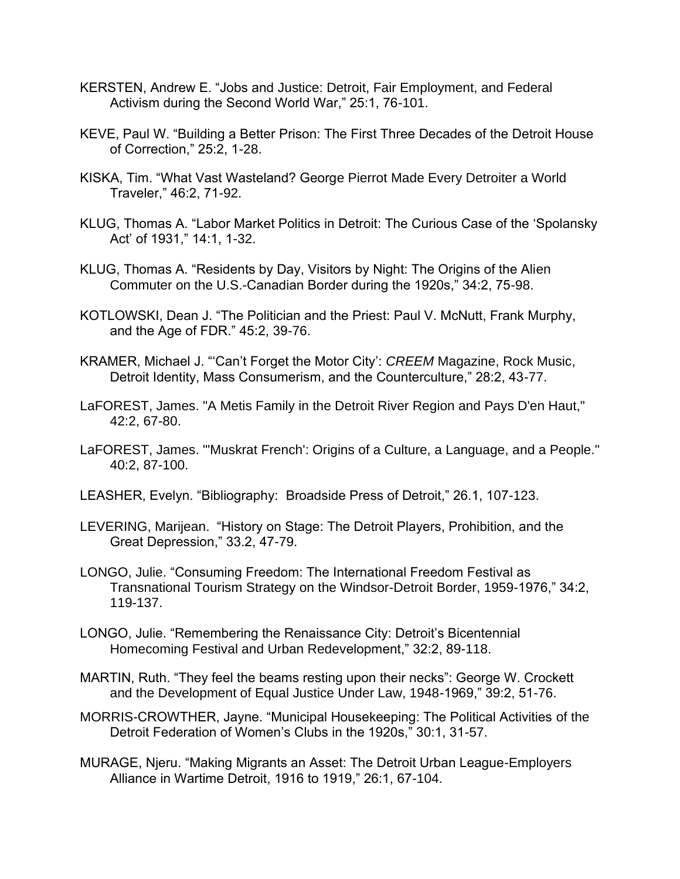KERSTEN, Andrew E. “Jobs and Justice: Detroit, Fair Employment, and Federal Activism during the Second World War,” 25:1, 76-101.

KEVE, Paul W. “Building a Better Prison: The First Three Decades of the Detroit House of Correction,” 25:2, 1-28.

KISKA, Tim. “What Vast Wasteland? George Pierrot Made Every Detroiter a World Traveler,” 46:2, 71-92.

KLUG, Thomas A. “Labor Market Politics in Detroit: The Curious Case of the ‘Spolansky Act’ of 1931,” 14:1, 1-32.

KLUG, Thomas A. “Residents by Day, Visitors by Night: The Origins of the Alien Commuter on the U.S.-Canadian Border during the 1920s,” 34:2, 75-98.

KOTLOWSKI, Dean J. “The Politician and the Priest: Paul V. McNutt, Frank Murphy, and the Age of FDR.” 45:2, 39-76.

KRAMER, Michael J. “‘Can’t Forget the Motor City’: *CREEM* Magazine, Rock Music, Detroit Identity, Mass Consumerism, and the Counterculture,” 28:2, 43-77.

LaFOREST, James. "A Metis Family in the Detroit River Region and Pays D'en Haut," 42:2, 67-80.

LaFOREST, James. "'Muskrat French': Origins of a Culture, a Language, and a People." 40:2, 87-100.

LEASHER, Evelyn. “Bibliography: Broadside Press of Detroit,” 26.1, 107-123.

LEVERING, Marijean. “History on Stage: The Detroit Players, Prohibition, and the Great Depression,” 33.2, 47-79.

LONGO, Julie. “Consuming Freedom: The International Freedom Festival as Transnational Tourism Strategy on the Windsor-Detroit Border, 1959-1976,” 34:2, 119-137.

LONGO, Julie. “Remembering the Renaissance City: Detroit’s Bicentennial Homecoming Festival and Urban Redevelopment,” 32:2, 89-118.

MARTIN, Ruth. “They feel the beams resting upon their necks”: George W. Crockett and the Development of Equal Justice Under Law, 1948-1969,” 39:2, 51-76.

MORRIS-CROWTHER, Jayne. “Municipal Housekeeping: The Political Activities of the Detroit Federation of Women’s Clubs in the 1920s,” 30:1, 31-57.

MURAGE, Njeru. “Making Migrants an Asset: The Detroit Urban League-Employers Alliance in Wartime Detroit, 1916 to 1919,” 26:1, 67-104.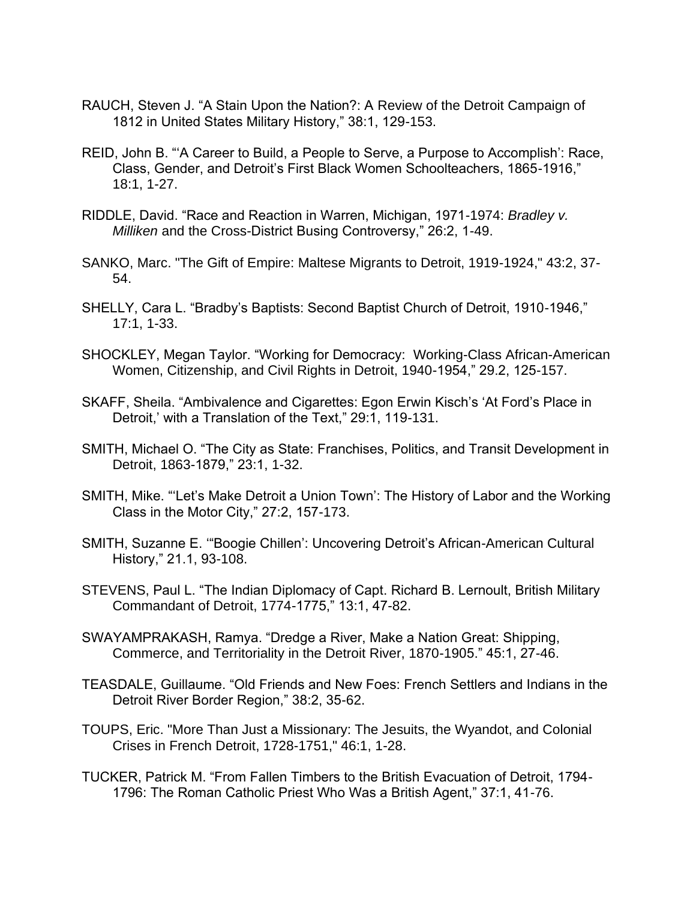RAUCH, Steven J. “A Stain Upon the Nation?: A Review of the Detroit Campaign of 1812 in United States Military History,” 38:1, 129-153.

REID, John B. “‘A Career to Build, a People to Serve, a Purpose to Accomplish’: Race, Class, Gender, and Detroit’s First Black Women Schoolteachers, 1865-1916,” 18:1, 1-27.

RIDDLE, David. “Race and Reaction in Warren, Michigan, 1971-1974: *Bradley v. Milliken* and the Cross-District Busing Controversy,” 26:2, 1-49.

SANKO, Marc. "The Gift of Empire: Maltese Migrants to Detroit, 1919-1924," 43:2, 37-54.

SHELLY, Cara L. “Bradby’s Baptists: Second Baptist Church of Detroit, 1910-1946,” 17:1, 1-33.

SHOCKLEY, Megan Taylor. “Working for Democracy: Working-Class African-American Women, Citizenship, and Civil Rights in Detroit, 1940-1954,” 29.2, 125-157.

SKAFF, Sheila. “Ambivalence and Cigarettes: Egon Erwin Kisch’s ‘At Ford’s Place in Detroit,’ with a Translation of the Text,” 29:1, 119-131.

SMITH, Michael O. “The City as State: Franchises, Politics, and Transit Development in Detroit, 1863-1879,” 23:1, 1-32.

SMITH, Mike. “‘Let’s Make Detroit a Union Town’: The History of Labor and the Working Class in the Motor City,” 27:2, 157-173.

SMITH, Suzanne E. ‘“Boogie Chillen’: Uncovering Detroit’s African-American Cultural History,” 21.1, 93-108.

STEVENS, Paul L. “The Indian Diplomacy of Capt. Richard B. Lernoult, British Military Commandant of Detroit, 1774-1775,” 13:1, 47-82.

SWAYAMPRAKASH, Ramya. “Dredge a River, Make a Nation Great: Shipping, Commerce, and Territoriality in the Detroit River, 1870-1905.” 45:1, 27-46.

TEASDALE, Guillaume. “Old Friends and New Foes: French Settlers and Indians in the Detroit River Border Region,” 38:2, 35-62.

TOUPS, Eric. "More Than Just a Missionary: The Jesuits, the Wyandot, and Colonial Crises in French Detroit, 1728-1751," 46:1, 1-28.

TUCKER, Patrick M. “From Fallen Timbers to the British Evacuation of Detroit, 1794-1796: The Roman Catholic Priest Who Was a British Agent,” 37:1, 41-76.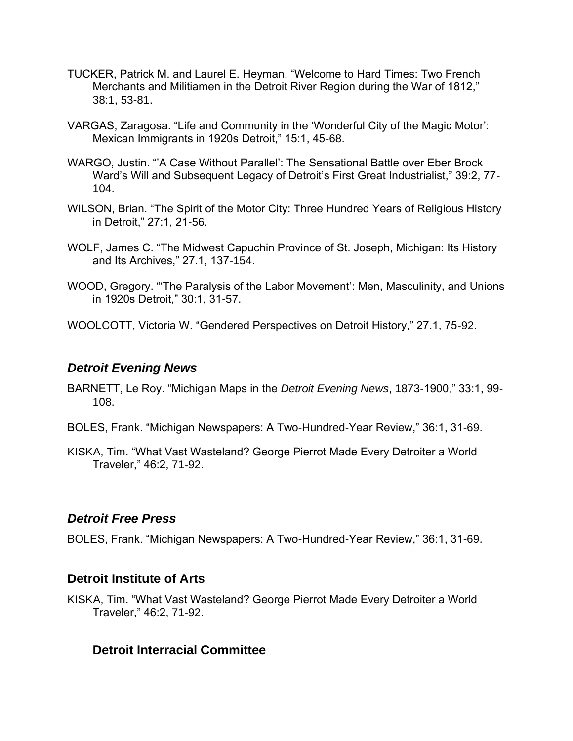TUCKER, Patrick M. and Laurel E. Heyman. "Welcome to Hard Times: Two French Merchants and Militiamen in the Detroit River Region during the War of 1812," 38:1, 53-81.

VARGAS, Zaragosa. "Life and Community in the 'Wonderful City of the Magic Motor': Mexican Immigrants in 1920s Detroit," 15:1, 45-68.

WARGO, Justin. "'A Case Without Parallel': The Sensational Battle over Eber Brock Ward's Will and Subsequent Legacy of Detroit's First Great Industrialist," 39:2, 77-104.

WILSON, Brian. "The Spirit of the Motor City: Three Hundred Years of Religious History in Detroit," 27:1, 21-56.

WOLF, James C. "The Midwest Capuchin Province of St. Joseph, Michigan: Its History and Its Archives," 27.1, 137-154.

WOOD, Gregory. "'The Paralysis of the Labor Movement': Men, Masculinity, and Unions in 1920s Detroit," 30:1, 31-57.

WOOLCOTT, Victoria W. "Gendered Perspectives on Detroit History," 27.1, 75-92.

## *Detroit Evening News*

BARNETT, Le Roy. "Michigan Maps in the *Detroit Evening News*, 1873-1900," 33:1, 99-108.

BOLES, Frank. "Michigan Newspapers: A Two-Hundred-Year Review," 36:1, 31-69.

KISKA, Tim. "What Vast Wasteland? George Pierrot Made Every Detroiter a World Traveler," 46:2, 71-92.

## *Detroit Free Press*

BOLES, Frank. "Michigan Newspapers: A Two-Hundred-Year Review," 36:1, 31-69.

## Detroit Institute of Arts

KISKA, Tim. "What Vast Wasteland? George Pierrot Made Every Detroiter a World Traveler," 46:2, 71-92.

## Detroit Interracial Committee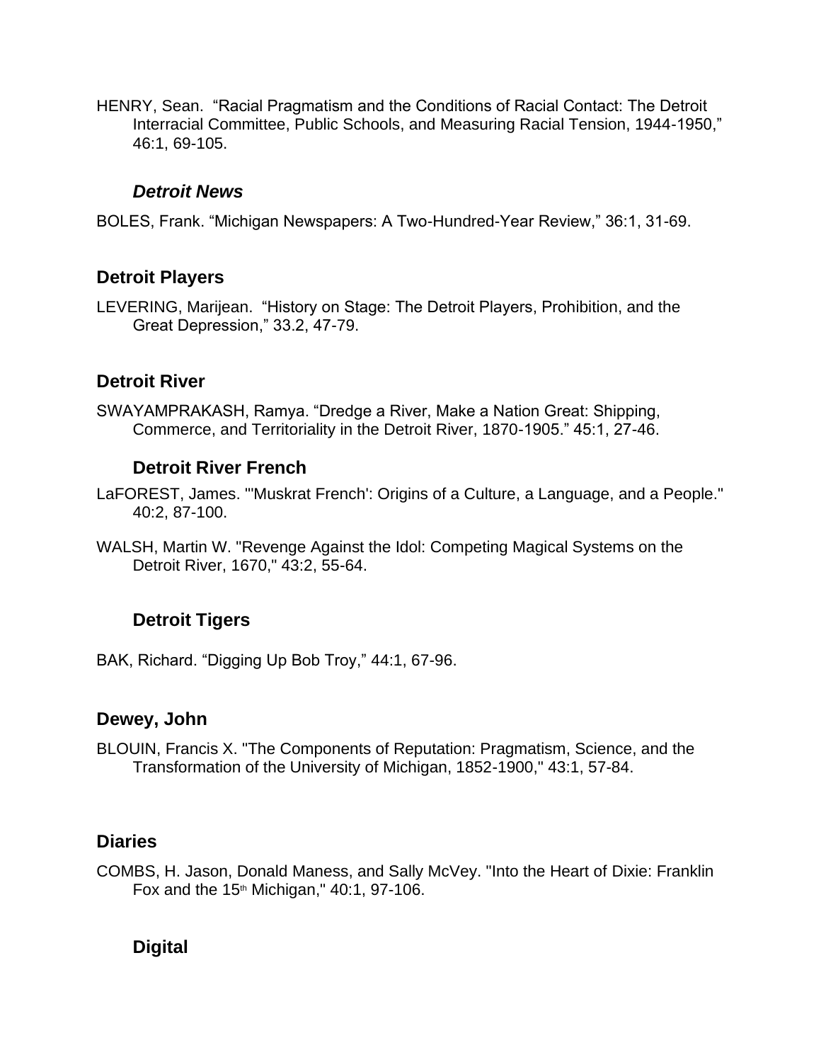HENRY, Sean. “Racial Pragmatism and the Conditions of Racial Contact: The Detroit Interracial Committee, Public Schools, and Measuring Racial Tension, 1944-1950,” 46:1, 69-105.

#### *Detroit News*

BOLES, Frank. “Michigan Newspapers: A Two-Hundred-Year Review,” 36:1, 31-69.

### Detroit Players

LEVERING, Marijean. “History on Stage: The Detroit Players, Prohibition, and the Great Depression,” 33.2, 47-79.

### Detroit River

SWAYAMPRAKASH, Ramya. “Dredge a River, Make a Nation Great: Shipping, Commerce, and Territoriality in the Detroit River, 1870-1905.” 45:1, 27-46.

#### Detroit River French

LaFOREST, James. "'Muskrat French': Origins of a Culture, a Language, and a People." 40:2, 87-100.

WALSH, Martin W. "Revenge Against the Idol: Competing Magical Systems on the Detroit River, 1670," 43:2, 55-64.

#### Detroit Tigers

BAK, Richard. “Digging Up Bob Troy,” 44:1, 67-96.

### Dewey, John

BLOUIN, Francis X. "The Components of Reputation: Pragmatism, Science, and the Transformation of the University of Michigan, 1852-1900," 43:1, 57-84.

### Diaries

COMBS, H. Jason, Donald Maness, and Sally McVey. "Into the Heart of Dixie: Franklin Fox and the 15th Michigan," 40:1, 97-106.

#### Digital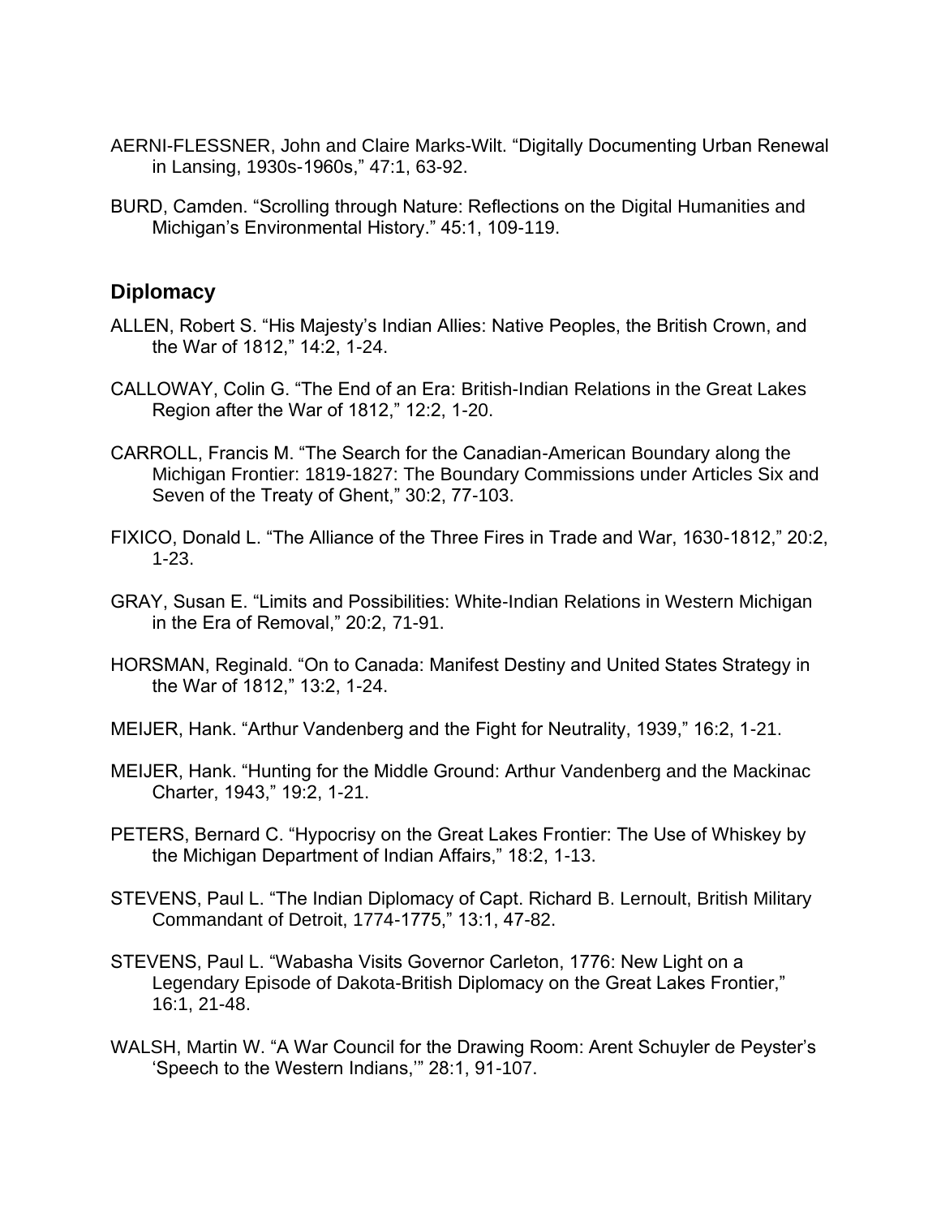AERNI-FLESSNER, John and Claire Marks-Wilt. “Digitally Documenting Urban Renewal in Lansing, 1930s-1960s,” 47:1, 63-92.

BURD, Camden. “Scrolling through Nature: Reflections on the Digital Humanities and Michigan’s Environmental History.” 45:1, 109-119.

## Diplomacy

ALLEN, Robert S. “His Majesty’s Indian Allies: Native Peoples, the British Crown, and the War of 1812,” 14:2, 1-24.

CALLOWAY, Colin G. “The End of an Era: British-Indian Relations in the Great Lakes Region after the War of 1812,” 12:2, 1-20.

CARROLL, Francis M. “The Search for the Canadian-American Boundary along the Michigan Frontier: 1819-1827: The Boundary Commissions under Articles Six and Seven of the Treaty of Ghent,” 30:2, 77-103.

FIXICO, Donald L. “The Alliance of the Three Fires in Trade and War, 1630-1812,” 20:2, 1-23.

GRAY, Susan E. “Limits and Possibilities: White-Indian Relations in Western Michigan in the Era of Removal,” 20:2, 71-91.

HORSMAN, Reginald. “On to Canada: Manifest Destiny and United States Strategy in the War of 1812,” 13:2, 1-24.

MEIJER, Hank. “Arthur Vandenberg and the Fight for Neutrality, 1939,” 16:2, 1-21.

MEIJER, Hank. “Hunting for the Middle Ground: Arthur Vandenberg and the Mackinac Charter, 1943,” 19:2, 1-21.

PETERS, Bernard C. “Hypocrisy on the Great Lakes Frontier: The Use of Whiskey by the Michigan Department of Indian Affairs,” 18:2, 1-13.

STEVENS, Paul L. “The Indian Diplomacy of Capt. Richard B. Lernoult, British Military Commandant of Detroit, 1774-1775,” 13:1, 47-82.

STEVENS, Paul L. “Wabasha Visits Governor Carleton, 1776: New Light on a Legendary Episode of Dakota-British Diplomacy on the Great Lakes Frontier,” 16:1, 21-48.

WALSH, Martin W. “A War Council for the Drawing Room: Arent Schuyler de Peyster’s ‘Speech to the Western Indians,’” 28:1, 91-107.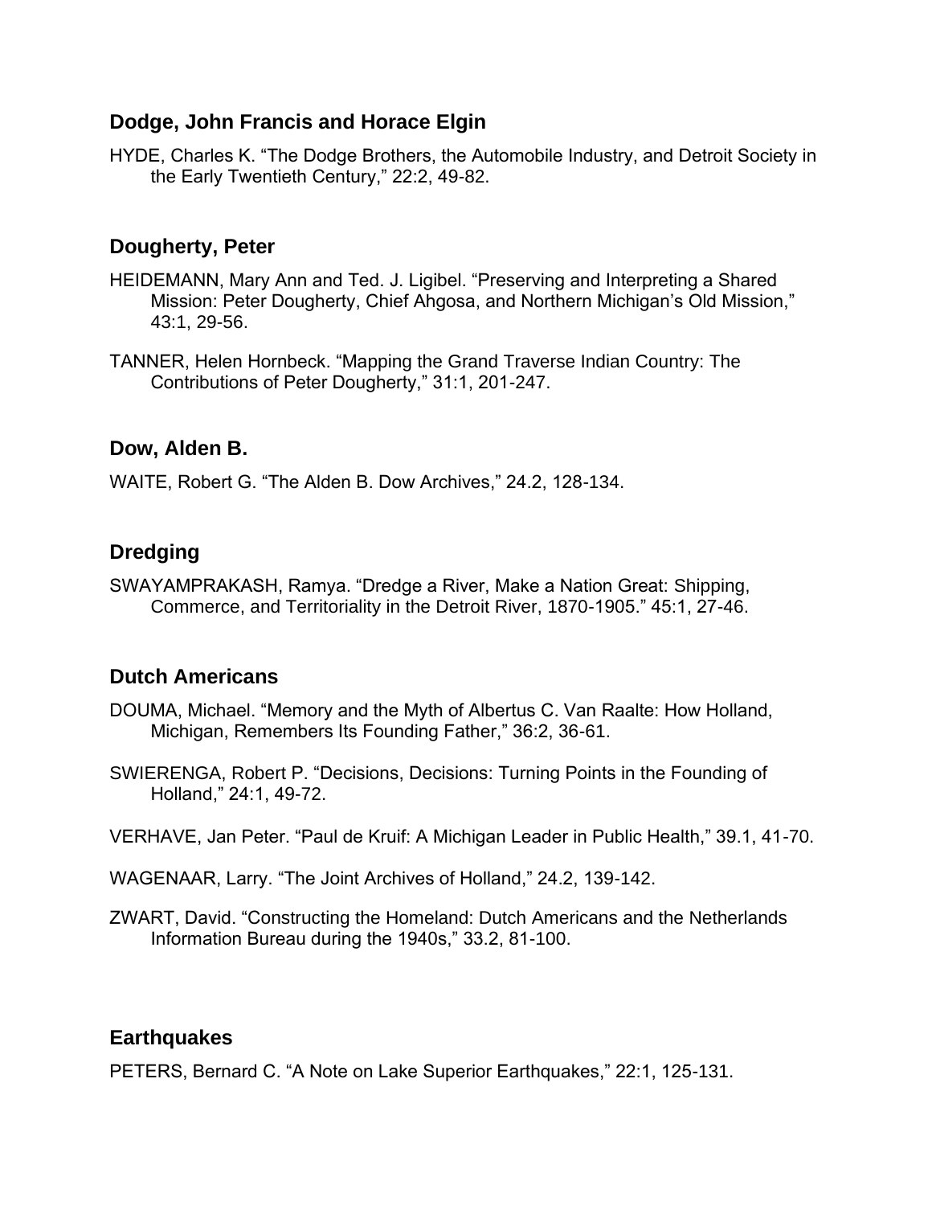## Dodge, John Francis and Horace Elgin

HYDE, Charles K. "The Dodge Brothers, the Automobile Industry, and Detroit Society in the Early Twentieth Century," 22:2, 49-82.

## Dougherty, Peter

HEIDEMANN, Mary Ann and Ted. J. Ligibel. "Preserving and Interpreting a Shared Mission: Peter Dougherty, Chief Ahgosa, and Northern Michigan's Old Mission," 43:1, 29-56.

TANNER, Helen Hornbeck. "Mapping the Grand Traverse Indian Country: The Contributions of Peter Dougherty," 31:1, 201-247.

## Dow, Alden B.

WAITE, Robert G. "The Alden B. Dow Archives," 24.2, 128-134.

## Dredging

SWAYAMPRAKASH, Ramya. "Dredge a River, Make a Nation Great: Shipping, Commerce, and Territoriality in the Detroit River, 1870-1905." 45:1, 27-46.

## Dutch Americans

DOUMA, Michael. "Memory and the Myth of Albertus C. Van Raalte: How Holland, Michigan, Remembers Its Founding Father," 36:2, 36-61.

SWIERENGA, Robert P. "Decisions, Decisions: Turning Points in the Founding of Holland," 24:1, 49-72.

VERHAVE, Jan Peter. "Paul de Kruif: A Michigan Leader in Public Health," 39.1, 41-70.

WAGENAAR, Larry. "The Joint Archives of Holland," 24.2, 139-142.

ZWART, David. "Constructing the Homeland: Dutch Americans and the Netherlands Information Bureau during the 1940s," 33.2, 81-100.

## Earthquakes

PETERS, Bernard C. "A Note on Lake Superior Earthquakes," 22:1, 125-131.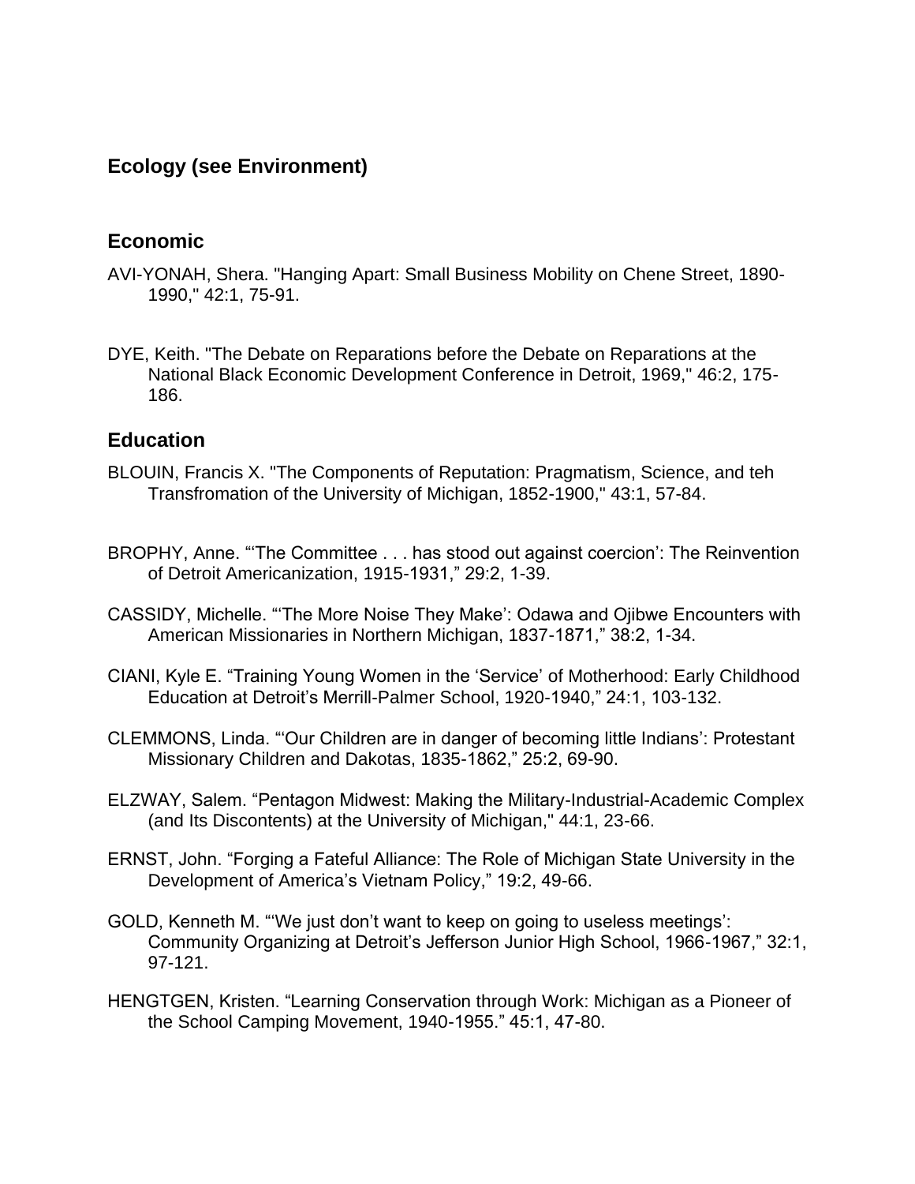## Ecology (see Environment)

## Economic

AVI-YONAH, Shera. "Hanging Apart: Small Business Mobility on Chene Street, 1890-1990," 42:1, 75-91.

DYE, Keith. "The Debate on Reparations before the Debate on Reparations at the National Black Economic Development Conference in Detroit, 1969," 46:2, 175-186.

## Education

BLOUIN, Francis X. "The Components of Reputation: Pragmatism, Science, and teh Transfromation of the University of Michigan, 1852-1900," 43:1, 57-84.

BROPHY, Anne. "'The Committee . . . has stood out against coercion': The Reinvention of Detroit Americanization, 1915-1931," 29:2, 1-39.

CASSIDY, Michelle. "'The More Noise They Make': Odawa and Ojibwe Encounters with American Missionaries in Northern Michigan, 1837-1871," 38:2, 1-34.

CIANI, Kyle E. "Training Young Women in the 'Service' of Motherhood: Early Childhood Education at Detroit's Merrill-Palmer School, 1920-1940," 24:1, 103-132.

CLEMMONS, Linda. "'Our Children are in danger of becoming little Indians': Protestant Missionary Children and Dakotas, 1835-1862," 25:2, 69-90.

ELZWAY, Salem. "Pentagon Midwest: Making the Military-Industrial-Academic Complex (and Its Discontents) at the University of Michigan," 44:1, 23-66.

ERNST, John. "Forging a Fateful Alliance: The Role of Michigan State University in the Development of America's Vietnam Policy," 19:2, 49-66.

GOLD, Kenneth M. "'We just don't want to keep on going to useless meetings': Community Organizing at Detroit's Jefferson Junior High School, 1966-1967," 32:1, 97-121.

HENGTGEN, Kristen. "Learning Conservation through Work: Michigan as a Pioneer of the School Camping Movement, 1940-1955." 45:1, 47-80.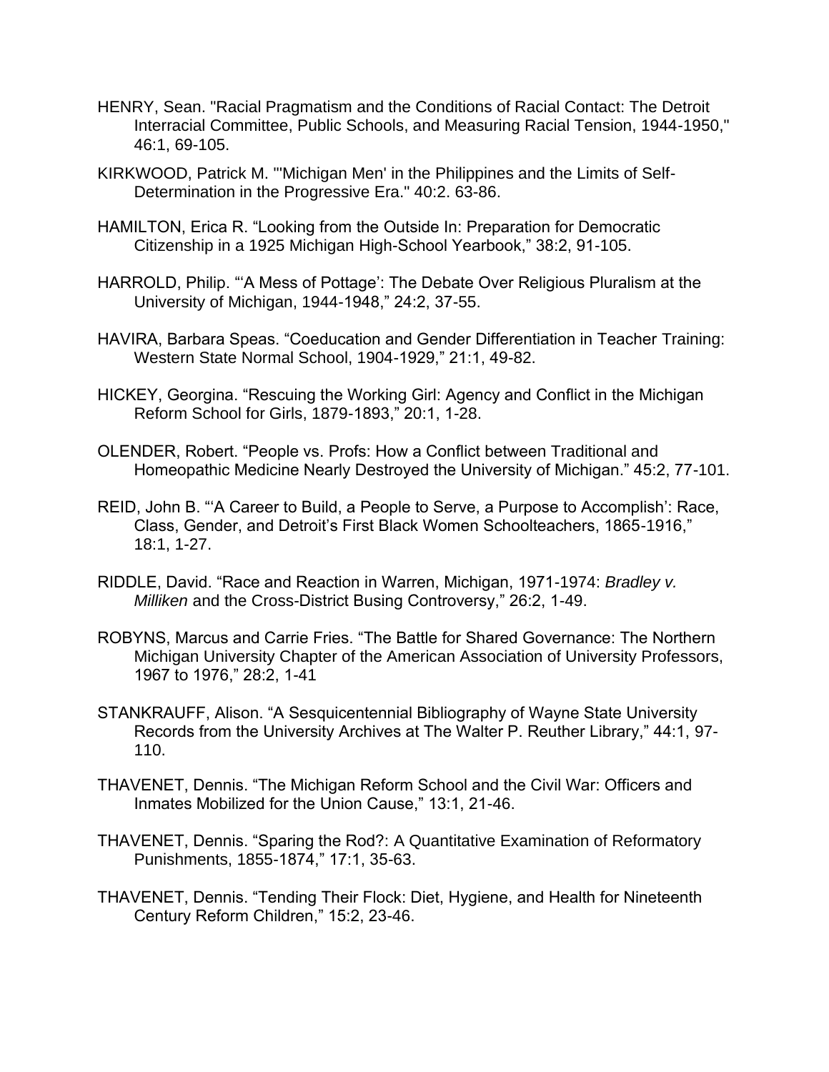HENRY, Sean. "Racial Pragmatism and the Conditions of Racial Contact: The Detroit Interracial Committee, Public Schools, and Measuring Racial Tension, 1944-1950," 46:1, 69-105.

KIRKWOOD, Patrick M. "'Michigan Men' in the Philippines and the Limits of Self-Determination in the Progressive Era." 40:2. 63-86.

HAMILTON, Erica R. "Looking from the Outside In: Preparation for Democratic Citizenship in a 1925 Michigan High-School Yearbook," 38:2, 91-105.

HARROLD, Philip. "'A Mess of Pottage': The Debate Over Religious Pluralism at the University of Michigan, 1944-1948," 24:2, 37-55.

HAVIRA, Barbara Speas. "Coeducation and Gender Differentiation in Teacher Training: Western State Normal School, 1904-1929," 21:1, 49-82.

HICKEY, Georgina. "Rescuing the Working Girl: Agency and Conflict in the Michigan Reform School for Girls, 1879-1893," 20:1, 1-28.

OLENDER, Robert. "People vs. Profs: How a Conflict between Traditional and Homeopathic Medicine Nearly Destroyed the University of Michigan." 45:2, 77-101.

REID, John B. "'A Career to Build, a People to Serve, a Purpose to Accomplish': Race, Class, Gender, and Detroit's First Black Women Schoolteachers, 1865-1916," 18:1, 1-27.

RIDDLE, David. "Race and Reaction in Warren, Michigan, 1971-1974: *Bradley v. Milliken* and the Cross-District Busing Controversy," 26:2, 1-49.

ROBYNS, Marcus and Carrie Fries. "The Battle for Shared Governance: The Northern Michigan University Chapter of the American Association of University Professors, 1967 to 1976," 28:2, 1-41

STANKRAUFF, Alison. "A Sesquicentennial Bibliography of Wayne State University Records from the University Archives at The Walter P. Reuther Library," 44:1, 97-110.

THAVENET, Dennis. "The Michigan Reform School and the Civil War: Officers and Inmates Mobilized for the Union Cause," 13:1, 21-46.

THAVENET, Dennis. "Sparing the Rod?: A Quantitative Examination of Reformatory Punishments, 1855-1874," 17:1, 35-63.

THAVENET, Dennis. "Tending Their Flock: Diet, Hygiene, and Health for Nineteenth Century Reform Children," 15:2, 23-46.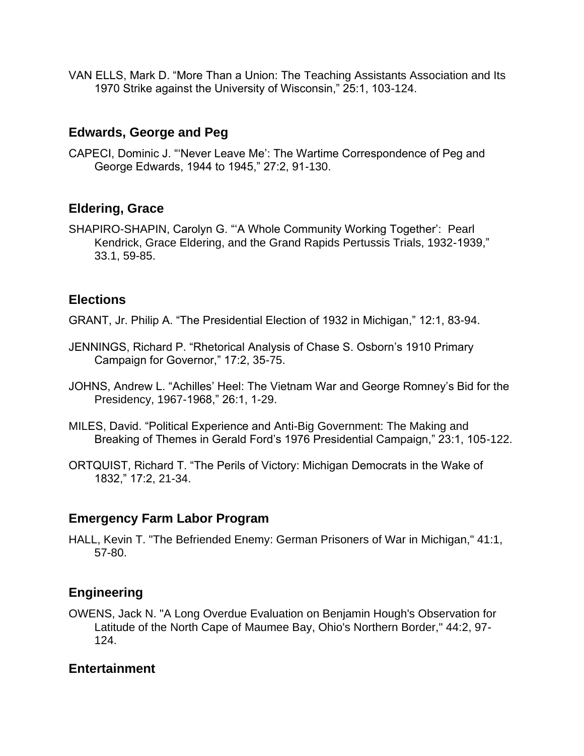VAN ELLS, Mark D. "More Than a Union: The Teaching Assistants Association and Its 1970 Strike against the University of Wisconsin," 25:1, 103-124.

## Edwards, George and Peg

CAPECI, Dominic J. "'Never Leave Me': The Wartime Correspondence of Peg and George Edwards, 1944 to 1945," 27:2, 91-130.

## Eldering, Grace

SHAPIRO-SHAPIN, Carolyn G. "'A Whole Community Working Together': Pearl Kendrick, Grace Eldering, and the Grand Rapids Pertussis Trials, 1932-1939," 33.1, 59-85.

## Elections

GRANT, Jr. Philip A. "The Presidential Election of 1932 in Michigan," 12:1, 83-94.

JENNINGS, Richard P. "Rhetorical Analysis of Chase S. Osborn's 1910 Primary Campaign for Governor," 17:2, 35-75.

JOHNS, Andrew L. "Achilles' Heel: The Vietnam War and George Romney's Bid for the Presidency, 1967-1968," 26:1, 1-29.

MILES, David. "Political Experience and Anti-Big Government: The Making and Breaking of Themes in Gerald Ford's 1976 Presidential Campaign," 23:1, 105-122.

ORTQUIST, Richard T. "The Perils of Victory: Michigan Democrats in the Wake of 1832," 17:2, 21-34.

## Emergency Farm Labor Program

HALL, Kevin T. "The Befriended Enemy: German Prisoners of War in Michigan," 41:1, 57-80.

## Engineering

OWENS, Jack N. "A Long Overdue Evaluation on Benjamin Hough's Observation for Latitude of the North Cape of Maumee Bay, Ohio's Northern Border," 44:2, 97-124.

## Entertainment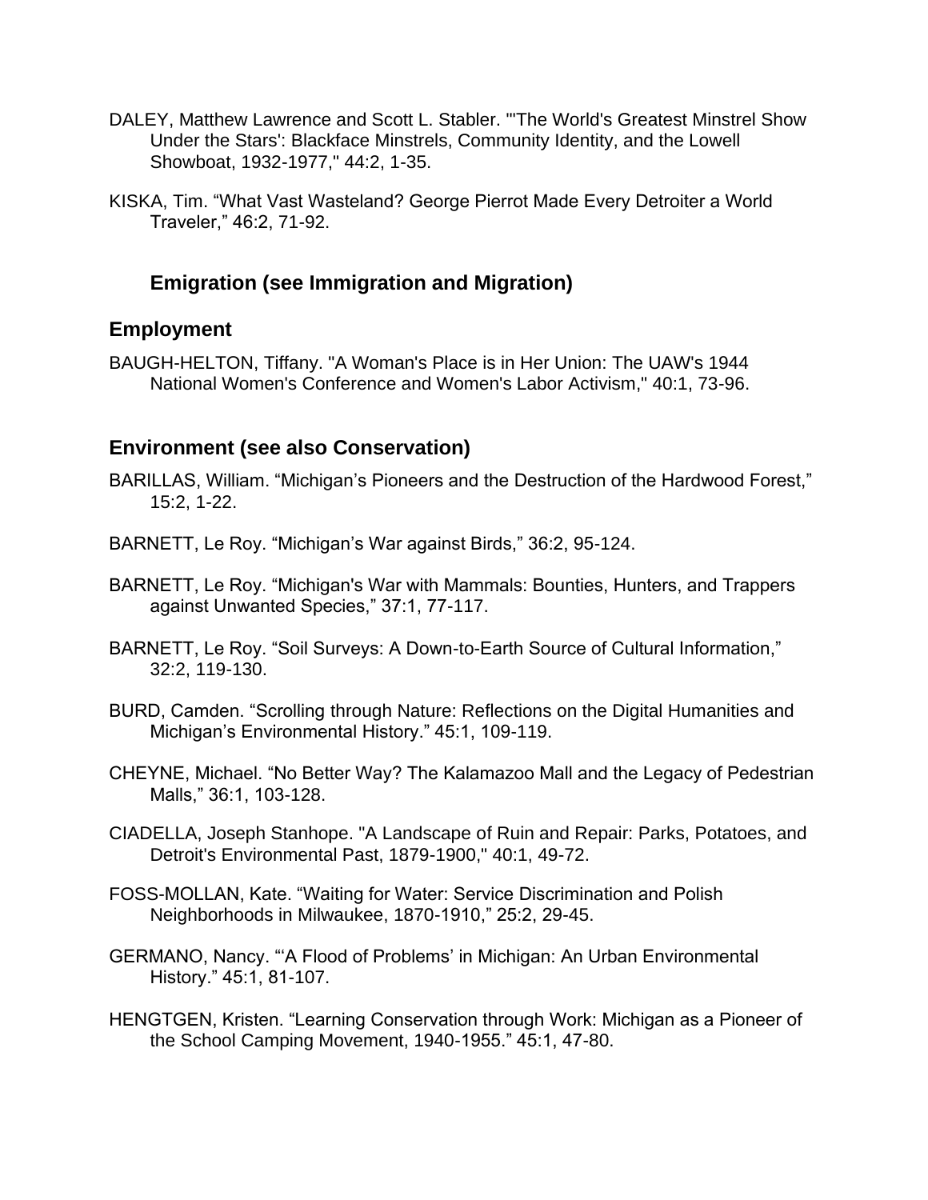DALEY, Matthew Lawrence and Scott L. Stabler. "'The World's Greatest Minstrel Show Under the Stars': Blackface Minstrels, Community Identity, and the Lowell Showboat, 1932-1977," 44:2, 1-35.

KISKA, Tim. "What Vast Wasteland? George Pierrot Made Every Detroiter a World Traveler," 46:2, 71-92.

### Emigration (see Immigration and Migration)

## Employment

BAUGH-HELTON, Tiffany. "A Woman's Place is in Her Union: The UAW's 1944 National Women's Conference and Women's Labor Activism," 40:1, 73-96.

## Environment (see also Conservation)

BARILLAS, William. "Michigan's Pioneers and the Destruction of the Hardwood Forest," 15:2, 1-22.

BARNETT, Le Roy. "Michigan's War against Birds," 36:2, 95-124.

BARNETT, Le Roy. "Michigan's War with Mammals: Bounties, Hunters, and Trappers against Unwanted Species," 37:1, 77-117.

BARNETT, Le Roy. "Soil Surveys: A Down-to-Earth Source of Cultural Information," 32:2, 119-130.

BURD, Camden. "Scrolling through Nature: Reflections on the Digital Humanities and Michigan's Environmental History." 45:1, 109-119.

CHEYNE, Michael. "No Better Way? The Kalamazoo Mall and the Legacy of Pedestrian Malls," 36:1, 103-128.

CIADELLA, Joseph Stanhope. "A Landscape of Ruin and Repair: Parks, Potatoes, and Detroit's Environmental Past, 1879-1900," 40:1, 49-72.

FOSS-MOLLAN, Kate. "Waiting for Water: Service Discrimination and Polish Neighborhoods in Milwaukee, 1870-1910," 25:2, 29-45.

GERMANO, Nancy. "'A Flood of Problems' in Michigan: An Urban Environmental History." 45:1, 81-107.

HENGTGEN, Kristen. "Learning Conservation through Work: Michigan as a Pioneer of the School Camping Movement, 1940-1955." 45:1, 47-80.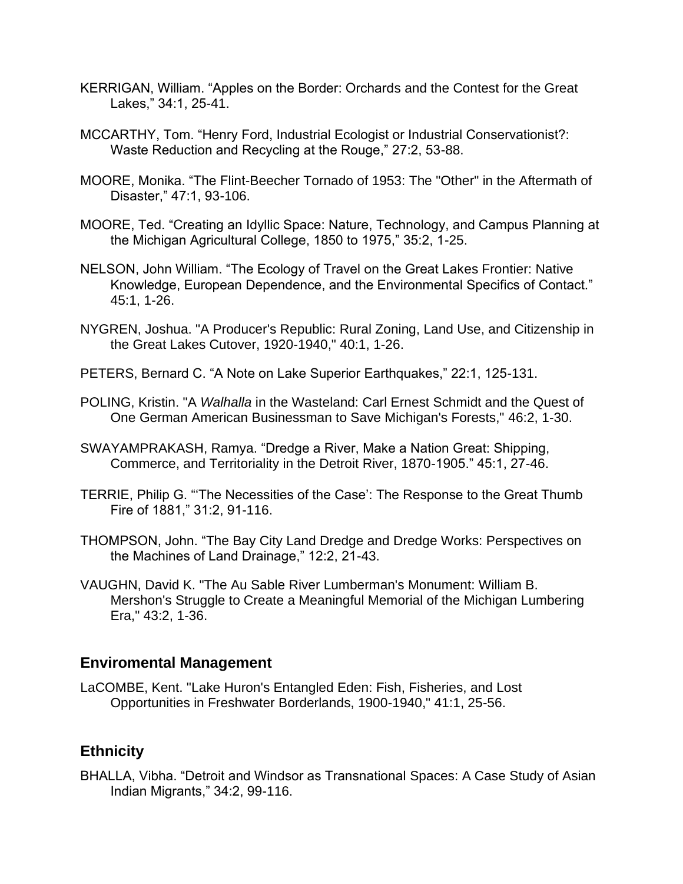KERRIGAN, William. “Apples on the Border: Orchards and the Contest for the Great Lakes,” 34:1, 25-41.

MCCARTHY, Tom. “Henry Ford, Industrial Ecologist or Industrial Conservationist?: Waste Reduction and Recycling at the Rouge,” 27:2, 53-88.

MOORE, Monika. “The Flint-Beecher Tornado of 1953: The "Other" in the Aftermath of Disaster,” 47:1, 93-106.

MOORE, Ted. “Creating an Idyllic Space: Nature, Technology, and Campus Planning at the Michigan Agricultural College, 1850 to 1975,” 35:2, 1-25.

NELSON, John William. “The Ecology of Travel on the Great Lakes Frontier: Native Knowledge, European Dependence, and the Environmental Specifics of Contact.” 45:1, 1-26.

NYGREN, Joshua. "A Producer's Republic: Rural Zoning, Land Use, and Citizenship in the Great Lakes Cutover, 1920-1940," 40:1, 1-26.

PETERS, Bernard C. “A Note on Lake Superior Earthquakes,” 22:1, 125-131.

POLING, Kristin. "A *Walhalla* in the Wasteland: Carl Ernest Schmidt and the Quest of One German American Businessman to Save Michigan's Forests," 46:2, 1-30.

SWAYAMPRAKASH, Ramya. “Dredge a River, Make a Nation Great: Shipping, Commerce, and Territoriality in the Detroit River, 1870-1905.” 45:1, 27-46.

TERRIE, Philip G. “‘The Necessities of the Case’: The Response to the Great Thumb Fire of 1881,” 31:2, 91-116.

THOMPSON, John. “The Bay City Land Dredge and Dredge Works: Perspectives on the Machines of Land Drainage,” 12:2, 21-43.

VAUGHN, David K. "The Au Sable River Lumberman's Monument: William B. Mershon's Struggle to Create a Meaningful Memorial of the Michigan Lumbering Era," 43:2, 1-36.

## Enviromental Management

LaCOMBE, Kent. "Lake Huron's Entangled Eden: Fish, Fisheries, and Lost Opportunities in Freshwater Borderlands, 1900-1940," 41:1, 25-56.

## Ethnicity

BHALLA, Vibha. “Detroit and Windsor as Transnational Spaces: A Case Study of Asian Indian Migrants,” 34:2, 99-116.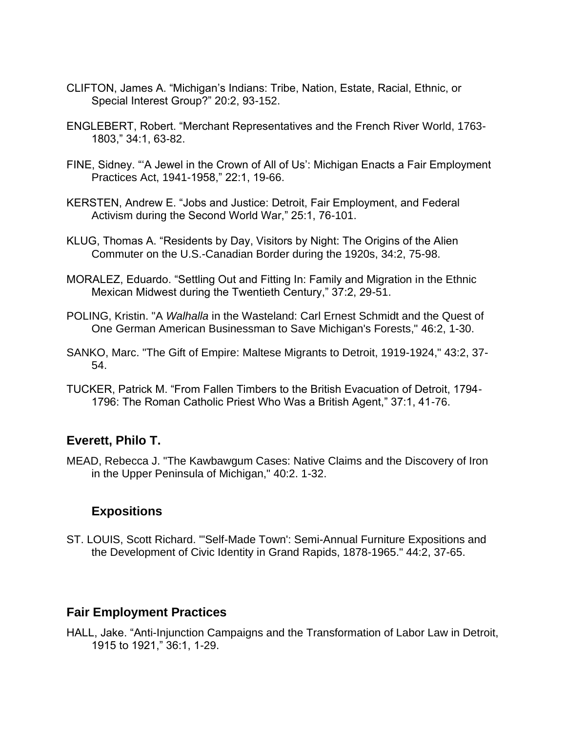CLIFTON, James A. "Michigan's Indians: Tribe, Nation, Estate, Racial, Ethnic, or Special Interest Group?" 20:2, 93-152.

ENGLEBERT, Robert. "Merchant Representatives and the French River World, 1763-1803," 34:1, 63-82.

FINE, Sidney. "'A Jewel in the Crown of All of Us': Michigan Enacts a Fair Employment Practices Act, 1941-1958," 22:1, 19-66.

KERSTEN, Andrew E. "Jobs and Justice: Detroit, Fair Employment, and Federal Activism during the Second World War," 25:1, 76-101.

KLUG, Thomas A. "Residents by Day, Visitors by Night: The Origins of the Alien Commuter on the U.S.-Canadian Border during the 1920s, 34:2, 75-98.

MORALEZ, Eduardo. "Settling Out and Fitting In: Family and Migration in the Ethnic Mexican Midwest during the Twentieth Century," 37:2, 29-51.

POLING, Kristin. "A *Walhalla* in the Wasteland: Carl Ernest Schmidt and the Quest of One German American Businessman to Save Michigan's Forests," 46:2, 1-30.

SANKO, Marc. "The Gift of Empire: Maltese Migrants to Detroit, 1919-1924," 43:2, 37-54.

TUCKER, Patrick M. "From Fallen Timbers to the British Evacuation of Detroit, 1794-1796: The Roman Catholic Priest Who Was a British Agent," 37:1, 41-76.

### Everett, Philo T.

MEAD, Rebecca J. "The Kawbawgum Cases: Native Claims and the Discovery of Iron in the Upper Peninsula of Michigan," 40:2. 1-32.

### Expositions

ST. LOUIS, Scott Richard. "'Self-Made Town': Semi-Annual Furniture Expositions and the Development of Civic Identity in Grand Rapids, 1878-1965." 44:2, 37-65.

### Fair Employment Practices

HALL, Jake. "Anti-Injunction Campaigns and the Transformation of Labor Law in Detroit, 1915 to 1921," 36:1, 1-29.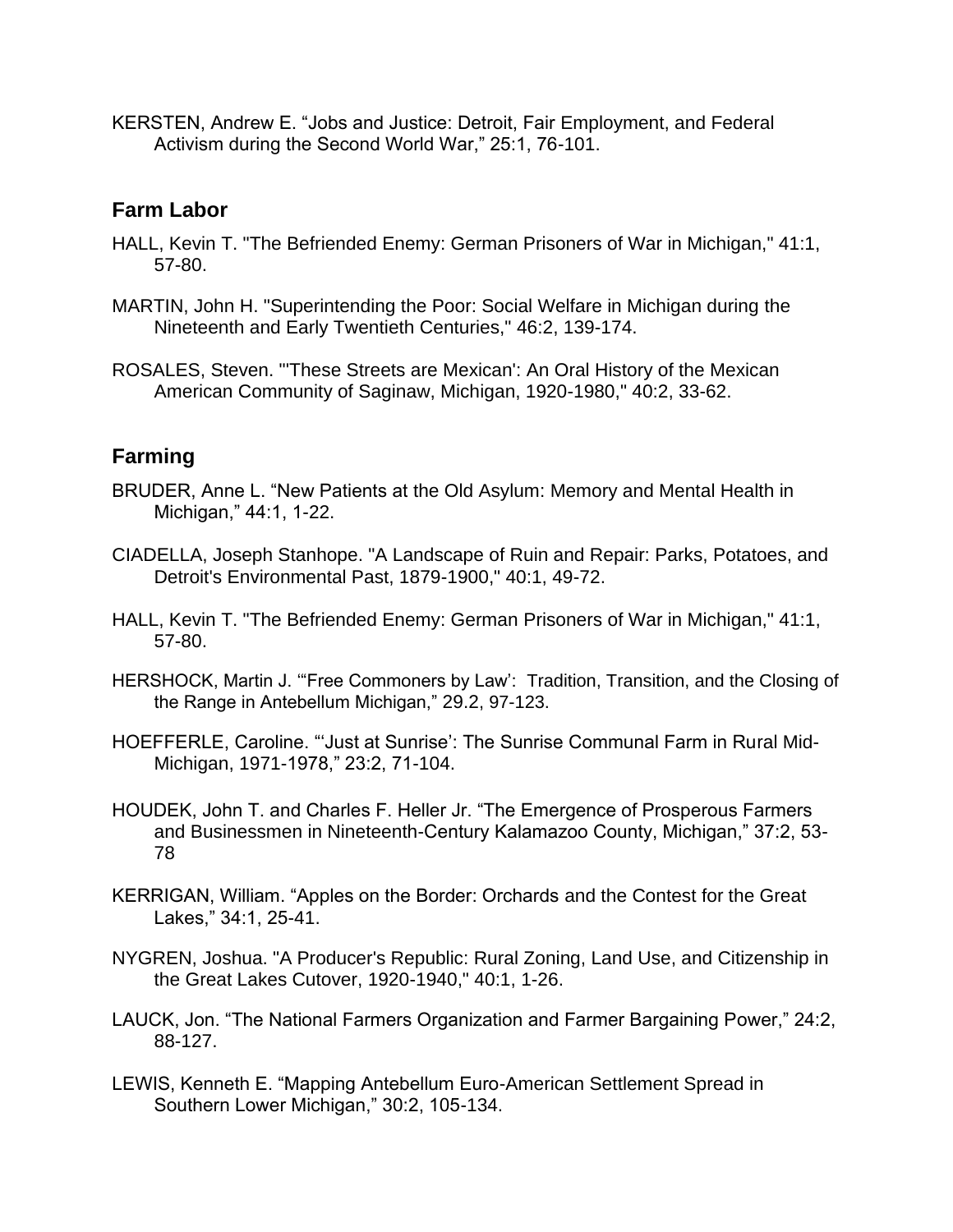KERSTEN, Andrew E. "Jobs and Justice: Detroit, Fair Employment, and Federal Activism during the Second World War," 25:1, 76-101.

## Farm Labor

HALL, Kevin T. "The Befriended Enemy: German Prisoners of War in Michigan," 41:1, 57-80.

MARTIN, John H. "Superintending the Poor: Social Welfare in Michigan during the Nineteenth and Early Twentieth Centuries," 46:2, 139-174.

ROSALES, Steven. "'These Streets are Mexican': An Oral History of the Mexican American Community of Saginaw, Michigan, 1920-1980," 40:2, 33-62.

## Farming

BRUDER, Anne L. "New Patients at the Old Asylum: Memory and Mental Health in Michigan," 44:1, 1-22.

CIADELLA, Joseph Stanhope. "A Landscape of Ruin and Repair: Parks, Potatoes, and Detroit's Environmental Past, 1879-1900," 40:1, 49-72.

HALL, Kevin T. "The Befriended Enemy: German Prisoners of War in Michigan," 41:1, 57-80.

HERSHOCK, Martin J. "'Free Commoners by Law': Tradition, Transition, and the Closing of the Range in Antebellum Michigan," 29.2, 97-123.

HOEFFERLE, Caroline. "'Just at Sunrise': The Sunrise Communal Farm in Rural Mid-Michigan, 1971-1978," 23:2, 71-104.

HOUDEK, John T. and Charles F. Heller Jr. "The Emergence of Prosperous Farmers and Businessmen in Nineteenth-Century Kalamazoo County, Michigan," 37:2, 53-78

KERRIGAN, William. "Apples on the Border: Orchards and the Contest for the Great Lakes," 34:1, 25-41.

NYGREN, Joshua. "A Producer's Republic: Rural Zoning, Land Use, and Citizenship in the Great Lakes Cutover, 1920-1940," 40:1, 1-26.

LAUCK, Jon. "The National Farmers Organization and Farmer Bargaining Power," 24:2, 88-127.

LEWIS, Kenneth E. "Mapping Antebellum Euro-American Settlement Spread in Southern Lower Michigan," 30:2, 105-134.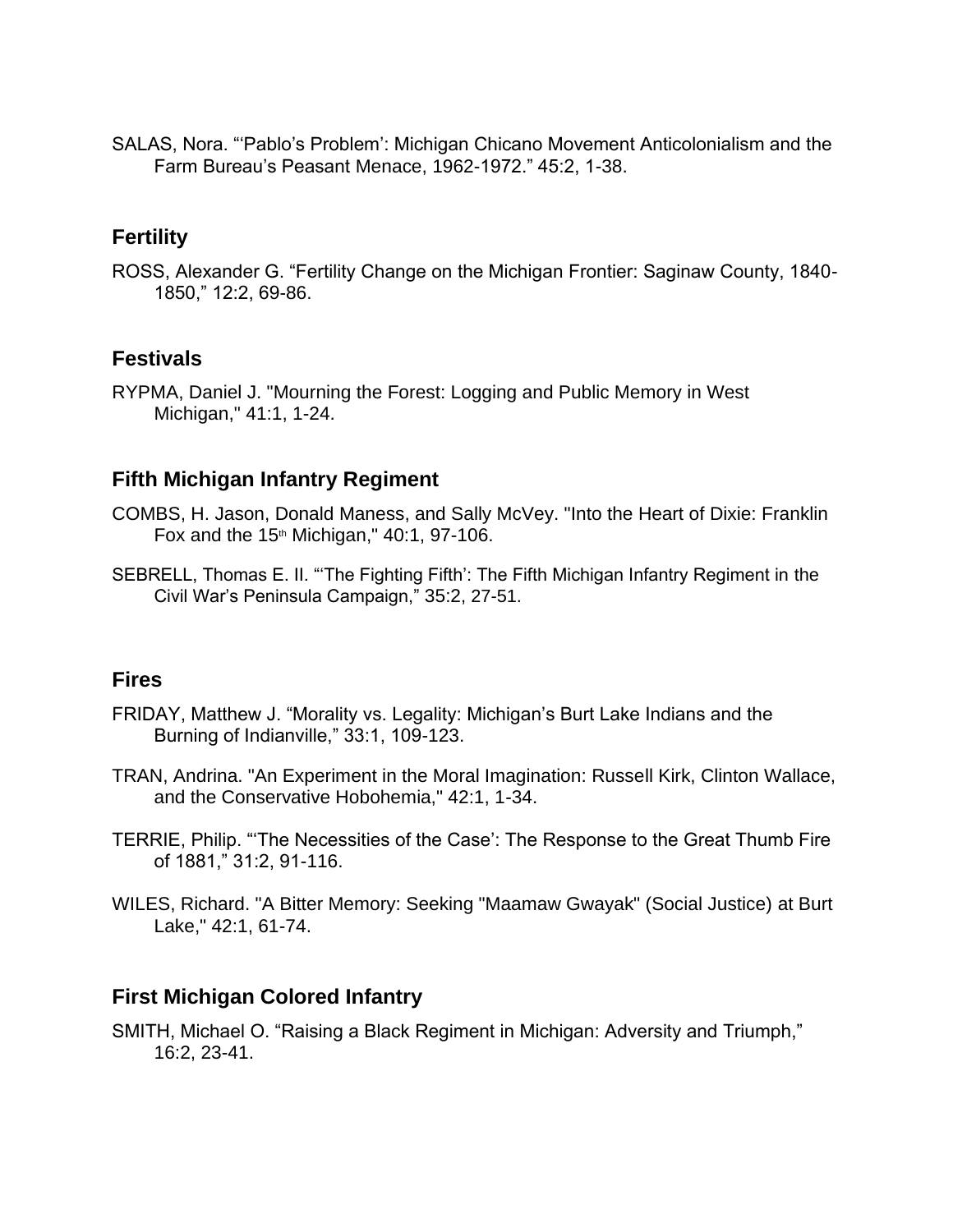SALAS, Nora. "'Pablo's Problem': Michigan Chicano Movement Anticolonialism and the Farm Bureau's Peasant Menace, 1962-1972." 45:2, 1-38.

## Fertility

ROSS, Alexander G. "Fertility Change on the Michigan Frontier: Saginaw County, 1840-1850," 12:2, 69-86.

## Festivals

RYPMA, Daniel J. "Mourning the Forest: Logging and Public Memory in West Michigan," 41:1, 1-24.

## Fifth Michigan Infantry Regiment

COMBS, H. Jason, Donald Maness, and Sally McVey. "Into the Heart of Dixie: Franklin Fox and the 15th Michigan," 40:1, 97-106.

SEBRELL, Thomas E. II. "'The Fighting Fifth': The Fifth Michigan Infantry Regiment in the Civil War's Peninsula Campaign," 35:2, 27-51.

## Fires

FRIDAY, Matthew J. "Morality vs. Legality: Michigan's Burt Lake Indians and the Burning of Indianville," 33:1, 109-123.

TRAN, Andrina. "An Experiment in the Moral Imagination: Russell Kirk, Clinton Wallace, and the Conservative Hobohemia," 42:1, 1-34.

TERRIE, Philip. "'The Necessities of the Case': The Response to the Great Thumb Fire of 1881," 31:2, 91-116.

WILES, Richard. "A Bitter Memory: Seeking "Maamaw Gwayak" (Social Justice) at Burt Lake," 42:1, 61-74.

## First Michigan Colored Infantry

SMITH, Michael O. "Raising a Black Regiment in Michigan: Adversity and Triumph," 16:2, 23-41.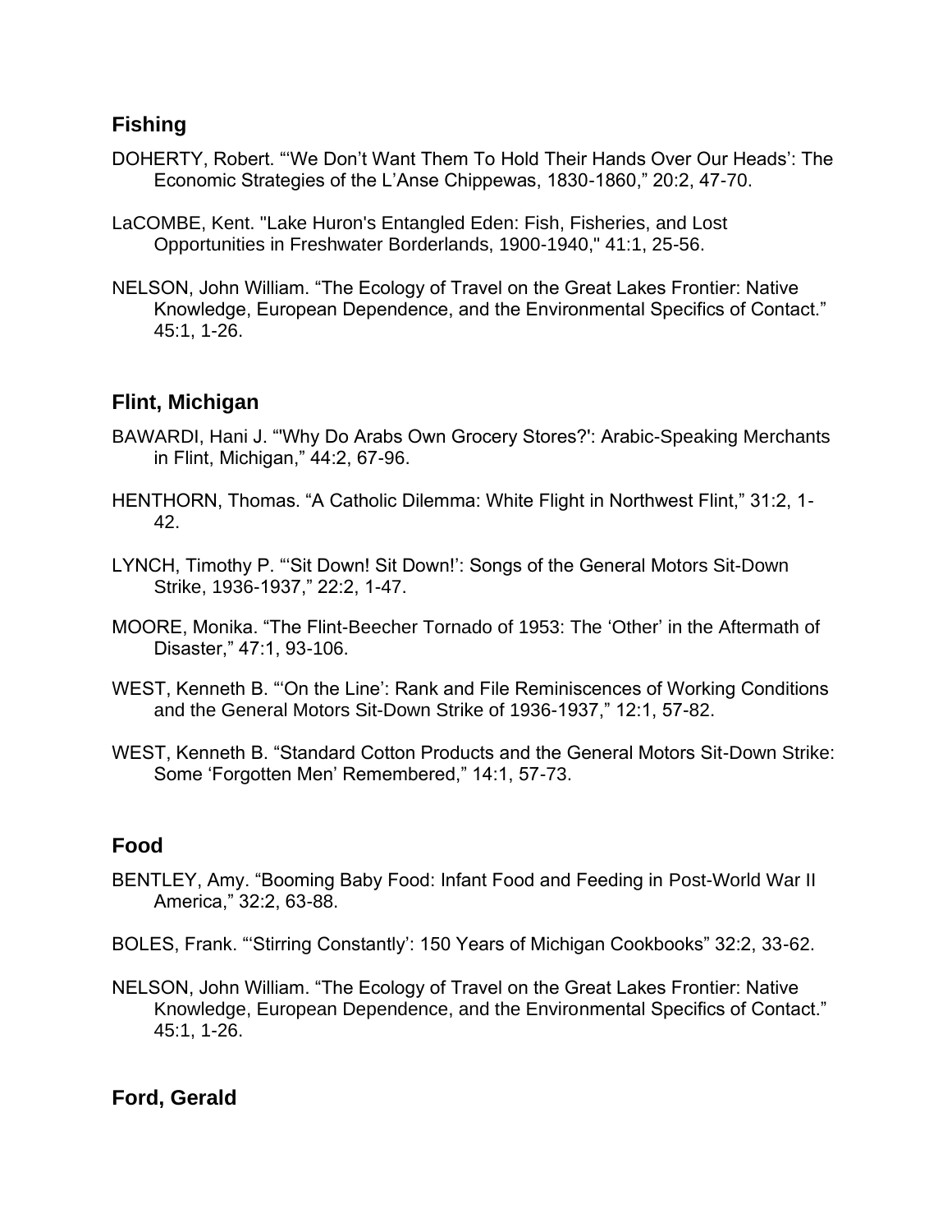## Fishing

DOHERTY, Robert. "'We Don't Want Them To Hold Their Hands Over Our Heads': The Economic Strategies of the L'Anse Chippewas, 1830-1860," 20:2, 47-70.

LaCOMBE, Kent. "Lake Huron's Entangled Eden: Fish, Fisheries, and Lost Opportunities in Freshwater Borderlands, 1900-1940," 41:1, 25-56.

NELSON, John William. "The Ecology of Travel on the Great Lakes Frontier: Native Knowledge, European Dependence, and the Environmental Specifics of Contact." 45:1, 1-26.

## Flint, Michigan

BAWARDI, Hani J. "'Why Do Arabs Own Grocery Stores?': Arabic-Speaking Merchants in Flint, Michigan," 44:2, 67-96.

HENTHORN, Thomas. "A Catholic Dilemma: White Flight in Northwest Flint," 31:2, 1-42.

LYNCH, Timothy P. "'Sit Down! Sit Down!': Songs of the General Motors Sit-Down Strike, 1936-1937," 22:2, 1-47.

MOORE, Monika. "The Flint-Beecher Tornado of 1953: The 'Other' in the Aftermath of Disaster," 47:1, 93-106.

WEST, Kenneth B. "'On the Line': Rank and File Reminiscences of Working Conditions and the General Motors Sit-Down Strike of 1936-1937," 12:1, 57-82.

WEST, Kenneth B. "Standard Cotton Products and the General Motors Sit-Down Strike: Some 'Forgotten Men' Remembered," 14:1, 57-73.

## Food

BENTLEY, Amy. "Booming Baby Food: Infant Food and Feeding in Post-World War II America," 32:2, 63-88.

BOLES, Frank. "'Stirring Constantly': 150 Years of Michigan Cookbooks" 32:2, 33-62.

NELSON, John William. "The Ecology of Travel on the Great Lakes Frontier: Native Knowledge, European Dependence, and the Environmental Specifics of Contact." 45:1, 1-26.

## Ford, Gerald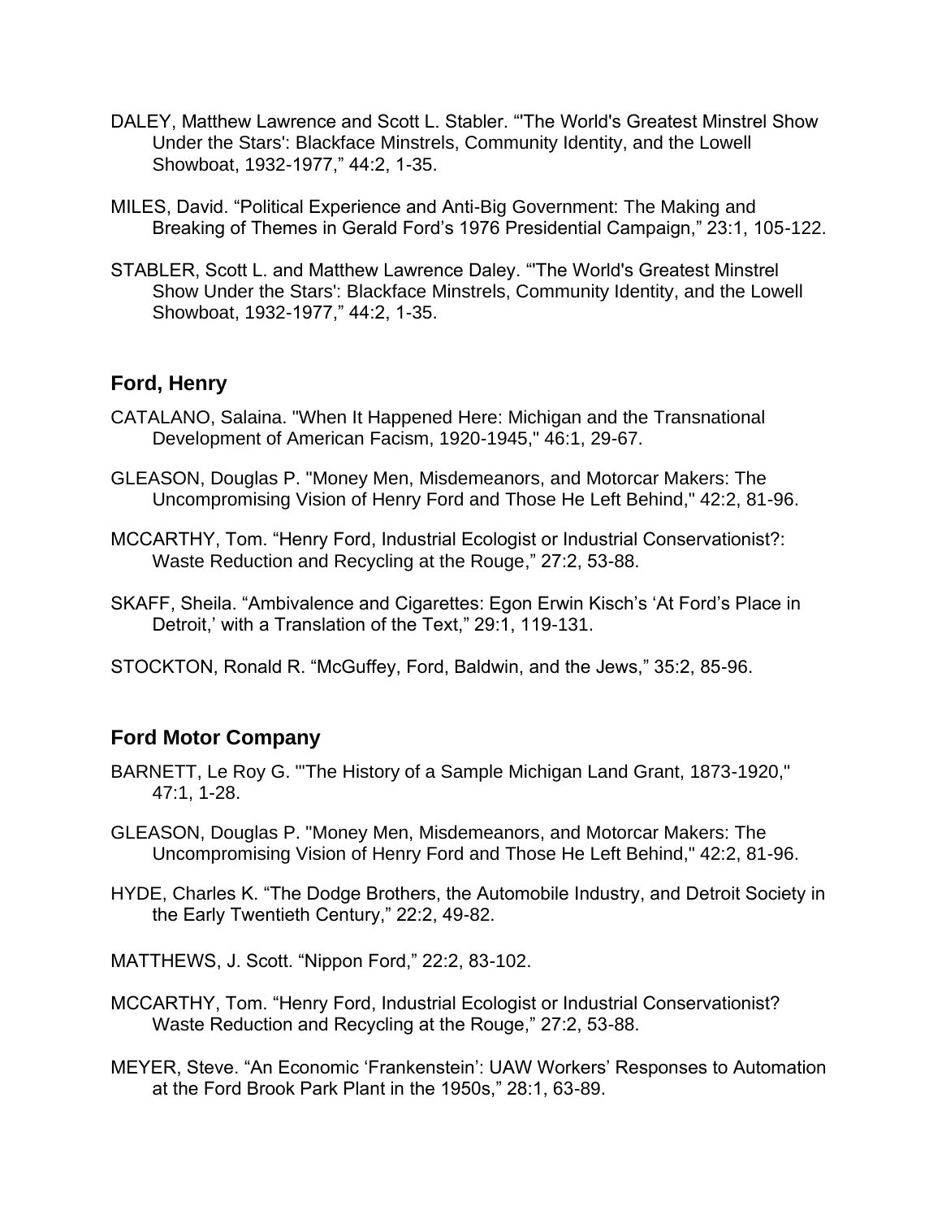DALEY, Matthew Lawrence and Scott L. Stabler. "'The World's Greatest Minstrel Show Under the Stars': Blackface Minstrels, Community Identity, and the Lowell Showboat, 1932-1977," 44:2, 1-35.

MILES, David. "Political Experience and Anti-Big Government: The Making and Breaking of Themes in Gerald Ford's 1976 Presidential Campaign," 23:1, 105-122.

STABLER, Scott L. and Matthew Lawrence Daley. "'The World's Greatest Minstrel Show Under the Stars': Blackface Minstrels, Community Identity, and the Lowell Showboat, 1932-1977," 44:2, 1-35.

## Ford, Henry

CATALANO, Salaina. "When It Happened Here: Michigan and the Transnational Development of American Facism, 1920-1945," 46:1, 29-67.

GLEASON, Douglas P. "Money Men, Misdemeanors, and Motorcar Makers: The Uncompromising Vision of Henry Ford and Those He Left Behind," 42:2, 81-96.

MCCARTHY, Tom. "Henry Ford, Industrial Ecologist or Industrial Conservationist?: Waste Reduction and Recycling at the Rouge," 27:2, 53-88.

SKAFF, Sheila. "Ambivalence and Cigarettes: Egon Erwin Kisch's 'At Ford's Place in Detroit,' with a Translation of the Text," 29:1, 119-131.

STOCKTON, Ronald R. "McGuffey, Ford, Baldwin, and the Jews," 35:2, 85-96.

## Ford Motor Company

BARNETT, Le Roy G. "'The History of a Sample Michigan Land Grant, 1873-1920," 47:1, 1-28.

GLEASON, Douglas P. "Money Men, Misdemeanors, and Motorcar Makers: The Uncompromising Vision of Henry Ford and Those He Left Behind," 42:2, 81-96.

HYDE, Charles K. "The Dodge Brothers, the Automobile Industry, and Detroit Society in the Early Twentieth Century," 22:2, 49-82.

MATTHEWS, J. Scott. "Nippon Ford," 22:2, 83-102.

MCCARTHY, Tom. "Henry Ford, Industrial Ecologist or Industrial Conservationist? Waste Reduction and Recycling at the Rouge," 27:2, 53-88.

MEYER, Steve. "An Economic 'Frankenstein': UAW Workers' Responses to Automation at the Ford Brook Park Plant in the 1950s," 28:1, 63-89.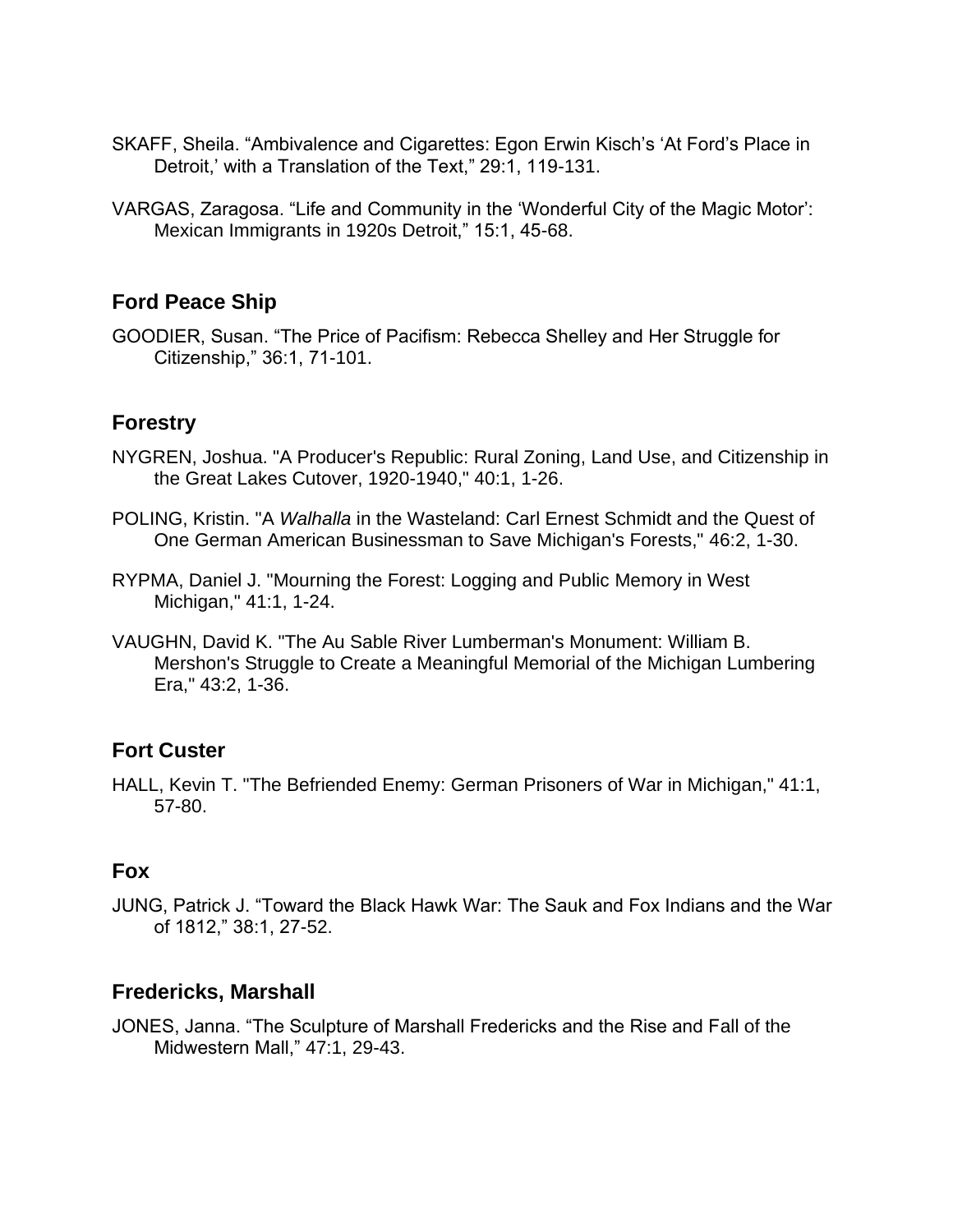SKAFF, Sheila. “Ambivalence and Cigarettes: Egon Erwin Kisch’s ‘At Ford’s Place in Detroit,’ with a Translation of the Text,” 29:1, 119-131.

VARGAS, Zaragosa. “Life and Community in the ‘Wonderful City of the Magic Motor’: Mexican Immigrants in 1920s Detroit,” 15:1, 45-68.

## Ford Peace Ship

GOODIER, Susan. “The Price of Pacifism: Rebecca Shelley and Her Struggle for Citizenship,” 36:1, 71-101.

## Forestry

NYGREN, Joshua. "A Producer's Republic: Rural Zoning, Land Use, and Citizenship in the Great Lakes Cutover, 1920-1940," 40:1, 1-26.

POLING, Kristin. "A *Walhalla* in the Wasteland: Carl Ernest Schmidt and the Quest of One German American Businessman to Save Michigan's Forests," 46:2, 1-30.

RYPMA, Daniel J. "Mourning the Forest: Logging and Public Memory in West Michigan," 41:1, 1-24.

VAUGHN, David K. "The Au Sable River Lumberman's Monument: William B. Mershon's Struggle to Create a Meaningful Memorial of the Michigan Lumbering Era," 43:2, 1-36.

## Fort Custer

HALL, Kevin T. "The Befriended Enemy: German Prisoners of War in Michigan," 41:1, 57-80.

## Fox

JUNG, Patrick J. “Toward the Black Hawk War: The Sauk and Fox Indians and the War of 1812,” 38:1, 27-52.

## Fredericks, Marshall

JONES, Janna. “The Sculpture of Marshall Fredericks and the Rise and Fall of the Midwestern Mall,” 47:1, 29-43.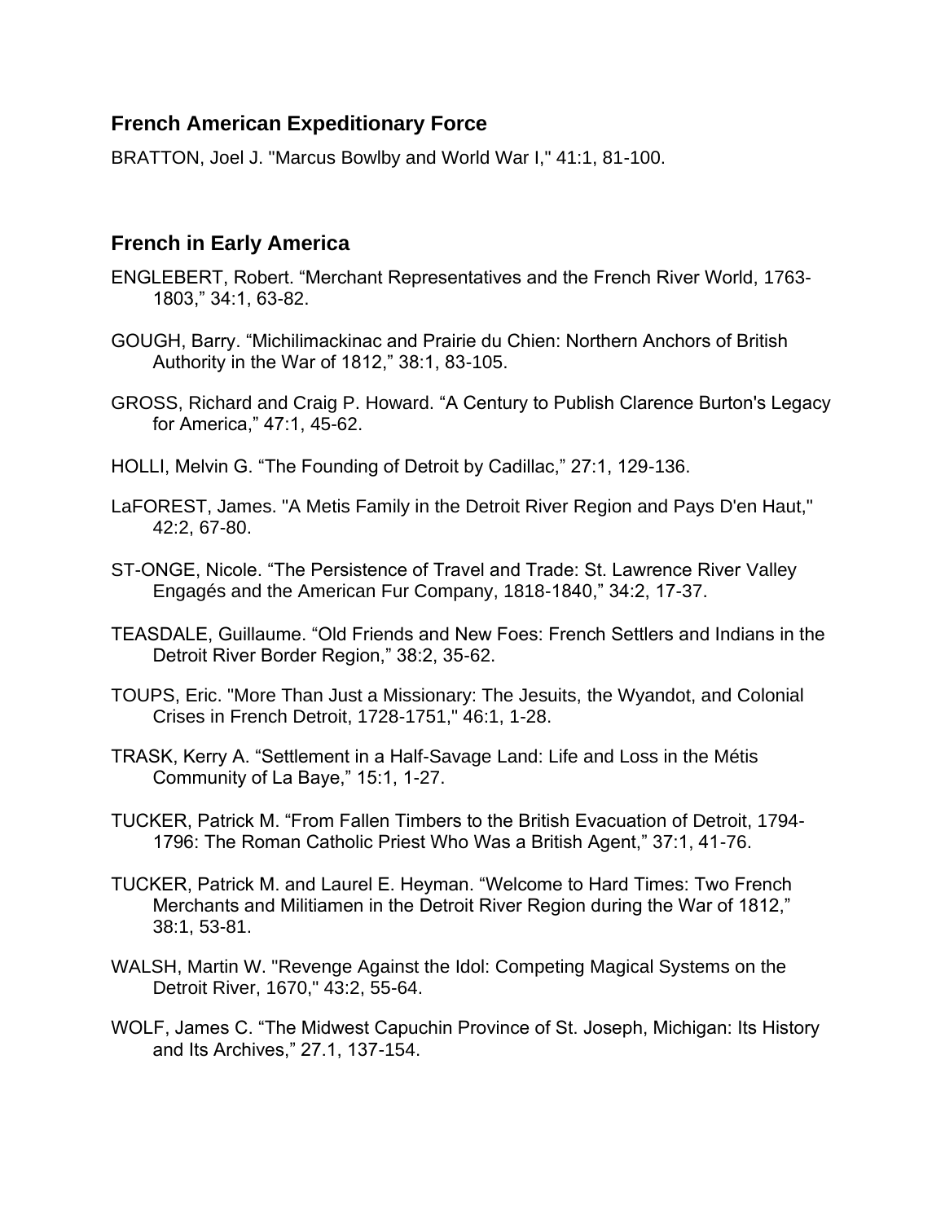## French American Expeditionary Force

BRATTON, Joel J. "Marcus Bowlby and World War I," 41:1, 81-100.

## French in Early America

ENGLEBERT, Robert. “Merchant Representatives and the French River World, 1763-1803,” 34:1, 63-82.

GOUGH, Barry. “Michilimackinac and Prairie du Chien: Northern Anchors of British Authority in the War of 1812,” 38:1, 83-105.

GROSS, Richard and Craig P. Howard. “A Century to Publish Clarence Burton's Legacy for America,” 47:1, 45-62.

HOLLI, Melvin G. “The Founding of Detroit by Cadillac,” 27:1, 129-136.

LaFOREST, James. "A Metis Family in the Detroit River Region and Pays D'en Haut," 42:2, 67-80.

ST-ONGE, Nicole. “The Persistence of Travel and Trade: St. Lawrence River Valley Engagés and the American Fur Company, 1818-1840,” 34:2, 17-37.

TEASDALE, Guillaume. “Old Friends and New Foes: French Settlers and Indians in the Detroit River Border Region,” 38:2, 35-62.

TOUPS, Eric. "More Than Just a Missionary: The Jesuits, the Wyandot, and Colonial Crises in French Detroit, 1728-1751," 46:1, 1-28.

TRASK, Kerry A. “Settlement in a Half-Savage Land: Life and Loss in the Métis Community of La Baye,” 15:1, 1-27.

TUCKER, Patrick M. “From Fallen Timbers to the British Evacuation of Detroit, 1794-1796: The Roman Catholic Priest Who Was a British Agent,” 37:1, 41-76.

TUCKER, Patrick M. and Laurel E. Heyman. “Welcome to Hard Times: Two French Merchants and Militiamen in the Detroit River Region during the War of 1812,” 38:1, 53-81.

WALSH, Martin W. "Revenge Against the Idol: Competing Magical Systems on the Detroit River, 1670," 43:2, 55-64.

WOLF, James C. “The Midwest Capuchin Province of St. Joseph, Michigan: Its History and Its Archives,” 27.1, 137-154.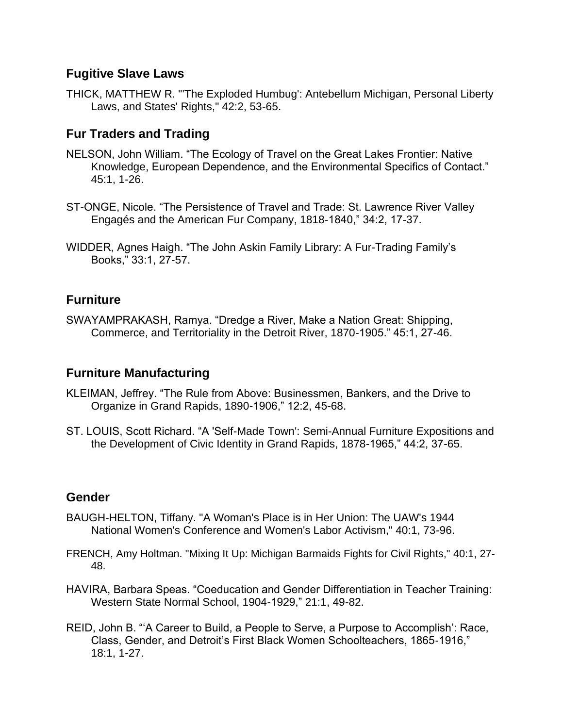## Fugitive Slave Laws

THICK, MATTHEW R. "'The Exploded Humbug': Antebellum Michigan, Personal Liberty Laws, and States' Rights," 42:2, 53-65.

## Fur Traders and Trading

NELSON, John William. "The Ecology of Travel on the Great Lakes Frontier: Native Knowledge, European Dependence, and the Environmental Specifics of Contact." 45:1, 1-26.

ST-ONGE, Nicole. "The Persistence of Travel and Trade: St. Lawrence River Valley Engagés and the American Fur Company, 1818-1840," 34:2, 17-37.

WIDDER, Agnes Haigh. "The John Askin Family Library: A Fur-Trading Family's Books," 33:1, 27-57.

## Furniture

SWAYAMPRAKASH, Ramya. "Dredge a River, Make a Nation Great: Shipping, Commerce, and Territoriality in the Detroit River, 1870-1905." 45:1, 27-46.

## Furniture Manufacturing

KLEIMAN, Jeffrey. "The Rule from Above: Businessmen, Bankers, and the Drive to Organize in Grand Rapids, 1890-1906," 12:2, 45-68.

ST. LOUIS, Scott Richard. "A 'Self-Made Town': Semi-Annual Furniture Expositions and the Development of Civic Identity in Grand Rapids, 1878-1965," 44:2, 37-65.

## Gender

BAUGH-HELTON, Tiffany. "A Woman's Place is in Her Union: The UAW's 1944 National Women's Conference and Women's Labor Activism," 40:1, 73-96.

FRENCH, Amy Holtman. "Mixing It Up: Michigan Barmaids Fights for Civil Rights," 40:1, 27-48.

HAVIRA, Barbara Speas. "Coeducation and Gender Differentiation in Teacher Training: Western State Normal School, 1904-1929," 21:1, 49-82.

REID, John B. "'A Career to Build, a People to Serve, a Purpose to Accomplish': Race, Class, Gender, and Detroit's First Black Women Schoolteachers, 1865-1916," 18:1, 1-27.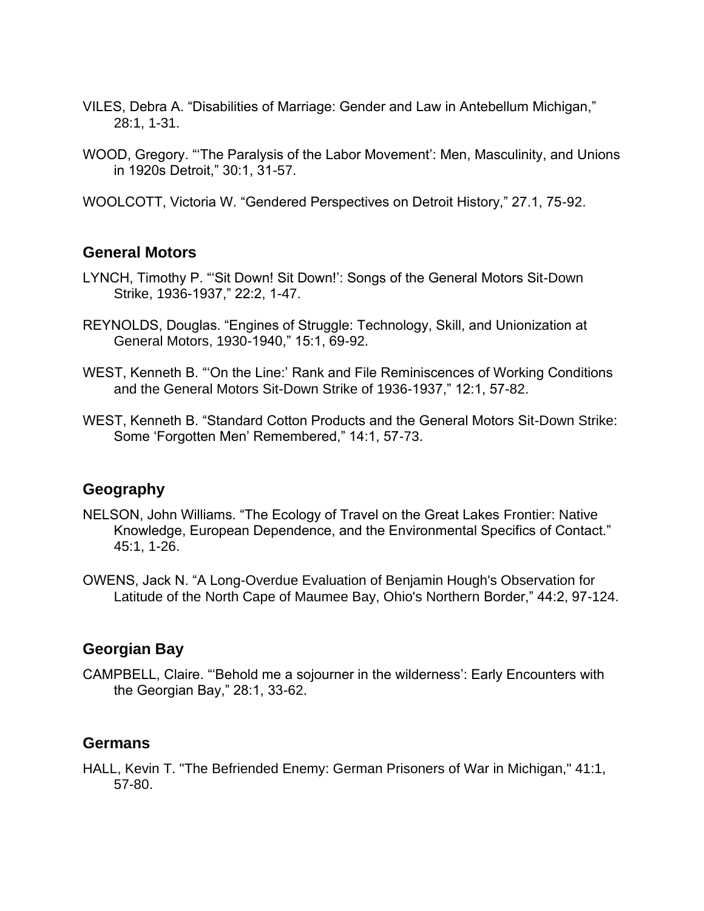VILES, Debra A. “Disabilities of Marriage: Gender and Law in Antebellum Michigan,” 28:1, 1-31.

WOOD, Gregory. “‘The Paralysis of the Labor Movement’: Men, Masculinity, and Unions in 1920s Detroit,” 30:1, 31-57.

WOOLCOTT, Victoria W. “Gendered Perspectives on Detroit History,” 27.1, 75-92.

## General Motors

LYNCH, Timothy P. “‘Sit Down! Sit Down!’: Songs of the General Motors Sit-Down Strike, 1936-1937,” 22:2, 1-47.

REYNOLDS, Douglas. “Engines of Struggle: Technology, Skill, and Unionization at General Motors, 1930-1940,” 15:1, 69-92.

WEST, Kenneth B. “‘On the Line:’ Rank and File Reminiscences of Working Conditions and the General Motors Sit-Down Strike of 1936-1937,” 12:1, 57-82.

WEST, Kenneth B. “Standard Cotton Products and the General Motors Sit-Down Strike: Some ‘Forgotten Men’ Remembered,” 14:1, 57-73.

## Geography

NELSON, John Williams. “The Ecology of Travel on the Great Lakes Frontier: Native Knowledge, European Dependence, and the Environmental Specifics of Contact.” 45:1, 1-26.

OWENS, Jack N. “A Long-Overdue Evaluation of Benjamin Hough's Observation for Latitude of the North Cape of Maumee Bay, Ohio's Northern Border,” 44:2, 97-124.

## Georgian Bay

CAMPBELL, Claire. “‘Behold me a sojourner in the wilderness’: Early Encounters with the Georgian Bay,” 28:1, 33-62.

## Germans

HALL, Kevin T. "The Befriended Enemy: German Prisoners of War in Michigan," 41:1, 57-80.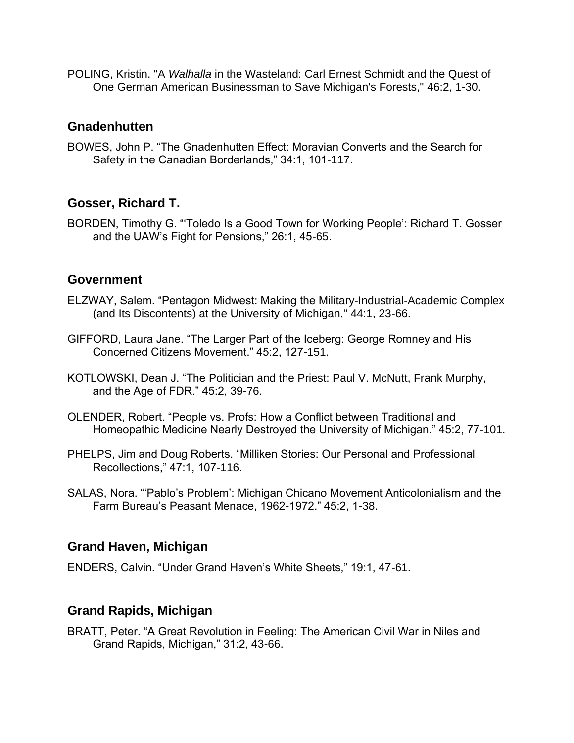POLING, Kristin. "A *Walhalla* in the Wasteland: Carl Ernest Schmidt and the Quest of One German American Businessman to Save Michigan's Forests," 46:2, 1-30.

## Gnadenhutten

BOWES, John P. "The Gnadenhutten Effect: Moravian Converts and the Search for Safety in the Canadian Borderlands," 34:1, 101-117.

## Gosser, Richard T.

BORDEN, Timothy G. "'Toledo Is a Good Town for Working People': Richard T. Gosser and the UAW's Fight for Pensions," 26:1, 45-65.

## Government

ELZWAY, Salem. "Pentagon Midwest: Making the Military-Industrial-Academic Complex (and Its Discontents) at the University of Michigan," 44:1, 23-66.

GIFFORD, Laura Jane. "The Larger Part of the Iceberg: George Romney and His Concerned Citizens Movement." 45:2, 127-151.

KOTLOWSKI, Dean J. "The Politician and the Priest: Paul V. McNutt, Frank Murphy, and the Age of FDR." 45:2, 39-76.

OLENDER, Robert. "People vs. Profs: How a Conflict between Traditional and Homeopathic Medicine Nearly Destroyed the University of Michigan." 45:2, 77-101.

PHELPS, Jim and Doug Roberts. "Milliken Stories: Our Personal and Professional Recollections," 47:1, 107-116.

SALAS, Nora. "'Pablo's Problem': Michigan Chicano Movement Anticolonialism and the Farm Bureau's Peasant Menace, 1962-1972." 45:2, 1-38.

## Grand Haven, Michigan

ENDERS, Calvin. "Under Grand Haven's White Sheets," 19:1, 47-61.

## Grand Rapids, Michigan

BRATT, Peter. "A Great Revolution in Feeling: The American Civil War in Niles and Grand Rapids, Michigan," 31:2, 43-66.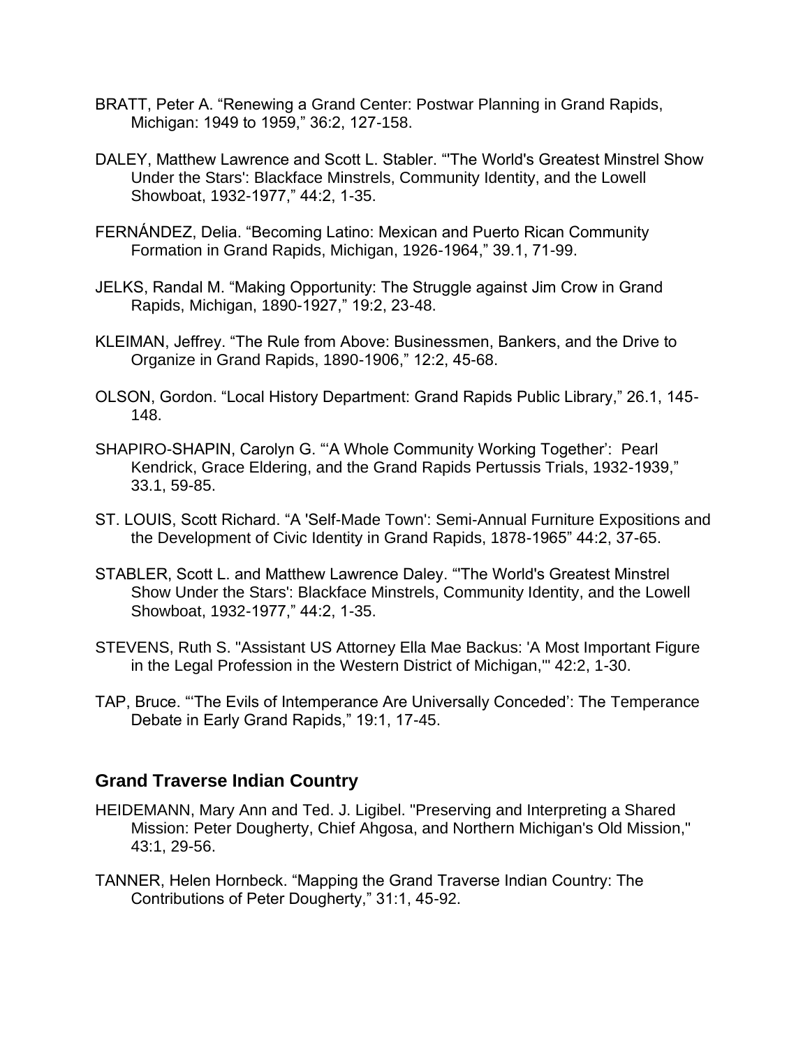BRATT, Peter A. “Renewing a Grand Center: Postwar Planning in Grand Rapids, Michigan: 1949 to 1959,” 36:2, 127-158.

DALEY, Matthew Lawrence and Scott L. Stabler. “'The World's Greatest Minstrel Show Under the Stars': Blackface Minstrels, Community Identity, and the Lowell Showboat, 1932-1977,” 44:2, 1-35.

FERNÁNDEZ, Delia. “Becoming Latino: Mexican and Puerto Rican Community Formation in Grand Rapids, Michigan, 1926-1964,” 39.1, 71-99.

JELKS, Randal M. “Making Opportunity: The Struggle against Jim Crow in Grand Rapids, Michigan, 1890-1927,” 19:2, 23-48.

KLEIMAN, Jeffrey. “The Rule from Above: Businessmen, Bankers, and the Drive to Organize in Grand Rapids, 1890-1906,” 12:2, 45-68.

OLSON, Gordon. “Local History Department: Grand Rapids Public Library,” 26.1, 145-148.

SHAPIRO-SHAPIN, Carolyn G. “‘A Whole Community Working Together’: Pearl Kendrick, Grace Eldering, and the Grand Rapids Pertussis Trials, 1932-1939,” 33.1, 59-85.

ST. LOUIS, Scott Richard. “A 'Self-Made Town': Semi-Annual Furniture Expositions and the Development of Civic Identity in Grand Rapids, 1878-1965” 44:2, 37-65.

STABLER, Scott L. and Matthew Lawrence Daley. “'The World's Greatest Minstrel Show Under the Stars': Blackface Minstrels, Community Identity, and the Lowell Showboat, 1932-1977,” 44:2, 1-35.

STEVENS, Ruth S. "Assistant US Attorney Ella Mae Backus: 'A Most Important Figure in the Legal Profession in the Western District of Michigan,'" 42:2, 1-30.

TAP, Bruce. “‘The Evils of Intemperance Are Universally Conceded’: The Temperance Debate in Early Grand Rapids,” 19:1, 17-45.

## Grand Traverse Indian Country

HEIDEMANN, Mary Ann and Ted. J. Ligibel. "Preserving and Interpreting a Shared Mission: Peter Dougherty, Chief Ahgosa, and Northern Michigan's Old Mission," 43:1, 29-56.

TANNER, Helen Hornbeck. “Mapping the Grand Traverse Indian Country: The Contributions of Peter Dougherty,” 31:1, 45-92.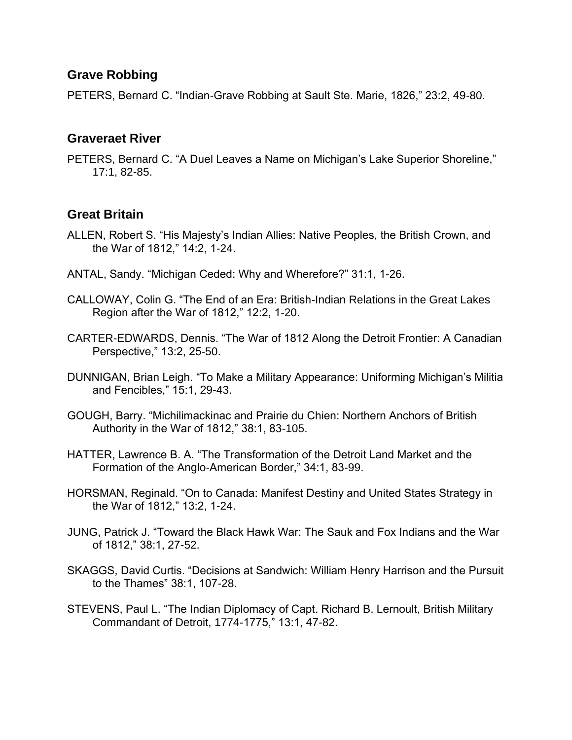## Grave Robbing

PETERS, Bernard C. “Indian-Grave Robbing at Sault Ste. Marie, 1826,” 23:2, 49-80.

## Graveraet River

PETERS, Bernard C. “A Duel Leaves a Name on Michigan’s Lake Superior Shoreline,” 17:1, 82-85.

## Great Britain

ALLEN, Robert S. “His Majesty’s Indian Allies: Native Peoples, the British Crown, and the War of 1812,” 14:2, 1-24.

ANTAL, Sandy. “Michigan Ceded: Why and Wherefore?” 31:1, 1-26.

CALLOWAY, Colin G. “The End of an Era: British-Indian Relations in the Great Lakes Region after the War of 1812,” 12:2, 1-20.

CARTER-EDWARDS, Dennis. “The War of 1812 Along the Detroit Frontier: A Canadian Perspective,” 13:2, 25-50.

DUNNIGAN, Brian Leigh. “To Make a Military Appearance: Uniforming Michigan’s Militia and Fencibles,” 15:1, 29-43.

GOUGH, Barry. “Michilimackinac and Prairie du Chien: Northern Anchors of British Authority in the War of 1812,” 38:1, 83-105.

HATTER, Lawrence B. A. “The Transformation of the Detroit Land Market and the Formation of the Anglo-American Border,” 34:1, 83-99.

HORSMAN, Reginald. “On to Canada: Manifest Destiny and United States Strategy in the War of 1812,” 13:2, 1-24.

JUNG, Patrick J. “Toward the Black Hawk War: The Sauk and Fox Indians and the War of 1812,” 38:1, 27-52.

SKAGGS, David Curtis. “Decisions at Sandwich: William Henry Harrison and the Pursuit to the Thames” 38:1, 107-28.

STEVENS, Paul L. “The Indian Diplomacy of Capt. Richard B. Lernoult, British Military Commandant of Detroit, 1774-1775,” 13:1, 47-82.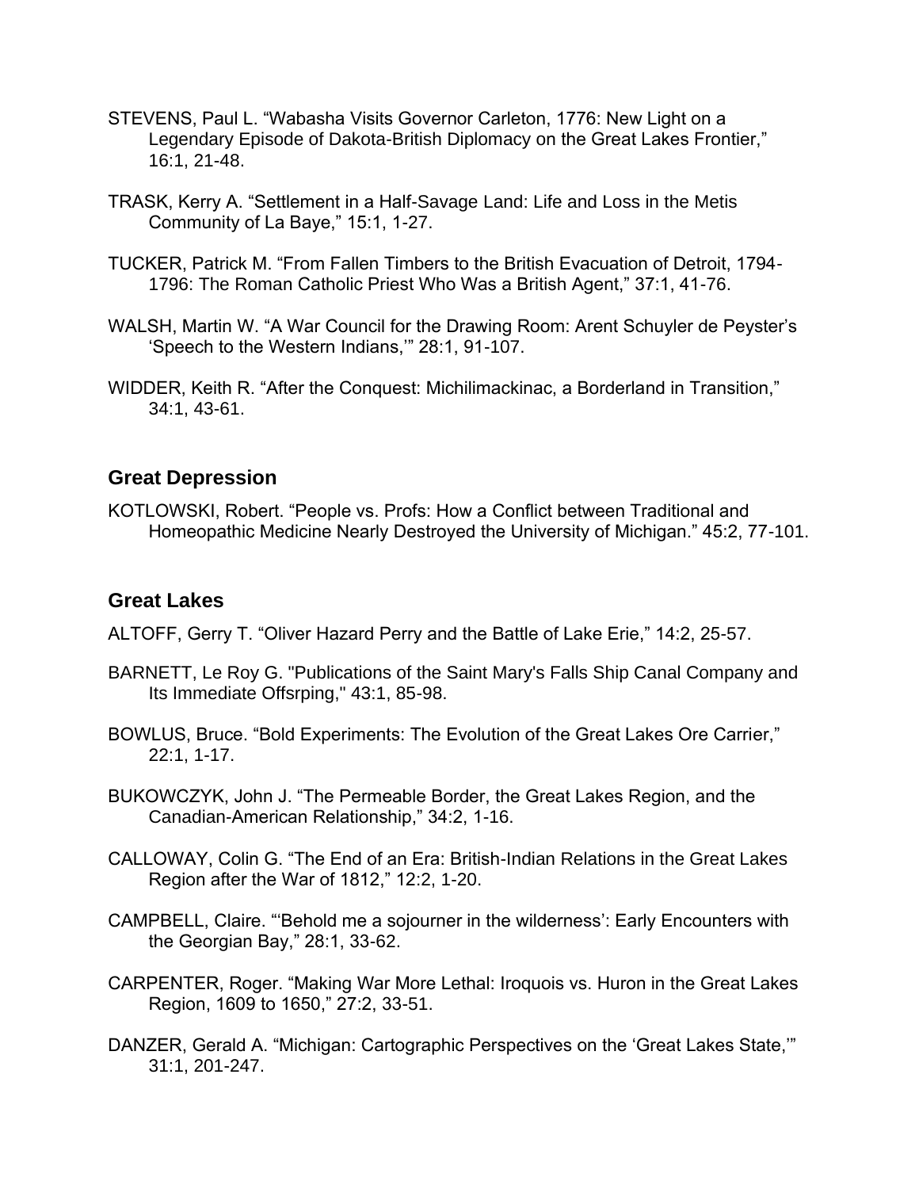STEVENS, Paul L. “Wabasha Visits Governor Carleton, 1776: New Light on a Legendary Episode of Dakota-British Diplomacy on the Great Lakes Frontier,” 16:1, 21-48.

TRASK, Kerry A. “Settlement in a Half-Savage Land: Life and Loss in the Metis Community of La Baye,” 15:1, 1-27.

TUCKER, Patrick M. “From Fallen Timbers to the British Evacuation of Detroit, 1794-1796: The Roman Catholic Priest Who Was a British Agent,” 37:1, 41-76.

WALSH, Martin W. “A War Council for the Drawing Room: Arent Schuyler de Peyster’s ‘Speech to the Western Indians,’” 28:1, 91-107.

WIDDER, Keith R. “After the Conquest: Michilimackinac, a Borderland in Transition,” 34:1, 43-61.

## Great Depression

KOTLOWSKI, Robert. “People vs. Profs: How a Conflict between Traditional and Homeopathic Medicine Nearly Destroyed the University of Michigan.” 45:2, 77-101.

## Great Lakes

ALTOFF, Gerry T. “Oliver Hazard Perry and the Battle of Lake Erie,” 14:2, 25-57.

BARNETT, Le Roy G. "Publications of the Saint Mary's Falls Ship Canal Company and Its Immediate Offsrping," 43:1, 85-98.

BOWLUS, Bruce. “Bold Experiments: The Evolution of the Great Lakes Ore Carrier,” 22:1, 1-17.

BUKOWCZYK, John J. “The Permeable Border, the Great Lakes Region, and the Canadian-American Relationship,” 34:2, 1-16.

CALLOWAY, Colin G. “The End of an Era: British-Indian Relations in the Great Lakes Region after the War of 1812,” 12:2, 1-20.

CAMPBELL, Claire. “‘Behold me a sojourner in the wilderness’: Early Encounters with the Georgian Bay,” 28:1, 33-62.

CARPENTER, Roger. “Making War More Lethal: Iroquois vs. Huron in the Great Lakes Region, 1609 to 1650,” 27:2, 33-51.

DANZER, Gerald A. “Michigan: Cartographic Perspectives on the ‘Great Lakes State,’” 31:1, 201-247.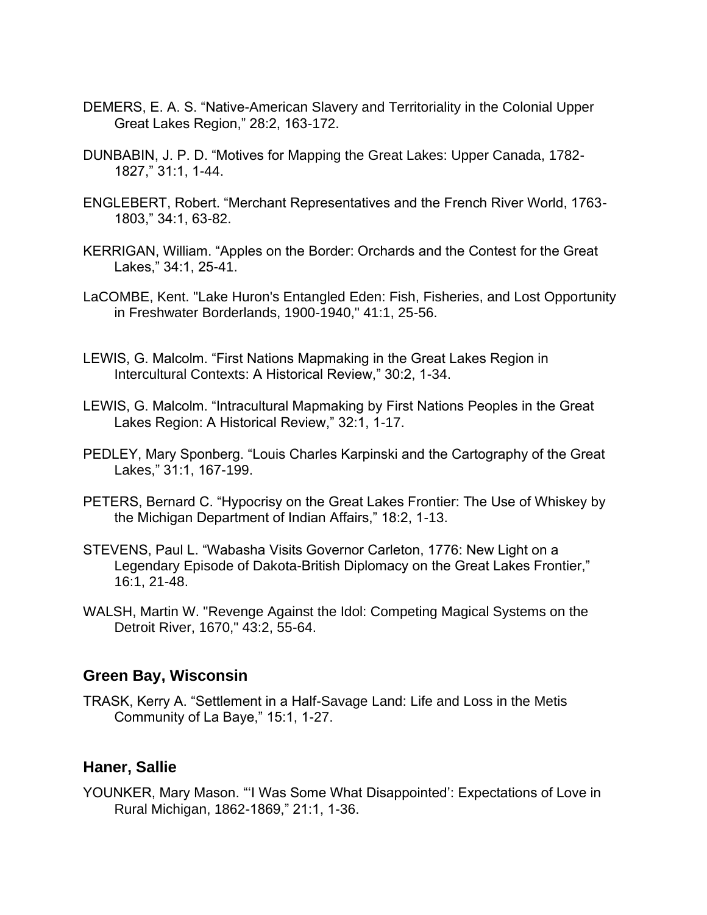DEMERS, E. A. S. “Native-American Slavery and Territoriality in the Colonial Upper Great Lakes Region,” 28:2, 163-172.

DUNBABIN, J. P. D. “Motives for Mapping the Great Lakes: Upper Canada, 1782-1827,” 31:1, 1-44.

ENGLEBERT, Robert. “Merchant Representatives and the French River World, 1763-1803,” 34:1, 63-82.

KERRIGAN, William. “Apples on the Border: Orchards and the Contest for the Great Lakes,” 34:1, 25-41.

LaCOMBE, Kent. "Lake Huron's Entangled Eden: Fish, Fisheries, and Lost Opportunity in Freshwater Borderlands, 1900-1940," 41:1, 25-56.

LEWIS, G. Malcolm. “First Nations Mapmaking in the Great Lakes Region in Intercultural Contexts: A Historical Review,” 30:2, 1-34.

LEWIS, G. Malcolm. “Intracultural Mapmaking by First Nations Peoples in the Great Lakes Region: A Historical Review,” 32:1, 1-17.

PEDLEY, Mary Sponberg. “Louis Charles Karpinski and the Cartography of the Great Lakes,” 31:1, 167-199.

PETERS, Bernard C. “Hypocrisy on the Great Lakes Frontier: The Use of Whiskey by the Michigan Department of Indian Affairs,” 18:2, 1-13.

STEVENS, Paul L. “Wabasha Visits Governor Carleton, 1776: New Light on a Legendary Episode of Dakota-British Diplomacy on the Great Lakes Frontier,” 16:1, 21-48.

WALSH, Martin W. "Revenge Against the Idol: Competing Magical Systems on the Detroit River, 1670," 43:2, 55-64.

## Green Bay, Wisconsin

TRASK, Kerry A. “Settlement in a Half-Savage Land: Life and Loss in the Metis Community of La Baye,” 15:1, 1-27.

## Haner, Sallie

YOUNKER, Mary Mason. “‘I Was Some What Disappointed’: Expectations of Love in Rural Michigan, 1862-1869,” 21:1, 1-36.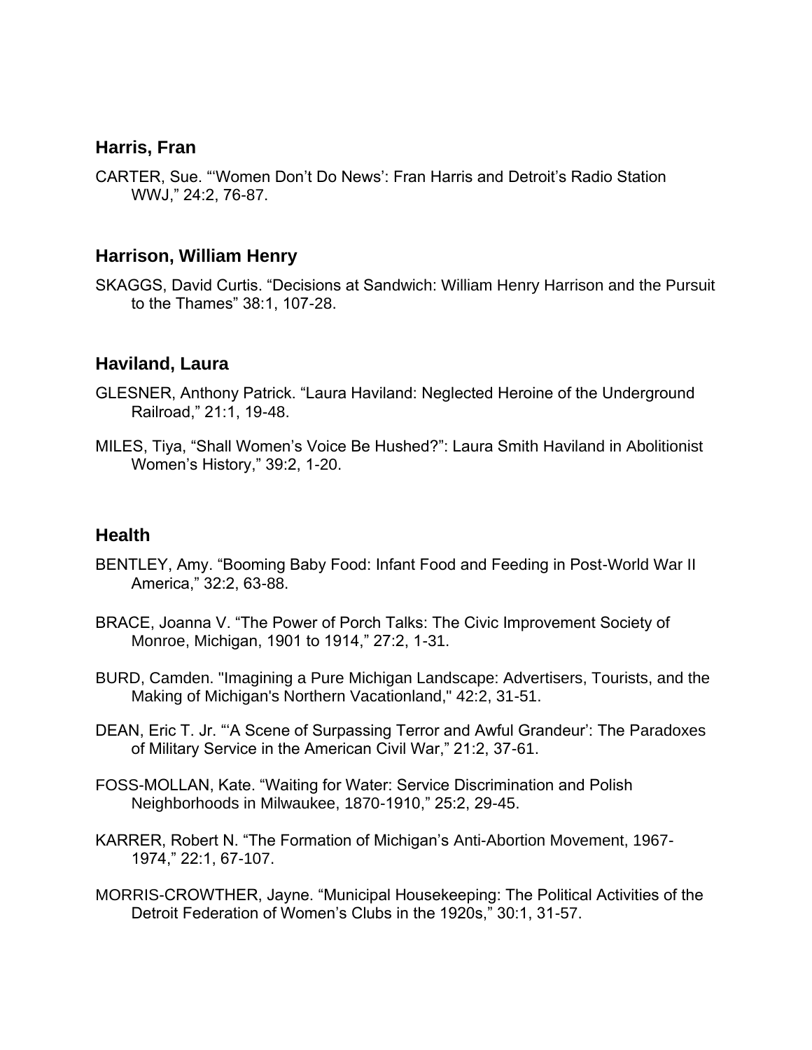## Harris, Fran

CARTER, Sue. "'Women Don't Do News': Fran Harris and Detroit's Radio Station WWJ," 24:2, 76-87.

## Harrison, William Henry

SKAGGS, David Curtis. "Decisions at Sandwich: William Henry Harrison and the Pursuit to the Thames" 38:1, 107-28.

## Haviland, Laura

GLESNER, Anthony Patrick. "Laura Haviland: Neglected Heroine of the Underground Railroad," 21:1, 19-48.

MILES, Tiya, "Shall Women's Voice Be Hushed?": Laura Smith Haviland in Abolitionist Women's History," 39:2, 1-20.

## Health

BENTLEY, Amy. "Booming Baby Food: Infant Food and Feeding in Post-World War II America," 32:2, 63-88.

BRACE, Joanna V. "The Power of Porch Talks: The Civic Improvement Society of Monroe, Michigan, 1901 to 1914," 27:2, 1-31.

BURD, Camden. "Imagining a Pure Michigan Landscape: Advertisers, Tourists, and the Making of Michigan's Northern Vacationland," 42:2, 31-51.

DEAN, Eric T. Jr. "'A Scene of Surpassing Terror and Awful Grandeur': The Paradoxes of Military Service in the American Civil War," 21:2, 37-61.

FOSS-MOLLAN, Kate. "Waiting for Water: Service Discrimination and Polish Neighborhoods in Milwaukee, 1870-1910," 25:2, 29-45.

KARRER, Robert N. "The Formation of Michigan's Anti-Abortion Movement, 1967-1974," 22:1, 67-107.

MORRIS-CROWTHER, Jayne. "Municipal Housekeeping: The Political Activities of the Detroit Federation of Women's Clubs in the 1920s," 30:1, 31-57.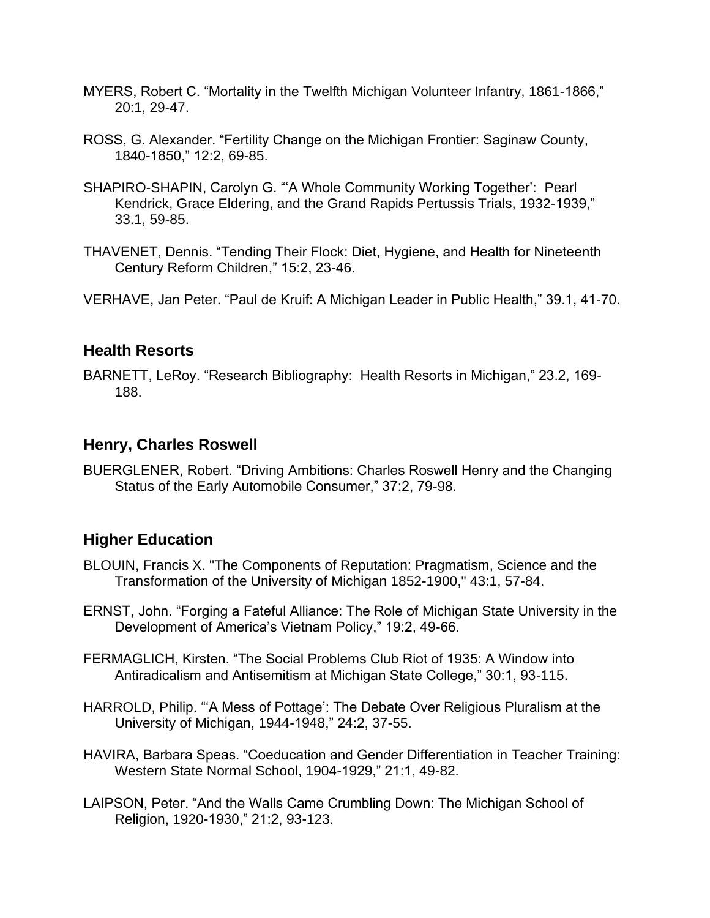MYERS, Robert C. “Mortality in the Twelfth Michigan Volunteer Infantry, 1861-1866,” 20:1, 29-47.

ROSS, G. Alexander. “Fertility Change on the Michigan Frontier: Saginaw County, 1840-1850,” 12:2, 69-85.

SHAPIRO-SHAPIN, Carolyn G. “‘A Whole Community Working Together’: Pearl Kendrick, Grace Eldering, and the Grand Rapids Pertussis Trials, 1932-1939,” 33.1, 59-85.

THAVENET, Dennis. “Tending Their Flock: Diet, Hygiene, and Health for Nineteenth Century Reform Children,” 15:2, 23-46.

VERHAVE, Jan Peter. “Paul de Kruif: A Michigan Leader in Public Health,” 39.1, 41-70.

## Health Resorts

BARNETT, LeRoy. “Research Bibliography: Health Resorts in Michigan,” 23.2, 169-188.

## Henry, Charles Roswell

BUERGLENER, Robert. “Driving Ambitions: Charles Roswell Henry and the Changing Status of the Early Automobile Consumer,” 37:2, 79-98.

## Higher Education

BLOUIN, Francis X. "The Components of Reputation: Pragmatism, Science and the Transformation of the University of Michigan 1852-1900," 43:1, 57-84.

ERNST, John. “Forging a Fateful Alliance: The Role of Michigan State University in the Development of America’s Vietnam Policy,” 19:2, 49-66.

FERMAGLICH, Kirsten. “The Social Problems Club Riot of 1935: A Window into Antiradicalism and Antisemitism at Michigan State College,” 30:1, 93-115.

HARROLD, Philip. “‘A Mess of Pottage’: The Debate Over Religious Pluralism at the University of Michigan, 1944-1948,” 24:2, 37-55.

HAVIRA, Barbara Speas. “Coeducation and Gender Differentiation in Teacher Training: Western State Normal School, 1904-1929,” 21:1, 49-82.

LAIPSON, Peter. “And the Walls Came Crumbling Down: The Michigan School of Religion, 1920-1930,” 21:2, 93-123.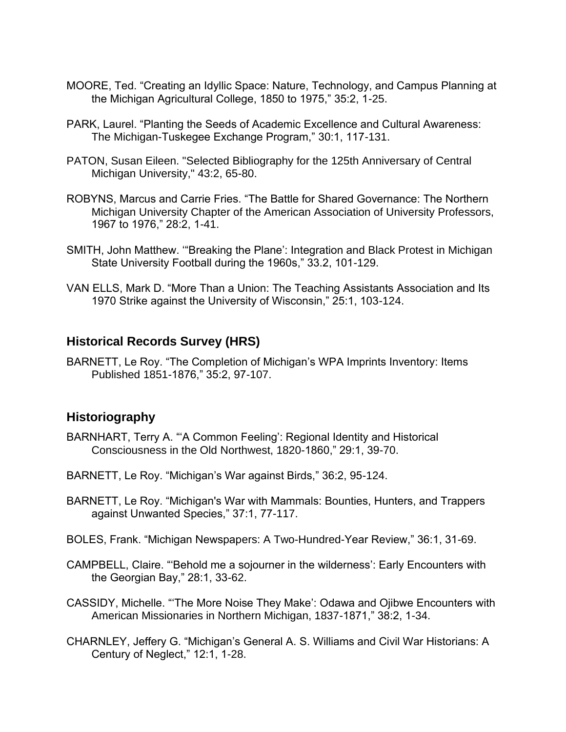MOORE, Ted. “Creating an Idyllic Space: Nature, Technology, and Campus Planning at the Michigan Agricultural College, 1850 to 1975,” 35:2, 1-25.

PARK, Laurel. “Planting the Seeds of Academic Excellence and Cultural Awareness: The Michigan-Tuskegee Exchange Program,” 30:1, 117-131.

PATON, Susan Eileen. "Selected Bibliography for the 125th Anniversary of Central Michigan University," 43:2, 65-80.

ROBYNS, Marcus and Carrie Fries. “The Battle for Shared Governance: The Northern Michigan University Chapter of the American Association of University Professors, 1967 to 1976,” 28:2, 1-41.

SMITH, John Matthew. ‘“Breaking the Plane’: Integration and Black Protest in Michigan State University Football during the 1960s,” 33.2, 101-129.

VAN ELLS, Mark D. “More Than a Union: The Teaching Assistants Association and Its 1970 Strike against the University of Wisconsin,” 25:1, 103-124.

## Historical Records Survey (HRS)

BARNETT, Le Roy. “The Completion of Michigan’s WPA Imprints Inventory: Items Published 1851-1876,” 35:2, 97-107.

## Historiography

BARNHART, Terry A. “‘A Common Feeling’: Regional Identity and Historical Consciousness in the Old Northwest, 1820-1860,” 29:1, 39-70.

BARNETT, Le Roy. “Michigan’s War against Birds,” 36:2, 95-124.

BARNETT, Le Roy. “Michigan's War with Mammals: Bounties, Hunters, and Trappers against Unwanted Species,” 37:1, 77-117.

BOLES, Frank. “Michigan Newspapers: A Two-Hundred-Year Review,” 36:1, 31-69.

CAMPBELL, Claire. “‘Behold me a sojourner in the wilderness’: Early Encounters with the Georgian Bay,” 28:1, 33-62.

CASSIDY, Michelle. “‘The More Noise They Make’: Odawa and Ojibwe Encounters with American Missionaries in Northern Michigan, 1837-1871,” 38:2, 1-34.

CHARNLEY, Jeffery G. “Michigan’s General A. S. Williams and Civil War Historians: A Century of Neglect,” 12:1, 1-28.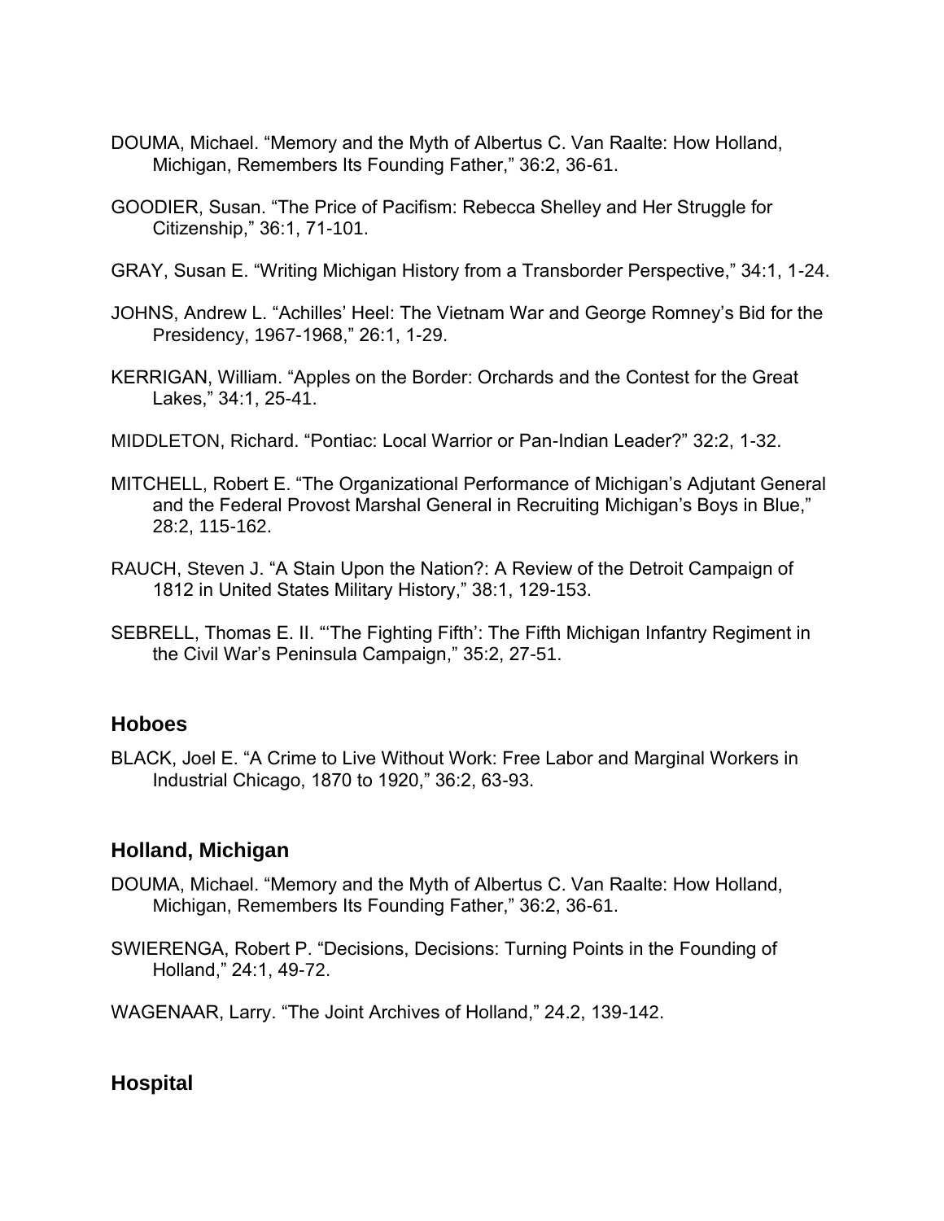DOUMA, Michael. “Memory and the Myth of Albertus C. Van Raalte: How Holland, Michigan, Remembers Its Founding Father,” 36:2, 36-61.

GOODIER, Susan. “The Price of Pacifism: Rebecca Shelley and Her Struggle for Citizenship,” 36:1, 71-101.

GRAY, Susan E. “Writing Michigan History from a Transborder Perspective,” 34:1, 1-24.

JOHNS, Andrew L. “Achilles’ Heel: The Vietnam War and George Romney’s Bid for the Presidency, 1967-1968,” 26:1, 1-29.

KERRIGAN, William. “Apples on the Border: Orchards and the Contest for the Great Lakes,” 34:1, 25-41.

MIDDLETON, Richard. “Pontiac: Local Warrior or Pan-Indian Leader?” 32:2, 1-32.

MITCHELL, Robert E. “The Organizational Performance of Michigan’s Adjutant General and the Federal Provost Marshal General in Recruiting Michigan’s Boys in Blue,” 28:2, 115-162.

RAUCH, Steven J. “A Stain Upon the Nation?: A Review of the Detroit Campaign of 1812 in United States Military History,” 38:1, 129-153.

SEBRELL, Thomas E. II. “‘The Fighting Fifth’: The Fifth Michigan Infantry Regiment in the Civil War’s Peninsula Campaign,” 35:2, 27-51.

## Hoboes

BLACK, Joel E. “A Crime to Live Without Work: Free Labor and Marginal Workers in Industrial Chicago, 1870 to 1920,” 36:2, 63-93.

## Holland, Michigan

DOUMA, Michael. “Memory and the Myth of Albertus C. Van Raalte: How Holland, Michigan, Remembers Its Founding Father,” 36:2, 36-61.

SWIERENGA, Robert P. “Decisions, Decisions: Turning Points in the Founding of Holland,” 24:1, 49-72.

WAGENAAR, Larry. “The Joint Archives of Holland,” 24.2, 139-142.

## Hospital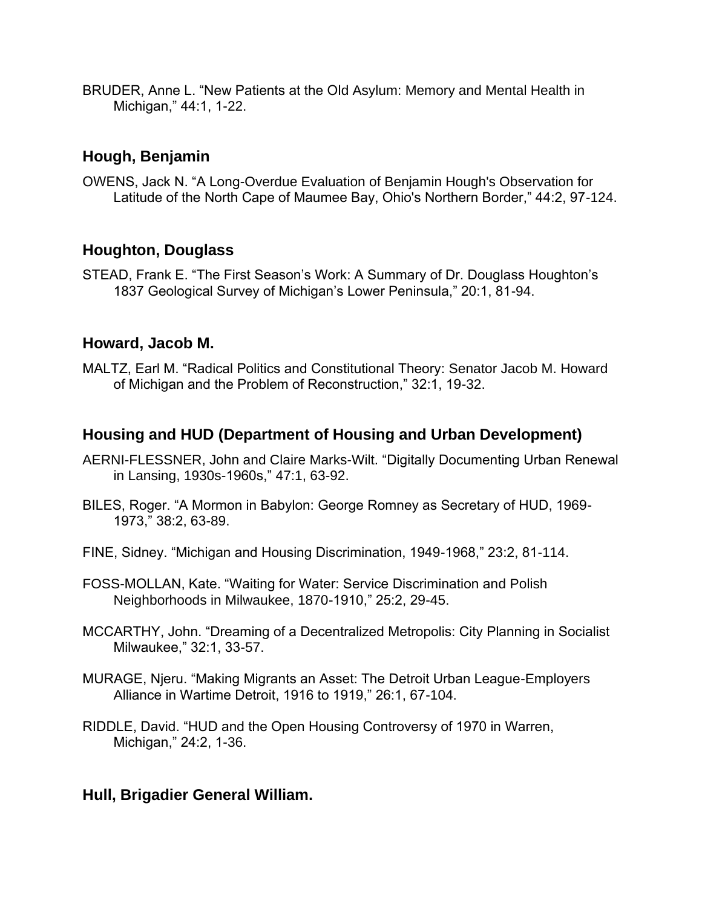BRUDER, Anne L. “New Patients at the Old Asylum: Memory and Mental Health in Michigan,” 44:1, 1-22.

### Hough, Benjamin

OWENS, Jack N. “A Long-Overdue Evaluation of Benjamin Hough's Observation for Latitude of the North Cape of Maumee Bay, Ohio's Northern Border,” 44:2, 97-124.

### Houghton, Douglass

STEAD, Frank E. “The First Season’s Work: A Summary of Dr. Douglass Houghton’s 1837 Geological Survey of Michigan’s Lower Peninsula,” 20:1, 81-94.

### Howard, Jacob M.

MALTZ, Earl M. “Radical Politics and Constitutional Theory: Senator Jacob M. Howard of Michigan and the Problem of Reconstruction,” 32:1, 19-32.

### Housing and HUD (Department of Housing and Urban Development)

AERNI-FLESSNER, John and Claire Marks-Wilt. “Digitally Documenting Urban Renewal in Lansing, 1930s-1960s,” 47:1, 63-92.

BILES, Roger. “A Mormon in Babylon: George Romney as Secretary of HUD, 1969-1973,” 38:2, 63-89.

FINE, Sidney. “Michigan and Housing Discrimination, 1949-1968,” 23:2, 81-114.

FOSS-MOLLAN, Kate. “Waiting for Water: Service Discrimination and Polish Neighborhoods in Milwaukee, 1870-1910,” 25:2, 29-45.

MCCARTHY, John. “Dreaming of a Decentralized Metropolis: City Planning in Socialist Milwaukee,” 32:1, 33-57.

MURAGE, Njeru. “Making Migrants an Asset: The Detroit Urban League-Employers Alliance in Wartime Detroit, 1916 to 1919,” 26:1, 67-104.

RIDDLE, David. “HUD and the Open Housing Controversy of 1970 in Warren, Michigan,” 24:2, 1-36.

### Hull, Brigadier General William.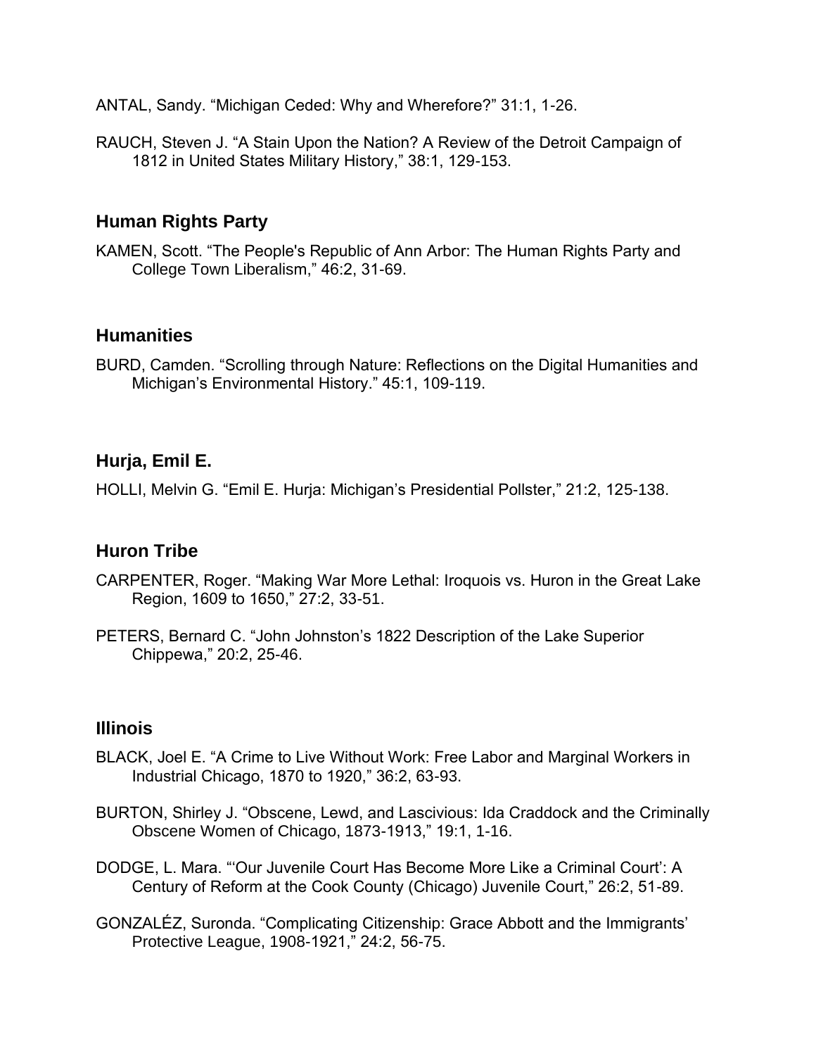ANTAL, Sandy. “Michigan Ceded: Why and Wherefore?” 31:1, 1-26.

RAUCH, Steven J. “A Stain Upon the Nation? A Review of the Detroit Campaign of 1812 in United States Military History,” 38:1, 129-153.

### Human Rights Party

KAMEN, Scott. “The People's Republic of Ann Arbor: The Human Rights Party and College Town Liberalism,” 46:2, 31-69.

### Humanities

BURD, Camden. “Scrolling through Nature: Reflections on the Digital Humanities and Michigan’s Environmental History.” 45:1, 109-119.

### Hurja, Emil E.

HOLLI, Melvin G. “Emil E. Hurja: Michigan’s Presidential Pollster,” 21:2, 125-138.

### Huron Tribe

CARPENTER, Roger. “Making War More Lethal: Iroquois vs. Huron in the Great Lake Region, 1609 to 1650,” 27:2, 33-51.

PETERS, Bernard C. “John Johnston’s 1822 Description of the Lake Superior Chippewa,” 20:2, 25-46.

### Illinois

BLACK, Joel E. “A Crime to Live Without Work: Free Labor and Marginal Workers in Industrial Chicago, 1870 to 1920,” 36:2, 63-93.

BURTON, Shirley J. “Obscene, Lewd, and Lascivious: Ida Craddock and the Criminally Obscene Women of Chicago, 1873-1913,” 19:1, 1-16.

DODGE, L. Mara. “‘Our Juvenile Court Has Become More Like a Criminal Court’: A Century of Reform at the Cook County (Chicago) Juvenile Court,” 26:2, 51-89.

GONZALÉZ, Suronda. “Complicating Citizenship: Grace Abbott and the Immigrants’ Protective League, 1908-1921,” 24:2, 56-75.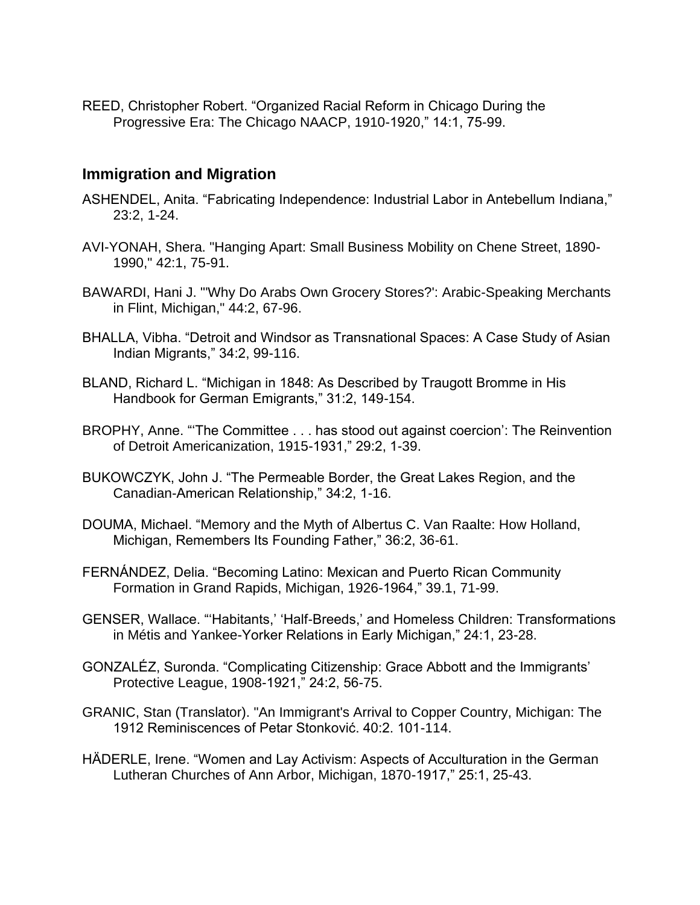REED, Christopher Robert. “Organized Racial Reform in Chicago During the Progressive Era: The Chicago NAACP, 1910-1920,” 14:1, 75-99.

## Immigration and Migration

ASHENDEL, Anita. “Fabricating Independence: Industrial Labor in Antebellum Indiana,” 23:2, 1-24.

AVI-YONAH, Shera. "Hanging Apart: Small Business Mobility on Chene Street, 1890-1990," 42:1, 75-91.

BAWARDI, Hani J. "'Why Do Arabs Own Grocery Stores?': Arabic-Speaking Merchants in Flint, Michigan," 44:2, 67-96.

BHALLA, Vibha. “Detroit and Windsor as Transnational Spaces: A Case Study of Asian Indian Migrants,” 34:2, 99-116.

BLAND, Richard L. “Michigan in 1848: As Described by Traugott Bromme in His Handbook for German Emigrants,” 31:2, 149-154.

BROPHY, Anne. “‘The Committee . . . has stood out against coercion’: The Reinvention of Detroit Americanization, 1915-1931,” 29:2, 1-39.

BUKOWCZYK, John J. “The Permeable Border, the Great Lakes Region, and the Canadian-American Relationship,” 34:2, 1-16.

DOUMA, Michael. “Memory and the Myth of Albertus C. Van Raalte: How Holland, Michigan, Remembers Its Founding Father,” 36:2, 36-61.

FERNÁNDEZ, Delia. “Becoming Latino: Mexican and Puerto Rican Community Formation in Grand Rapids, Michigan, 1926-1964,” 39.1, 71-99.

GENSER, Wallace. “‘Habitants,’ ‘Half-Breeds,’ and Homeless Children: Transformations in Métis and Yankee-Yorker Relations in Early Michigan,” 24:1, 23-28.

GONZALÉZ, Suronda. “Complicating Citizenship: Grace Abbott and the Immigrants’ Protective League, 1908-1921,” 24:2, 56-75.

GRANIC, Stan (Translator). "An Immigrant's Arrival to Copper Country, Michigan: The 1912 Reminiscences of Petar Stonković. 40:2. 101-114.

HÄDERLE, Irene. “Women and Lay Activism: Aspects of Acculturation in the German Lutheran Churches of Ann Arbor, Michigan, 1870-1917,” 25:1, 25-43.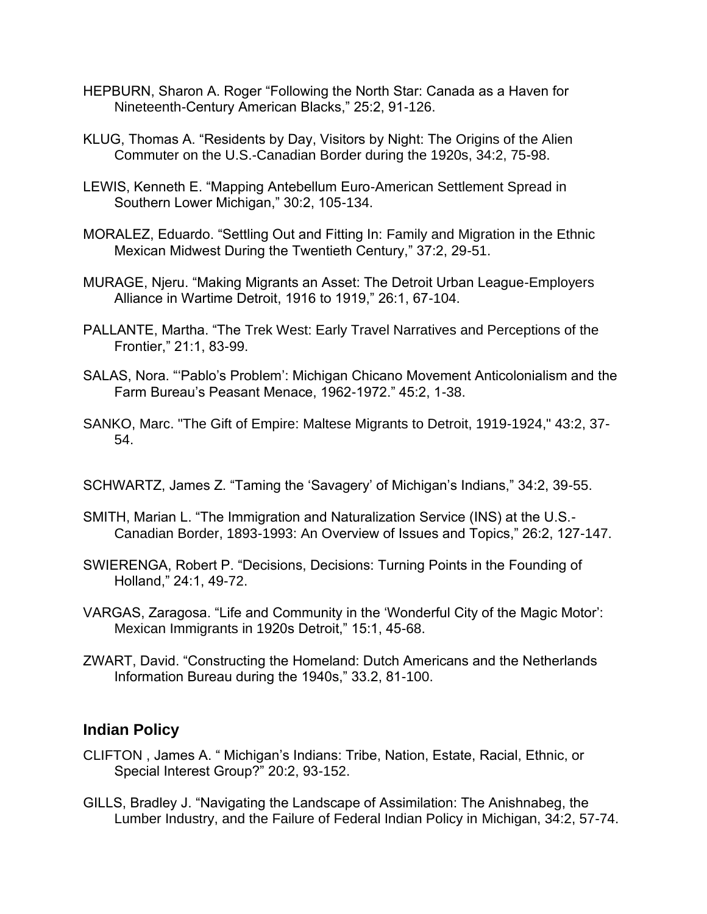HEPBURN, Sharon A. Roger "Following the North Star: Canada as a Haven for Nineteenth-Century American Blacks," 25:2, 91-126.

KLUG, Thomas A. "Residents by Day, Visitors by Night: The Origins of the Alien Commuter on the U.S.-Canadian Border during the 1920s, 34:2, 75-98.

LEWIS, Kenneth E. "Mapping Antebellum Euro-American Settlement Spread in Southern Lower Michigan," 30:2, 105-134.

MORALEZ, Eduardo. "Settling Out and Fitting In: Family and Migration in the Ethnic Mexican Midwest During the Twentieth Century," 37:2, 29-51.

MURAGE, Njeru. "Making Migrants an Asset: The Detroit Urban League-Employers Alliance in Wartime Detroit, 1916 to 1919," 26:1, 67-104.

PALLANTE, Martha. "The Trek West: Early Travel Narratives and Perceptions of the Frontier," 21:1, 83-99.

SALAS, Nora. "'Pablo's Problem': Michigan Chicano Movement Anticolonialism and the Farm Bureau's Peasant Menace, 1962-1972." 45:2, 1-38.

SANKO, Marc. "The Gift of Empire: Maltese Migrants to Detroit, 1919-1924," 43:2, 37-54.

SCHWARTZ, James Z. "Taming the 'Savagery' of Michigan's Indians," 34:2, 39-55.

SMITH, Marian L. "The Immigration and Naturalization Service (INS) at the U.S.-Canadian Border, 1893-1993: An Overview of Issues and Topics," 26:2, 127-147.

SWIERENGA, Robert P. "Decisions, Decisions: Turning Points in the Founding of Holland," 24:1, 49-72.

VARGAS, Zaragosa. "Life and Community in the 'Wonderful City of the Magic Motor': Mexican Immigrants in 1920s Detroit," 15:1, 45-68.

ZWART, David. "Constructing the Homeland: Dutch Americans and the Netherlands Information Bureau during the 1940s," 33.2, 81-100.

## Indian Policy

CLIFTON , James A. " Michigan's Indians: Tribe, Nation, Estate, Racial, Ethnic, or Special Interest Group?" 20:2, 93-152.

GILLS, Bradley J. "Navigating the Landscape of Assimilation: The Anishnabeg, the Lumber Industry, and the Failure of Federal Indian Policy in Michigan, 34:2, 57-74.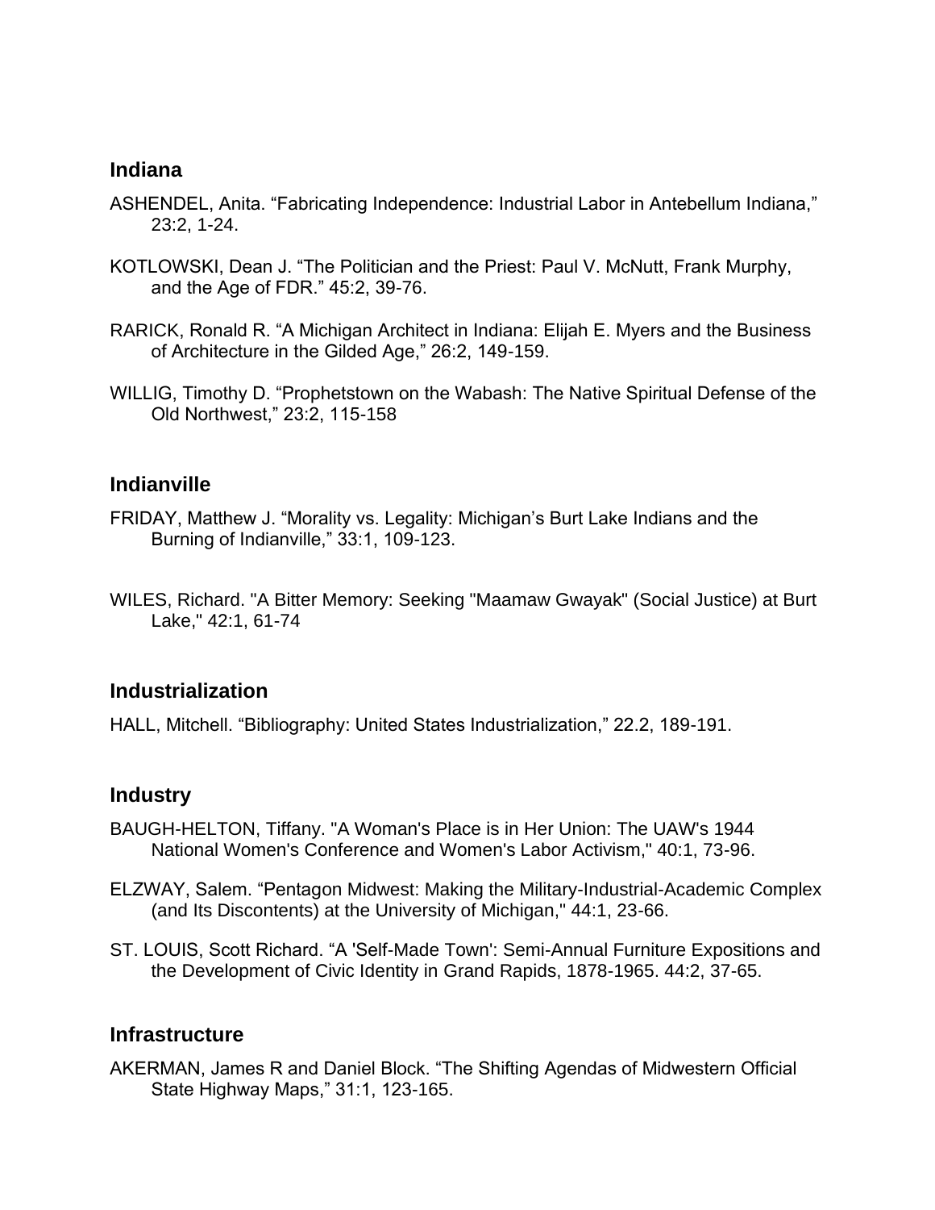## Indiana

ASHENDEL, Anita. “Fabricating Independence: Industrial Labor in Antebellum Indiana,” 23:2, 1-24.

KOTLOWSKI, Dean J. “The Politician and the Priest: Paul V. McNutt, Frank Murphy, and the Age of FDR.” 45:2, 39-76.

RARICK, Ronald R. “A Michigan Architect in Indiana: Elijah E. Myers and the Business of Architecture in the Gilded Age,” 26:2, 149-159.

WILLIG, Timothy D. “Prophetstown on the Wabash: The Native Spiritual Defense of the Old Northwest,” 23:2, 115-158

## Indianville

FRIDAY, Matthew J. “Morality vs. Legality: Michigan’s Burt Lake Indians and the Burning of Indianville,” 33:1, 109-123.

WILES, Richard. "A Bitter Memory: Seeking "Maamaw Gwayak" (Social Justice) at Burt Lake," 42:1, 61-74

## Industrialization

HALL, Mitchell. “Bibliography: United States Industrialization,” 22.2, 189-191.

## Industry

BAUGH-HELTON, Tiffany. "A Woman's Place is in Her Union: The UAW's 1944 National Women's Conference and Women's Labor Activism," 40:1, 73-96.

ELZWAY, Salem. “Pentagon Midwest: Making the Military-Industrial-Academic Complex (and Its Discontents) at the University of Michigan," 44:1, 23-66.

ST. LOUIS, Scott Richard. “A 'Self-Made Town': Semi-Annual Furniture Expositions and the Development of Civic Identity in Grand Rapids, 1878-1965. 44:2, 37-65.

## Infrastructure

AKERMAN, James R and Daniel Block. “The Shifting Agendas of Midwestern Official State Highway Maps,” 31:1, 123-165.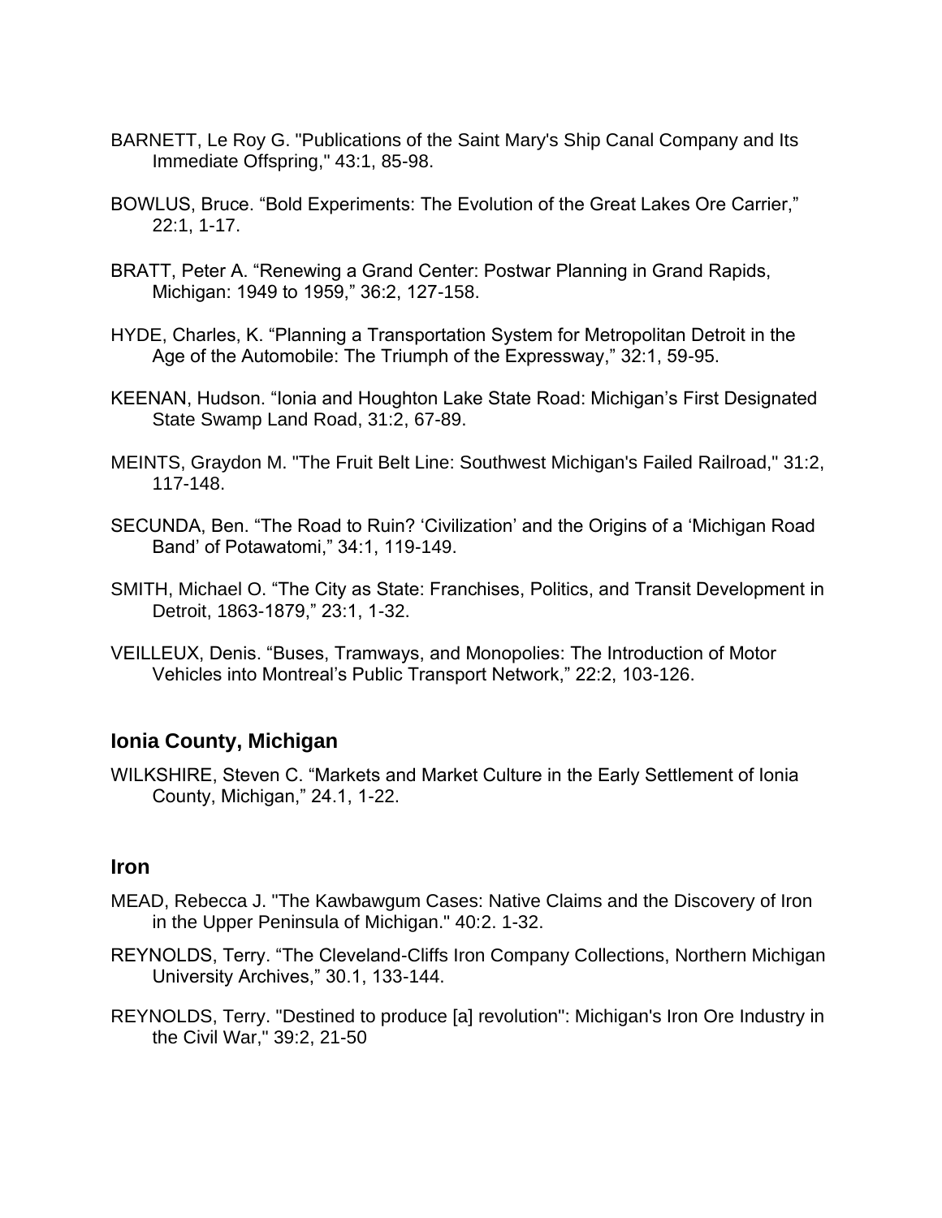BARNETT, Le Roy G. "Publications of the Saint Mary's Ship Canal Company and Its Immediate Offspring," 43:1, 85-98.

BOWLUS, Bruce. “Bold Experiments: The Evolution of the Great Lakes Ore Carrier,” 22:1, 1-17.

BRATT, Peter A. “Renewing a Grand Center: Postwar Planning in Grand Rapids, Michigan: 1949 to 1959,” 36:2, 127-158.

HYDE, Charles, K. “Planning a Transportation System for Metropolitan Detroit in the Age of the Automobile: The Triumph of the Expressway,” 32:1, 59-95.

KEENAN, Hudson. “Ionia and Houghton Lake State Road: Michigan’s First Designated State Swamp Land Road, 31:2, 67-89.

MEINTS, Graydon M. "The Fruit Belt Line: Southwest Michigan's Failed Railroad," 31:2, 117-148.

SECUNDA, Ben. “The Road to Ruin? ‘Civilization’ and the Origins of a ‘Michigan Road Band’ of Potawatomi,” 34:1, 119-149.

SMITH, Michael O. “The City as State: Franchises, Politics, and Transit Development in Detroit, 1863-1879,” 23:1, 1-32.

VEILLEUX, Denis. “Buses, Tramways, and Monopolies: The Introduction of Motor Vehicles into Montreal’s Public Transport Network,” 22:2, 103-126.

## Ionia County, Michigan

WILKSHIRE, Steven C. “Markets and Market Culture in the Early Settlement of Ionia County, Michigan,” 24.1, 1-22.

## Iron

MEAD, Rebecca J. "The Kawbawgum Cases: Native Claims and the Discovery of Iron in the Upper Peninsula of Michigan." 40:2. 1-32.

REYNOLDS, Terry. “The Cleveland-Cliffs Iron Company Collections, Northern Michigan University Archives,” 30.1, 133-144.

REYNOLDS, Terry. "Destined to produce [a] revolution": Michigan's Iron Ore Industry in the Civil War," 39:2, 21-50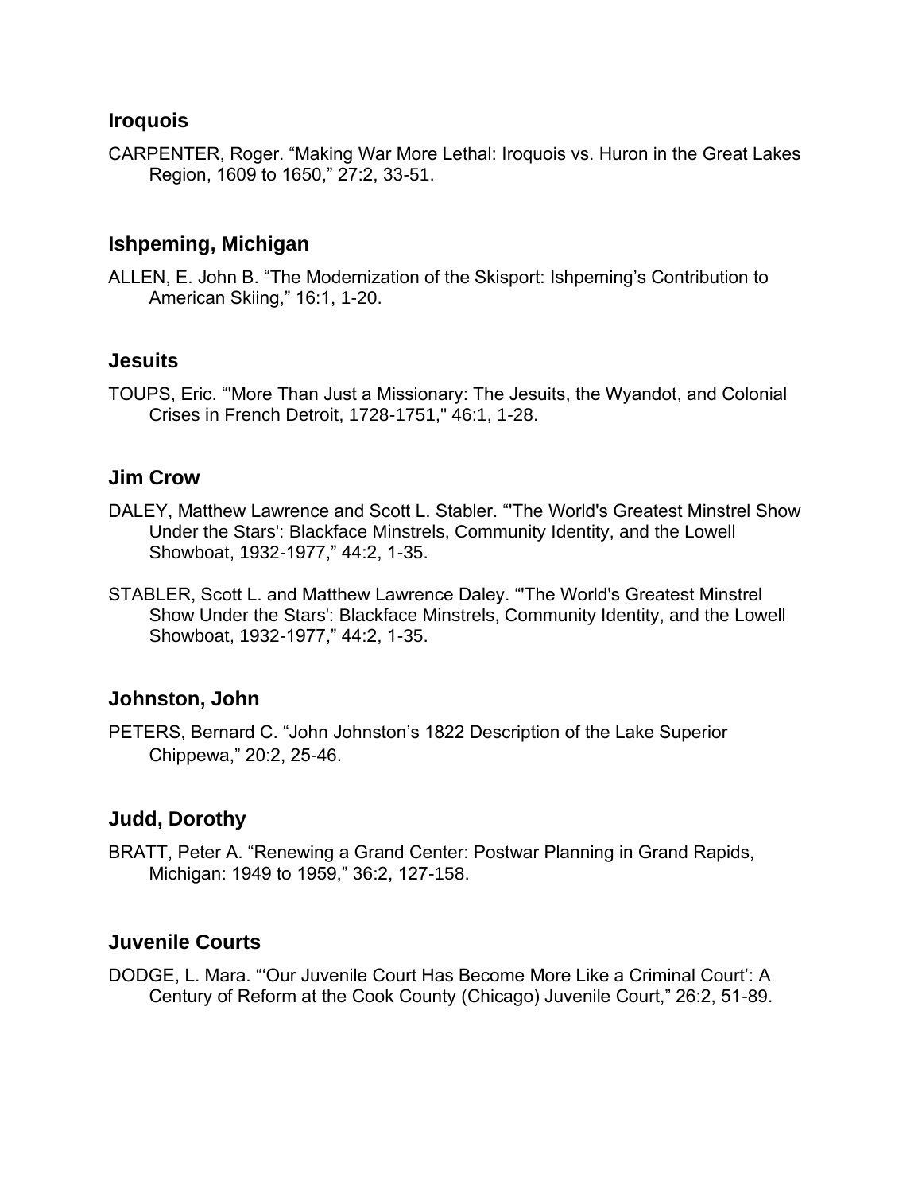### Iroquois

CARPENTER, Roger. “Making War More Lethal: Iroquois vs. Huron in the Great Lakes Region, 1609 to 1650,” 27:2, 33-51.

### Ishpeming, Michigan

ALLEN, E. John B. “The Modernization of the Skisport: Ishpeming’s Contribution to American Skiing,” 16:1, 1-20.

### Jesuits

TOUPS, Eric. “'More Than Just a Missionary: The Jesuits, the Wyandot, and Colonial Crises in French Detroit, 1728-1751," 46:1, 1-28.

### Jim Crow

DALEY, Matthew Lawrence and Scott L. Stabler. “'The World's Greatest Minstrel Show Under the Stars': Blackface Minstrels, Community Identity, and the Lowell Showboat, 1932-1977,” 44:2, 1-35.

STABLER, Scott L. and Matthew Lawrence Daley. “'The World's Greatest Minstrel Show Under the Stars': Blackface Minstrels, Community Identity, and the Lowell Showboat, 1932-1977,” 44:2, 1-35.

### Johnston, John

PETERS, Bernard C. “John Johnston’s 1822 Description of the Lake Superior Chippewa,” 20:2, 25-46.

### Judd, Dorothy

BRATT, Peter A. “Renewing a Grand Center: Postwar Planning in Grand Rapids, Michigan: 1949 to 1959,” 36:2, 127-158.

### Juvenile Courts

DODGE, L. Mara. “‘Our Juvenile Court Has Become More Like a Criminal Court’: A Century of Reform at the Cook County (Chicago) Juvenile Court,” 26:2, 51-89.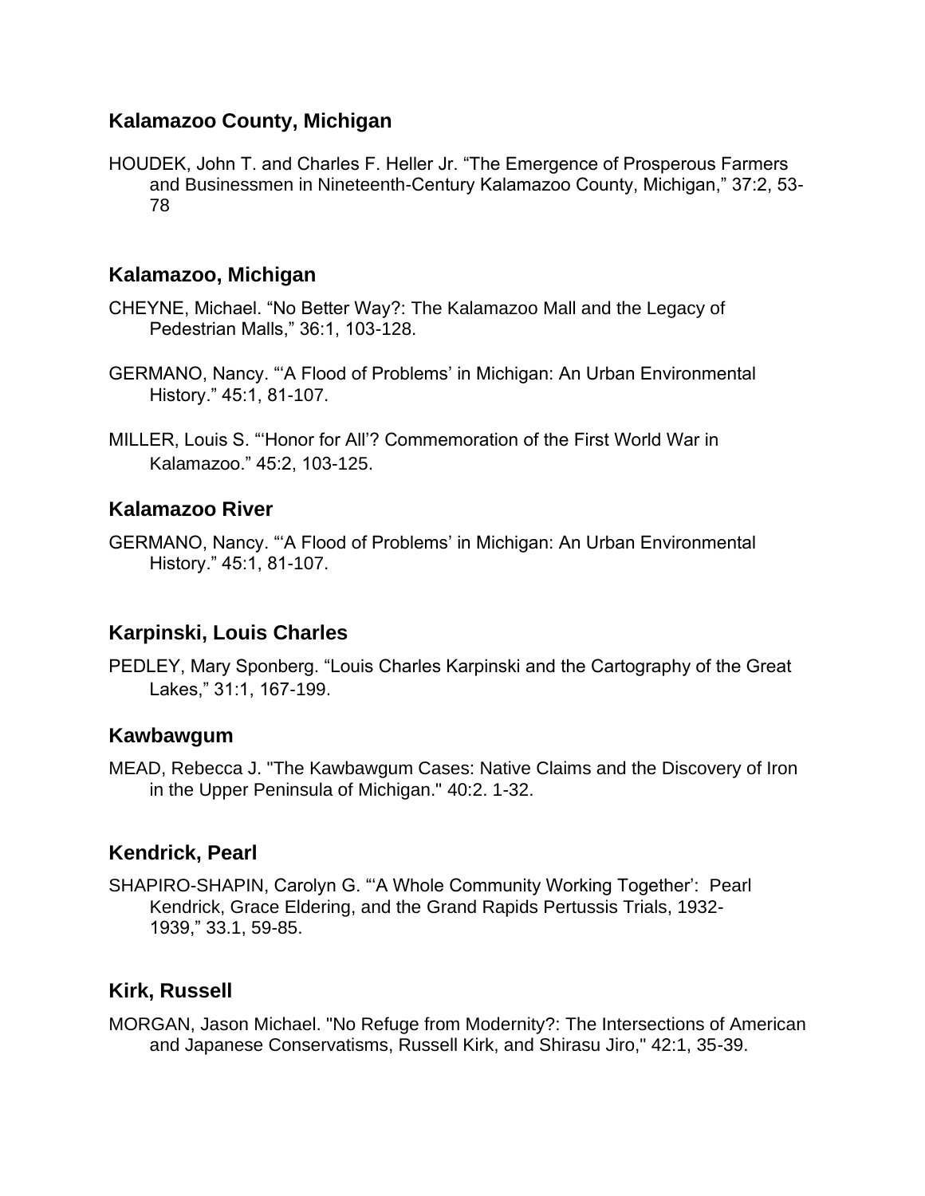## Kalamazoo County, Michigan

HOUDEK, John T. and Charles F. Heller Jr. “The Emergence of Prosperous Farmers and Businessmen in Nineteenth-Century Kalamazoo County, Michigan,” 37:2, 53-78

## Kalamazoo, Michigan

CHEYNE, Michael. “No Better Way?: The Kalamazoo Mall and the Legacy of Pedestrian Malls,” 36:1, 103-128.

GERMANO, Nancy. “‘A Flood of Problems’ in Michigan: An Urban Environmental History.” 45:1, 81-107.

MILLER, Louis S. “‘Honor for All’? Commemoration of the First World War in Kalamazoo.” 45:2, 103-125.

## Kalamazoo River

GERMANO, Nancy. “‘A Flood of Problems’ in Michigan: An Urban Environmental History.” 45:1, 81-107.

## Karpinski, Louis Charles

PEDLEY, Mary Sponberg. “Louis Charles Karpinski and the Cartography of the Great Lakes,” 31:1, 167-199.

## Kawbawgum

MEAD, Rebecca J. "The Kawbawgum Cases: Native Claims and the Discovery of Iron in the Upper Peninsula of Michigan." 40:2. 1-32.

## Kendrick, Pearl

SHAPIRO-SHAPIN, Carolyn G. “‘A Whole Community Working Together’: Pearl Kendrick, Grace Eldering, and the Grand Rapids Pertussis Trials, 1932-1939,” 33.1, 59-85.

## Kirk, Russell

MORGAN, Jason Michael. "No Refuge from Modernity?: The Intersections of American and Japanese Conservatisms, Russell Kirk, and Shirasu Jiro," 42:1, 35-39.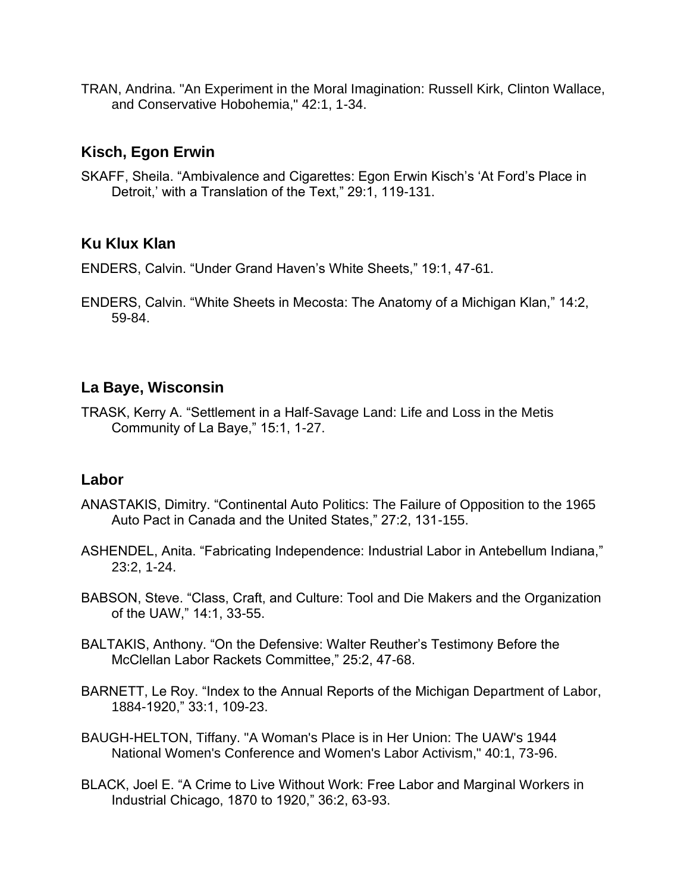TRAN, Andrina. "An Experiment in the Moral Imagination: Russell Kirk, Clinton Wallace, and Conservative Hobohemia," 42:1, 1-34.

## Kisch, Egon Erwin

SKAFF, Sheila. “Ambivalence and Cigarettes: Egon Erwin Kisch’s ‘At Ford’s Place in Detroit,’ with a Translation of the Text,” 29:1, 119-131.

## Ku Klux Klan

ENDERS, Calvin. “Under Grand Haven’s White Sheets,” 19:1, 47-61.

ENDERS, Calvin. “White Sheets in Mecosta: The Anatomy of a Michigan Klan,” 14:2, 59-84.

## La Baye, Wisconsin

TRASK, Kerry A. “Settlement in a Half-Savage Land: Life and Loss in the Metis Community of La Baye,” 15:1, 1-27.

## Labor

ANASTAKIS, Dimitry. “Continental Auto Politics: The Failure of Opposition to the 1965 Auto Pact in Canada and the United States,” 27:2, 131-155.

ASHENDEL, Anita. “Fabricating Independence: Industrial Labor in Antebellum Indiana,” 23:2, 1-24.

BABSON, Steve. “Class, Craft, and Culture: Tool and Die Makers and the Organization of the UAW,” 14:1, 33-55.

BALTAKIS, Anthony. “On the Defensive: Walter Reuther’s Testimony Before the McClellan Labor Rackets Committee,” 25:2, 47-68.

BARNETT, Le Roy. “Index to the Annual Reports of the Michigan Department of Labor, 1884-1920,” 33:1, 109-23.

BAUGH-HELTON, Tiffany. "A Woman's Place is in Her Union: The UAW's 1944 National Women's Conference and Women's Labor Activism," 40:1, 73-96.

BLACK, Joel E. “A Crime to Live Without Work: Free Labor and Marginal Workers in Industrial Chicago, 1870 to 1920,” 36:2, 63-93.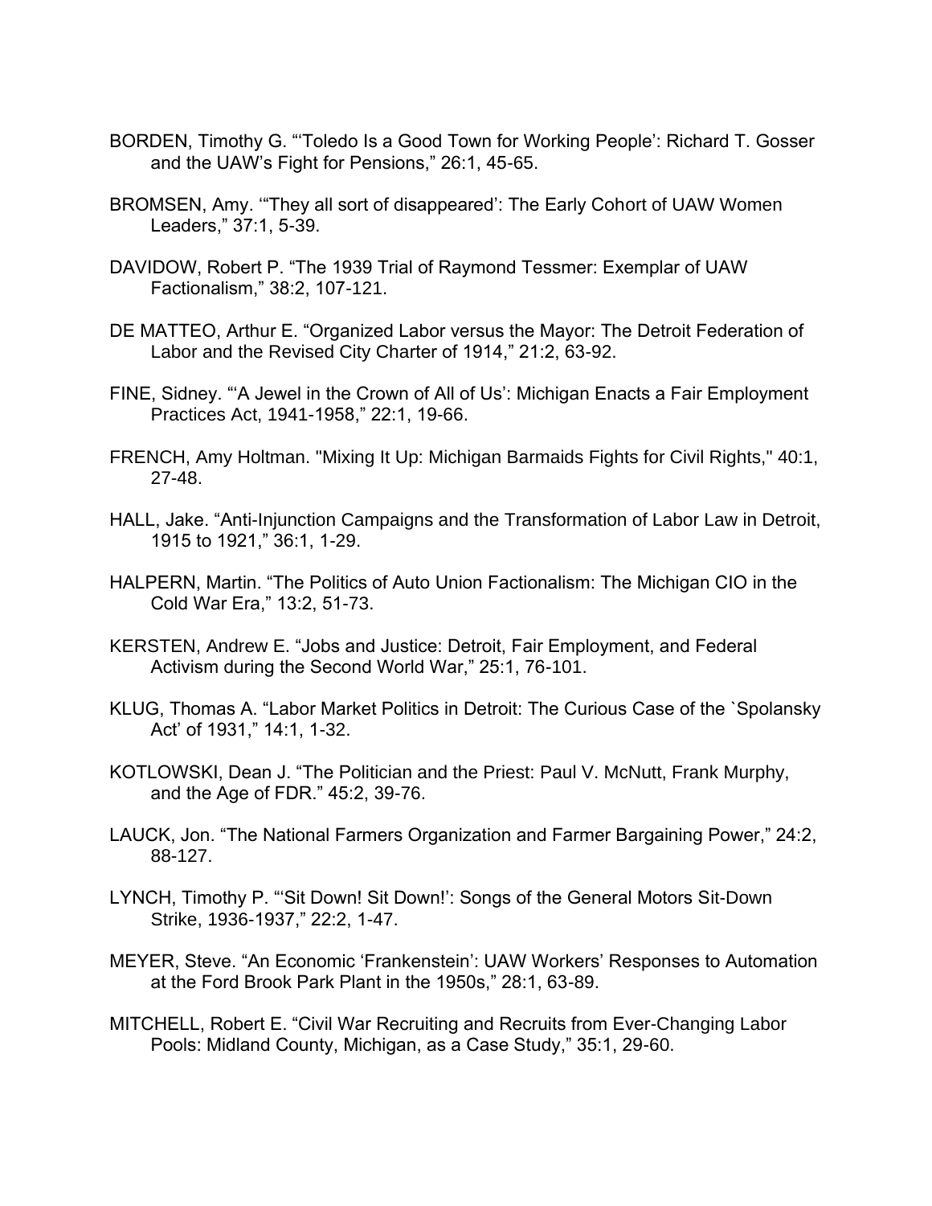BORDEN, Timothy G. "'Toledo Is a Good Town for Working People': Richard T. Gosser and the UAW's Fight for Pensions," 26:1, 45-65.

BROMSEN, Amy. '"They all sort of disappeared': The Early Cohort of UAW Women Leaders," 37:1, 5-39.

DAVIDOW, Robert P. "The 1939 Trial of Raymond Tessmer: Exemplar of UAW Factionalism," 38:2, 107-121.

DE MATTEO, Arthur E. "Organized Labor versus the Mayor: The Detroit Federation of Labor and the Revised City Charter of 1914," 21:2, 63-92.

FINE, Sidney. "'A Jewel in the Crown of All of Us': Michigan Enacts a Fair Employment Practices Act, 1941-1958," 22:1, 19-66.

FRENCH, Amy Holtman. "Mixing It Up: Michigan Barmaids Fights for Civil Rights," 40:1, 27-48.

HALL, Jake. "Anti-Injunction Campaigns and the Transformation of Labor Law in Detroit, 1915 to 1921," 36:1, 1-29.

HALPERN, Martin. "The Politics of Auto Union Factionalism: The Michigan CIO in the Cold War Era," 13:2, 51-73.

KERSTEN, Andrew E. "Jobs and Justice: Detroit, Fair Employment, and Federal Activism during the Second World War," 25:1, 76-101.

KLUG, Thomas A. "Labor Market Politics in Detroit: The Curious Case of the `Spolansky Act' of 1931," 14:1, 1-32.

KOTLOWSKI, Dean J. "The Politician and the Priest: Paul V. McNutt, Frank Murphy, and the Age of FDR." 45:2, 39-76.

LAUCK, Jon. "The National Farmers Organization and Farmer Bargaining Power," 24:2, 88-127.

LYNCH, Timothy P. "'Sit Down! Sit Down!': Songs of the General Motors Sit-Down Strike, 1936-1937," 22:2, 1-47.

MEYER, Steve. "An Economic 'Frankenstein': UAW Workers' Responses to Automation at the Ford Brook Park Plant in the 1950s," 28:1, 63-89.

MITCHELL, Robert E. "Civil War Recruiting and Recruits from Ever-Changing Labor Pools: Midland County, Michigan, as a Case Study," 35:1, 29-60.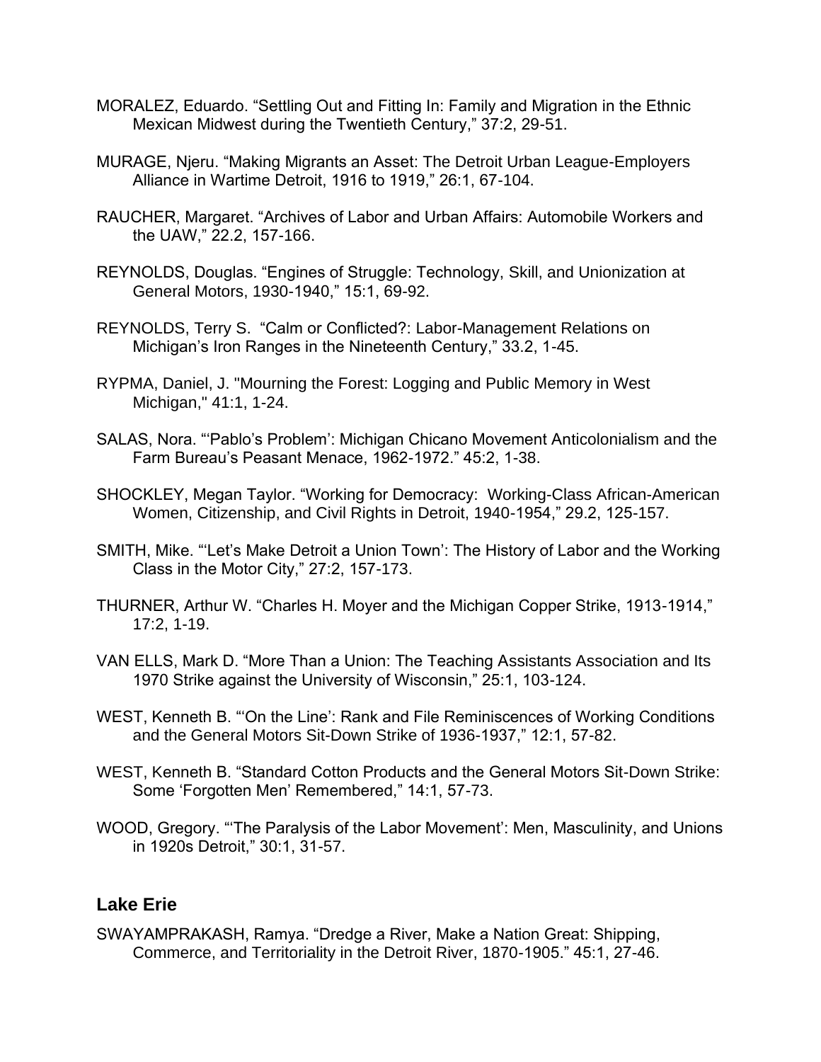MORALEZ, Eduardo. “Settling Out and Fitting In: Family and Migration in the Ethnic Mexican Midwest during the Twentieth Century,” 37:2, 29-51.

MURAGE, Njeru. “Making Migrants an Asset: The Detroit Urban League-Employers Alliance in Wartime Detroit, 1916 to 1919,” 26:1, 67-104.

RAUCHER, Margaret. “Archives of Labor and Urban Affairs: Automobile Workers and the UAW,” 22.2, 157-166.

REYNOLDS, Douglas. “Engines of Struggle: Technology, Skill, and Unionization at General Motors, 1930-1940,” 15:1, 69-92.

REYNOLDS, Terry S. “Calm or Conflicted?: Labor-Management Relations on Michigan’s Iron Ranges in the Nineteenth Century,” 33.2, 1-45.

RYPMA, Daniel, J. "Mourning the Forest: Logging and Public Memory in West Michigan," 41:1, 1-24.

SALAS, Nora. “‘Pablo’s Problem’: Michigan Chicano Movement Anticolonialism and the Farm Bureau’s Peasant Menace, 1962-1972.” 45:2, 1-38.

SHOCKLEY, Megan Taylor. “Working for Democracy: Working-Class African-American Women, Citizenship, and Civil Rights in Detroit, 1940-1954,” 29.2, 125-157.

SMITH, Mike. “‘Let’s Make Detroit a Union Town’: The History of Labor and the Working Class in the Motor City,” 27:2, 157-173.

THURNER, Arthur W. “Charles H. Moyer and the Michigan Copper Strike, 1913-1914,” 17:2, 1-19.

VAN ELLS, Mark D. “More Than a Union: The Teaching Assistants Association and Its 1970 Strike against the University of Wisconsin,” 25:1, 103-124.

WEST, Kenneth B. “‘On the Line’: Rank and File Reminiscences of Working Conditions and the General Motors Sit-Down Strike of 1936-1937,” 12:1, 57-82.

WEST, Kenneth B. “Standard Cotton Products and the General Motors Sit-Down Strike: Some ‘Forgotten Men’ Remembered,” 14:1, 57-73.

WOOD, Gregory. “‘The Paralysis of the Labor Movement’: Men, Masculinity, and Unions in 1920s Detroit,” 30:1, 31-57.

## Lake Erie

SWAYAMPRAKASH, Ramya. “Dredge a River, Make a Nation Great: Shipping, Commerce, and Territoriality in the Detroit River, 1870-1905.” 45:1, 27-46.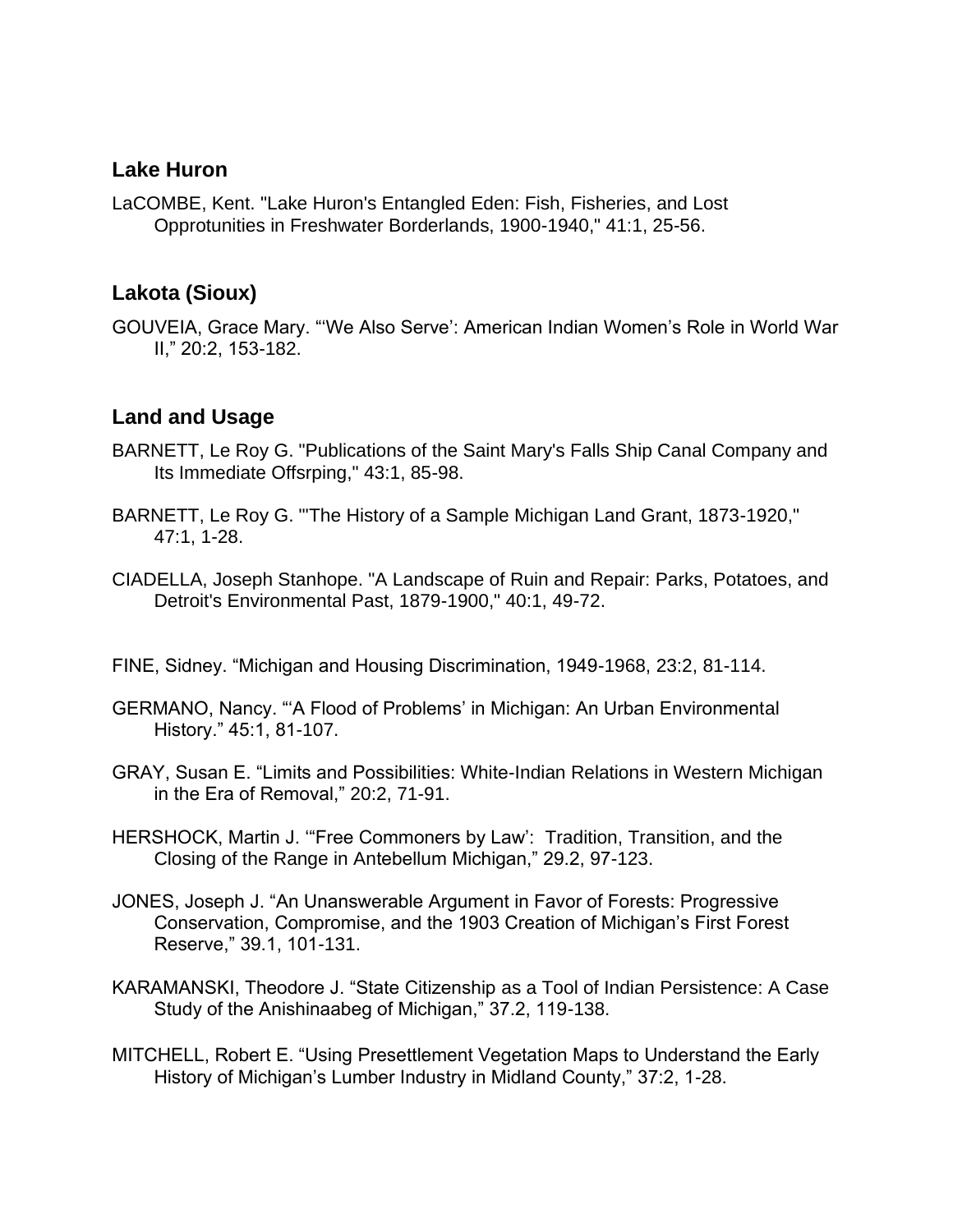## Lake Huron

LaCOMBE, Kent. "Lake Huron's Entangled Eden: Fish, Fisheries, and Lost Opprotunities in Freshwater Borderlands, 1900-1940," 41:1, 25-56.

## Lakota (Sioux)

GOUVEIA, Grace Mary. "'We Also Serve': American Indian Women's Role in World War II," 20:2, 153-182.

## Land and Usage

BARNETT, Le Roy G. "Publications of the Saint Mary's Falls Ship Canal Company and Its Immediate Offsrping," 43:1, 85-98.

BARNETT, Le Roy G. "'The History of a Sample Michigan Land Grant, 1873-1920," 47:1, 1-28.

CIADELLA, Joseph Stanhope. "A Landscape of Ruin and Repair: Parks, Potatoes, and Detroit's Environmental Past, 1879-1900," 40:1, 49-72.

FINE, Sidney. "Michigan and Housing Discrimination, 1949-1968, 23:2, 81-114.

GERMANO, Nancy. "'A Flood of Problems' in Michigan: An Urban Environmental History." 45:1, 81-107.

GRAY, Susan E. "Limits and Possibilities: White-Indian Relations in Western Michigan in the Era of Removal," 20:2, 71-91.

HERSHOCK, Martin J. '"Free Commoners by Law': Tradition, Transition, and the Closing of the Range in Antebellum Michigan," 29.2, 97-123.

JONES, Joseph J. "An Unanswerable Argument in Favor of Forests: Progressive Conservation, Compromise, and the 1903 Creation of Michigan's First Forest Reserve," 39.1, 101-131.

KARAMANSKI, Theodore J. "State Citizenship as a Tool of Indian Persistence: A Case Study of the Anishinaabeg of Michigan," 37.2, 119-138.

MITCHELL, Robert E. "Using Presettlement Vegetation Maps to Understand the Early History of Michigan's Lumber Industry in Midland County," 37:2, 1-28.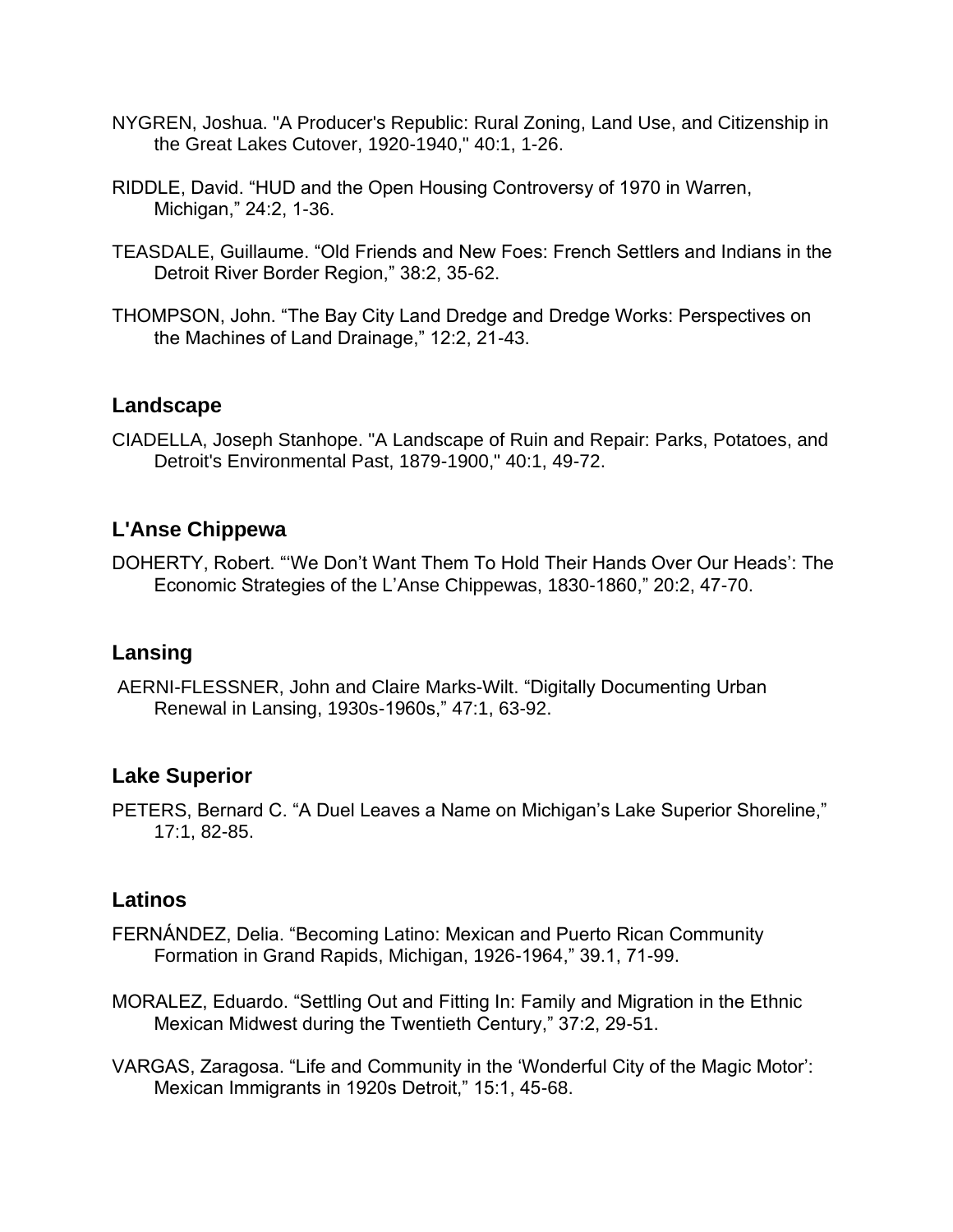NYGREN, Joshua. "A Producer's Republic: Rural Zoning, Land Use, and Citizenship in the Great Lakes Cutover, 1920-1940," 40:1, 1-26.

RIDDLE, David. "HUD and the Open Housing Controversy of 1970 in Warren, Michigan," 24:2, 1-36.

TEASDALE, Guillaume. "Old Friends and New Foes: French Settlers and Indians in the Detroit River Border Region," 38:2, 35-62.

THOMPSON, John. "The Bay City Land Dredge and Dredge Works: Perspectives on the Machines of Land Drainage," 12:2, 21-43.

## Landscape

CIADELLA, Joseph Stanhope. "A Landscape of Ruin and Repair: Parks, Potatoes, and Detroit's Environmental Past, 1879-1900," 40:1, 49-72.

## L'Anse Chippewa

DOHERTY, Robert. "'We Don't Want Them To Hold Their Hands Over Our Heads': The Economic Strategies of the L'Anse Chippewas, 1830-1860," 20:2, 47-70.

## Lansing

AERNI-FLESSNER, John and Claire Marks-Wilt. "Digitally Documenting Urban Renewal in Lansing, 1930s-1960s," 47:1, 63-92.

## Lake Superior

PETERS, Bernard C. "A Duel Leaves a Name on Michigan's Lake Superior Shoreline," 17:1, 82-85.

## Latinos

FERNÁNDEZ, Delia. "Becoming Latino: Mexican and Puerto Rican Community Formation in Grand Rapids, Michigan, 1926-1964," 39.1, 71-99.

MORALEZ, Eduardo. "Settling Out and Fitting In: Family and Migration in the Ethnic Mexican Midwest during the Twentieth Century," 37:2, 29-51.

VARGAS, Zaragosa. "Life and Community in the 'Wonderful City of the Magic Motor': Mexican Immigrants in 1920s Detroit," 15:1, 45-68.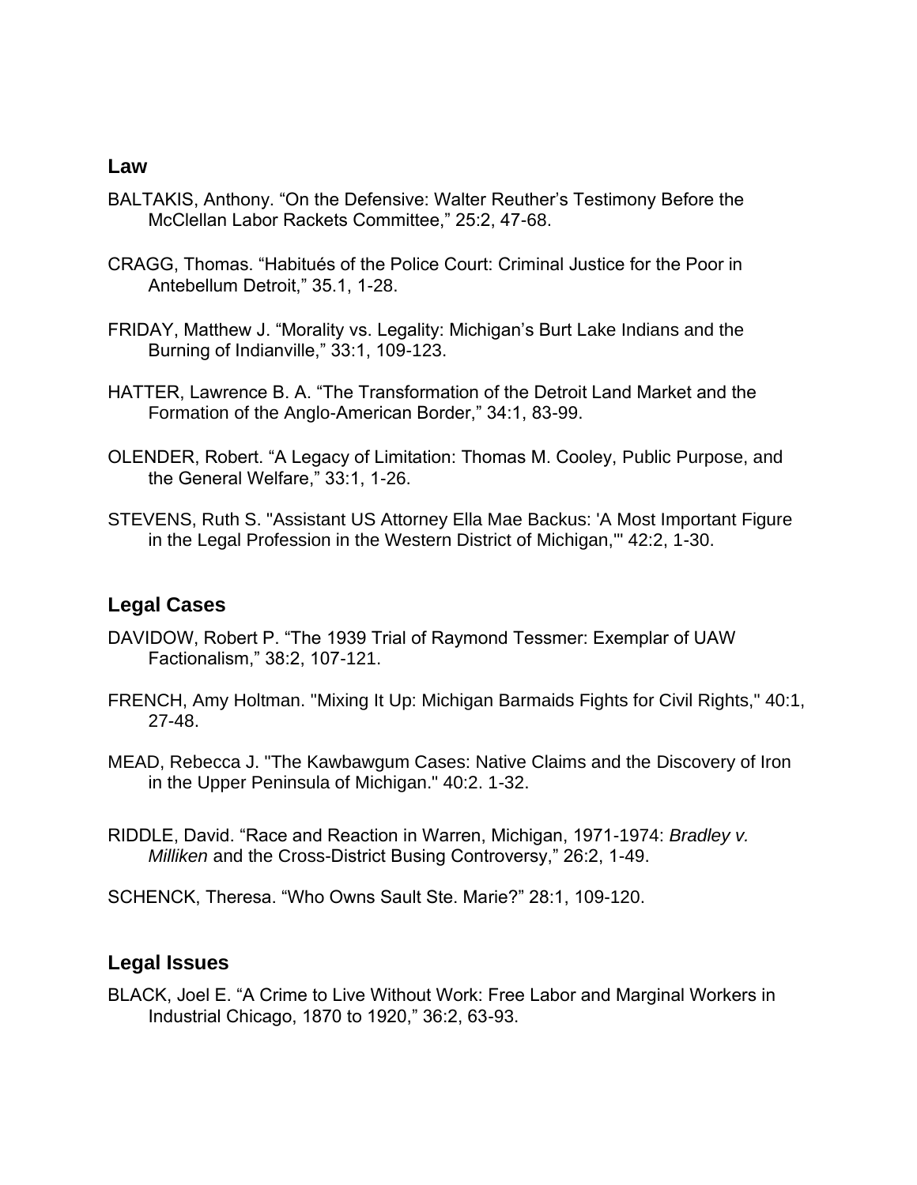## Law

BALTAKIS, Anthony. “On the Defensive: Walter Reuther’s Testimony Before the McClellan Labor Rackets Committee,” 25:2, 47-68.

CRAGG, Thomas. “Habitués of the Police Court: Criminal Justice for the Poor in Antebellum Detroit,” 35.1, 1-28.

FRIDAY, Matthew J. “Morality vs. Legality: Michigan’s Burt Lake Indians and the Burning of Indianville,” 33:1, 109-123.

HATTER, Lawrence B. A. “The Transformation of the Detroit Land Market and the Formation of the Anglo-American Border,” 34:1, 83-99.

OLENDER, Robert. “A Legacy of Limitation: Thomas M. Cooley, Public Purpose, and the General Welfare,” 33:1, 1-26.

STEVENS, Ruth S. "Assistant US Attorney Ella Mae Backus: 'A Most Important Figure in the Legal Profession in the Western District of Michigan,'" 42:2, 1-30.

## Legal Cases

DAVIDOW, Robert P. “The 1939 Trial of Raymond Tessmer: Exemplar of UAW Factionalism,” 38:2, 107-121.

FRENCH, Amy Holtman. "Mixing It Up: Michigan Barmaids Fights for Civil Rights," 40:1, 27-48.

MEAD, Rebecca J. "The Kawbawgum Cases: Native Claims and the Discovery of Iron in the Upper Peninsula of Michigan." 40:2. 1-32.

RIDDLE, David. “Race and Reaction in Warren, Michigan, 1971-1974: *Bradley v. Milliken* and the Cross-District Busing Controversy,” 26:2, 1-49.

SCHENCK, Theresa. “Who Owns Sault Ste. Marie?” 28:1, 109-120.

## Legal Issues

BLACK, Joel E. “A Crime to Live Without Work: Free Labor and Marginal Workers in Industrial Chicago, 1870 to 1920,” 36:2, 63-93.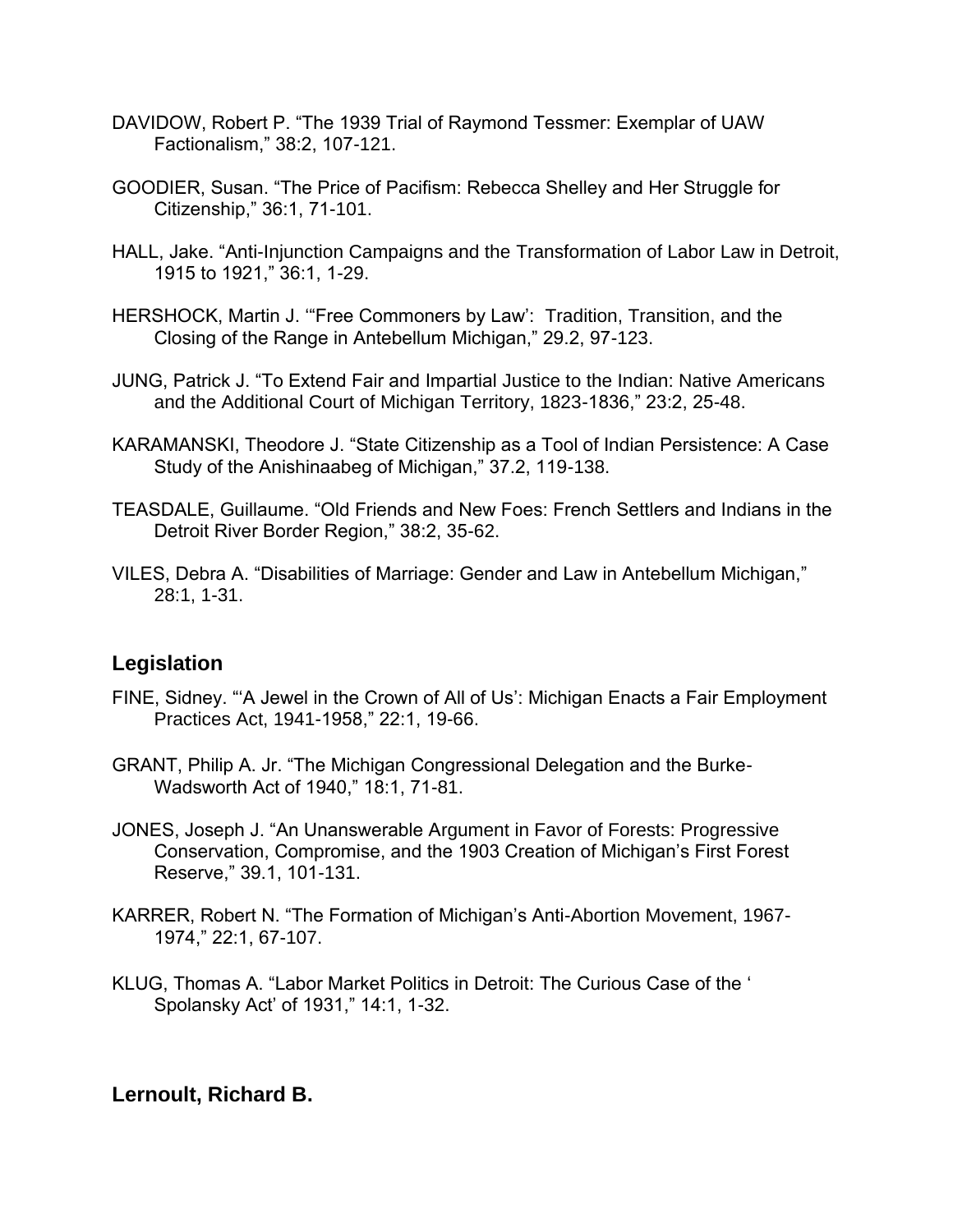DAVIDOW, Robert P. "The 1939 Trial of Raymond Tessmer: Exemplar of UAW Factionalism," 38:2, 107-121.

GOODIER, Susan. "The Price of Pacifism: Rebecca Shelley and Her Struggle for Citizenship," 36:1, 71-101.

HALL, Jake. "Anti-Injunction Campaigns and the Transformation of Labor Law in Detroit, 1915 to 1921," 36:1, 1-29.

HERSHOCK, Martin J. '"Free Commoners by Law': Tradition, Transition, and the Closing of the Range in Antebellum Michigan," 29.2, 97-123.

JUNG, Patrick J. "To Extend Fair and Impartial Justice to the Indian: Native Americans and the Additional Court of Michigan Territory, 1823-1836," 23:2, 25-48.

KARAMANSKI, Theodore J. "State Citizenship as a Tool of Indian Persistence: A Case Study of the Anishinaabeg of Michigan," 37.2, 119-138.

TEASDALE, Guillaume. "Old Friends and New Foes: French Settlers and Indians in the Detroit River Border Region," 38:2, 35-62.

VILES, Debra A. "Disabilities of Marriage: Gender and Law in Antebellum Michigan," 28:1, 1-31.

## Legislation

FINE, Sidney. "'A Jewel in the Crown of All of Us': Michigan Enacts a Fair Employment Practices Act, 1941-1958," 22:1, 19-66.

GRANT, Philip A. Jr. "The Michigan Congressional Delegation and the Burke-Wadsworth Act of 1940," 18:1, 71-81.

JONES, Joseph J. "An Unanswerable Argument in Favor of Forests: Progressive Conservation, Compromise, and the 1903 Creation of Michigan's First Forest Reserve," 39.1, 101-131.

KARRER, Robert N. "The Formation of Michigan's Anti-Abortion Movement, 1967-1974," 22:1, 67-107.

KLUG, Thomas A. "Labor Market Politics in Detroit: The Curious Case of the ' Spolansky Act' of 1931," 14:1, 1-32.

## Lernoult, Richard B.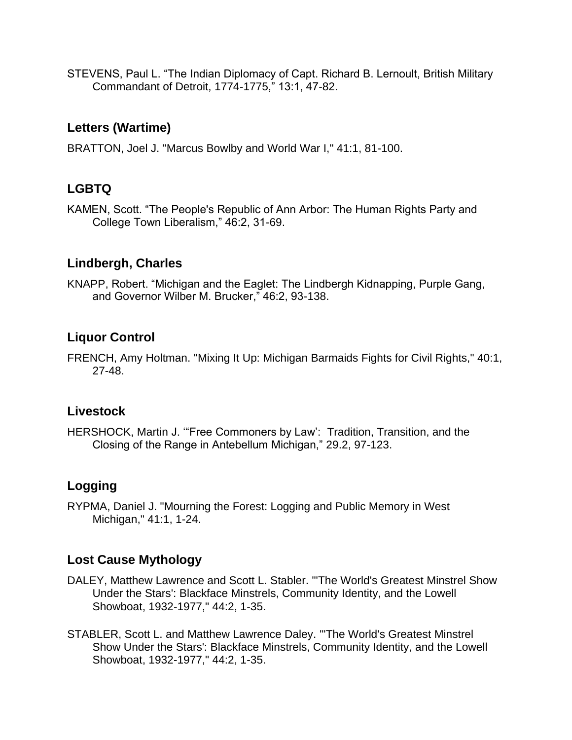STEVENS, Paul L. “The Indian Diplomacy of Capt. Richard B. Lernoult, British Military Commandant of Detroit, 1774-1775,” 13:1, 47-82.

## Letters (Wartime)

BRATTON, Joel J. "Marcus Bowlby and World War I," 41:1, 81-100.

## LGBTQ

KAMEN, Scott. “The People's Republic of Ann Arbor: The Human Rights Party and College Town Liberalism,” 46:2, 31-69.

## Lindbergh, Charles

KNAPP, Robert. “Michigan and the Eaglet: The Lindbergh Kidnapping, Purple Gang, and Governor Wilber M. Brucker,” 46:2, 93-138.

## Liquor Control

FRENCH, Amy Holtman. "Mixing It Up: Michigan Barmaids Fights for Civil Rights," 40:1, 27-48.

## Livestock

HERSHOCK, Martin J. ‘“Free Commoners by Law’: Tradition, Transition, and the Closing of the Range in Antebellum Michigan,” 29.2, 97-123.

## Logging

RYPMA, Daniel J. "Mourning the Forest: Logging and Public Memory in West Michigan," 41:1, 1-24.

## Lost Cause Mythology

DALEY, Matthew Lawrence and Scott L. Stabler. "'The World's Greatest Minstrel Show Under the Stars': Blackface Minstrels, Community Identity, and the Lowell Showboat, 1932-1977," 44:2, 1-35.

STABLER, Scott L. and Matthew Lawrence Daley. "'The World's Greatest Minstrel Show Under the Stars': Blackface Minstrels, Community Identity, and the Lowell Showboat, 1932-1977," 44:2, 1-35.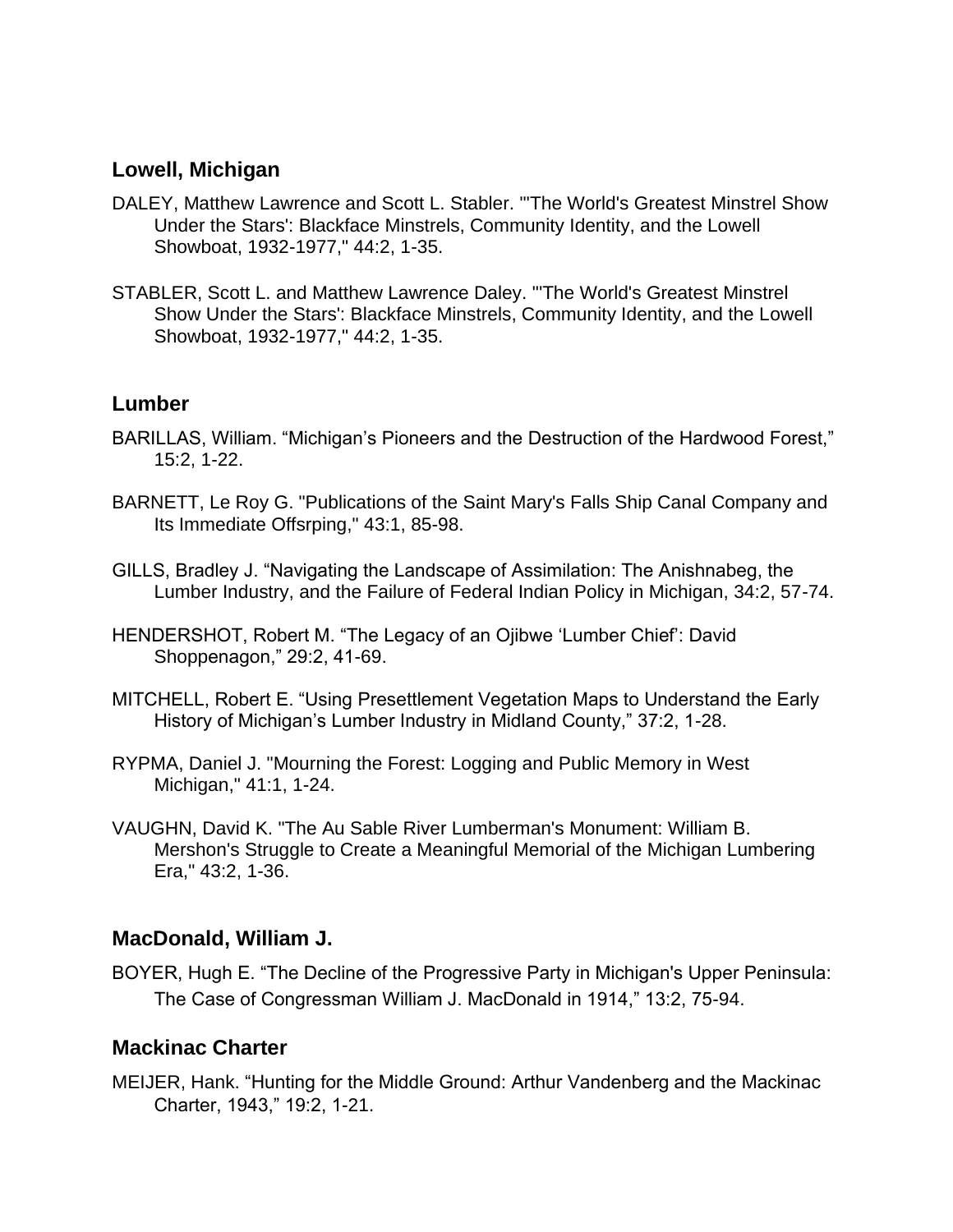## Lowell, Michigan

DALEY, Matthew Lawrence and Scott L. Stabler. "'The World's Greatest Minstrel Show Under the Stars': Blackface Minstrels, Community Identity, and the Lowell Showboat, 1932-1977," 44:2, 1-35.

STABLER, Scott L. and Matthew Lawrence Daley. "'The World's Greatest Minstrel Show Under the Stars': Blackface Minstrels, Community Identity, and the Lowell Showboat, 1932-1977," 44:2, 1-35.

## Lumber

BARILLAS, William. "Michigan's Pioneers and the Destruction of the Hardwood Forest," 15:2, 1-22.

BARNETT, Le Roy G. "Publications of the Saint Mary's Falls Ship Canal Company and Its Immediate Offsrping," 43:1, 85-98.

GILLS, Bradley J. "Navigating the Landscape of Assimilation: The Anishnabeg, the Lumber Industry, and the Failure of Federal Indian Policy in Michigan, 34:2, 57-74.

HENDERSHOT, Robert M. "The Legacy of an Ojibwe 'Lumber Chief': David Shoppenagon," 29:2, 41-69.

MITCHELL, Robert E. "Using Presettlement Vegetation Maps to Understand the Early History of Michigan's Lumber Industry in Midland County," 37:2, 1-28.

RYPMA, Daniel J. "Mourning the Forest: Logging and Public Memory in West Michigan," 41:1, 1-24.

VAUGHN, David K. "The Au Sable River Lumberman's Monument: William B. Mershon's Struggle to Create a Meaningful Memorial of the Michigan Lumbering Era," 43:2, 1-36.

## MacDonald, William J.

BOYER, Hugh E. "The Decline of the Progressive Party in Michigan's Upper Peninsula: The Case of Congressman William J. MacDonald in 1914," 13:2, 75-94.

## Mackinac Charter

MEIJER, Hank. "Hunting for the Middle Ground: Arthur Vandenberg and the Mackinac Charter, 1943," 19:2, 1-21.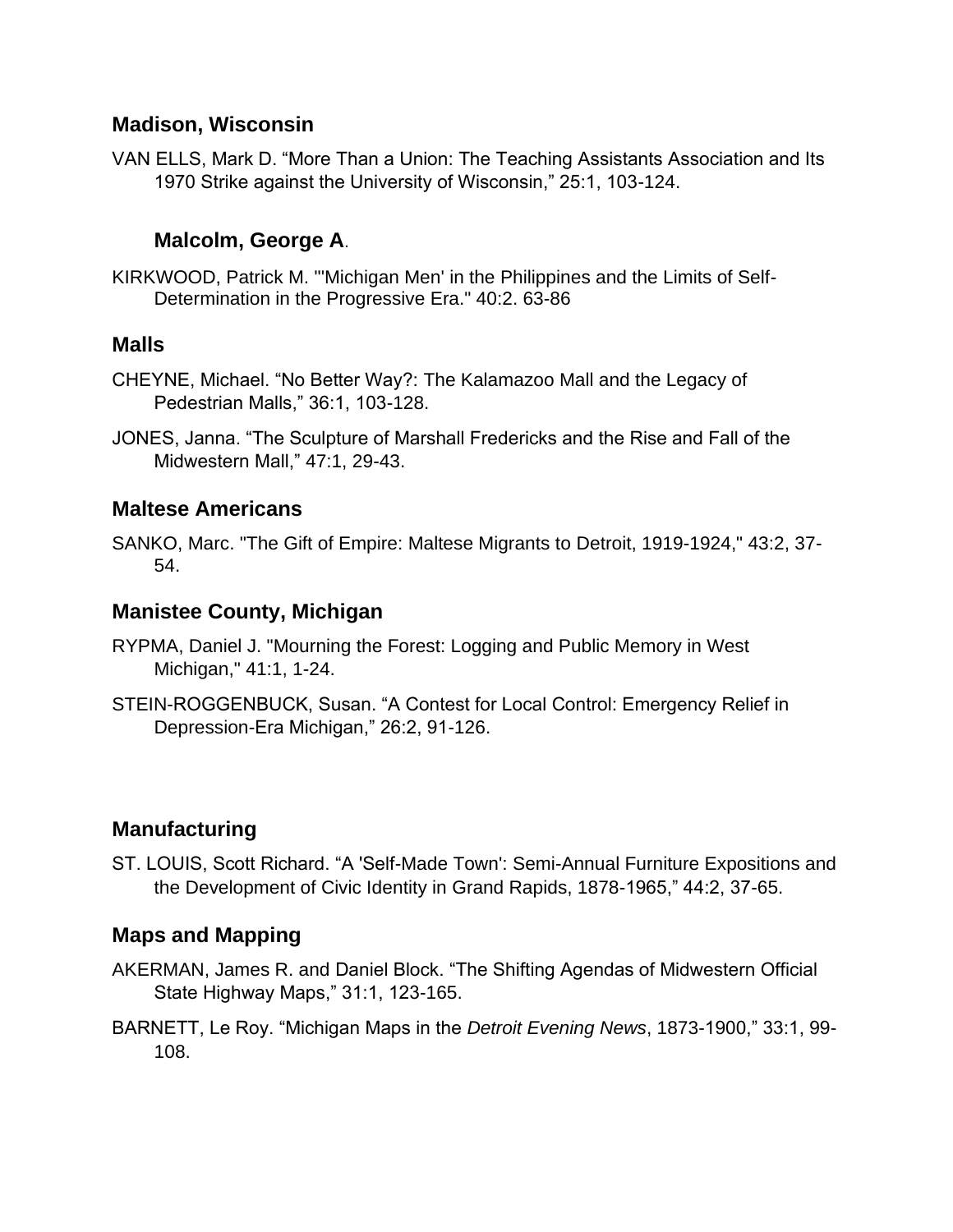## Madison, Wisconsin

VAN ELLS, Mark D. "More Than a Union: The Teaching Assistants Association and Its 1970 Strike against the University of Wisconsin," 25:1, 103-124.

## Malcolm, George A.

KIRKWOOD, Patrick M. "'Michigan Men' in the Philippines and the Limits of Self-Determination in the Progressive Era." 40:2. 63-86

## Malls

CHEYNE, Michael. "No Better Way?: The Kalamazoo Mall and the Legacy of Pedestrian Malls," 36:1, 103-128.

JONES, Janna. "The Sculpture of Marshall Fredericks and the Rise and Fall of the Midwestern Mall," 47:1, 29-43.

## Maltese Americans

SANKO, Marc. "The Gift of Empire: Maltese Migrants to Detroit, 1919-1924," 43:2, 37-54.

## Manistee County, Michigan

RYPMA, Daniel J. "Mourning the Forest: Logging and Public Memory in West Michigan," 41:1, 1-24.

STEIN-ROGGENBUCK, Susan. "A Contest for Local Control: Emergency Relief in Depression-Era Michigan," 26:2, 91-126.

## Manufacturing

ST. LOUIS, Scott Richard. "A 'Self-Made Town': Semi-Annual Furniture Expositions and the Development of Civic Identity in Grand Rapids, 1878-1965," 44:2, 37-65.

## Maps and Mapping

AKERMAN, James R. and Daniel Block. "The Shifting Agendas of Midwestern Official State Highway Maps," 31:1, 123-165.

BARNETT, Le Roy. "Michigan Maps in the *Detroit Evening News*, 1873-1900," 33:1, 99-108.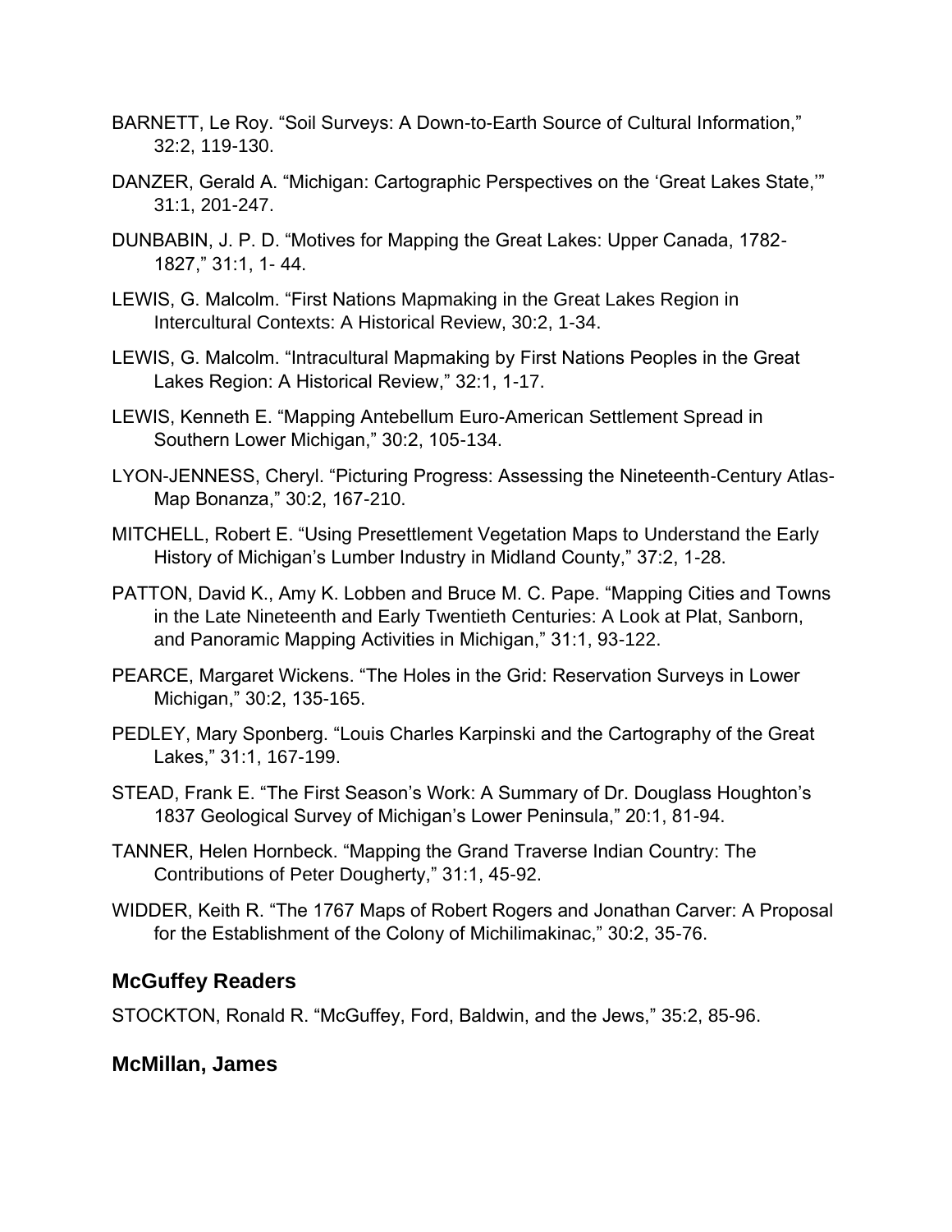BARNETT, Le Roy. “Soil Surveys: A Down-to-Earth Source of Cultural Information,” 32:2, 119-130.

DANZER, Gerald A. “Michigan: Cartographic Perspectives on the ‘Great Lakes State,’” 31:1, 201-247.

DUNBABIN, J. P. D. “Motives for Mapping the Great Lakes: Upper Canada, 1782-1827,” 31:1, 1- 44.

LEWIS, G. Malcolm. “First Nations Mapmaking in the Great Lakes Region in Intercultural Contexts: A Historical Review, 30:2, 1-34.

LEWIS, G. Malcolm. “Intracultural Mapmaking by First Nations Peoples in the Great Lakes Region: A Historical Review,” 32:1, 1-17.

LEWIS, Kenneth E. “Mapping Antebellum Euro-American Settlement Spread in Southern Lower Michigan,” 30:2, 105-134.

LYON-JENNESS, Cheryl. “Picturing Progress: Assessing the Nineteenth-Century Atlas-Map Bonanza,” 30:2, 167-210.

MITCHELL, Robert E. “Using Presettlement Vegetation Maps to Understand the Early History of Michigan’s Lumber Industry in Midland County,” 37:2, 1-28.

PATTON, David K., Amy K. Lobben and Bruce M. C. Pape. “Mapping Cities and Towns in the Late Nineteenth and Early Twentieth Centuries: A Look at Plat, Sanborn, and Panoramic Mapping Activities in Michigan,” 31:1, 93-122.

PEARCE, Margaret Wickens. “The Holes in the Grid: Reservation Surveys in Lower Michigan,” 30:2, 135-165.

PEDLEY, Mary Sponberg. “Louis Charles Karpinski and the Cartography of the Great Lakes,” 31:1, 167-199.

STEAD, Frank E. “The First Season’s Work: A Summary of Dr. Douglass Houghton’s 1837 Geological Survey of Michigan’s Lower Peninsula,” 20:1, 81-94.

TANNER, Helen Hornbeck. “Mapping the Grand Traverse Indian Country: The Contributions of Peter Dougherty,” 31:1, 45-92.

WIDDER, Keith R. “The 1767 Maps of Robert Rogers and Jonathan Carver: A Proposal for the Establishment of the Colony of Michilimakinac,” 30:2, 35-76.

## McGuffey Readers

STOCKTON, Ronald R. “McGuffey, Ford, Baldwin, and the Jews,” 35:2, 85-96.

## McMillan, James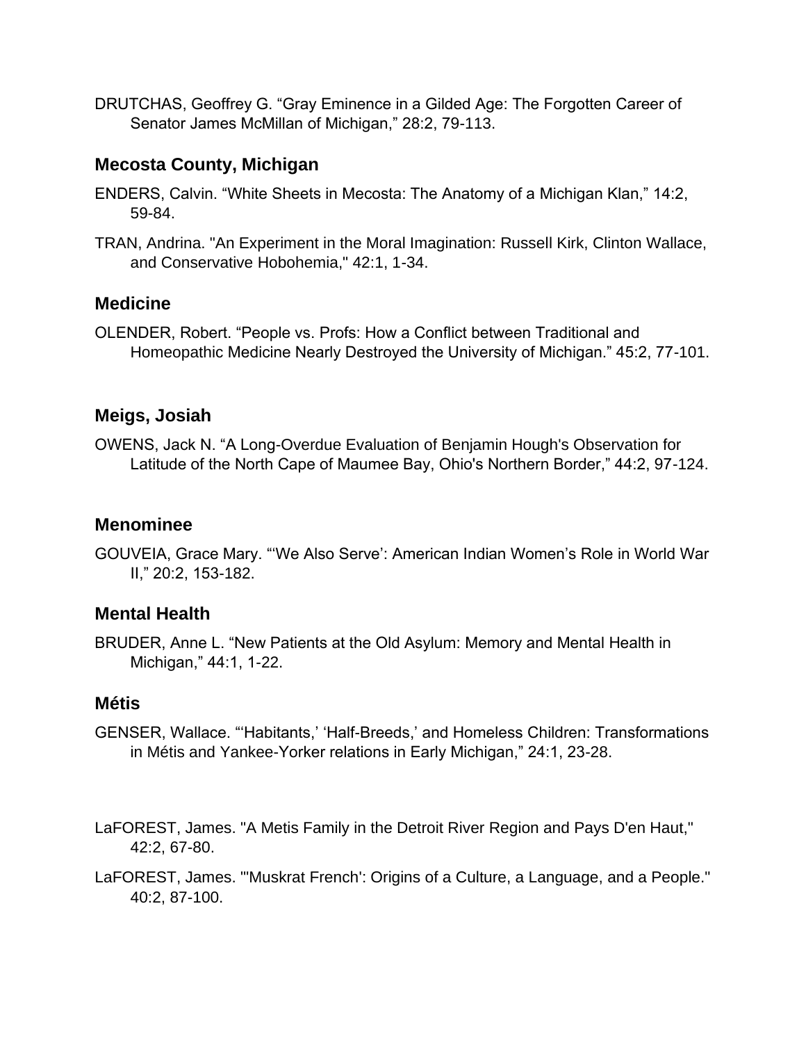DRUTCHAS, Geoffrey G. “Gray Eminence in a Gilded Age: The Forgotten Career of Senator James McMillan of Michigan,” 28:2, 79-113.

### Mecosta County, Michigan

ENDERS, Calvin. “White Sheets in Mecosta: The Anatomy of a Michigan Klan,” 14:2, 59-84.

TRAN, Andrina. "An Experiment in the Moral Imagination: Russell Kirk, Clinton Wallace, and Conservative Hobohemia," 42:1, 1-34.

### Medicine

OLENDER, Robert. “People vs. Profs: How a Conflict between Traditional and Homeopathic Medicine Nearly Destroyed the University of Michigan.” 45:2, 77-101.

### Meigs, Josiah

OWENS, Jack N. “A Long-Overdue Evaluation of Benjamin Hough's Observation for Latitude of the North Cape of Maumee Bay, Ohio's Northern Border,” 44:2, 97-124.

### Menominee

GOUVEIA, Grace Mary. “‘We Also Serve’: American Indian Women’s Role in World War II,” 20:2, 153-182.

### Mental Health

BRUDER, Anne L. “New Patients at the Old Asylum: Memory and Mental Health in Michigan,” 44:1, 1-22.

### Métis

GENSER, Wallace. “‘Habitants,’ ‘Half-Breeds,’ and Homeless Children: Transformations in Métis and Yankee-Yorker relations in Early Michigan,” 24:1, 23-28.

LaFOREST, James. "A Metis Family in the Detroit River Region and Pays D'en Haut," 42:2, 67-80.

LaFOREST, James. "'Muskrat French': Origins of a Culture, a Language, and a People." 40:2, 87-100.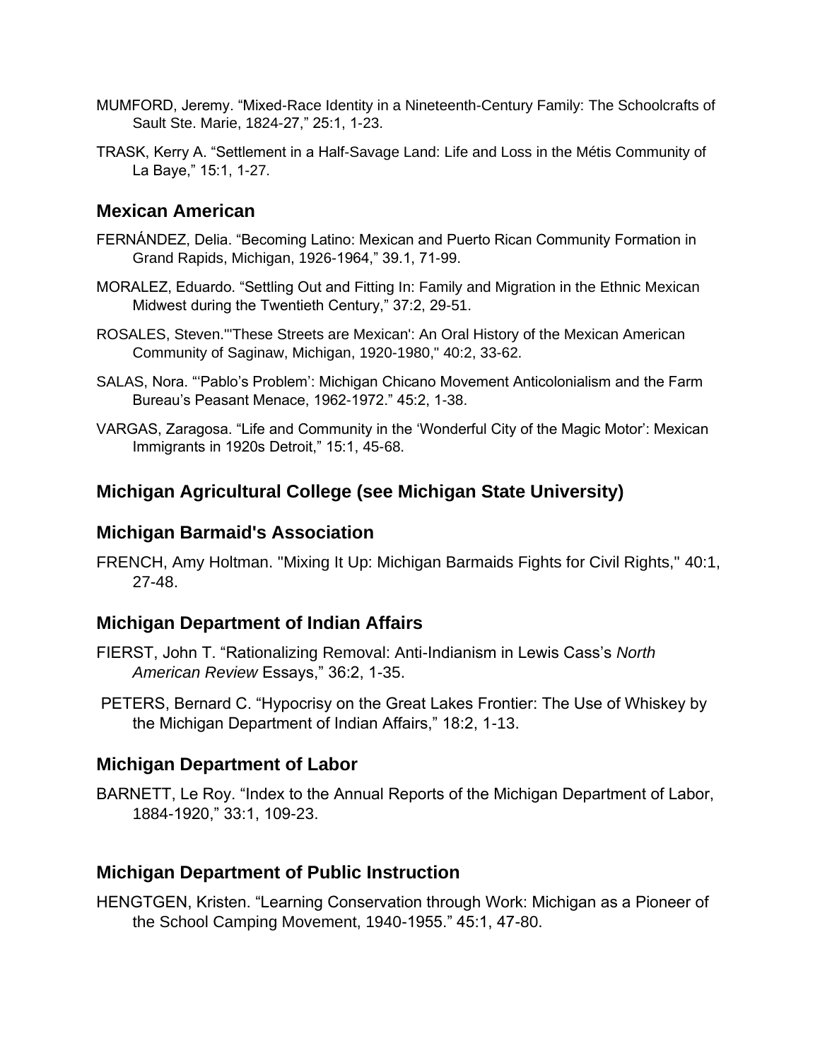MUMFORD, Jeremy. “Mixed-Race Identity in a Nineteenth-Century Family: The Schoolcrafts of Sault Ste. Marie, 1824-27,” 25:1, 1-23.

TRASK, Kerry A. “Settlement in a Half-Savage Land: Life and Loss in the Métis Community of La Baye,” 15:1, 1-27.

## Mexican American

FERNÁNDEZ, Delia. “Becoming Latino: Mexican and Puerto Rican Community Formation in Grand Rapids, Michigan, 1926-1964,” 39.1, 71-99.

MORALEZ, Eduardo. “Settling Out and Fitting In: Family and Migration in the Ethnic Mexican Midwest during the Twentieth Century,” 37:2, 29-51.

ROSALES, Steven."'These Streets are Mexican': An Oral History of the Mexican American Community of Saginaw, Michigan, 1920-1980," 40:2, 33-62.

SALAS, Nora. “‘Pablo’s Problem’: Michigan Chicano Movement Anticolonialism and the Farm Bureau’s Peasant Menace, 1962-1972.” 45:2, 1-38.

VARGAS, Zaragosa. “Life and Community in the ‘Wonderful City of the Magic Motor’: Mexican Immigrants in 1920s Detroit,” 15:1, 45-68.

## Michigan Agricultural College (see Michigan State University)

## Michigan Barmaid's Association

FRENCH, Amy Holtman. "Mixing It Up: Michigan Barmaids Fights for Civil Rights," 40:1, 27-48.

## Michigan Department of Indian Affairs

FIERST, John T. “Rationalizing Removal: Anti-Indianism in Lewis Cass’s *North American Review* Essays,” 36:2, 1-35.

PETERS, Bernard C. “Hypocrisy on the Great Lakes Frontier: The Use of Whiskey by the Michigan Department of Indian Affairs,” 18:2, 1-13.

## Michigan Department of Labor

BARNETT, Le Roy. “Index to the Annual Reports of the Michigan Department of Labor, 1884-1920,” 33:1, 109-23.

## Michigan Department of Public Instruction

HENGTGEN, Kristen. “Learning Conservation through Work: Michigan as a Pioneer of the School Camping Movement, 1940-1955.” 45:1, 47-80.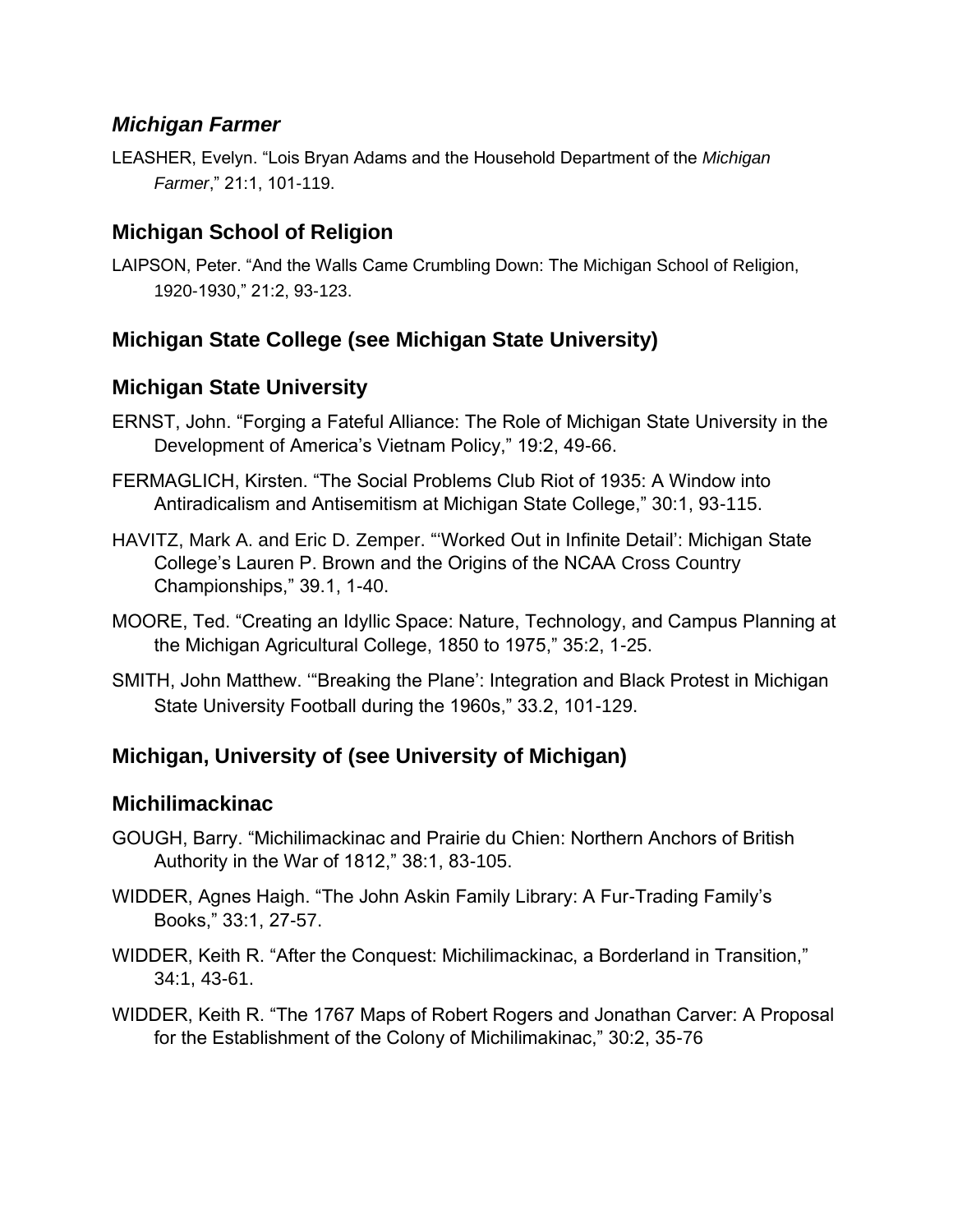## *Michigan Farmer*

LEASHER, Evelyn. "Lois Bryan Adams and the Household Department of the *Michigan Farmer*," 21:1, 101-119.

## Michigan School of Religion

LAIPSON, Peter. "And the Walls Came Crumbling Down: The Michigan School of Religion, 1920-1930," 21:2, 93-123.

## Michigan State College (see Michigan State University)

## Michigan State University

ERNST, John. "Forging a Fateful Alliance: The Role of Michigan State University in the Development of America's Vietnam Policy," 19:2, 49-66.

FERMAGLICH, Kirsten. "The Social Problems Club Riot of 1935: A Window into Antiradicalism and Antisemitism at Michigan State College," 30:1, 93-115.

HAVITZ, Mark A. and Eric D. Zemper. "'Worked Out in Infinite Detail': Michigan State College's Lauren P. Brown and the Origins of the NCAA Cross Country Championships," 39.1, 1-40.

MOORE, Ted. "Creating an Idyllic Space: Nature, Technology, and Campus Planning at the Michigan Agricultural College, 1850 to 1975," 35:2, 1-25.

SMITH, John Matthew. '"Breaking the Plane': Integration and Black Protest in Michigan State University Football during the 1960s," 33.2, 101-129.

## Michigan, University of (see University of Michigan)

## Michilimackinac

GOUGH, Barry. "Michilimackinac and Prairie du Chien: Northern Anchors of British Authority in the War of 1812," 38:1, 83-105.

WIDDER, Agnes Haigh. "The John Askin Family Library: A Fur-Trading Family's Books," 33:1, 27-57.

WIDDER, Keith R. "After the Conquest: Michilimackinac, a Borderland in Transition," 34:1, 43-61.

WIDDER, Keith R. "The 1767 Maps of Robert Rogers and Jonathan Carver: A Proposal for the Establishment of the Colony of Michilimakinac," 30:2, 35-76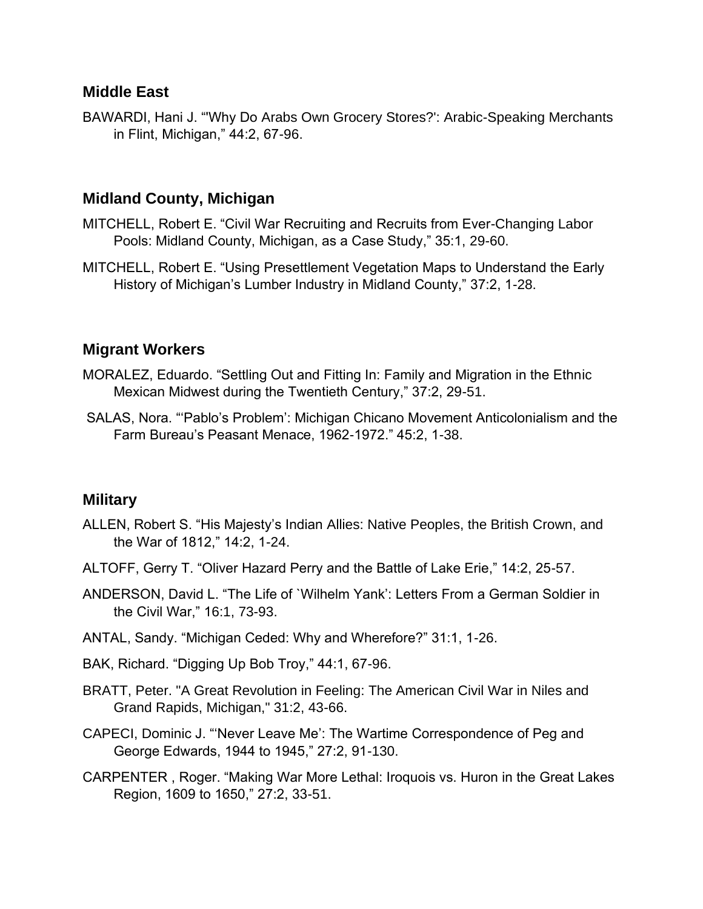## Middle East

BAWARDI, Hani J. “'Why Do Arabs Own Grocery Stores?': Arabic-Speaking Merchants in Flint, Michigan,” 44:2, 67-96.

## Midland County, Michigan

MITCHELL, Robert E. “Civil War Recruiting and Recruits from Ever-Changing Labor Pools: Midland County, Michigan, as a Case Study,” 35:1, 29-60.

MITCHELL, Robert E. “Using Presettlement Vegetation Maps to Understand the Early History of Michigan’s Lumber Industry in Midland County,” 37:2, 1-28.

## Migrant Workers

MORALEZ, Eduardo. “Settling Out and Fitting In: Family and Migration in the Ethnic Mexican Midwest during the Twentieth Century,” 37:2, 29-51.

SALAS, Nora. “‘Pablo’s Problem’: Michigan Chicano Movement Anticolonialism and the Farm Bureau’s Peasant Menace, 1962-1972.” 45:2, 1-38.

## Military

ALLEN, Robert S. “His Majesty’s Indian Allies: Native Peoples, the British Crown, and the War of 1812,” 14:2, 1-24.

ALTOFF, Gerry T. “Oliver Hazard Perry and the Battle of Lake Erie,” 14:2, 25-57.

ANDERSON, David L. “The Life of `Wilhelm Yank’: Letters From a German Soldier in the Civil War,” 16:1, 73-93.

ANTAL, Sandy. “Michigan Ceded: Why and Wherefore?” 31:1, 1-26.

BAK, Richard. “Digging Up Bob Troy,” 44:1, 67-96.

BRATT, Peter. "A Great Revolution in Feeling: The American Civil War in Niles and Grand Rapids, Michigan," 31:2, 43-66.

CAPECI, Dominic J. “‘Never Leave Me’: The Wartime Correspondence of Peg and George Edwards, 1944 to 1945,” 27:2, 91-130.

CARPENTER , Roger. “Making War More Lethal: Iroquois vs. Huron in the Great Lakes Region, 1609 to 1650,” 27:2, 33-51.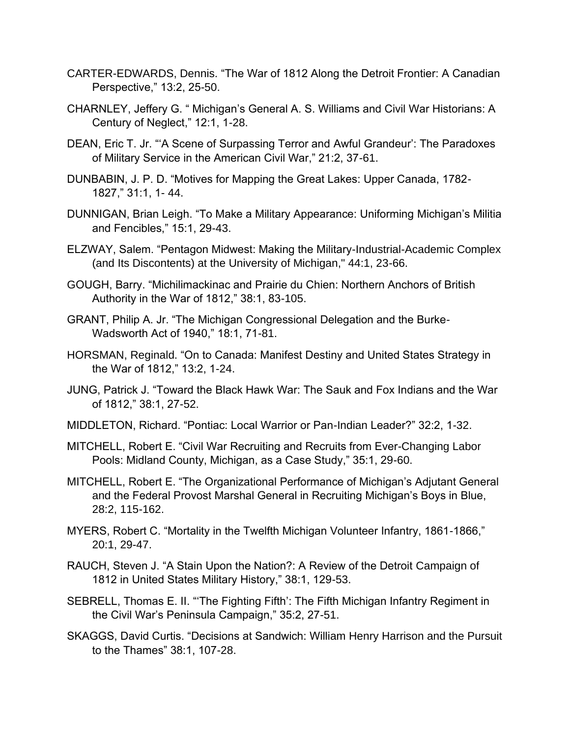CARTER-EDWARDS, Dennis. “The War of 1812 Along the Detroit Frontier: A Canadian Perspective,” 13:2, 25-50.

CHARNLEY, Jeffery G. “ Michigan’s General A. S. Williams and Civil War Historians: A Century of Neglect,” 12:1, 1-28.

DEAN, Eric T. Jr. “‘A Scene of Surpassing Terror and Awful Grandeur’: The Paradoxes of Military Service in the American Civil War,” 21:2, 37-61.

DUNBABIN, J. P. D. “Motives for Mapping the Great Lakes: Upper Canada, 1782-1827,” 31:1, 1- 44.

DUNNIGAN, Brian Leigh. “To Make a Military Appearance: Uniforming Michigan’s Militia and Fencibles,” 15:1, 29-43.

ELZWAY, Salem. “Pentagon Midwest: Making the Military-Industrial-Academic Complex (and Its Discontents) at the University of Michigan," 44:1, 23-66.

GOUGH, Barry. “Michilimackinac and Prairie du Chien: Northern Anchors of British Authority in the War of 1812,” 38:1, 83-105.

GRANT, Philip A. Jr. “The Michigan Congressional Delegation and the Burke-Wadsworth Act of 1940,” 18:1, 71-81.

HORSMAN, Reginald. “On to Canada: Manifest Destiny and United States Strategy in the War of 1812,” 13:2, 1-24.

JUNG, Patrick J. “Toward the Black Hawk War: The Sauk and Fox Indians and the War of 1812,” 38:1, 27-52.

MIDDLETON, Richard. “Pontiac: Local Warrior or Pan-Indian Leader?” 32:2, 1-32.

MITCHELL, Robert E. “Civil War Recruiting and Recruits from Ever-Changing Labor Pools: Midland County, Michigan, as a Case Study,” 35:1, 29-60.

MITCHELL, Robert E. “The Organizational Performance of Michigan’s Adjutant General and the Federal Provost Marshal General in Recruiting Michigan’s Boys in Blue, 28:2, 115-162.

MYERS, Robert C. “Mortality in the Twelfth Michigan Volunteer Infantry, 1861-1866,” 20:1, 29-47.

RAUCH, Steven J. “A Stain Upon the Nation?: A Review of the Detroit Campaign of 1812 in United States Military History,” 38:1, 129-53.

SEBRELL, Thomas E. II. “‘The Fighting Fifth’: The Fifth Michigan Infantry Regiment in the Civil War’s Peninsula Campaign,” 35:2, 27-51.

SKAGGS, David Curtis. “Decisions at Sandwich: William Henry Harrison and the Pursuit to the Thames” 38:1, 107-28.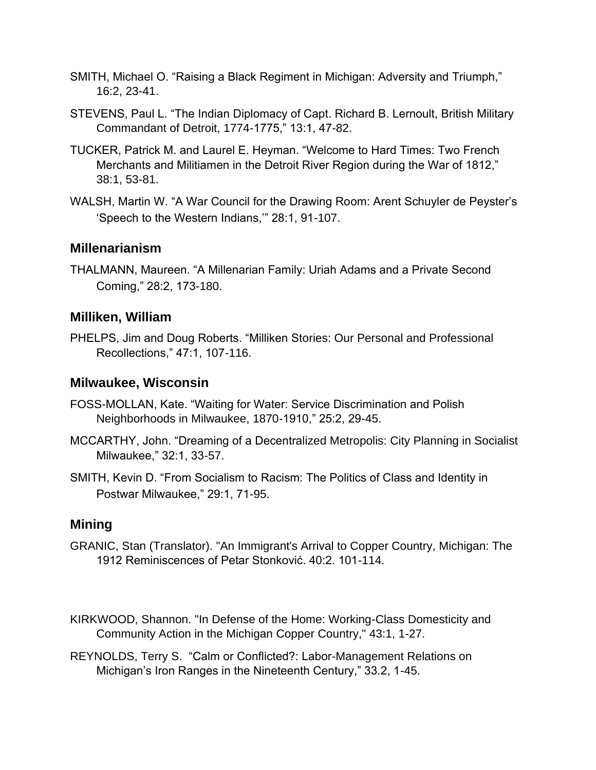SMITH, Michael O. “Raising a Black Regiment in Michigan: Adversity and Triumph,” 16:2, 23-41.

STEVENS, Paul L. “The Indian Diplomacy of Capt. Richard B. Lernoult, British Military Commandant of Detroit, 1774-1775,” 13:1, 47-82.

TUCKER, Patrick M. and Laurel E. Heyman. “Welcome to Hard Times: Two French Merchants and Militiamen in the Detroit River Region during the War of 1812,” 38:1, 53-81.

WALSH, Martin W. “A War Council for the Drawing Room: Arent Schuyler de Peyster’s ‘Speech to the Western Indians,’” 28:1, 91-107.

### Millenarianism

THALMANN, Maureen. “A Millenarian Family: Uriah Adams and a Private Second Coming,” 28:2, 173-180.

### Milliken, William

PHELPS, Jim and Doug Roberts. “Milliken Stories: Our Personal and Professional Recollections,” 47:1, 107-116.

### Milwaukee, Wisconsin

FOSS-MOLLAN, Kate. “Waiting for Water: Service Discrimination and Polish Neighborhoods in Milwaukee, 1870-1910,” 25:2, 29-45.

MCCARTHY, John. “Dreaming of a Decentralized Metropolis: City Planning in Socialist Milwaukee,” 32:1, 33-57.

SMITH, Kevin D. “From Socialism to Racism: The Politics of Class and Identity in Postwar Milwaukee,” 29:1, 71-95.

### Mining

GRANIC, Stan (Translator). "An Immigrant's Arrival to Copper Country, Michigan: The 1912 Reminiscences of Petar Stonković. 40:2. 101-114.

KIRKWOOD, Shannon. "In Defense of the Home: Working-Class Domesticity and Community Action in the Michigan Copper Country," 43:1, 1-27.

REYNOLDS, Terry S. “Calm or Conflicted?: Labor-Management Relations on Michigan’s Iron Ranges in the Nineteenth Century,” 33.2, 1-45.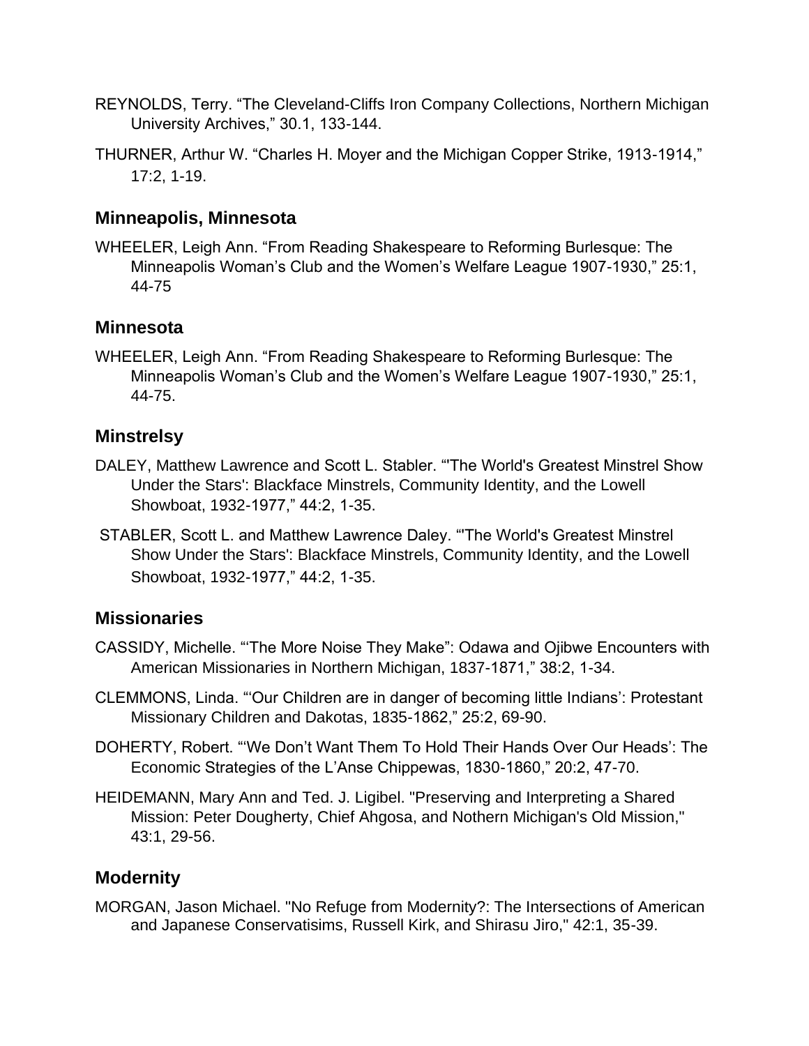REYNOLDS, Terry. “The Cleveland-Cliffs Iron Company Collections, Northern Michigan University Archives,” 30.1, 133-144.

THURNER, Arthur W. “Charles H. Moyer and the Michigan Copper Strike, 1913-1914,” 17:2, 1-19.

## Minneapolis, Minnesota

WHEELER, Leigh Ann. “From Reading Shakespeare to Reforming Burlesque: The Minneapolis Woman’s Club and the Women’s Welfare League 1907-1930,” 25:1, 44-75

## Minnesota

WHEELER, Leigh Ann. “From Reading Shakespeare to Reforming Burlesque: The Minneapolis Woman’s Club and the Women’s Welfare League 1907-1930,” 25:1, 44-75.

## Minstrelsy

DALEY, Matthew Lawrence and Scott L. Stabler. “'The World's Greatest Minstrel Show Under the Stars': Blackface Minstrels, Community Identity, and the Lowell Showboat, 1932-1977,” 44:2, 1-35.

STABLER, Scott L. and Matthew Lawrence Daley. “'The World's Greatest Minstrel Show Under the Stars': Blackface Minstrels, Community Identity, and the Lowell Showboat, 1932-1977,” 44:2, 1-35.

## Missionaries

CASSIDY, Michelle. “‘The More Noise They Make”: Odawa and Ojibwe Encounters with American Missionaries in Northern Michigan, 1837-1871,” 38:2, 1-34.

CLEMMONS, Linda. “‘Our Children are in danger of becoming little Indians’: Protestant Missionary Children and Dakotas, 1835-1862,” 25:2, 69-90.

DOHERTY, Robert. “‘We Don’t Want Them To Hold Their Hands Over Our Heads’: The Economic Strategies of the L’Anse Chippewas, 1830-1860,” 20:2, 47-70.

HEIDEMANN, Mary Ann and Ted. J. Ligibel. "Preserving and Interpreting a Shared Mission: Peter Dougherty, Chief Ahgosa, and Nothern Michigan's Old Mission," 43:1, 29-56.

## Modernity

MORGAN, Jason Michael. "No Refuge from Modernity?: The Intersections of American and Japanese Conservatisims, Russell Kirk, and Shirasu Jiro," 42:1, 35-39.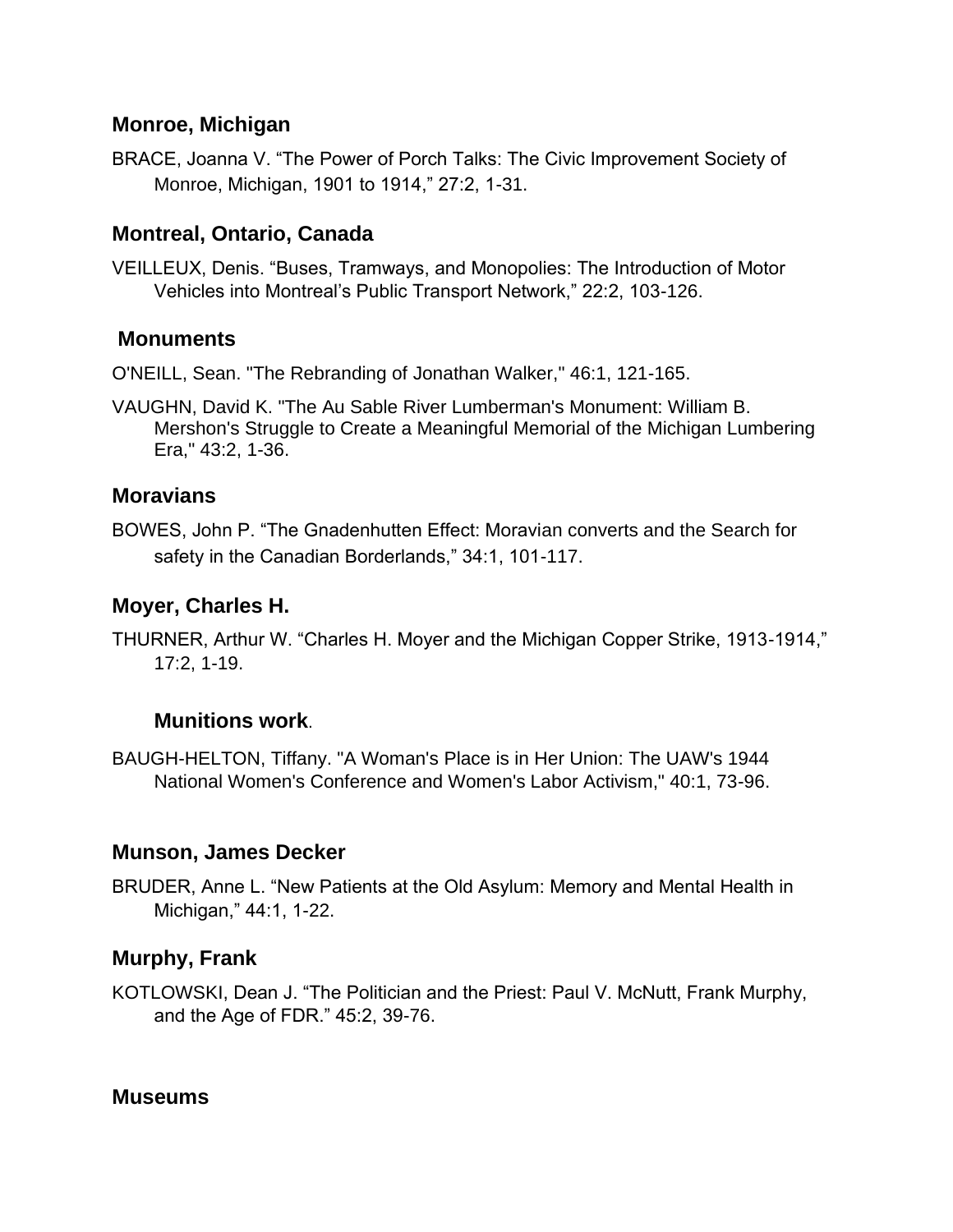## Monroe, Michigan

BRACE, Joanna V. "The Power of Porch Talks: The Civic Improvement Society of Monroe, Michigan, 1901 to 1914," 27:2, 1-31.

## Montreal, Ontario, Canada

VEILLEUX, Denis. "Buses, Tramways, and Monopolies: The Introduction of Motor Vehicles into Montreal's Public Transport Network," 22:2, 103-126.

## Monuments

O'NEILL, Sean. "The Rebranding of Jonathan Walker," 46:1, 121-165.

VAUGHN, David K. "The Au Sable River Lumberman's Monument: William B. Mershon's Struggle to Create a Meaningful Memorial of the Michigan Lumbering Era," 43:2, 1-36.

## Moravians

BOWES, John P. "The Gnadenhutten Effect: Moravian converts and the Search for safety in the Canadian Borderlands," 34:1, 101-117.

## Moyer, Charles H.

THURNER, Arthur W. "Charles H. Moyer and the Michigan Copper Strike, 1913-1914," 17:2, 1-19.

## Munitions work.

BAUGH-HELTON, Tiffany. "A Woman's Place is in Her Union: The UAW's 1944 National Women's Conference and Women's Labor Activism," 40:1, 73-96.

## Munson, James Decker

BRUDER, Anne L. "New Patients at the Old Asylum: Memory and Mental Health in Michigan," 44:1, 1-22.

## Murphy, Frank

KOTLOWSKI, Dean J. "The Politician and the Priest: Paul V. McNutt, Frank Murphy, and the Age of FDR." 45:2, 39-76.

## Museums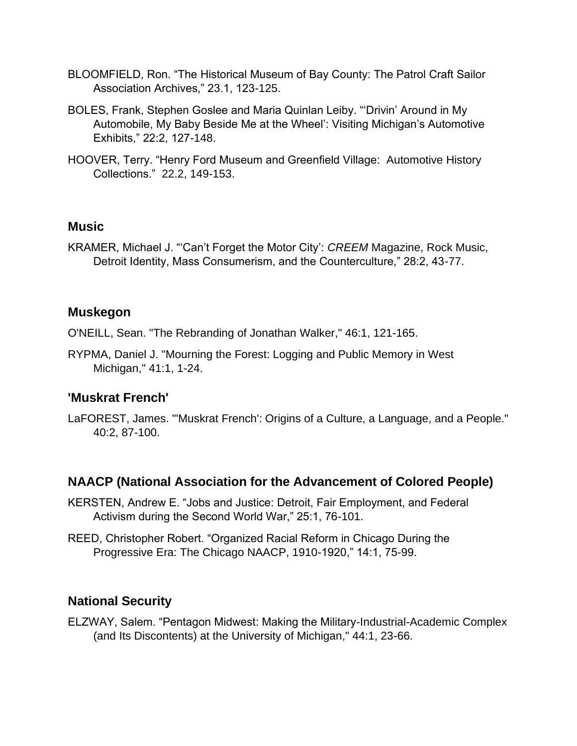BLOOMFIELD, Ron. “The Historical Museum of Bay County: The Patrol Craft Sailor Association Archives,” 23.1, 123-125.

BOLES, Frank, Stephen Goslee and Maria Quinlan Leiby. “‘Drivin’ Around in My Automobile, My Baby Beside Me at the Wheel’: Visiting Michigan’s Automotive Exhibits,” 22:2, 127-148.

HOOVER, Terry. “Henry Ford Museum and Greenfield Village: Automotive History Collections.” 22.2, 149-153.

## Music

KRAMER, Michael J. “‘Can’t Forget the Motor City’: *CREEM* Magazine, Rock Music, Detroit Identity, Mass Consumerism, and the Counterculture,” 28:2, 43-77.

## Muskegon

O'NEILL, Sean. "The Rebranding of Jonathan Walker," 46:1, 121-165.

RYPMA, Daniel J. "Mourning the Forest: Logging and Public Memory in West Michigan," 41:1, 1-24.

## 'Muskrat French'

LaFOREST, James. "'Muskrat French': Origins of a Culture, a Language, and a People." 40:2, 87-100.

## NAACP (National Association for the Advancement of Colored People)

KERSTEN, Andrew E. “Jobs and Justice: Detroit, Fair Employment, and Federal Activism during the Second World War,” 25:1, 76-101.

REED, Christopher Robert. “Organized Racial Reform in Chicago During the Progressive Era: The Chicago NAACP, 1910-1920,” 14:1, 75-99.

## National Security

ELZWAY, Salem. “Pentagon Midwest: Making the Military-Industrial-Academic Complex (and Its Discontents) at the University of Michigan," 44:1, 23-66.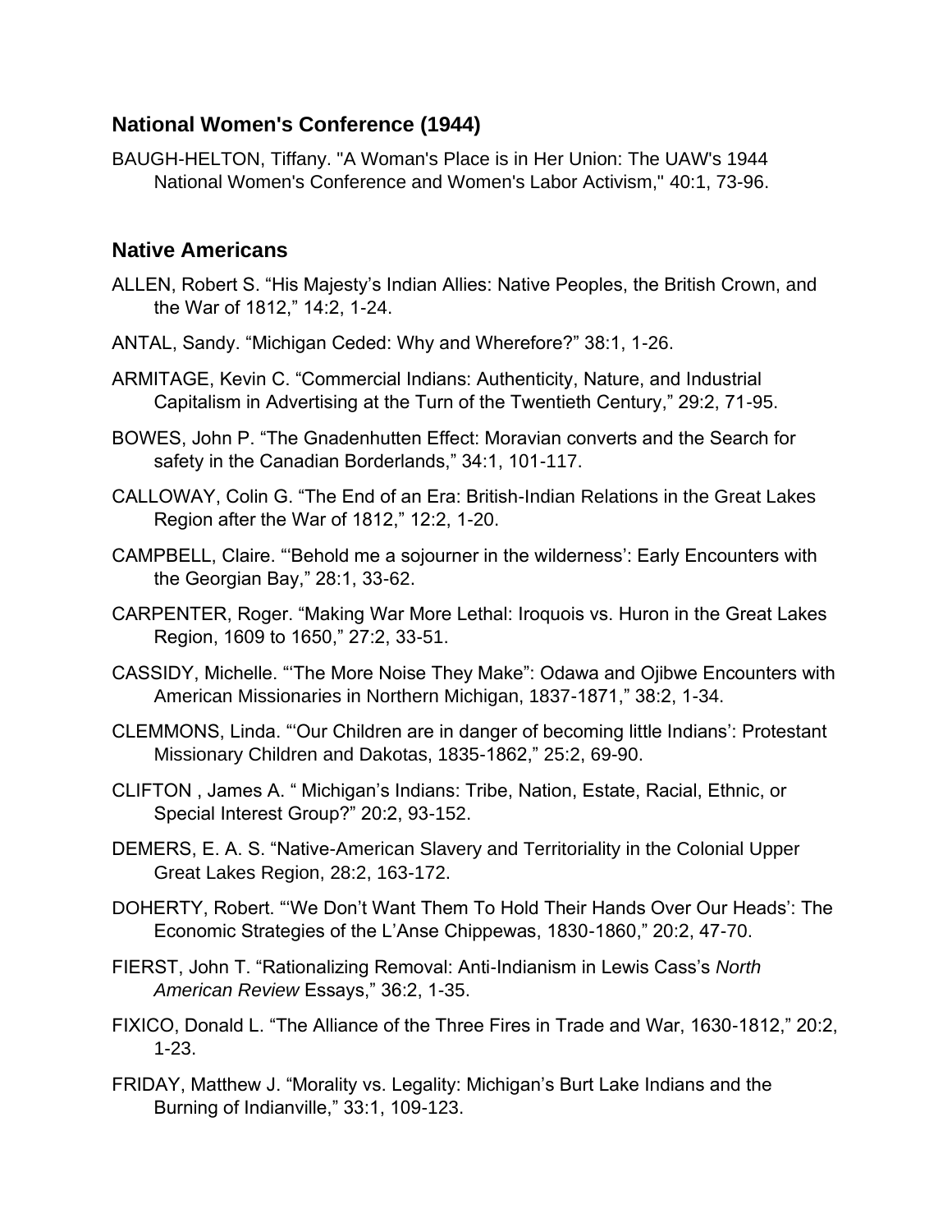## National Women's Conference (1944)

BAUGH-HELTON, Tiffany. "A Woman's Place is in Her Union: The UAW's 1944 National Women's Conference and Women's Labor Activism," 40:1, 73-96.

## Native Americans

ALLEN, Robert S. "His Majesty's Indian Allies: Native Peoples, the British Crown, and the War of 1812," 14:2, 1-24.

ANTAL, Sandy. "Michigan Ceded: Why and Wherefore?" 38:1, 1-26.

ARMITAGE, Kevin C. "Commercial Indians: Authenticity, Nature, and Industrial Capitalism in Advertising at the Turn of the Twentieth Century," 29:2, 71-95.

BOWES, John P. "The Gnadenhutten Effect: Moravian converts and the Search for safety in the Canadian Borderlands," 34:1, 101-117.

CALLOWAY, Colin G. "The End of an Era: British-Indian Relations in the Great Lakes Region after the War of 1812," 12:2, 1-20.

CAMPBELL, Claire. "'Behold me a sojourner in the wilderness': Early Encounters with the Georgian Bay," 28:1, 33-62.

CARPENTER, Roger. "Making War More Lethal: Iroquois vs. Huron in the Great Lakes Region, 1609 to 1650," 27:2, 33-51.

CASSIDY, Michelle. "'The More Noise They Make": Odawa and Ojibwe Encounters with American Missionaries in Northern Michigan, 1837-1871," 38:2, 1-34.

CLEMMONS, Linda. "'Our Children are in danger of becoming little Indians': Protestant Missionary Children and Dakotas, 1835-1862," 25:2, 69-90.

CLIFTON , James A. " Michigan's Indians: Tribe, Nation, Estate, Racial, Ethnic, or Special Interest Group?" 20:2, 93-152.

DEMERS, E. A. S. "Native-American Slavery and Territoriality in the Colonial Upper Great Lakes Region, 28:2, 163-172.

DOHERTY, Robert. "'We Don't Want Them To Hold Their Hands Over Our Heads': The Economic Strategies of the L'Anse Chippewas, 1830-1860," 20:2, 47-70.

FIERST, John T. "Rationalizing Removal: Anti-Indianism in Lewis Cass's *North American Review* Essays," 36:2, 1-35.

FIXICO, Donald L. "The Alliance of the Three Fires in Trade and War, 1630-1812," 20:2, 1-23.

FRIDAY, Matthew J. "Morality vs. Legality: Michigan's Burt Lake Indians and the Burning of Indianville," 33:1, 109-123.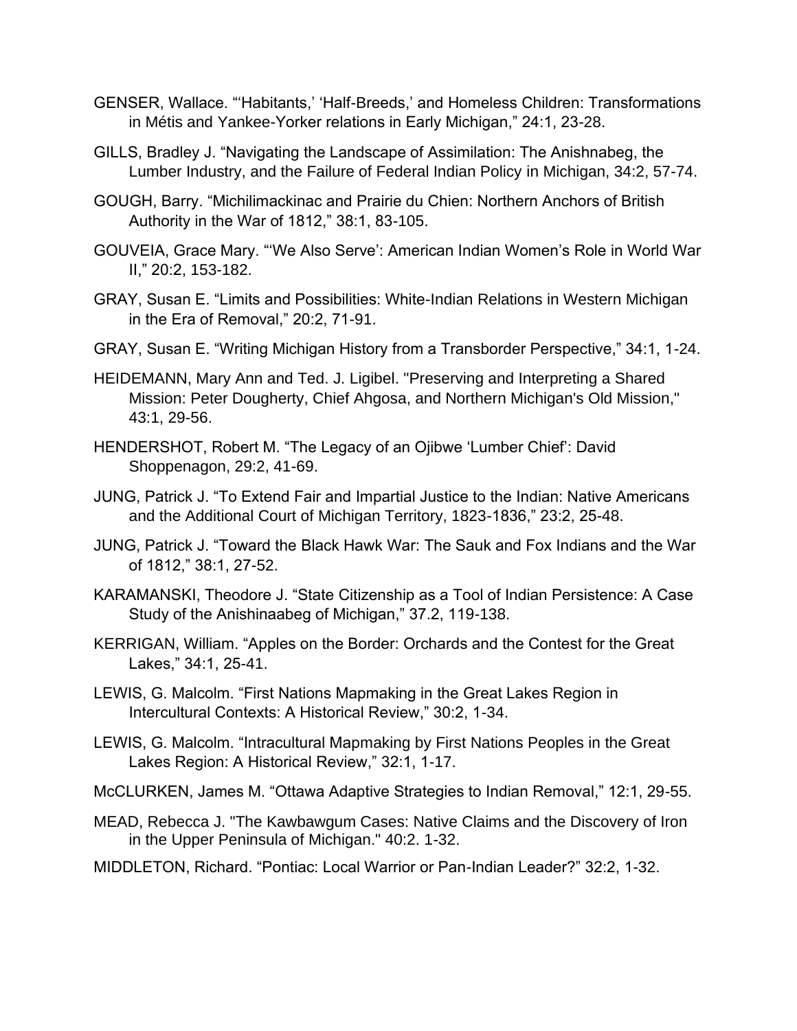GENSER, Wallace. "'Habitants,' 'Half-Breeds,' and Homeless Children: Transformations in Métis and Yankee-Yorker relations in Early Michigan," 24:1, 23-28.

GILLS, Bradley J. "Navigating the Landscape of Assimilation: The Anishnabeg, the Lumber Industry, and the Failure of Federal Indian Policy in Michigan, 34:2, 57-74.

GOUGH, Barry. "Michilimackinac and Prairie du Chien: Northern Anchors of British Authority in the War of 1812," 38:1, 83-105.

GOUVEIA, Grace Mary. "'We Also Serve': American Indian Women's Role in World War II," 20:2, 153-182.

GRAY, Susan E. "Limits and Possibilities: White-Indian Relations in Western Michigan in the Era of Removal," 20:2, 71-91.

GRAY, Susan E. "Writing Michigan History from a Transborder Perspective," 34:1, 1-24.

HEIDEMANN, Mary Ann and Ted. J. Ligibel. "Preserving and Interpreting a Shared Mission: Peter Dougherty, Chief Ahgosa, and Northern Michigan's Old Mission," 43:1, 29-56.

HENDERSHOT, Robert M. "The Legacy of an Ojibwe 'Lumber Chief': David Shoppenagon, 29:2, 41-69.

JUNG, Patrick J. "To Extend Fair and Impartial Justice to the Indian: Native Americans and the Additional Court of Michigan Territory, 1823-1836," 23:2, 25-48.

JUNG, Patrick J. "Toward the Black Hawk War: The Sauk and Fox Indians and the War of 1812," 38:1, 27-52.

KARAMANSKI, Theodore J. "State Citizenship as a Tool of Indian Persistence: A Case Study of the Anishinaabeg of Michigan," 37.2, 119-138.

KERRIGAN, William. "Apples on the Border: Orchards and the Contest for the Great Lakes," 34:1, 25-41.

LEWIS, G. Malcolm. "First Nations Mapmaking in the Great Lakes Region in Intercultural Contexts: A Historical Review," 30:2, 1-34.

LEWIS, G. Malcolm. "Intracultural Mapmaking by First Nations Peoples in the Great Lakes Region: A Historical Review," 32:1, 1-17.

McCLURKEN, James M. "Ottawa Adaptive Strategies to Indian Removal," 12:1, 29-55.

MEAD, Rebecca J. "The Kawbawgum Cases: Native Claims and the Discovery of Iron in the Upper Peninsula of Michigan." 40:2. 1-32.

MIDDLETON, Richard. "Pontiac: Local Warrior or Pan-Indian Leader?" 32:2, 1-32.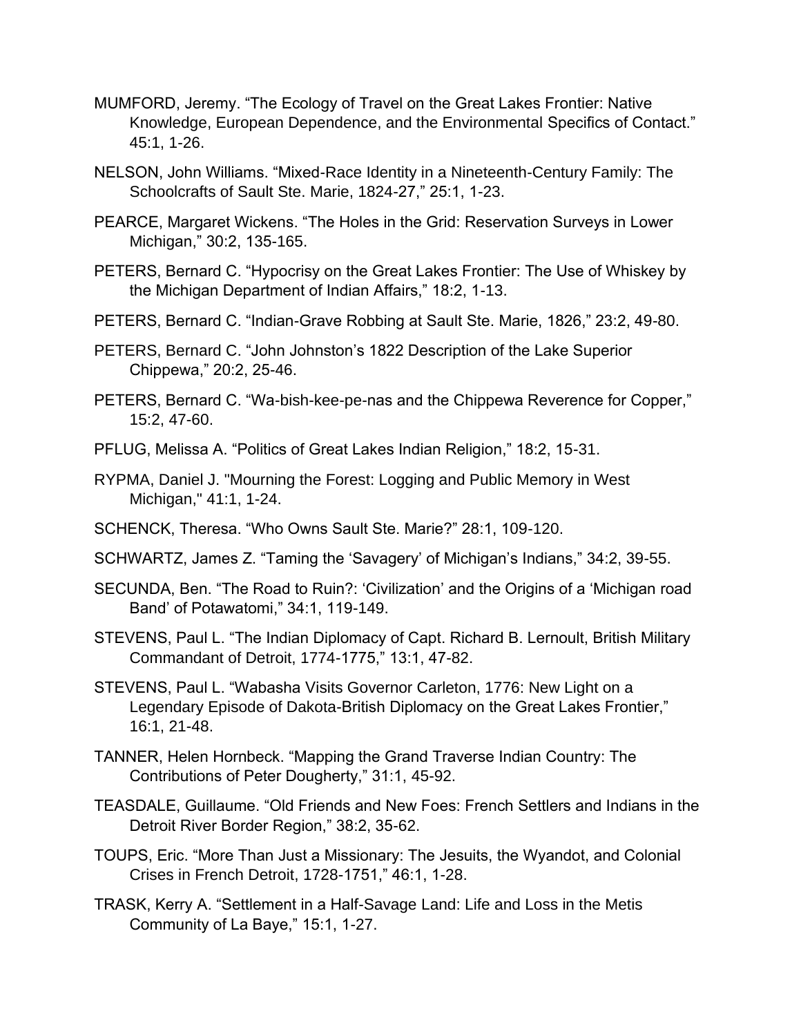MUMFORD, Jeremy. “The Ecology of Travel on the Great Lakes Frontier: Native Knowledge, European Dependence, and the Environmental Specifics of Contact.” 45:1, 1-26.

NELSON, John Williams. “Mixed-Race Identity in a Nineteenth-Century Family: The Schoolcrafts of Sault Ste. Marie, 1824-27,” 25:1, 1-23.

PEARCE, Margaret Wickens. “The Holes in the Grid: Reservation Surveys in Lower Michigan,” 30:2, 135-165.

PETERS, Bernard C. “Hypocrisy on the Great Lakes Frontier: The Use of Whiskey by the Michigan Department of Indian Affairs,” 18:2, 1-13.

PETERS, Bernard C. “Indian-Grave Robbing at Sault Ste. Marie, 1826,” 23:2, 49-80.

PETERS, Bernard C. “John Johnston’s 1822 Description of the Lake Superior Chippewa,” 20:2, 25-46.

PETERS, Bernard C. “Wa-bish-kee-pe-nas and the Chippewa Reverence for Copper,” 15:2, 47-60.

PFLUG, Melissa A. “Politics of Great Lakes Indian Religion,” 18:2, 15-31.

RYPMA, Daniel J. "Mourning the Forest: Logging and Public Memory in West Michigan," 41:1, 1-24.

SCHENCK, Theresa. “Who Owns Sault Ste. Marie?” 28:1, 109-120.

SCHWARTZ, James Z. “Taming the ‘Savagery’ of Michigan’s Indians,” 34:2, 39-55.

SECUNDA, Ben. “The Road to Ruin?: ‘Civilization’ and the Origins of a ‘Michigan road Band’ of Potawatomi,” 34:1, 119-149.

STEVENS, Paul L. “The Indian Diplomacy of Capt. Richard B. Lernoult, British Military Commandant of Detroit, 1774-1775,” 13:1, 47-82.

STEVENS, Paul L. “Wabasha Visits Governor Carleton, 1776: New Light on a Legendary Episode of Dakota-British Diplomacy on the Great Lakes Frontier,” 16:1, 21-48.

TANNER, Helen Hornbeck. “Mapping the Grand Traverse Indian Country: The Contributions of Peter Dougherty,” 31:1, 45-92.

TEASDALE, Guillaume. “Old Friends and New Foes: French Settlers and Indians in the Detroit River Border Region,” 38:2, 35-62.

TOUPS, Eric. “More Than Just a Missionary: The Jesuits, the Wyandot, and Colonial Crises in French Detroit, 1728-1751,” 46:1, 1-28.

TRASK, Kerry A. “Settlement in a Half-Savage Land: Life and Loss in the Metis Community of La Baye,” 15:1, 1-27.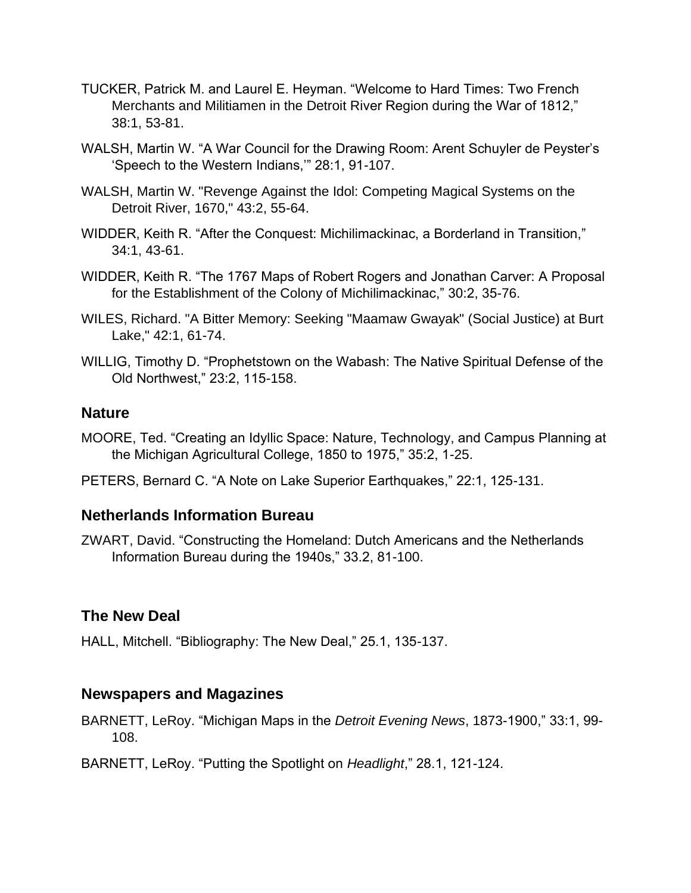TUCKER, Patrick M. and Laurel E. Heyman. “Welcome to Hard Times: Two French Merchants and Militiamen in the Detroit River Region during the War of 1812,” 38:1, 53-81.

WALSH, Martin W. “A War Council for the Drawing Room: Arent Schuyler de Peyster’s ‘Speech to the Western Indians,’” 28:1, 91-107.

WALSH, Martin W. "Revenge Against the Idol: Competing Magical Systems on the Detroit River, 1670," 43:2, 55-64.

WIDDER, Keith R. “After the Conquest: Michilimackinac, a Borderland in Transition,” 34:1, 43-61.

WIDDER, Keith R. “The 1767 Maps of Robert Rogers and Jonathan Carver: A Proposal for the Establishment of the Colony of Michilimackinac,” 30:2, 35-76.

WILES, Richard. "A Bitter Memory: Seeking "Maamaw Gwayak" (Social Justice) at Burt Lake," 42:1, 61-74.

WILLIG, Timothy D. “Prophetstown on the Wabash: The Native Spiritual Defense of the Old Northwest,” 23:2, 115-158.

### Nature

MOORE, Ted. “Creating an Idyllic Space: Nature, Technology, and Campus Planning at the Michigan Agricultural College, 1850 to 1975,” 35:2, 1-25.

PETERS, Bernard C. “A Note on Lake Superior Earthquakes,” 22:1, 125-131.

### Netherlands Information Bureau

ZWART, David. “Constructing the Homeland: Dutch Americans and the Netherlands Information Bureau during the 1940s,” 33.2, 81-100.

### The New Deal

HALL, Mitchell. “Bibliography: The New Deal,” 25.1, 135-137.

### Newspapers and Magazines

BARNETT, LeRoy. “Michigan Maps in the *Detroit Evening News*, 1873-1900,” 33:1, 99-108.

BARNETT, LeRoy. “Putting the Spotlight on *Headlight*,” 28.1, 121-124.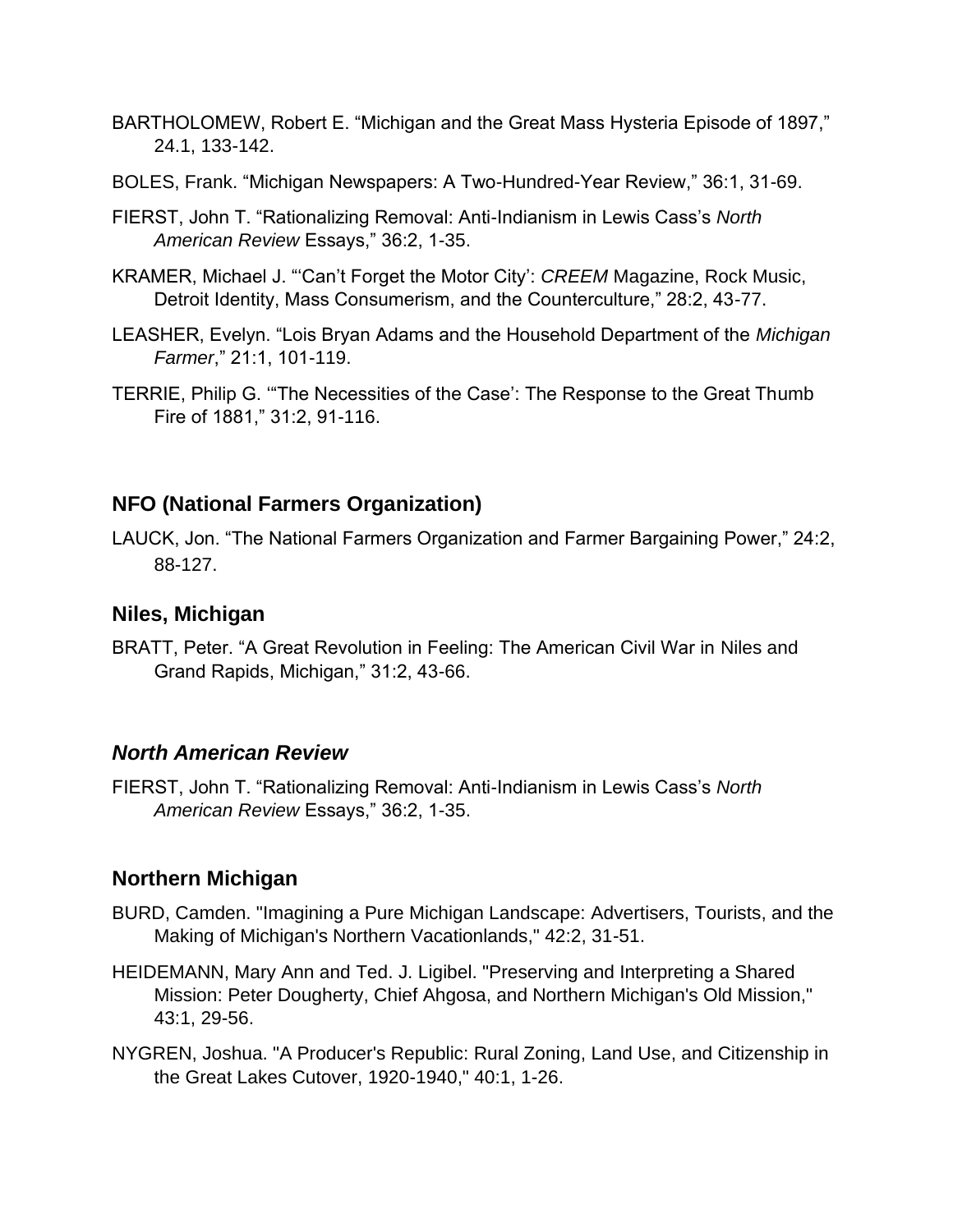BARTHOLOMEW, Robert E. “Michigan and the Great Mass Hysteria Episode of 1897,” 24.1, 133-142.

BOLES, Frank. “Michigan Newspapers: A Two-Hundred-Year Review,” 36:1, 31-69.

FIERST, John T. “Rationalizing Removal: Anti-Indianism in Lewis Cass’s *North American Review* Essays,” 36:2, 1-35.

KRAMER, Michael J. “‘Can’t Forget the Motor City’: *CREEM* Magazine, Rock Music, Detroit Identity, Mass Consumerism, and the Counterculture,” 28:2, 43-77.

LEASHER, Evelyn. “Lois Bryan Adams and the Household Department of the *Michigan Farmer*,” 21:1, 101-119.

TERRIE, Philip G. ‘“The Necessities of the Case’: The Response to the Great Thumb Fire of 1881,” 31:2, 91-116.

## NFO (National Farmers Organization)

LAUCK, Jon. “The National Farmers Organization and Farmer Bargaining Power,” 24:2, 88-127.

## Niles, Michigan

BRATT, Peter. “A Great Revolution in Feeling: The American Civil War in Niles and Grand Rapids, Michigan,” 31:2, 43-66.

## *North American Review*

FIERST, John T. “Rationalizing Removal: Anti-Indianism in Lewis Cass’s *North American Review* Essays,” 36:2, 1-35.

## Northern Michigan

BURD, Camden. "Imagining a Pure Michigan Landscape: Advertisers, Tourists, and the Making of Michigan's Northern Vacationlands," 42:2, 31-51.

HEIDEMANN, Mary Ann and Ted. J. Ligibel. "Preserving and Interpreting a Shared Mission: Peter Dougherty, Chief Ahgosa, and Northern Michigan's Old Mission," 43:1, 29-56.

NYGREN, Joshua. "A Producer's Republic: Rural Zoning, Land Use, and Citizenship in the Great Lakes Cutover, 1920-1940," 40:1, 1-26.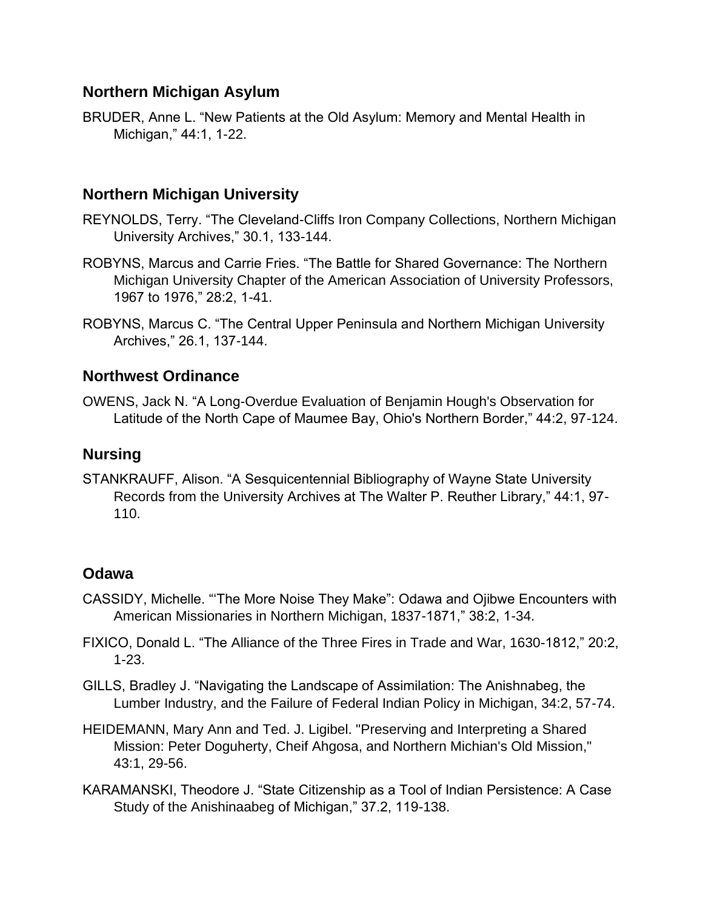## Northern Michigan Asylum

BRUDER, Anne L. “New Patients at the Old Asylum: Memory and Mental Health in Michigan,” 44:1, 1-22.

## Northern Michigan University

REYNOLDS, Terry. “The Cleveland-Cliffs Iron Company Collections, Northern Michigan University Archives,” 30.1, 133-144.

ROBYNS, Marcus and Carrie Fries. “The Battle for Shared Governance: The Northern Michigan University Chapter of the American Association of University Professors, 1967 to 1976,” 28:2, 1-41.

ROBYNS, Marcus C. “The Central Upper Peninsula and Northern Michigan University Archives,” 26.1, 137-144.

## Northwest Ordinance

OWENS, Jack N. “A Long-Overdue Evaluation of Benjamin Hough's Observation for Latitude of the North Cape of Maumee Bay, Ohio's Northern Border,” 44:2, 97-124.

## Nursing

STANKRAUFF, Alison. “A Sesquicentennial Bibliography of Wayne State University Records from the University Archives at The Walter P. Reuther Library,” 44:1, 97-110.

## Odawa

CASSIDY, Michelle. “‘The More Noise They Make”: Odawa and Ojibwe Encounters with American Missionaries in Northern Michigan, 1837-1871,” 38:2, 1-34.

FIXICO, Donald L. “The Alliance of the Three Fires in Trade and War, 1630-1812,” 20:2, 1-23.

GILLS, Bradley J. “Navigating the Landscape of Assimilation: The Anishnabeg, the Lumber Industry, and the Failure of Federal Indian Policy in Michigan, 34:2, 57-74.

HEIDEMANN, Mary Ann and Ted. J. Ligibel. "Preserving and Interpreting a Shared Mission: Peter Doguherty, Cheif Ahgosa, and Northern Michian's Old Mission," 43:1, 29-56.

KARAMANSKI, Theodore J. “State Citizenship as a Tool of Indian Persistence: A Case Study of the Anishinaabeg of Michigan,” 37.2, 119-138.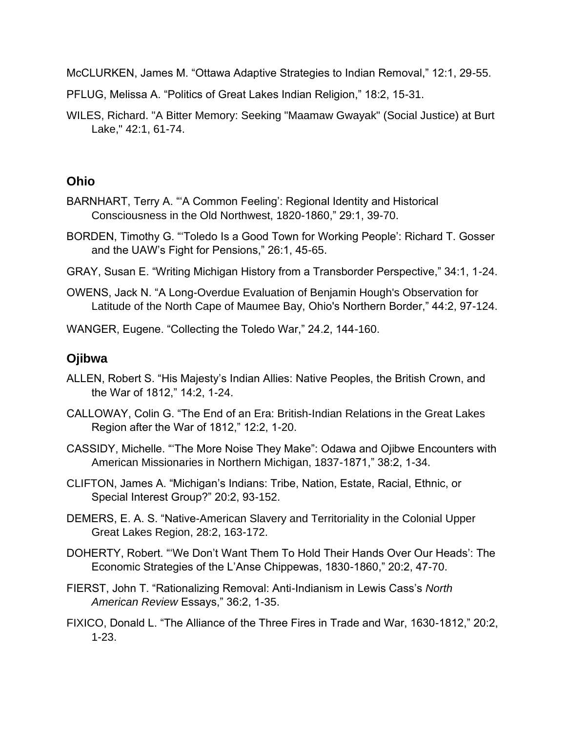McCLURKEN, James M. “Ottawa Adaptive Strategies to Indian Removal,” 12:1, 29-55.

PFLUG, Melissa A. “Politics of Great Lakes Indian Religion,” 18:2, 15-31.

WILES, Richard. "A Bitter Memory: Seeking "Maamaw Gwayak" (Social Justice) at Burt Lake," 42:1, 61-74.

## Ohio

BARNHART, Terry A. “‘A Common Feeling’: Regional Identity and Historical Consciousness in the Old Northwest, 1820-1860,” 29:1, 39-70.

BORDEN, Timothy G. “‘Toledo Is a Good Town for Working People’: Richard T. Gosser and the UAW’s Fight for Pensions,” 26:1, 45-65.

GRAY, Susan E. “Writing Michigan History from a Transborder Perspective,” 34:1, 1-24.

OWENS, Jack N. “A Long-Overdue Evaluation of Benjamin Hough's Observation for Latitude of the North Cape of Maumee Bay, Ohio's Northern Border,” 44:2, 97-124.

WANGER, Eugene. “Collecting the Toledo War,” 24.2, 144-160.

## Ojibwa

ALLEN, Robert S. “His Majesty’s Indian Allies: Native Peoples, the British Crown, and the War of 1812,” 14:2, 1-24.

CALLOWAY, Colin G. “The End of an Era: British-Indian Relations in the Great Lakes Region after the War of 1812,” 12:2, 1-20.

CASSIDY, Michelle. “‘The More Noise They Make”: Odawa and Ojibwe Encounters with American Missionaries in Northern Michigan, 1837-1871,” 38:2, 1-34.

CLIFTON, James A. “Michigan’s Indians: Tribe, Nation, Estate, Racial, Ethnic, or Special Interest Group?” 20:2, 93-152.

DEMERS, E. A. S. “Native-American Slavery and Territoriality in the Colonial Upper Great Lakes Region, 28:2, 163-172.

DOHERTY, Robert. “‘We Don’t Want Them To Hold Their Hands Over Our Heads’: The Economic Strategies of the L’Anse Chippewas, 1830-1860,” 20:2, 47-70.

FIERST, John T. “Rationalizing Removal: Anti-Indianism in Lewis Cass’s *North American Review* Essays,” 36:2, 1-35.

FIXICO, Donald L. “The Alliance of the Three Fires in Trade and War, 1630-1812,” 20:2, 1-23.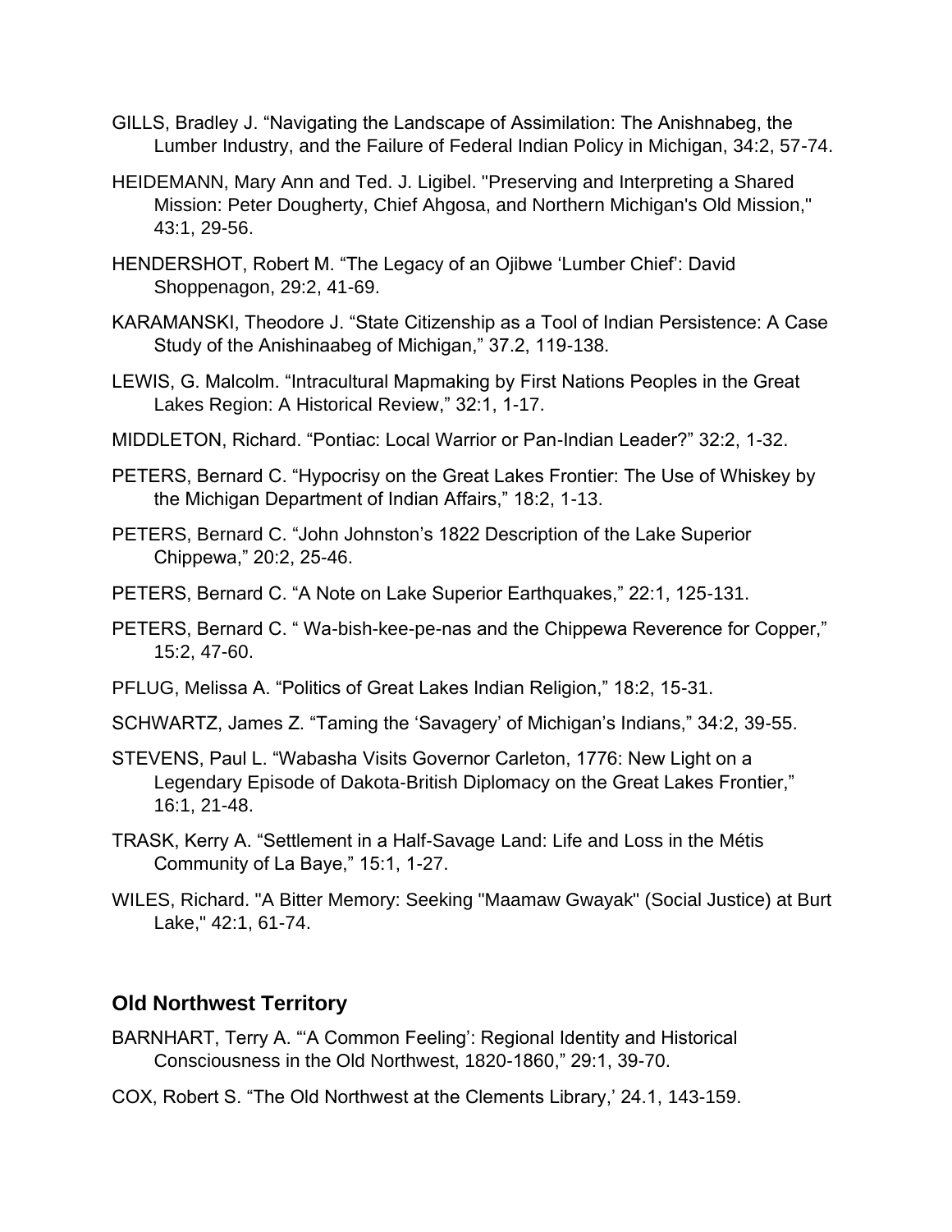GILLS, Bradley J. “Navigating the Landscape of Assimilation: The Anishnabeg, the Lumber Industry, and the Failure of Federal Indian Policy in Michigan, 34:2, 57-74.

HEIDEMANN, Mary Ann and Ted. J. Ligibel. "Preserving and Interpreting a Shared Mission: Peter Dougherty, Chief Ahgosa, and Northern Michigan's Old Mission," 43:1, 29-56.

HENDERSHOT, Robert M. “The Legacy of an Ojibwe ‘Lumber Chief’: David Shoppenagon, 29:2, 41-69.

KARAMANSKI, Theodore J. “State Citizenship as a Tool of Indian Persistence: A Case Study of the Anishinaabeg of Michigan,” 37.2, 119-138.

LEWIS, G. Malcolm. “Intracultural Mapmaking by First Nations Peoples in the Great Lakes Region: A Historical Review,” 32:1, 1-17.

MIDDLETON, Richard. “Pontiac: Local Warrior or Pan-Indian Leader?” 32:2, 1-32.

PETERS, Bernard C. “Hypocrisy on the Great Lakes Frontier: The Use of Whiskey by the Michigan Department of Indian Affairs,” 18:2, 1-13.

PETERS, Bernard C. “John Johnston’s 1822 Description of the Lake Superior Chippewa,” 20:2, 25-46.

PETERS, Bernard C. “A Note on Lake Superior Earthquakes,” 22:1, 125-131.

PETERS, Bernard C. “ Wa-bish-kee-pe-nas and the Chippewa Reverence for Copper,” 15:2, 47-60.

PFLUG, Melissa A. “Politics of Great Lakes Indian Religion,” 18:2, 15-31.

SCHWARTZ, James Z. “Taming the ‘Savagery’ of Michigan’s Indians,” 34:2, 39-55.

STEVENS, Paul L. “Wabasha Visits Governor Carleton, 1776: New Light on a Legendary Episode of Dakota-British Diplomacy on the Great Lakes Frontier,” 16:1, 21-48.

TRASK, Kerry A. “Settlement in a Half-Savage Land: Life and Loss in the Métis Community of La Baye,” 15:1, 1-27.

WILES, Richard. "A Bitter Memory: Seeking "Maamaw Gwayak" (Social Justice) at Burt Lake," 42:1, 61-74.

## Old Northwest Territory

BARNHART, Terry A. “‘A Common Feeling’: Regional Identity and Historical Consciousness in the Old Northwest, 1820-1860,” 29:1, 39-70.

COX, Robert S. “The Old Northwest at the Clements Library,’ 24.1, 143-159.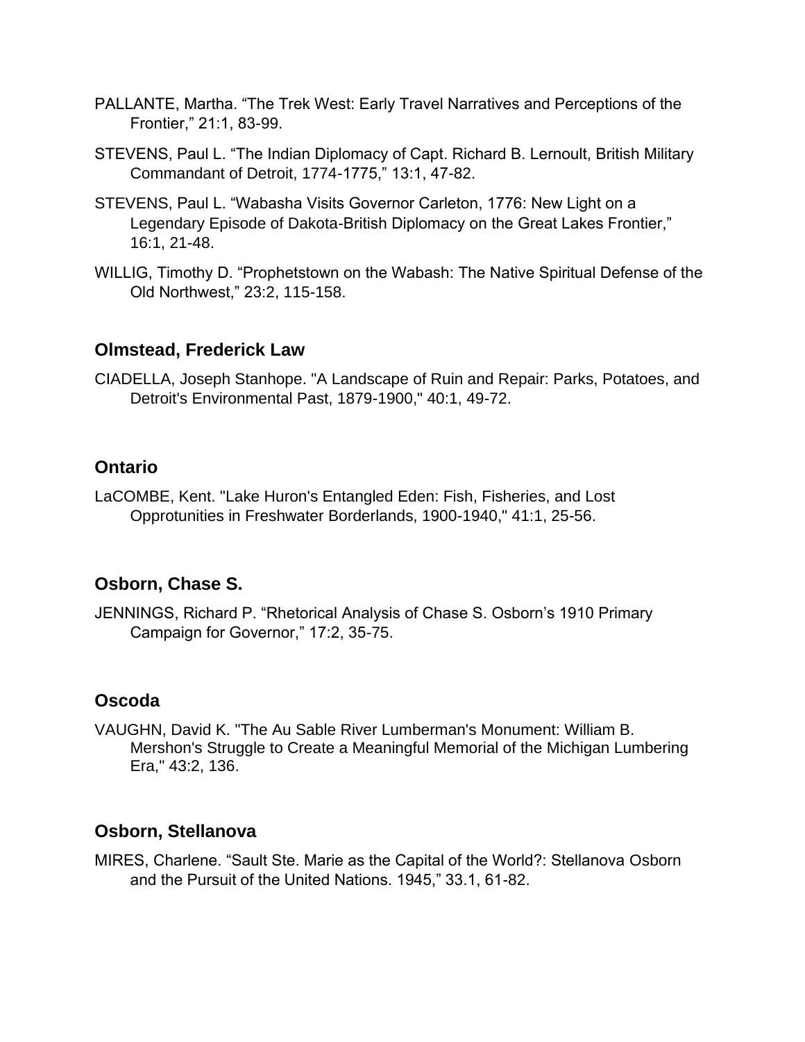PALLANTE, Martha. “The Trek West: Early Travel Narratives and Perceptions of the Frontier,” 21:1, 83-99.

STEVENS, Paul L. “The Indian Diplomacy of Capt. Richard B. Lernoult, British Military Commandant of Detroit, 1774-1775,” 13:1, 47-82.

STEVENS, Paul L. “Wabasha Visits Governor Carleton, 1776: New Light on a Legendary Episode of Dakota-British Diplomacy on the Great Lakes Frontier,” 16:1, 21-48.

WILLIG, Timothy D. “Prophetstown on the Wabash: The Native Spiritual Defense of the Old Northwest,” 23:2, 115-158.

## Olmstead, Frederick Law

CIADELLA, Joseph Stanhope. "A Landscape of Ruin and Repair: Parks, Potatoes, and Detroit's Environmental Past, 1879-1900," 40:1, 49-72.

## Ontario

LaCOMBE, Kent. "Lake Huron's Entangled Eden: Fish, Fisheries, and Lost Opprotunities in Freshwater Borderlands, 1900-1940," 41:1, 25-56.

## Osborn, Chase S.

JENNINGS, Richard P. “Rhetorical Analysis of Chase S. Osborn’s 1910 Primary Campaign for Governor,” 17:2, 35-75.

## Oscoda

VAUGHN, David K. "The Au Sable River Lumberman's Monument: William B. Mershon's Struggle to Create a Meaningful Memorial of the Michigan Lumbering Era," 43:2, 136.

## Osborn, Stellanova

MIRES, Charlene. “Sault Ste. Marie as the Capital of the World?: Stellanova Osborn and the Pursuit of the United Nations. 1945,” 33.1, 61-82.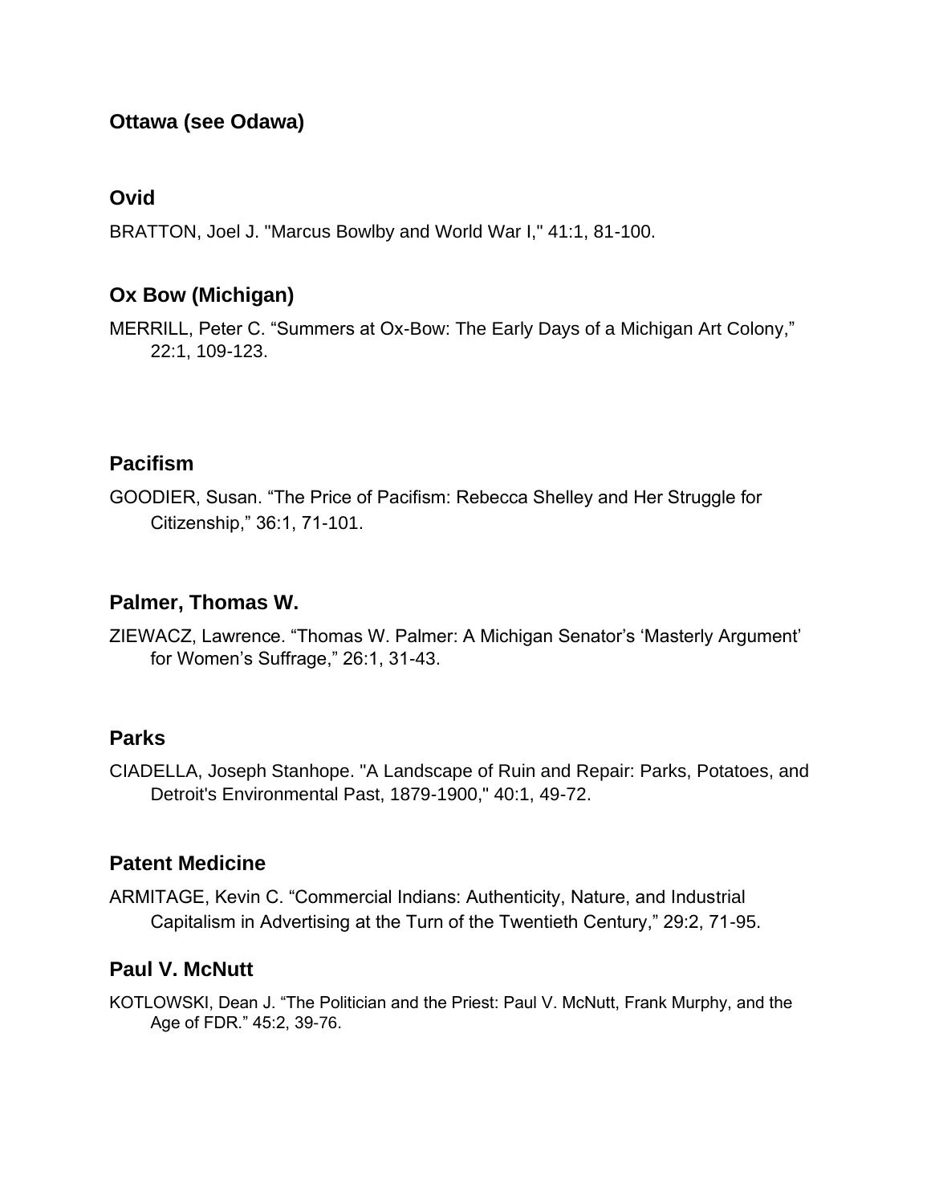### Ottawa (see Odawa)

### Ovid

BRATTON, Joel J. "Marcus Bowlby and World War I," 41:1, 81-100.

### Ox Bow (Michigan)

MERRILL, Peter C. “Summers at Ox-Bow: The Early Days of a Michigan Art Colony,” 22:1, 109-123.

### Pacifism

GOODIER, Susan. “The Price of Pacifism: Rebecca Shelley and Her Struggle for Citizenship,” 36:1, 71-101.

### Palmer, Thomas W.

ZIEWACZ, Lawrence. “Thomas W. Palmer: A Michigan Senator’s ‘Masterly Argument’ for Women’s Suffrage,” 26:1, 31-43.

### Parks

CIADELLA, Joseph Stanhope. "A Landscape of Ruin and Repair: Parks, Potatoes, and Detroit's Environmental Past, 1879-1900," 40:1, 49-72.

### Patent Medicine

ARMITAGE, Kevin C. “Commercial Indians: Authenticity, Nature, and Industrial Capitalism in Advertising at the Turn of the Twentieth Century,” 29:2, 71-95.

### Paul V. McNutt

KOTLOWSKI, Dean J. “The Politician and the Priest: Paul V. McNutt, Frank Murphy, and the Age of FDR.” 45:2, 39-76.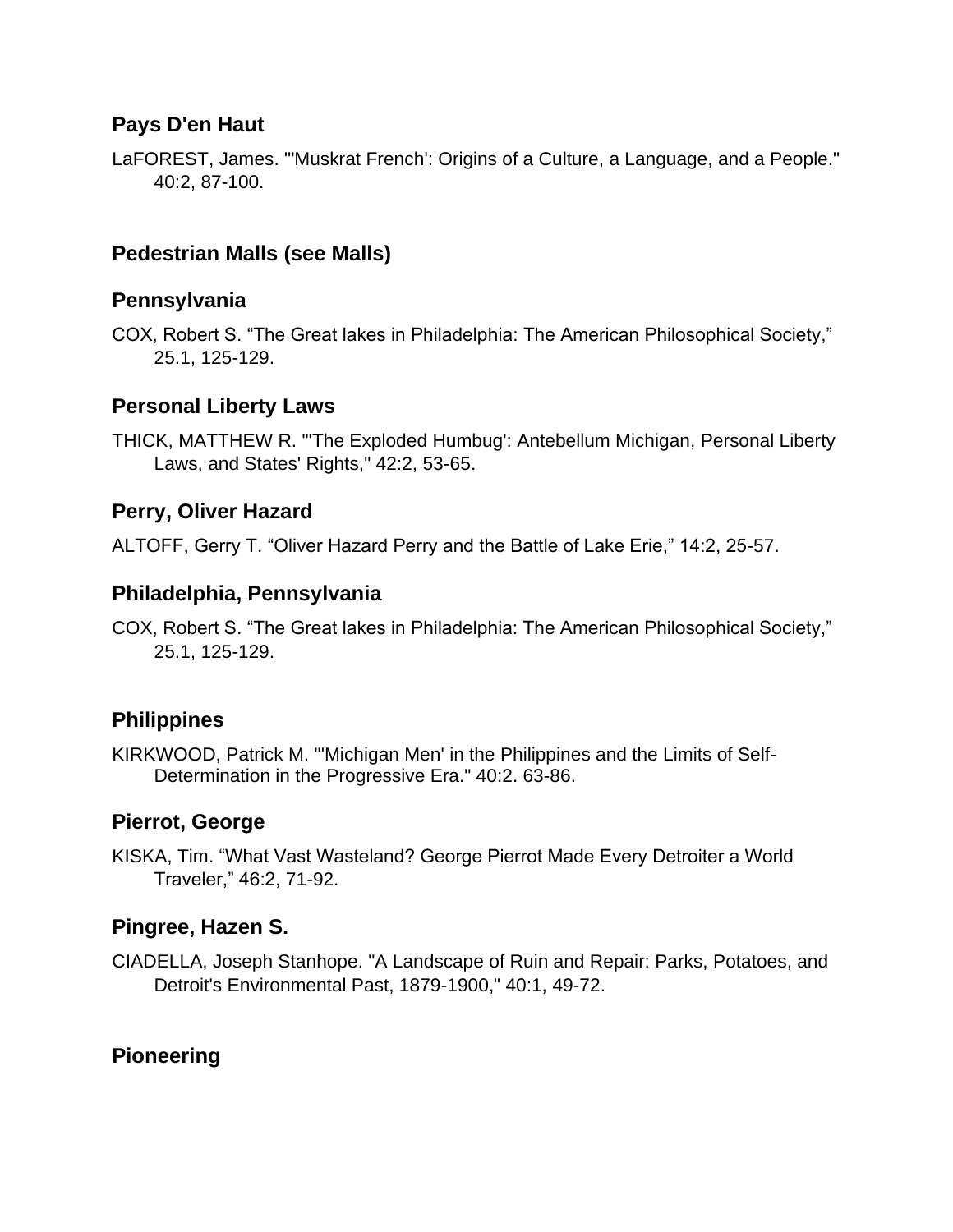## Pays D'en Haut

LaFOREST, James. "'Muskrat French': Origins of a Culture, a Language, and a People." 40:2, 87-100.

## Pedestrian Malls (see Malls)

## Pennsylvania

COX, Robert S. "The Great lakes in Philadelphia: The American Philosophical Society," 25.1, 125-129.

## Personal Liberty Laws

THICK, MATTHEW R. "'The Exploded Humbug': Antebellum Michigan, Personal Liberty Laws, and States' Rights," 42:2, 53-65.

## Perry, Oliver Hazard

ALTOFF, Gerry T. "Oliver Hazard Perry and the Battle of Lake Erie," 14:2, 25-57.

## Philadelphia, Pennsylvania

COX, Robert S. "The Great lakes in Philadelphia: The American Philosophical Society," 25.1, 125-129.

## Philippines

KIRKWOOD, Patrick M. "'Michigan Men' in the Philippines and the Limits of Self-Determination in the Progressive Era." 40:2. 63-86.

## Pierrot, George

KISKA, Tim. "What Vast Wasteland? George Pierrot Made Every Detroiter a World Traveler," 46:2, 71-92.

## Pingree, Hazen S.

CIADELLA, Joseph Stanhope. "A Landscape of Ruin and Repair: Parks, Potatoes, and Detroit's Environmental Past, 1879-1900," 40:1, 49-72.

## Pioneering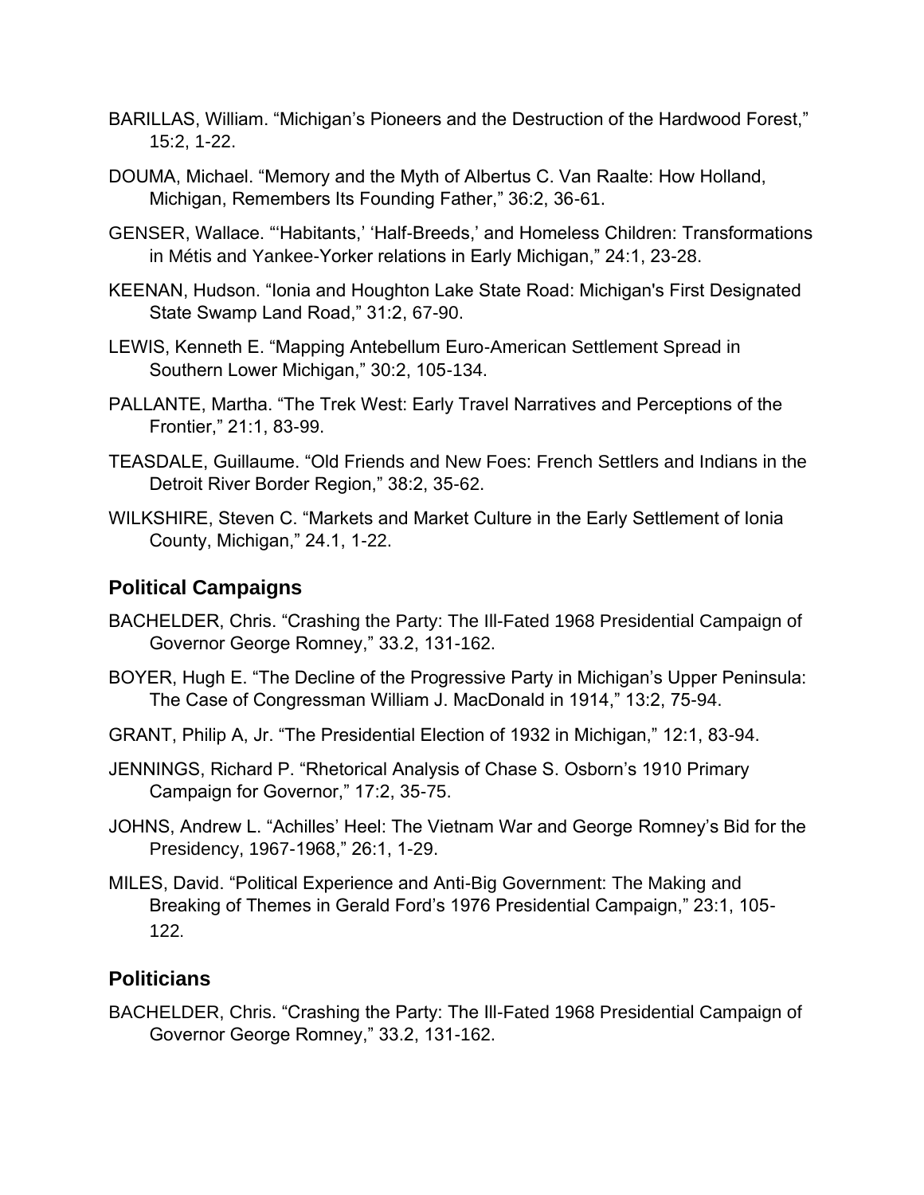BARILLAS, William. “Michigan’s Pioneers and the Destruction of the Hardwood Forest,” 15:2, 1-22.

DOUMA, Michael. “Memory and the Myth of Albertus C. Van Raalte: How Holland, Michigan, Remembers Its Founding Father,” 36:2, 36-61.

GENSER, Wallace. “‘Habitants,’ ‘Half-Breeds,’ and Homeless Children: Transformations in Métis and Yankee-Yorker relations in Early Michigan,” 24:1, 23-28.

KEENAN, Hudson. “Ionia and Houghton Lake State Road: Michigan's First Designated State Swamp Land Road,” 31:2, 67-90.

LEWIS, Kenneth E. “Mapping Antebellum Euro-American Settlement Spread in Southern Lower Michigan,” 30:2, 105-134.

PALLANTE, Martha. “The Trek West: Early Travel Narratives and Perceptions of the Frontier,” 21:1, 83-99.

TEASDALE, Guillaume. “Old Friends and New Foes: French Settlers and Indians in the Detroit River Border Region,” 38:2, 35-62.

WILKSHIRE, Steven C. “Markets and Market Culture in the Early Settlement of Ionia County, Michigan,” 24.1, 1-22.

## Political Campaigns

BACHELDER, Chris. “Crashing the Party: The Ill-Fated 1968 Presidential Campaign of Governor George Romney,” 33.2, 131-162.

BOYER, Hugh E. “The Decline of the Progressive Party in Michigan’s Upper Peninsula: The Case of Congressman William J. MacDonald in 1914,” 13:2, 75-94.

GRANT, Philip A, Jr. “The Presidential Election of 1932 in Michigan,” 12:1, 83-94.

JENNINGS, Richard P. “Rhetorical Analysis of Chase S. Osborn’s 1910 Primary Campaign for Governor,” 17:2, 35-75.

JOHNS, Andrew L. “Achilles’ Heel: The Vietnam War and George Romney’s Bid for the Presidency, 1967-1968,” 26:1, 1-29.

MILES, David. “Political Experience and Anti-Big Government: The Making and Breaking of Themes in Gerald Ford’s 1976 Presidential Campaign,” 23:1, 105-122.

## Politicians

BACHELDER, Chris. “Crashing the Party: The Ill-Fated 1968 Presidential Campaign of Governor George Romney,” 33.2, 131-162.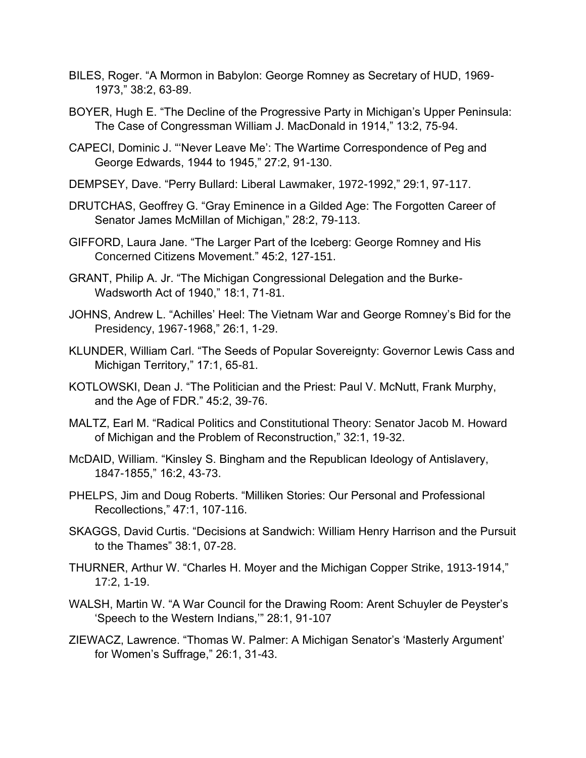BILES, Roger. "A Mormon in Babylon: George Romney as Secretary of HUD, 1969-1973," 38:2, 63-89.

BOYER, Hugh E. "The Decline of the Progressive Party in Michigan's Upper Peninsula: The Case of Congressman William J. MacDonald in 1914," 13:2, 75-94.

CAPECI, Dominic J. "'Never Leave Me': The Wartime Correspondence of Peg and George Edwards, 1944 to 1945," 27:2, 91-130.

DEMPSEY, Dave. "Perry Bullard: Liberal Lawmaker, 1972-1992," 29:1, 97-117.

DRUTCHAS, Geoffrey G. "Gray Eminence in a Gilded Age: The Forgotten Career of Senator James McMillan of Michigan," 28:2, 79-113.

GIFFORD, Laura Jane. "The Larger Part of the Iceberg: George Romney and His Concerned Citizens Movement." 45:2, 127-151.

GRANT, Philip A. Jr. "The Michigan Congressional Delegation and the Burke-Wadsworth Act of 1940," 18:1, 71-81.

JOHNS, Andrew L. "Achilles' Heel: The Vietnam War and George Romney's Bid for the Presidency, 1967-1968," 26:1, 1-29.

KLUNDER, William Carl. "The Seeds of Popular Sovereignty: Governor Lewis Cass and Michigan Territory," 17:1, 65-81.

KOTLOWSKI, Dean J. "The Politician and the Priest: Paul V. McNutt, Frank Murphy, and the Age of FDR." 45:2, 39-76.

MALTZ, Earl M. "Radical Politics and Constitutional Theory: Senator Jacob M. Howard of Michigan and the Problem of Reconstruction," 32:1, 19-32.

McDAID, William. "Kinsley S. Bingham and the Republican Ideology of Antislavery, 1847-1855," 16:2, 43-73.

PHELPS, Jim and Doug Roberts. "Milliken Stories: Our Personal and Professional Recollections," 47:1, 107-116.

SKAGGS, David Curtis. "Decisions at Sandwich: William Henry Harrison and the Pursuit to the Thames" 38:1, 07-28.

THURNER, Arthur W. "Charles H. Moyer and the Michigan Copper Strike, 1913-1914," 17:2, 1-19.

WALSH, Martin W. "A War Council for the Drawing Room: Arent Schuyler de Peyster's 'Speech to the Western Indians,'" 28:1, 91-107

ZIEWACZ, Lawrence. "Thomas W. Palmer: A Michigan Senator's 'Masterly Argument' for Women's Suffrage," 26:1, 31-43.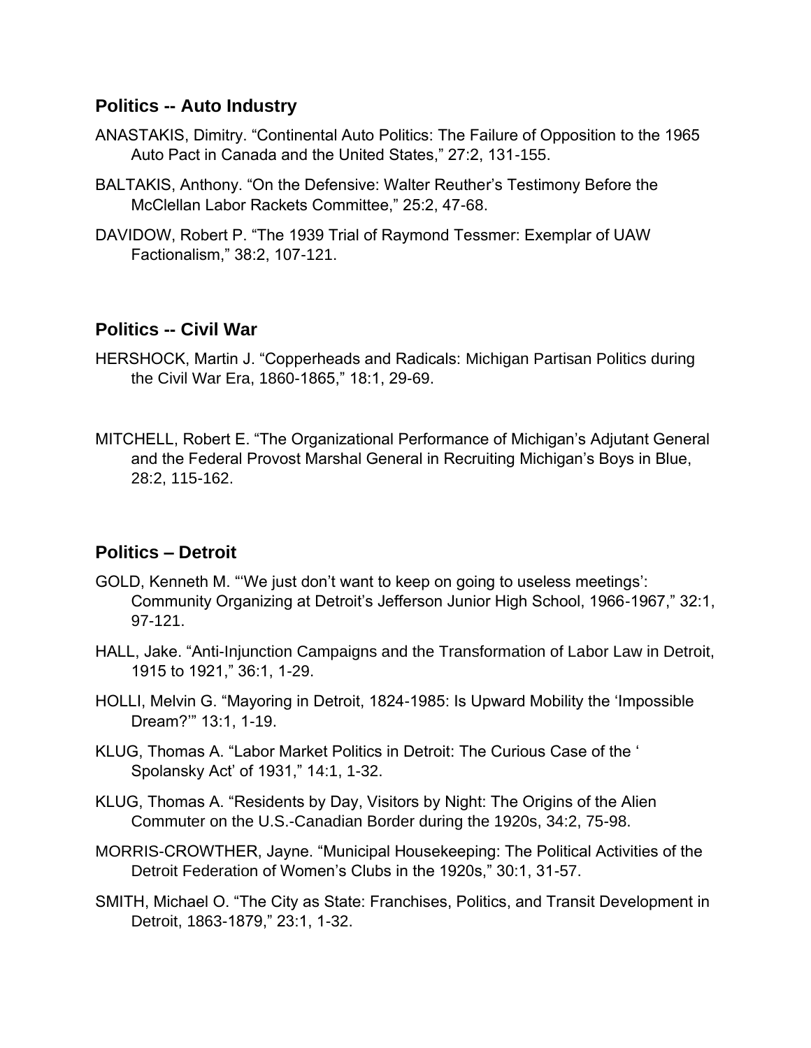## Politics -- Auto Industry

ANASTAKIS, Dimitry. “Continental Auto Politics: The Failure of Opposition to the 1965 Auto Pact in Canada and the United States,” 27:2, 131-155.

BALTAKIS, Anthony. “On the Defensive: Walter Reuther’s Testimony Before the McClellan Labor Rackets Committee,” 25:2, 47-68.

DAVIDOW, Robert P. “The 1939 Trial of Raymond Tessmer: Exemplar of UAW Factionalism,” 38:2, 107-121.

## Politics -- Civil War

HERSHOCK, Martin J. “Copperheads and Radicals: Michigan Partisan Politics during the Civil War Era, 1860-1865,” 18:1, 29-69.

MITCHELL, Robert E. “The Organizational Performance of Michigan’s Adjutant General and the Federal Provost Marshal General in Recruiting Michigan’s Boys in Blue, 28:2, 115-162.

## Politics – Detroit

GOLD, Kenneth M. “‘We just don’t want to keep on going to useless meetings’: Community Organizing at Detroit’s Jefferson Junior High School, 1966-1967,” 32:1, 97-121.

HALL, Jake. “Anti-Injunction Campaigns and the Transformation of Labor Law in Detroit, 1915 to 1921,” 36:1, 1-29.

HOLLI, Melvin G. “Mayoring in Detroit, 1824-1985: Is Upward Mobility the ‘Impossible Dream?’” 13:1, 1-19.

KLUG, Thomas A. “Labor Market Politics in Detroit: The Curious Case of the ‘ Spolansky Act’ of 1931,” 14:1, 1-32.

KLUG, Thomas A. “Residents by Day, Visitors by Night: The Origins of the Alien Commuter on the U.S.-Canadian Border during the 1920s, 34:2, 75-98.

MORRIS-CROWTHER, Jayne. “Municipal Housekeeping: The Political Activities of the Detroit Federation of Women’s Clubs in the 1920s,” 30:1, 31-57.

SMITH, Michael O. “The City as State: Franchises, Politics, and Transit Development in Detroit, 1863-1879,” 23:1, 1-32.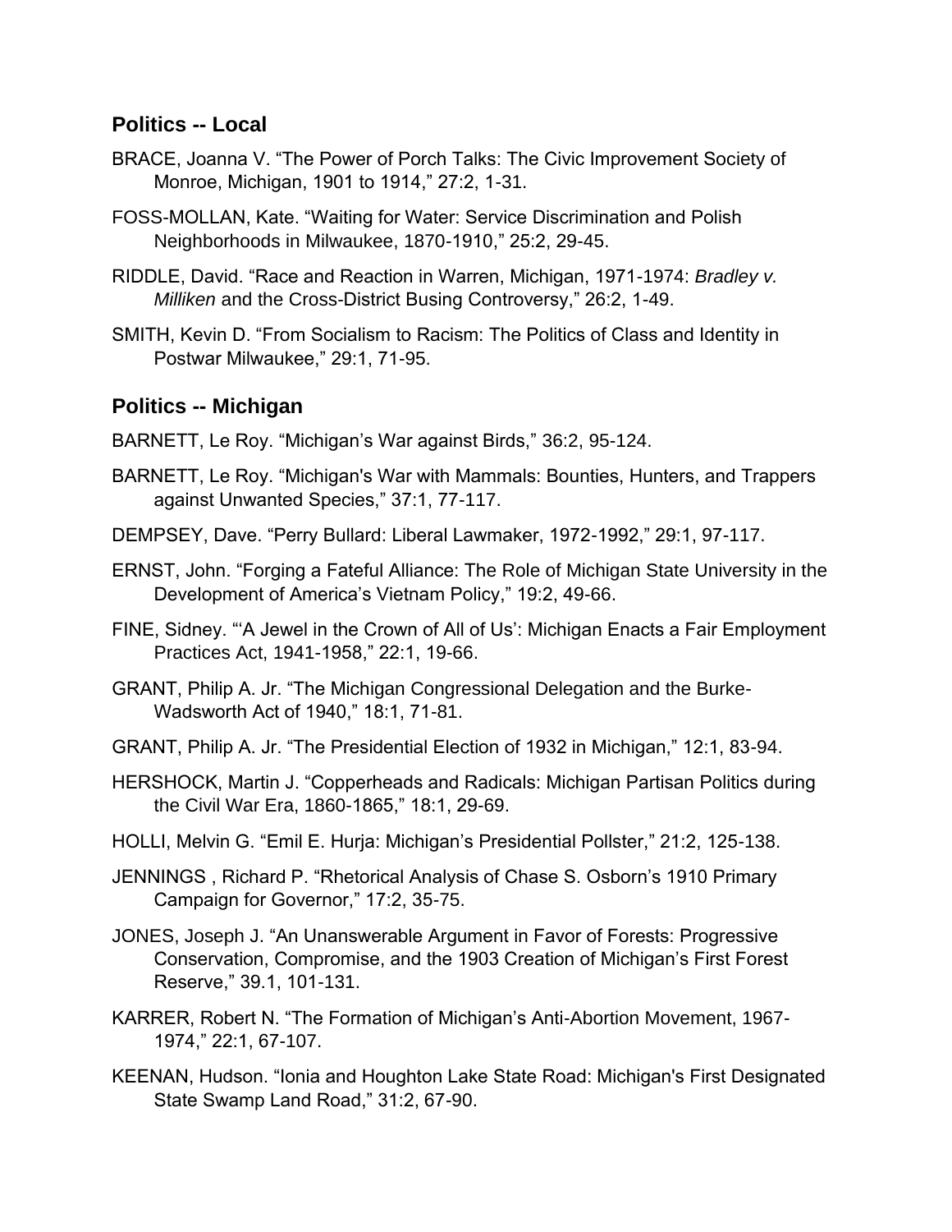## Politics -- Local

BRACE, Joanna V. "The Power of Porch Talks: The Civic Improvement Society of Monroe, Michigan, 1901 to 1914," 27:2, 1-31.

FOSS-MOLLAN, Kate. "Waiting for Water: Service Discrimination and Polish Neighborhoods in Milwaukee, 1870-1910," 25:2, 29-45.

RIDDLE, David. "Race and Reaction in Warren, Michigan, 1971-1974: *Bradley v. Milliken* and the Cross-District Busing Controversy," 26:2, 1-49.

SMITH, Kevin D. "From Socialism to Racism: The Politics of Class and Identity in Postwar Milwaukee," 29:1, 71-95.

## Politics -- Michigan

BARNETT, Le Roy. "Michigan's War against Birds," 36:2, 95-124.

BARNETT, Le Roy. "Michigan's War with Mammals: Bounties, Hunters, and Trappers against Unwanted Species," 37:1, 77-117.

DEMPSEY, Dave. "Perry Bullard: Liberal Lawmaker, 1972-1992," 29:1, 97-117.

ERNST, John. "Forging a Fateful Alliance: The Role of Michigan State University in the Development of America's Vietnam Policy," 19:2, 49-66.

FINE, Sidney. "'A Jewel in the Crown of All of Us': Michigan Enacts a Fair Employment Practices Act, 1941-1958," 22:1, 19-66.

GRANT, Philip A. Jr. "The Michigan Congressional Delegation and the Burke-Wadsworth Act of 1940," 18:1, 71-81.

GRANT, Philip A. Jr. "The Presidential Election of 1932 in Michigan," 12:1, 83-94.

HERSHOCK, Martin J. "Copperheads and Radicals: Michigan Partisan Politics during the Civil War Era, 1860-1865," 18:1, 29-69.

HOLLI, Melvin G. "Emil E. Hurja: Michigan's Presidential Pollster," 21:2, 125-138.

JENNINGS , Richard P. "Rhetorical Analysis of Chase S. Osborn's 1910 Primary Campaign for Governor," 17:2, 35-75.

JONES, Joseph J. "An Unanswerable Argument in Favor of Forests: Progressive Conservation, Compromise, and the 1903 Creation of Michigan's First Forest Reserve," 39.1, 101-131.

KARRER, Robert N. "The Formation of Michigan's Anti-Abortion Movement, 1967-1974," 22:1, 67-107.

KEENAN, Hudson. "Ionia and Houghton Lake State Road: Michigan's First Designated State Swamp Land Road," 31:2, 67-90.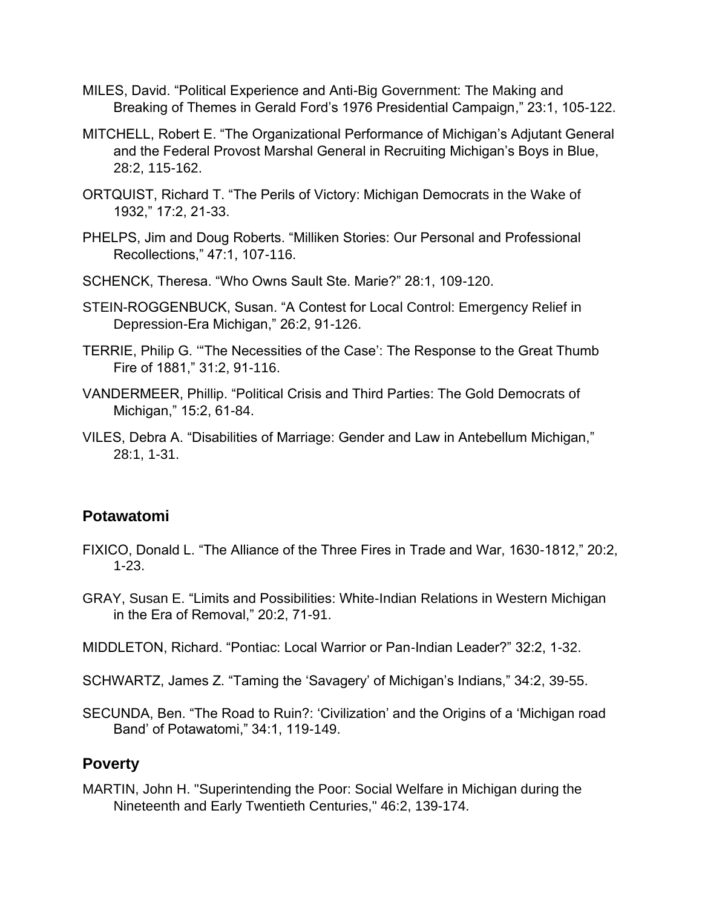MILES, David. “Political Experience and Anti-Big Government: The Making and Breaking of Themes in Gerald Ford’s 1976 Presidential Campaign,” 23:1, 105-122.

MITCHELL, Robert E. “The Organizational Performance of Michigan’s Adjutant General and the Federal Provost Marshal General in Recruiting Michigan’s Boys in Blue, 28:2, 115-162.

ORTQUIST, Richard T. “The Perils of Victory: Michigan Democrats in the Wake of 1932,” 17:2, 21-33.

PHELPS, Jim and Doug Roberts. “Milliken Stories: Our Personal and Professional Recollections,” 47:1, 107-116.

SCHENCK, Theresa. “Who Owns Sault Ste. Marie?” 28:1, 109-120.

STEIN-ROGGENBUCK, Susan. “A Contest for Local Control: Emergency Relief in Depression-Era Michigan,” 26:2, 91-126.

TERRIE, Philip G. ‘“The Necessities of the Case’: The Response to the Great Thumb Fire of 1881,” 31:2, 91-116.

VANDERMEER, Phillip. “Political Crisis and Third Parties: The Gold Democrats of Michigan,” 15:2, 61-84.

VILES, Debra A. “Disabilities of Marriage: Gender and Law in Antebellum Michigan,” 28:1, 1-31.

## Potawatomi

FIXICO, Donald L. “The Alliance of the Three Fires in Trade and War, 1630-1812,” 20:2, 1-23.

GRAY, Susan E. “Limits and Possibilities: White-Indian Relations in Western Michigan in the Era of Removal,” 20:2, 71-91.

MIDDLETON, Richard. “Pontiac: Local Warrior or Pan-Indian Leader?” 32:2, 1-32.

SCHWARTZ, James Z. “Taming the ‘Savagery’ of Michigan’s Indians,” 34:2, 39-55.

SECUNDA, Ben. “The Road to Ruin?: ‘Civilization’ and the Origins of a ‘Michigan road Band’ of Potawatomi,” 34:1, 119-149.

## Poverty

MARTIN, John H. "Superintending the Poor: Social Welfare in Michigan during the Nineteenth and Early Twentieth Centuries," 46:2, 139-174.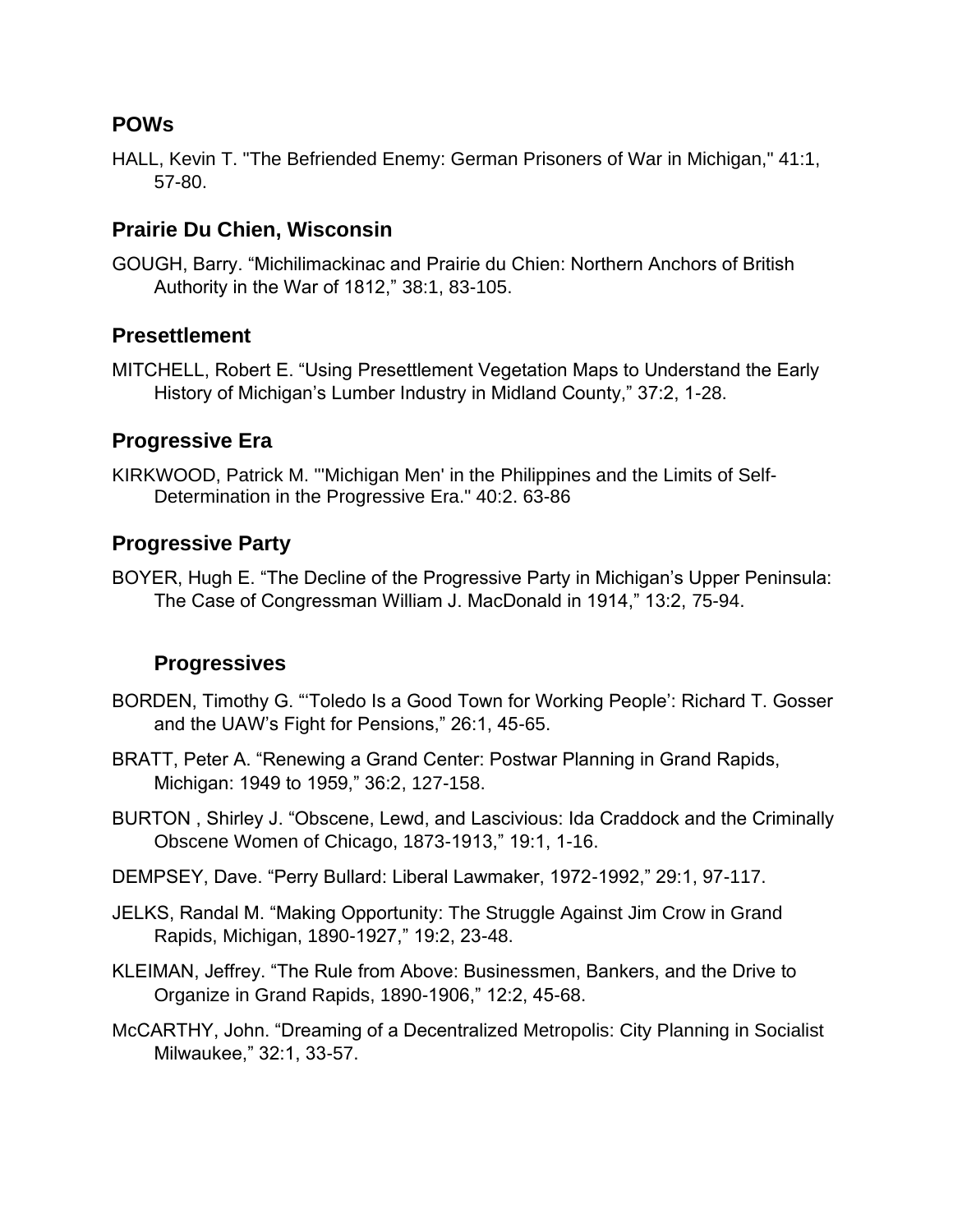## POWs

HALL, Kevin T. "The Befriended Enemy: German Prisoners of War in Michigan," 41:1, 57-80.

## Prairie Du Chien, Wisconsin

GOUGH, Barry. "Michilimackinac and Prairie du Chien: Northern Anchors of British Authority in the War of 1812," 38:1, 83-105.

## Presettlement

MITCHELL, Robert E. "Using Presettlement Vegetation Maps to Understand the Early History of Michigan's Lumber Industry in Midland County," 37:2, 1-28.

## Progressive Era

KIRKWOOD, Patrick M. "'Michigan Men' in the Philippines and the Limits of Self-Determination in the Progressive Era." 40:2. 63-86

## Progressive Party

BOYER, Hugh E. "The Decline of the Progressive Party in Michigan's Upper Peninsula: The Case of Congressman William J. MacDonald in 1914," 13:2, 75-94.

## Progressives

BORDEN, Timothy G. "'Toledo Is a Good Town for Working People': Richard T. Gosser and the UAW's Fight for Pensions," 26:1, 45-65.

BRATT, Peter A. "Renewing a Grand Center: Postwar Planning in Grand Rapids, Michigan: 1949 to 1959," 36:2, 127-158.

BURTON , Shirley J. "Obscene, Lewd, and Lascivious: Ida Craddock and the Criminally Obscene Women of Chicago, 1873-1913," 19:1, 1-16.

DEMPSEY, Dave. "Perry Bullard: Liberal Lawmaker, 1972-1992," 29:1, 97-117.

JELKS, Randal M. "Making Opportunity: The Struggle Against Jim Crow in Grand Rapids, Michigan, 1890-1927," 19:2, 23-48.

KLEIMAN, Jeffrey. "The Rule from Above: Businessmen, Bankers, and the Drive to Organize in Grand Rapids, 1890-1906," 12:2, 45-68.

McCARTHY, John. "Dreaming of a Decentralized Metropolis: City Planning in Socialist Milwaukee," 32:1, 33-57.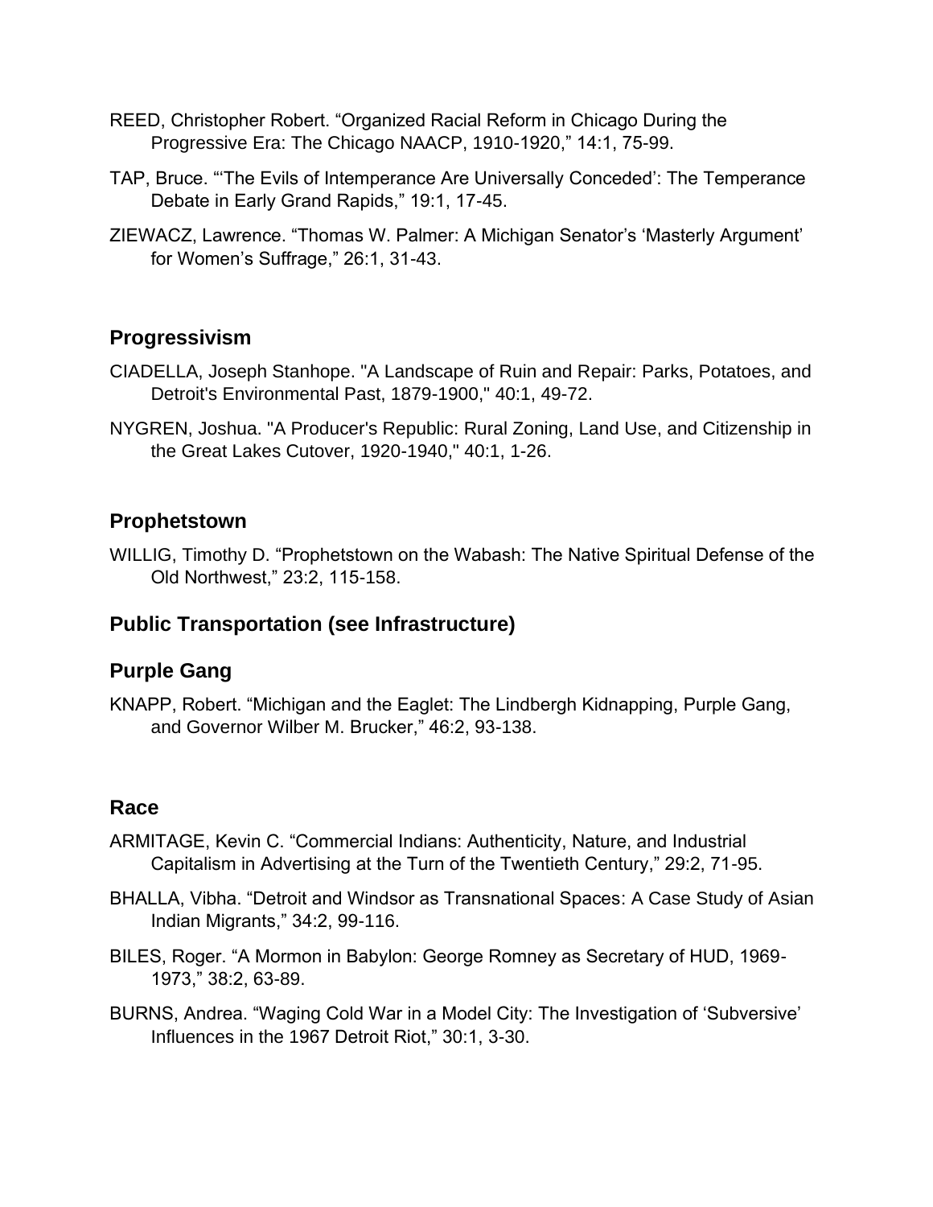REED, Christopher Robert. “Organized Racial Reform in Chicago During the Progressive Era: The Chicago NAACP, 1910-1920,” 14:1, 75-99.

TAP, Bruce. “‘The Evils of Intemperance Are Universally Conceded’: The Temperance Debate in Early Grand Rapids,” 19:1, 17-45.

ZIEWACZ, Lawrence. “Thomas W. Palmer: A Michigan Senator’s ‘Masterly Argument’ for Women’s Suffrage,” 26:1, 31-43.

## Progressivism

CIADELLA, Joseph Stanhope. "A Landscape of Ruin and Repair: Parks, Potatoes, and Detroit's Environmental Past, 1879-1900," 40:1, 49-72.

NYGREN, Joshua. "A Producer's Republic: Rural Zoning, Land Use, and Citizenship in the Great Lakes Cutover, 1920-1940," 40:1, 1-26.

## Prophetstown

WILLIG, Timothy D. “Prophetstown on the Wabash: The Native Spiritual Defense of the Old Northwest,” 23:2, 115-158.

## Public Transportation (see Infrastructure)

## Purple Gang

KNAPP, Robert. “Michigan and the Eaglet: The Lindbergh Kidnapping, Purple Gang, and Governor Wilber M. Brucker,” 46:2, 93-138.

## Race

ARMITAGE, Kevin C. “Commercial Indians: Authenticity, Nature, and Industrial Capitalism in Advertising at the Turn of the Twentieth Century,” 29:2, 71-95.

BHALLA, Vibha. “Detroit and Windsor as Transnational Spaces: A Case Study of Asian Indian Migrants,” 34:2, 99-116.

BILES, Roger. “A Mormon in Babylon: George Romney as Secretary of HUD, 1969-1973,” 38:2, 63-89.

BURNS, Andrea. “Waging Cold War in a Model City: The Investigation of ‘Subversive’ Influences in the 1967 Detroit Riot,” 30:1, 3-30.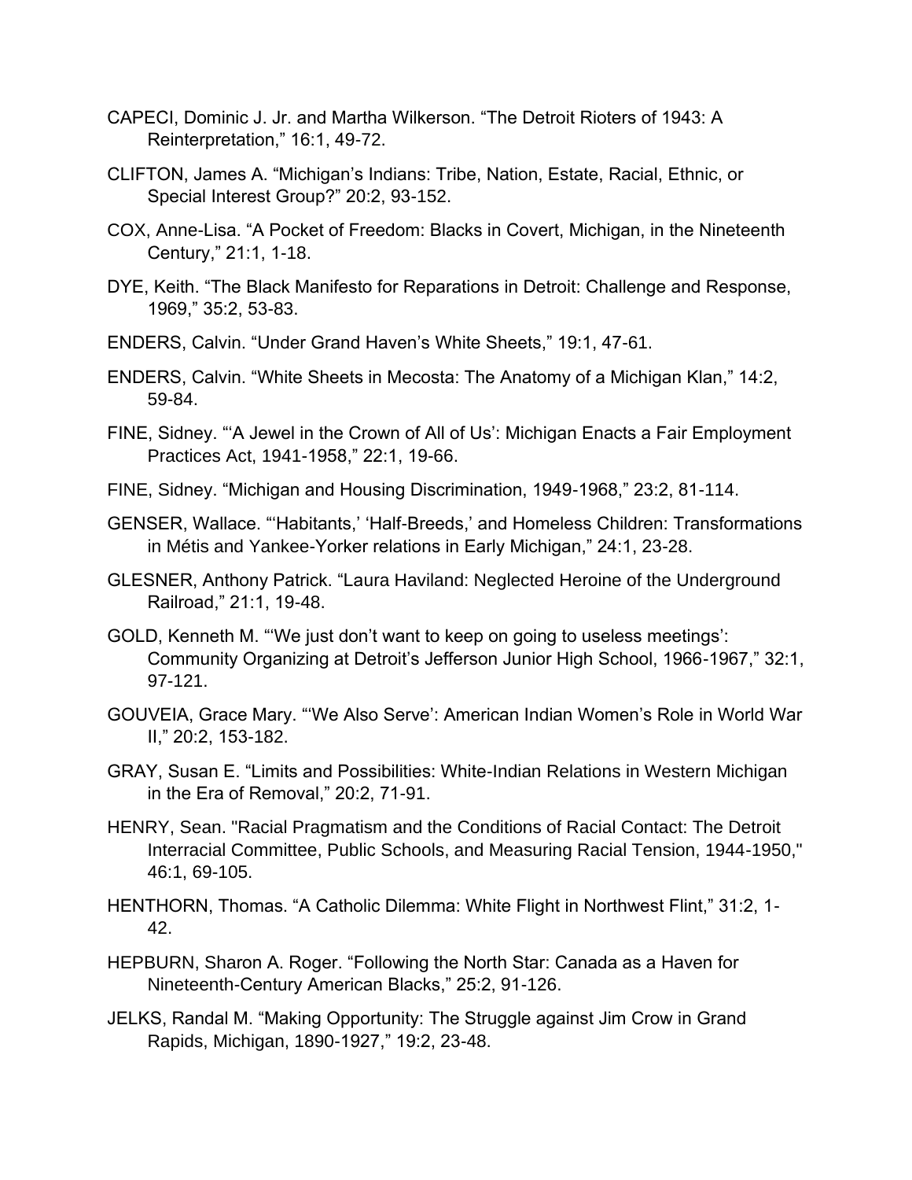CAPECI, Dominic J. Jr. and Martha Wilkerson. "The Detroit Rioters of 1943: A Reinterpretation," 16:1, 49-72.

CLIFTON, James A. "Michigan's Indians: Tribe, Nation, Estate, Racial, Ethnic, or Special Interest Group?" 20:2, 93-152.

COX, Anne-Lisa. "A Pocket of Freedom: Blacks in Covert, Michigan, in the Nineteenth Century," 21:1, 1-18.

DYE, Keith. "The Black Manifesto for Reparations in Detroit: Challenge and Response, 1969," 35:2, 53-83.

ENDERS, Calvin. "Under Grand Haven's White Sheets," 19:1, 47-61.

ENDERS, Calvin. "White Sheets in Mecosta: The Anatomy of a Michigan Klan," 14:2, 59-84.

FINE, Sidney. "'A Jewel in the Crown of All of Us': Michigan Enacts a Fair Employment Practices Act, 1941-1958," 22:1, 19-66.

FINE, Sidney. "Michigan and Housing Discrimination, 1949-1968," 23:2, 81-114.

GENSER, Wallace. "'Habitants,' 'Half-Breeds,' and Homeless Children: Transformations in Métis and Yankee-Yorker relations in Early Michigan," 24:1, 23-28.

GLESNER, Anthony Patrick. "Laura Haviland: Neglected Heroine of the Underground Railroad," 21:1, 19-48.

GOLD, Kenneth M. "'We just don't want to keep on going to useless meetings': Community Organizing at Detroit's Jefferson Junior High School, 1966-1967," 32:1, 97-121.

GOUVEIA, Grace Mary. "'We Also Serve': American Indian Women's Role in World War II," 20:2, 153-182.

GRAY, Susan E. "Limits and Possibilities: White-Indian Relations in Western Michigan in the Era of Removal," 20:2, 71-91.

HENRY, Sean. "Racial Pragmatism and the Conditions of Racial Contact: The Detroit Interracial Committee, Public Schools, and Measuring Racial Tension, 1944-1950," 46:1, 69-105.

HENTHORN, Thomas. "A Catholic Dilemma: White Flight in Northwest Flint," 31:2, 1-42.

HEPBURN, Sharon A. Roger. "Following the North Star: Canada as a Haven for Nineteenth-Century American Blacks," 25:2, 91-126.

JELKS, Randal M. "Making Opportunity: The Struggle against Jim Crow in Grand Rapids, Michigan, 1890-1927," 19:2, 23-48.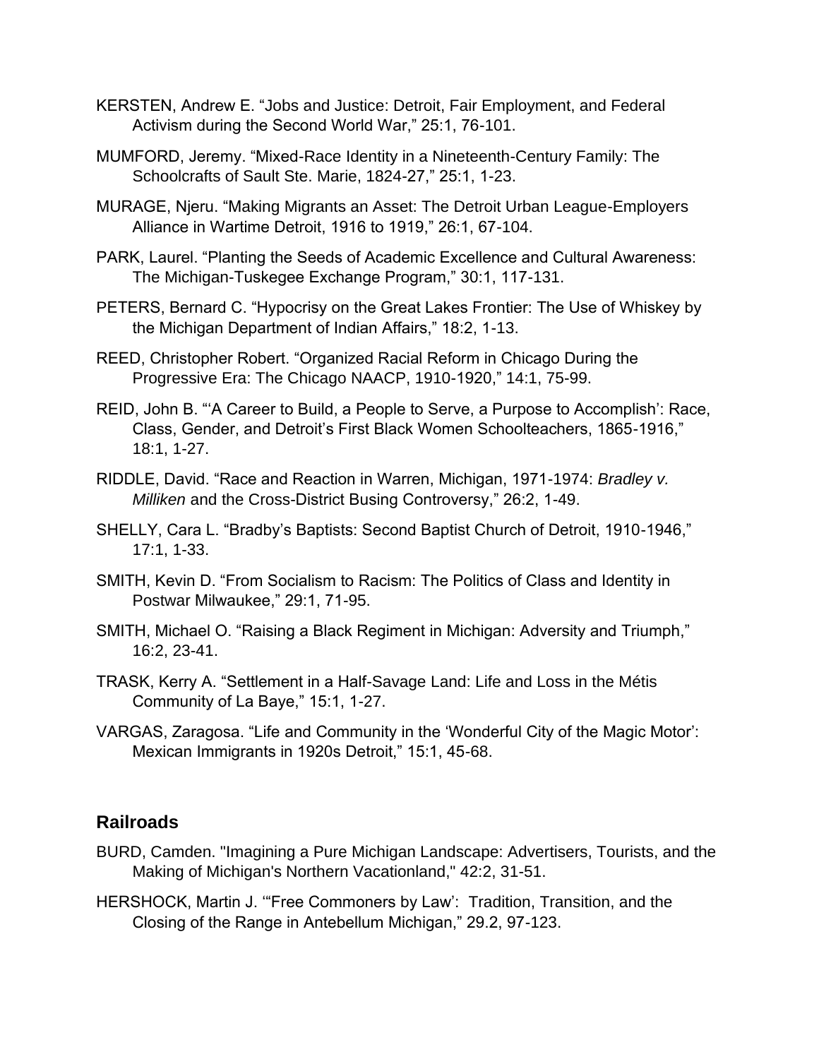KERSTEN, Andrew E. “Jobs and Justice: Detroit, Fair Employment, and Federal Activism during the Second World War,” 25:1, 76-101.

MUMFORD, Jeremy. “Mixed-Race Identity in a Nineteenth-Century Family: The Schoolcrafts of Sault Ste. Marie, 1824-27,” 25:1, 1-23.

MURAGE, Njeru. “Making Migrants an Asset: The Detroit Urban League-Employers Alliance in Wartime Detroit, 1916 to 1919,” 26:1, 67-104.

PARK, Laurel. “Planting the Seeds of Academic Excellence and Cultural Awareness: The Michigan-Tuskegee Exchange Program,” 30:1, 117-131.

PETERS, Bernard C. “Hypocrisy on the Great Lakes Frontier: The Use of Whiskey by the Michigan Department of Indian Affairs,” 18:2, 1-13.

REED, Christopher Robert. “Organized Racial Reform in Chicago During the Progressive Era: The Chicago NAACP, 1910-1920,” 14:1, 75-99.

REID, John B. “‘A Career to Build, a People to Serve, a Purpose to Accomplish’: Race, Class, Gender, and Detroit’s First Black Women Schoolteachers, 1865-1916,” 18:1, 1-27.

RIDDLE, David. “Race and Reaction in Warren, Michigan, 1971-1974: *Bradley v. Milliken* and the Cross-District Busing Controversy,” 26:2, 1-49.

SHELLY, Cara L. “Bradby’s Baptists: Second Baptist Church of Detroit, 1910-1946,” 17:1, 1-33.

SMITH, Kevin D. “From Socialism to Racism: The Politics of Class and Identity in Postwar Milwaukee,” 29:1, 71-95.

SMITH, Michael O. “Raising a Black Regiment in Michigan: Adversity and Triumph,” 16:2, 23-41.

TRASK, Kerry A. “Settlement in a Half-Savage Land: Life and Loss in the Métis Community of La Baye,” 15:1, 1-27.

VARGAS, Zaragosa. “Life and Community in the ‘Wonderful City of the Magic Motor’: Mexican Immigrants in 1920s Detroit,” 15:1, 45-68.

## Railroads

BURD, Camden. "Imagining a Pure Michigan Landscape: Advertisers, Tourists, and the Making of Michigan's Northern Vacationland," 42:2, 31-51.

HERSHOCK, Martin J. ‘“Free Commoners by Law’: Tradition, Transition, and the Closing of the Range in Antebellum Michigan,” 29.2, 97-123.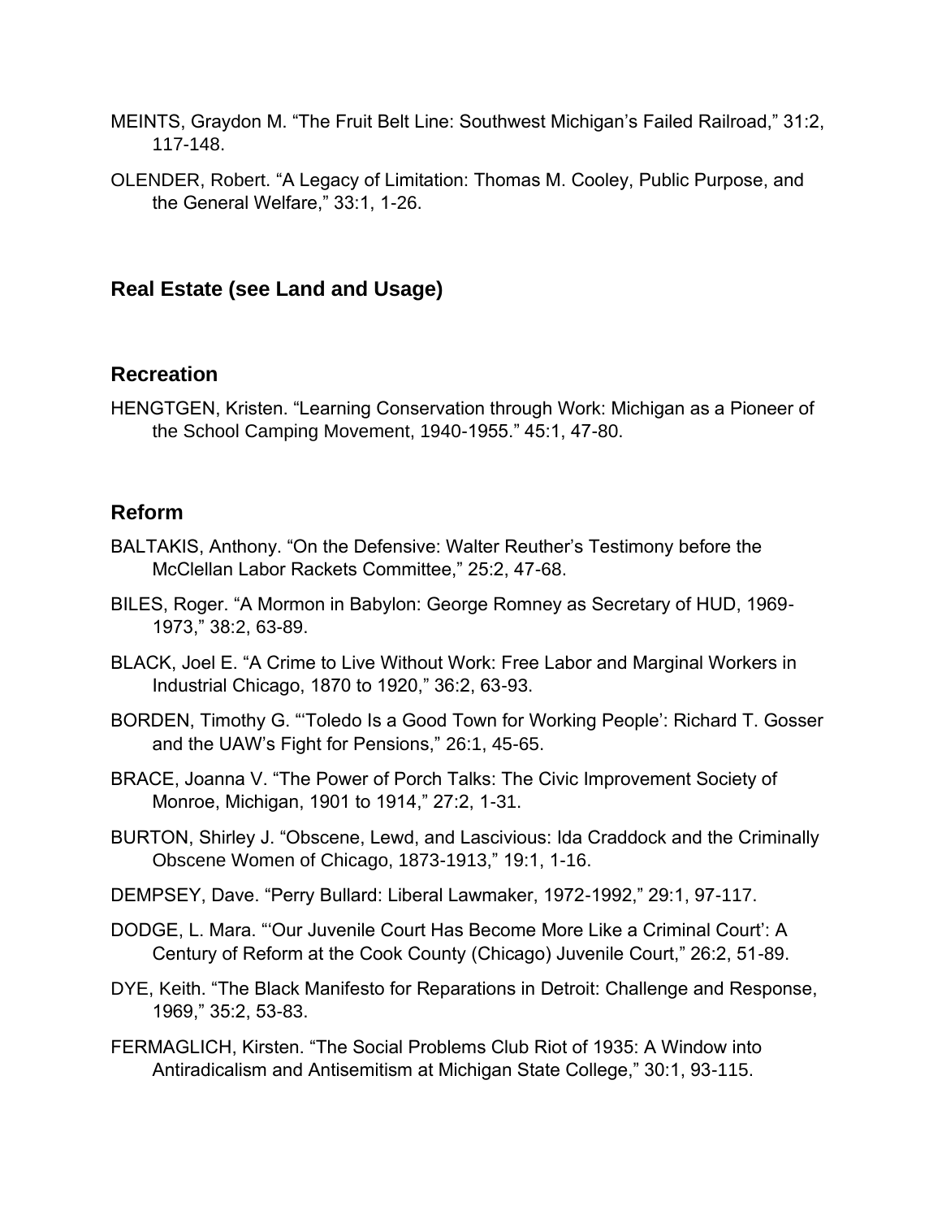MEINTS, Graydon M. "The Fruit Belt Line: Southwest Michigan's Failed Railroad," 31:2, 117-148.

OLENDER, Robert. "A Legacy of Limitation: Thomas M. Cooley, Public Purpose, and the General Welfare," 33:1, 1-26.

## Real Estate (see Land and Usage)

## Recreation

HENGTGEN, Kristen. "Learning Conservation through Work: Michigan as a Pioneer of the School Camping Movement, 1940-1955." 45:1, 47-80.

## Reform

BALTAKIS, Anthony. "On the Defensive: Walter Reuther's Testimony before the McClellan Labor Rackets Committee," 25:2, 47-68.

BILES, Roger. "A Mormon in Babylon: George Romney as Secretary of HUD, 1969-1973," 38:2, 63-89.

BLACK, Joel E. "A Crime to Live Without Work: Free Labor and Marginal Workers in Industrial Chicago, 1870 to 1920," 36:2, 63-93.

BORDEN, Timothy G. "'Toledo Is a Good Town for Working People': Richard T. Gosser and the UAW's Fight for Pensions," 26:1, 45-65.

BRACE, Joanna V. "The Power of Porch Talks: The Civic Improvement Society of Monroe, Michigan, 1901 to 1914," 27:2, 1-31.

BURTON, Shirley J. "Obscene, Lewd, and Lascivious: Ida Craddock and the Criminally Obscene Women of Chicago, 1873-1913," 19:1, 1-16.

DEMPSEY, Dave. "Perry Bullard: Liberal Lawmaker, 1972-1992," 29:1, 97-117.

DODGE, L. Mara. "'Our Juvenile Court Has Become More Like a Criminal Court': A Century of Reform at the Cook County (Chicago) Juvenile Court," 26:2, 51-89.

DYE, Keith. "The Black Manifesto for Reparations in Detroit: Challenge and Response, 1969," 35:2, 53-83.

FERMAGLICH, Kirsten. "The Social Problems Club Riot of 1935: A Window into Antiradicalism and Antisemitism at Michigan State College," 30:1, 93-115.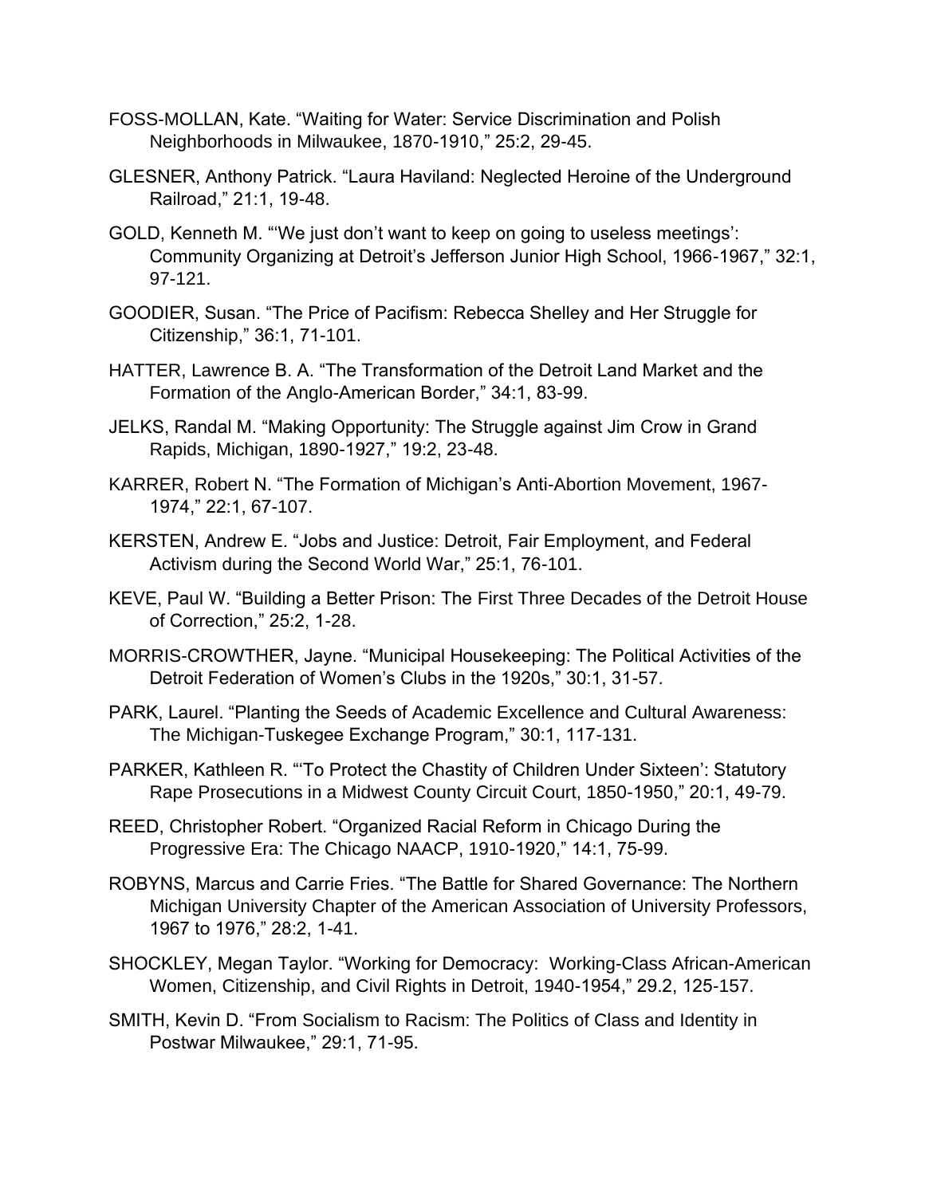FOSS-MOLLAN, Kate. "Waiting for Water: Service Discrimination and Polish Neighborhoods in Milwaukee, 1870-1910," 25:2, 29-45.

GLESNER, Anthony Patrick. "Laura Haviland: Neglected Heroine of the Underground Railroad," 21:1, 19-48.

GOLD, Kenneth M. "'We just don't want to keep on going to useless meetings': Community Organizing at Detroit's Jefferson Junior High School, 1966-1967," 32:1, 97-121.

GOODIER, Susan. "The Price of Pacifism: Rebecca Shelley and Her Struggle for Citizenship," 36:1, 71-101.

HATTER, Lawrence B. A. "The Transformation of the Detroit Land Market and the Formation of the Anglo-American Border," 34:1, 83-99.

JELKS, Randal M. "Making Opportunity: The Struggle against Jim Crow in Grand Rapids, Michigan, 1890-1927," 19:2, 23-48.

KARRER, Robert N. "The Formation of Michigan's Anti-Abortion Movement, 1967-1974," 22:1, 67-107.

KERSTEN, Andrew E. "Jobs and Justice: Detroit, Fair Employment, and Federal Activism during the Second World War," 25:1, 76-101.

KEVE, Paul W. "Building a Better Prison: The First Three Decades of the Detroit House of Correction," 25:2, 1-28.

MORRIS-CROWTHER, Jayne. "Municipal Housekeeping: The Political Activities of the Detroit Federation of Women's Clubs in the 1920s," 30:1, 31-57.

PARK, Laurel. "Planting the Seeds of Academic Excellence and Cultural Awareness: The Michigan-Tuskegee Exchange Program," 30:1, 117-131.

PARKER, Kathleen R. "'To Protect the Chastity of Children Under Sixteen': Statutory Rape Prosecutions in a Midwest County Circuit Court, 1850-1950," 20:1, 49-79.

REED, Christopher Robert. "Organized Racial Reform in Chicago During the Progressive Era: The Chicago NAACP, 1910-1920," 14:1, 75-99.

ROBYNS, Marcus and Carrie Fries. "The Battle for Shared Governance: The Northern Michigan University Chapter of the American Association of University Professors, 1967 to 1976," 28:2, 1-41.

SHOCKLEY, Megan Taylor. "Working for Democracy: Working-Class African-American Women, Citizenship, and Civil Rights in Detroit, 1940-1954," 29.2, 125-157.

SMITH, Kevin D. "From Socialism to Racism: The Politics of Class and Identity in Postwar Milwaukee," 29:1, 71-95.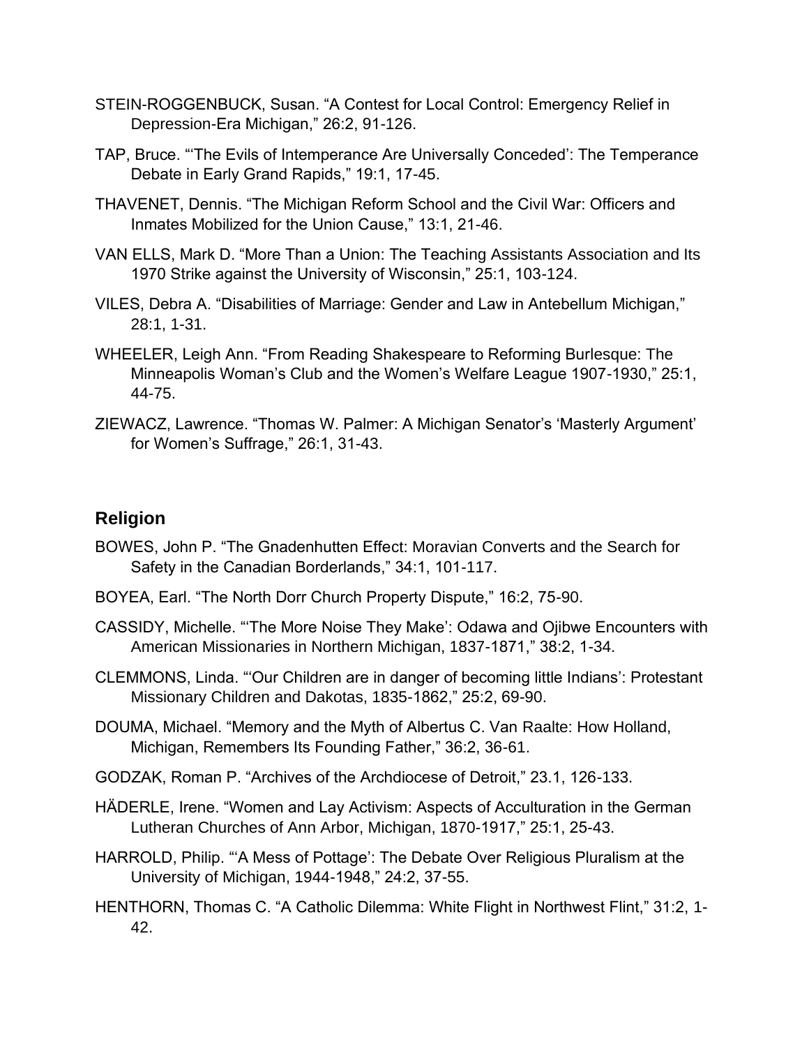STEIN-ROGGENBUCK, Susan. “A Contest for Local Control: Emergency Relief in Depression-Era Michigan,” 26:2, 91-126.

TAP, Bruce. “‘The Evils of Intemperance Are Universally Conceded’: The Temperance Debate in Early Grand Rapids,” 19:1, 17-45.

THAVENET, Dennis. “The Michigan Reform School and the Civil War: Officers and Inmates Mobilized for the Union Cause,” 13:1, 21-46.

VAN ELLS, Mark D. “More Than a Union: The Teaching Assistants Association and Its 1970 Strike against the University of Wisconsin,” 25:1, 103-124.

VILES, Debra A. “Disabilities of Marriage: Gender and Law in Antebellum Michigan,” 28:1, 1-31.

WHEELER, Leigh Ann. “From Reading Shakespeare to Reforming Burlesque: The Minneapolis Woman’s Club and the Women’s Welfare League 1907-1930,” 25:1, 44-75.

ZIEWACZ, Lawrence. “Thomas W. Palmer: A Michigan Senator’s ‘Masterly Argument’ for Women’s Suffrage,” 26:1, 31-43.

## Religion

BOWES, John P. “The Gnadenhutten Effect: Moravian Converts and the Search for Safety in the Canadian Borderlands,” 34:1, 101-117.

BOYEA, Earl. “The North Dorr Church Property Dispute,” 16:2, 75-90.

CASSIDY, Michelle. “‘The More Noise They Make’: Odawa and Ojibwe Encounters with American Missionaries in Northern Michigan, 1837-1871,” 38:2, 1-34.

CLEMMONS, Linda. “‘Our Children are in danger of becoming little Indians’: Protestant Missionary Children and Dakotas, 1835-1862,” 25:2, 69-90.

DOUMA, Michael. “Memory and the Myth of Albertus C. Van Raalte: How Holland, Michigan, Remembers Its Founding Father,” 36:2, 36-61.

GODZAK, Roman P. “Archives of the Archdiocese of Detroit,” 23.1, 126-133.

HÄDERLE, Irene. “Women and Lay Activism: Aspects of Acculturation in the German Lutheran Churches of Ann Arbor, Michigan, 1870-1917,” 25:1, 25-43.

HARROLD, Philip. “‘A Mess of Pottage’: The Debate Over Religious Pluralism at the University of Michigan, 1944-1948,” 24:2, 37-55.

HENTHORN, Thomas C. “A Catholic Dilemma: White Flight in Northwest Flint,” 31:2, 1-42.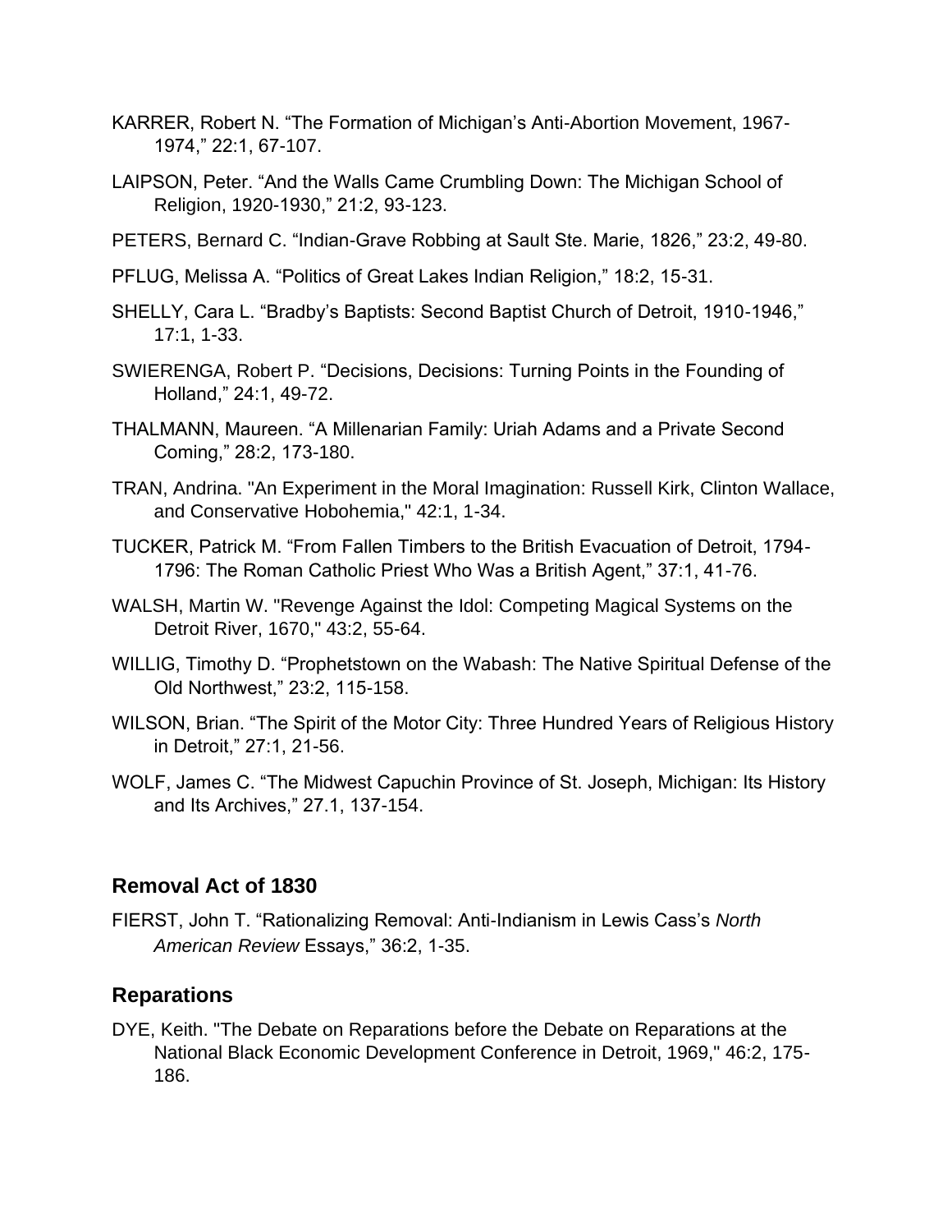KARRER, Robert N. “The Formation of Michigan’s Anti-Abortion Movement, 1967-1974,” 22:1, 67-107.

LAIPSON, Peter. “And the Walls Came Crumbling Down: The Michigan School of Religion, 1920-1930,” 21:2, 93-123.

PETERS, Bernard C. “Indian-Grave Robbing at Sault Ste. Marie, 1826,” 23:2, 49-80.

PFLUG, Melissa A. “Politics of Great Lakes Indian Religion,” 18:2, 15-31.

SHELLY, Cara L. “Bradby’s Baptists: Second Baptist Church of Detroit, 1910-1946,” 17:1, 1-33.

SWIERENGA, Robert P. “Decisions, Decisions: Turning Points in the Founding of Holland,” 24:1, 49-72.

THALMANN, Maureen. “A Millenarian Family: Uriah Adams and a Private Second Coming,” 28:2, 173-180.

TRAN, Andrina. "An Experiment in the Moral Imagination: Russell Kirk, Clinton Wallace, and Conservative Hobohemia," 42:1, 1-34.

TUCKER, Patrick M. “From Fallen Timbers to the British Evacuation of Detroit, 1794-1796: The Roman Catholic Priest Who Was a British Agent,” 37:1, 41-76.

WALSH, Martin W. "Revenge Against the Idol: Competing Magical Systems on the Detroit River, 1670," 43:2, 55-64.

WILLIG, Timothy D. “Prophetstown on the Wabash: The Native Spiritual Defense of the Old Northwest,” 23:2, 115-158.

WILSON, Brian. “The Spirit of the Motor City: Three Hundred Years of Religious History in Detroit,” 27:1, 21-56.

WOLF, James C. “The Midwest Capuchin Province of St. Joseph, Michigan: Its History and Its Archives,” 27.1, 137-154.

## Removal Act of 1830

FIERST, John T. “Rationalizing Removal: Anti-Indianism in Lewis Cass’s *North American Review* Essays,” 36:2, 1-35.

## Reparations

DYE, Keith. "The Debate on Reparations before the Debate on Reparations at the National Black Economic Development Conference in Detroit, 1969," 46:2, 175-186.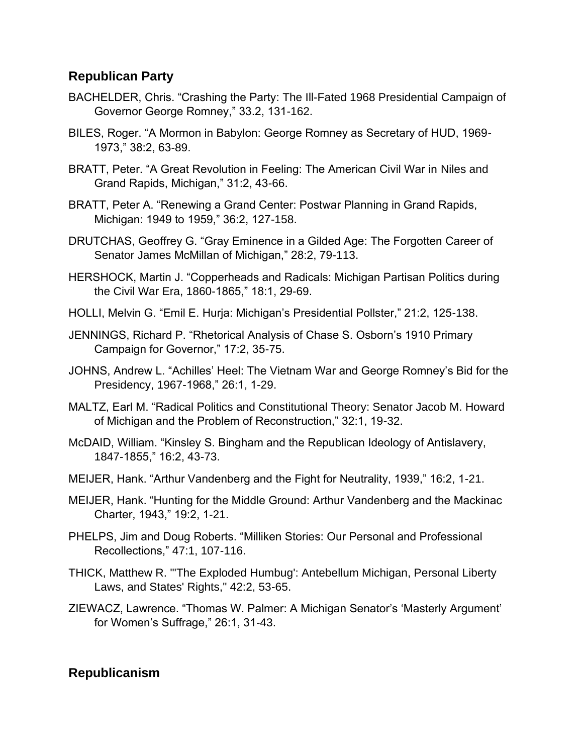## Republican Party

BACHELDER, Chris. “Crashing the Party: The Ill-Fated 1968 Presidential Campaign of Governor George Romney,” 33.2, 131-162.

BILES, Roger. “A Mormon in Babylon: George Romney as Secretary of HUD, 1969-1973,” 38:2, 63-89.

BRATT, Peter. “A Great Revolution in Feeling: The American Civil War in Niles and Grand Rapids, Michigan,” 31:2, 43-66.

BRATT, Peter A. “Renewing a Grand Center: Postwar Planning in Grand Rapids, Michigan: 1949 to 1959,” 36:2, 127-158.

DRUTCHAS, Geoffrey G. “Gray Eminence in a Gilded Age: The Forgotten Career of Senator James McMillan of Michigan,” 28:2, 79-113.

HERSHOCK, Martin J. “Copperheads and Radicals: Michigan Partisan Politics during the Civil War Era, 1860-1865,” 18:1, 29-69.

HOLLI, Melvin G. “Emil E. Hurja: Michigan’s Presidential Pollster,” 21:2, 125-138.

JENNINGS, Richard P. “Rhetorical Analysis of Chase S. Osborn’s 1910 Primary Campaign for Governor,” 17:2, 35-75.

JOHNS, Andrew L. “Achilles’ Heel: The Vietnam War and George Romney’s Bid for the Presidency, 1967-1968,” 26:1, 1-29.

MALTZ, Earl M. “Radical Politics and Constitutional Theory: Senator Jacob M. Howard of Michigan and the Problem of Reconstruction,” 32:1, 19-32.

McDAID, William. “Kinsley S. Bingham and the Republican Ideology of Antislavery, 1847-1855,” 16:2, 43-73.

MEIJER, Hank. “Arthur Vandenberg and the Fight for Neutrality, 1939,” 16:2, 1-21.

MEIJER, Hank. “Hunting for the Middle Ground: Arthur Vandenberg and the Mackinac Charter, 1943,” 19:2, 1-21.

PHELPS, Jim and Doug Roberts. “Milliken Stories: Our Personal and Professional Recollections,” 47:1, 107-116.

THICK, Matthew R. "'The Exploded Humbug': Antebellum Michigan, Personal Liberty Laws, and States' Rights," 42:2, 53-65.

ZIEWACZ, Lawrence. “Thomas W. Palmer: A Michigan Senator’s ‘Masterly Argument’ for Women’s Suffrage,” 26:1, 31-43.

## Republicanism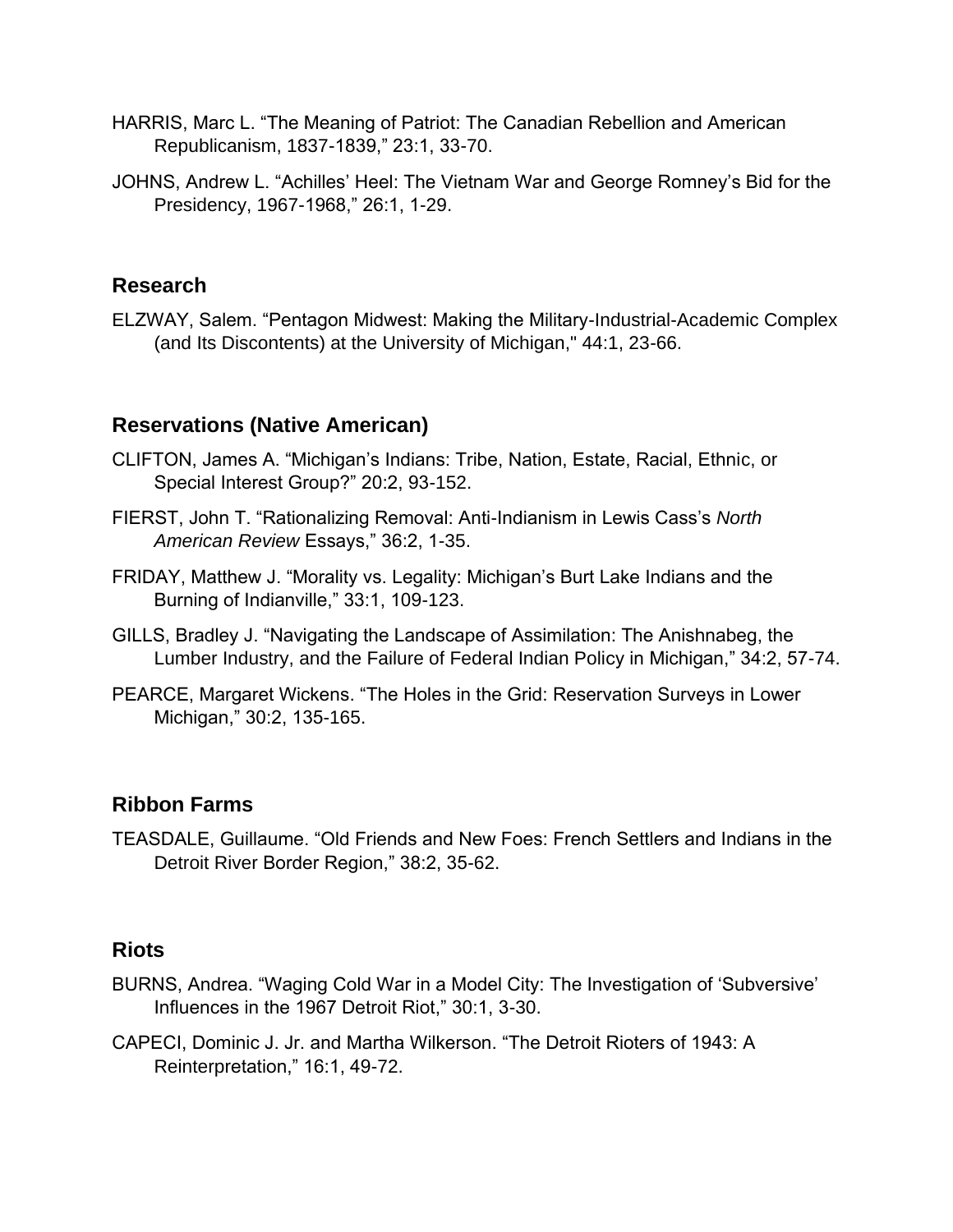HARRIS, Marc L. “The Meaning of Patriot: The Canadian Rebellion and American Republicanism, 1837-1839,” 23:1, 33-70.

JOHNS, Andrew L. “Achilles’ Heel: The Vietnam War and George Romney’s Bid for the Presidency, 1967-1968,” 26:1, 1-29.

## Research

ELZWAY, Salem. “Pentagon Midwest: Making the Military-Industrial-Academic Complex (and Its Discontents) at the University of Michigan," 44:1, 23-66.

## Reservations (Native American)

CLIFTON, James A. “Michigan’s Indians: Tribe, Nation, Estate, Racial, Ethnic, or Special Interest Group?” 20:2, 93-152.

FIERST, John T. “Rationalizing Removal: Anti-Indianism in Lewis Cass’s *North American Review* Essays,” 36:2, 1-35.

FRIDAY, Matthew J. “Morality vs. Legality: Michigan’s Burt Lake Indians and the Burning of Indianville,” 33:1, 109-123.

GILLS, Bradley J. “Navigating the Landscape of Assimilation: The Anishnabeg, the Lumber Industry, and the Failure of Federal Indian Policy in Michigan,” 34:2, 57-74.

PEARCE, Margaret Wickens. “The Holes in the Grid: Reservation Surveys in Lower Michigan,” 30:2, 135-165.

## Ribbon Farms

TEASDALE, Guillaume. “Old Friends and New Foes: French Settlers and Indians in the Detroit River Border Region,” 38:2, 35-62.

## Riots

BURNS, Andrea. “Waging Cold War in a Model City: The Investigation of ‘Subversive’ Influences in the 1967 Detroit Riot,” 30:1, 3-30.

CAPECI, Dominic J. Jr. and Martha Wilkerson. “The Detroit Rioters of 1943: A Reinterpretation,” 16:1, 49-72.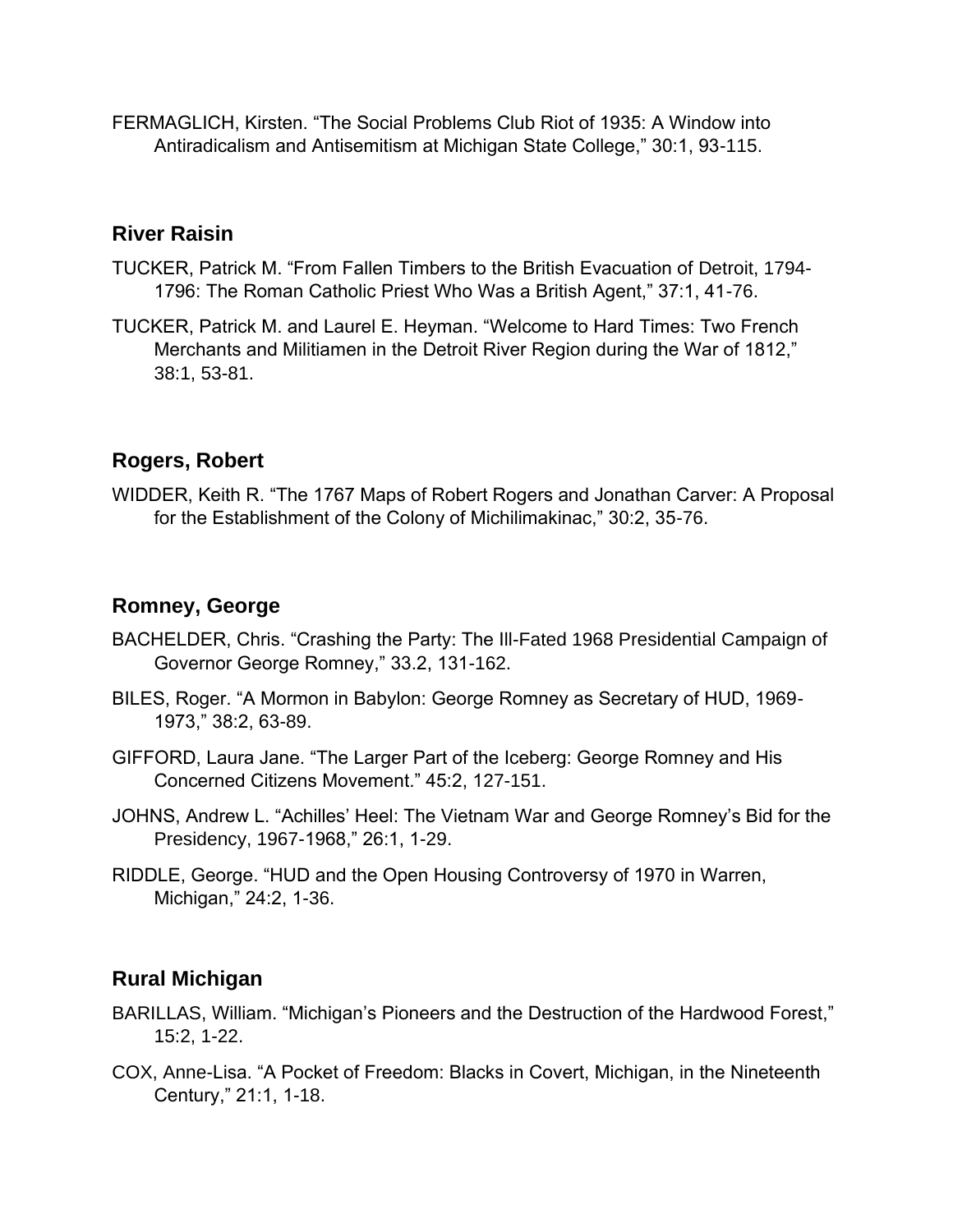FERMAGLICH, Kirsten. "The Social Problems Club Riot of 1935: A Window into Antiradicalism and Antisemitism at Michigan State College," 30:1, 93-115.

## River Raisin

TUCKER, Patrick M. "From Fallen Timbers to the British Evacuation of Detroit, 1794-1796: The Roman Catholic Priest Who Was a British Agent," 37:1, 41-76.

TUCKER, Patrick M. and Laurel E. Heyman. "Welcome to Hard Times: Two French Merchants and Militiamen in the Detroit River Region during the War of 1812," 38:1, 53-81.

## Rogers, Robert

WIDDER, Keith R. "The 1767 Maps of Robert Rogers and Jonathan Carver: A Proposal for the Establishment of the Colony of Michilimakinac," 30:2, 35-76.

## Romney, George

BACHELDER, Chris. "Crashing the Party: The Ill-Fated 1968 Presidential Campaign of Governor George Romney," 33.2, 131-162.

BILES, Roger. "A Mormon in Babylon: George Romney as Secretary of HUD, 1969-1973," 38:2, 63-89.

GIFFORD, Laura Jane. "The Larger Part of the Iceberg: George Romney and His Concerned Citizens Movement." 45:2, 127-151.

JOHNS, Andrew L. "Achilles' Heel: The Vietnam War and George Romney's Bid for the Presidency, 1967-1968," 26:1, 1-29.

RIDDLE, George. "HUD and the Open Housing Controversy of 1970 in Warren, Michigan," 24:2, 1-36.

## Rural Michigan

BARILLAS, William. "Michigan's Pioneers and the Destruction of the Hardwood Forest," 15:2, 1-22.

COX, Anne-Lisa. "A Pocket of Freedom: Blacks in Covert, Michigan, in the Nineteenth Century," 21:1, 1-18.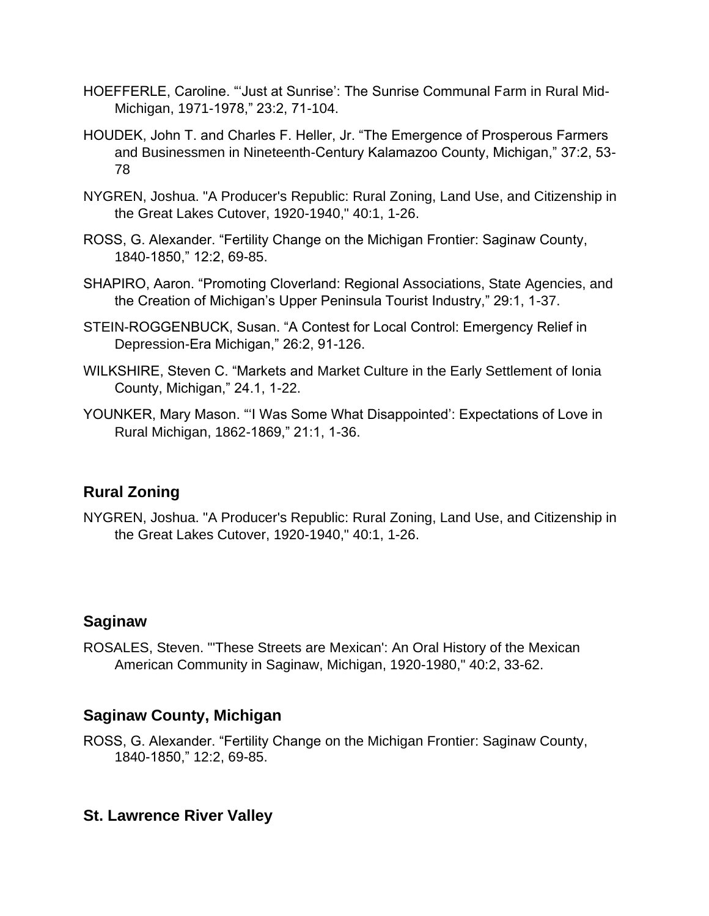HOEFFERLE, Caroline. "'Just at Sunrise': The Sunrise Communal Farm in Rural Mid-Michigan, 1971-1978," 23:2, 71-104.

HOUDEK, John T. and Charles F. Heller, Jr. "The Emergence of Prosperous Farmers and Businessmen in Nineteenth-Century Kalamazoo County, Michigan," 37:2, 53-78

NYGREN, Joshua. "A Producer's Republic: Rural Zoning, Land Use, and Citizenship in the Great Lakes Cutover, 1920-1940," 40:1, 1-26.

ROSS, G. Alexander. "Fertility Change on the Michigan Frontier: Saginaw County, 1840-1850," 12:2, 69-85.

SHAPIRO, Aaron. "Promoting Cloverland: Regional Associations, State Agencies, and the Creation of Michigan's Upper Peninsula Tourist Industry," 29:1, 1-37.

STEIN-ROGGENBUCK, Susan. "A Contest for Local Control: Emergency Relief in Depression-Era Michigan," 26:2, 91-126.

WILKSHIRE, Steven C. "Markets and Market Culture in the Early Settlement of Ionia County, Michigan," 24.1, 1-22.

YOUNKER, Mary Mason. "'I Was Some What Disappointed': Expectations of Love in Rural Michigan, 1862-1869," 21:1, 1-36.

### Rural Zoning

NYGREN, Joshua. "A Producer's Republic: Rural Zoning, Land Use, and Citizenship in the Great Lakes Cutover, 1920-1940," 40:1, 1-26.

### Saginaw

ROSALES, Steven. "'These Streets are Mexican': An Oral History of the Mexican American Community in Saginaw, Michigan, 1920-1980," 40:2, 33-62.

### Saginaw County, Michigan

ROSS, G. Alexander. "Fertility Change on the Michigan Frontier: Saginaw County, 1840-1850," 12:2, 69-85.

### St. Lawrence River Valley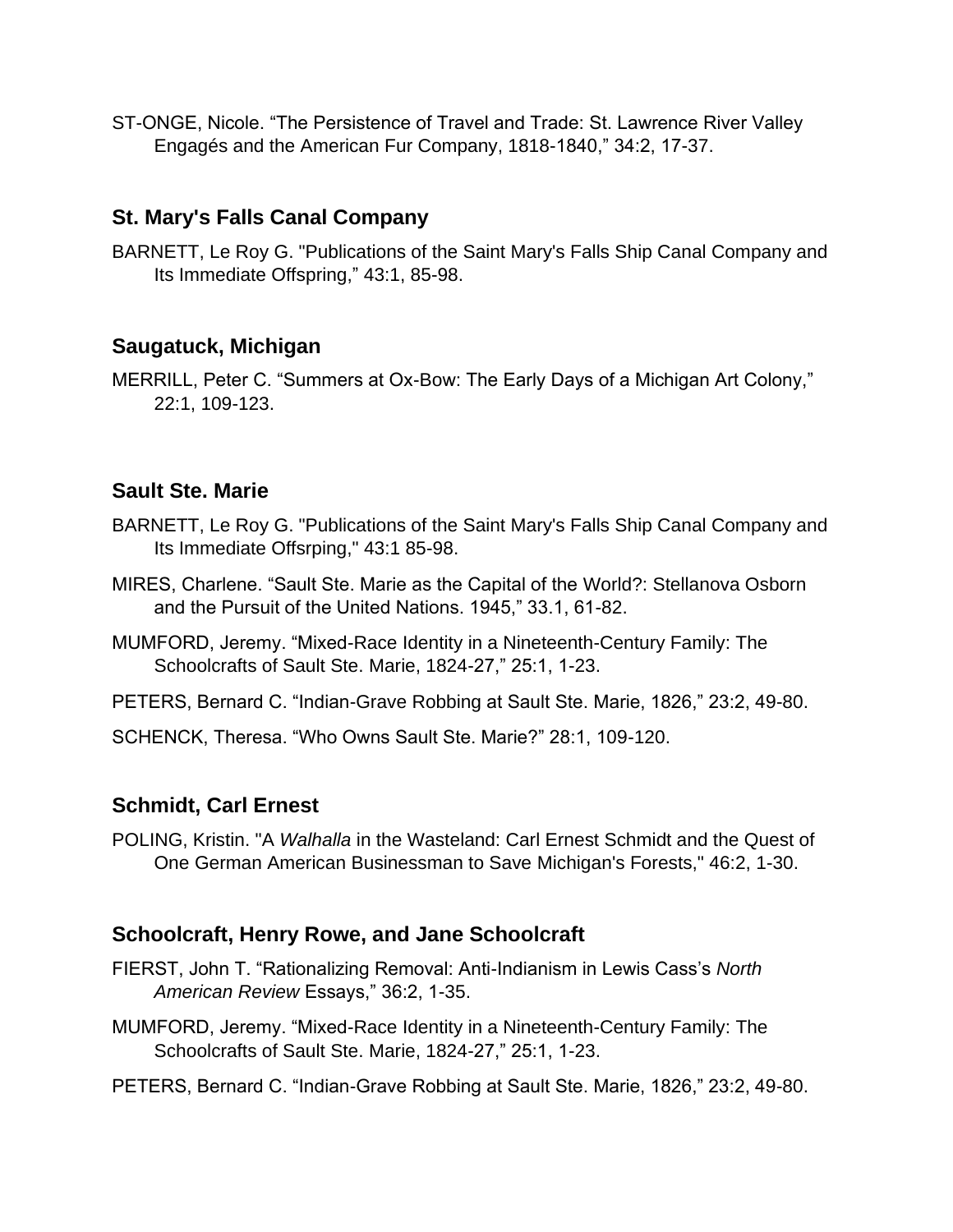ST-ONGE, Nicole. “The Persistence of Travel and Trade: St. Lawrence River Valley Engagés and the American Fur Company, 1818-1840,” 34:2, 17-37.

### St. Mary's Falls Canal Company

BARNETT, Le Roy G. "Publications of the Saint Mary's Falls Ship Canal Company and Its Immediate Offspring,” 43:1, 85-98.

### Saugatuck, Michigan

MERRILL, Peter C. “Summers at Ox-Bow: The Early Days of a Michigan Art Colony,” 22:1, 109-123.

### Sault Ste. Marie

BARNETT, Le Roy G. "Publications of the Saint Mary's Falls Ship Canal Company and Its Immediate Offsrping," 43:1 85-98.

MIRES, Charlene. “Sault Ste. Marie as the Capital of the World?: Stellanova Osborn and the Pursuit of the United Nations. 1945,” 33.1, 61-82.

MUMFORD, Jeremy. “Mixed-Race Identity in a Nineteenth-Century Family: The Schoolcrafts of Sault Ste. Marie, 1824-27,” 25:1, 1-23.

PETERS, Bernard C. “Indian-Grave Robbing at Sault Ste. Marie, 1826,” 23:2, 49-80.

SCHENCK, Theresa. “Who Owns Sault Ste. Marie?” 28:1, 109-120.

### Schmidt, Carl Ernest

POLING, Kristin. "A *Walhalla* in the Wasteland: Carl Ernest Schmidt and the Quest of One German American Businessman to Save Michigan's Forests," 46:2, 1-30.

### Schoolcraft, Henry Rowe, and Jane Schoolcraft

FIERST, John T. “Rationalizing Removal: Anti-Indianism in Lewis Cass’s *North American Review* Essays,” 36:2, 1-35.

MUMFORD, Jeremy. “Mixed-Race Identity in a Nineteenth-Century Family: The Schoolcrafts of Sault Ste. Marie, 1824-27,” 25:1, 1-23.

PETERS, Bernard C. “Indian-Grave Robbing at Sault Ste. Marie, 1826,” 23:2, 49-80.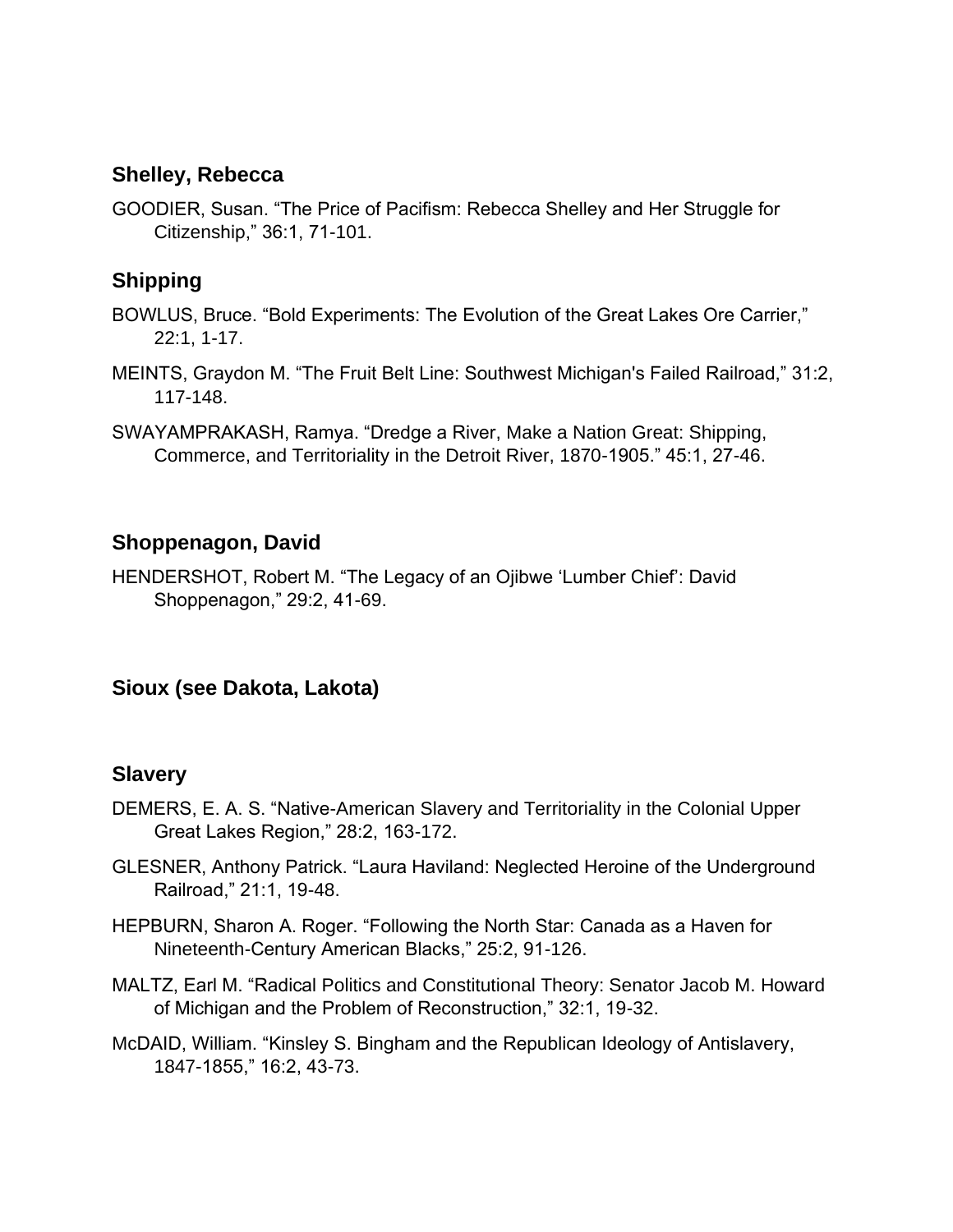## Shelley, Rebecca

GOODIER, Susan. "The Price of Pacifism: Rebecca Shelley and Her Struggle for Citizenship," 36:1, 71-101.

## Shipping

BOWLUS, Bruce. "Bold Experiments: The Evolution of the Great Lakes Ore Carrier," 22:1, 1-17.

MEINTS, Graydon M. "The Fruit Belt Line: Southwest Michigan's Failed Railroad," 31:2, 117-148.

SWAYAMPRAKASH, Ramya. "Dredge a River, Make a Nation Great: Shipping, Commerce, and Territoriality in the Detroit River, 1870-1905." 45:1, 27-46.

## Shoppenagon, David

HENDERSHOT, Robert M. "The Legacy of an Ojibwe 'Lumber Chief': David Shoppenagon," 29:2, 41-69.

## Sioux (see Dakota, Lakota)

## Slavery

DEMERS, E. A. S. "Native-American Slavery and Territoriality in the Colonial Upper Great Lakes Region," 28:2, 163-172.

GLESNER, Anthony Patrick. "Laura Haviland: Neglected Heroine of the Underground Railroad," 21:1, 19-48.

HEPBURN, Sharon A. Roger. "Following the North Star: Canada as a Haven for Nineteenth-Century American Blacks," 25:2, 91-126.

MALTZ, Earl M. "Radical Politics and Constitutional Theory: Senator Jacob M. Howard of Michigan and the Problem of Reconstruction," 32:1, 19-32.

McDAID, William. "Kinsley S. Bingham and the Republican Ideology of Antislavery, 1847-1855," 16:2, 43-73.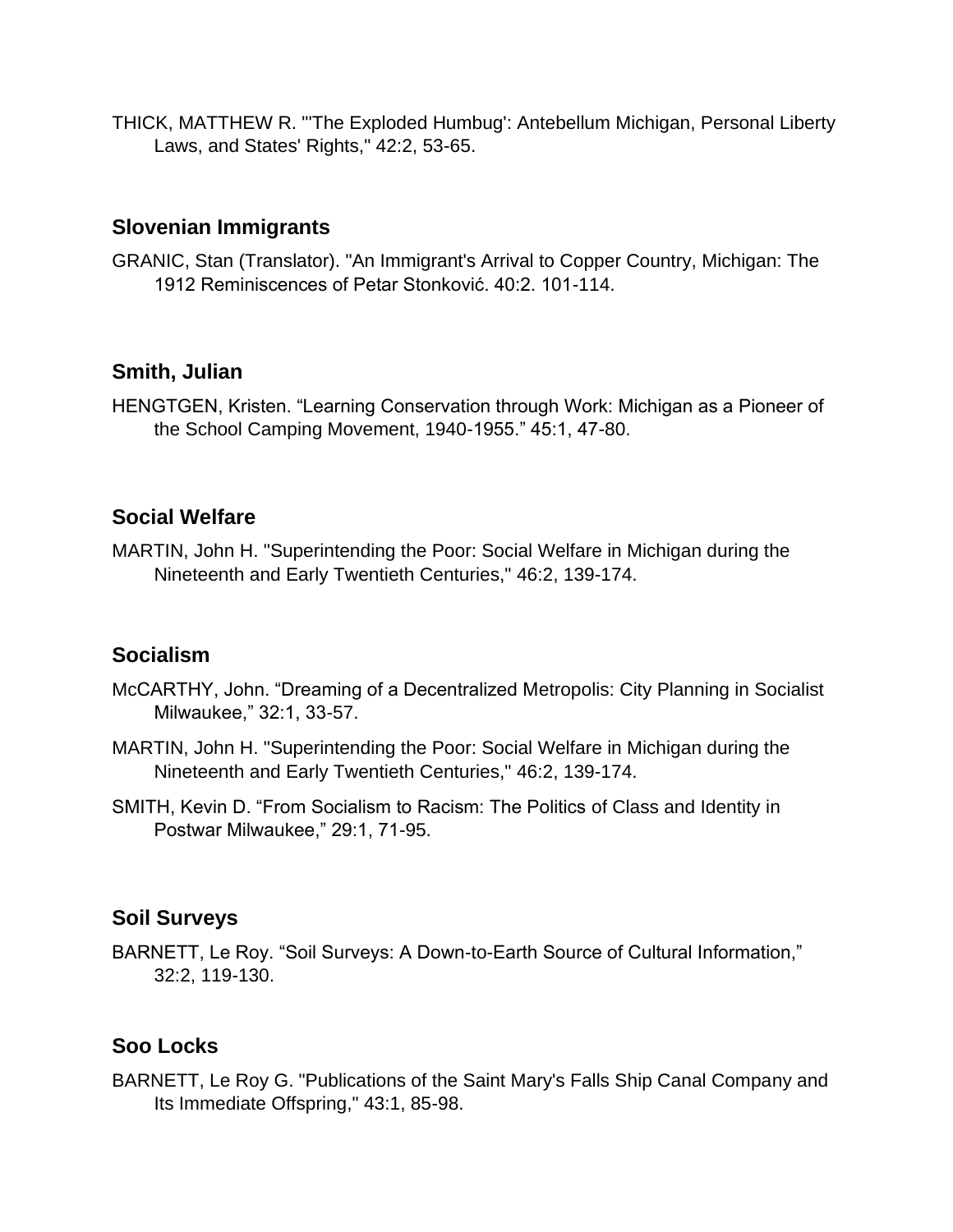THICK, MATTHEW R. "'The Exploded Humbug': Antebellum Michigan, Personal Liberty Laws, and States' Rights," 42:2, 53-65.

### Slovenian Immigrants

GRANIC, Stan (Translator). "An Immigrant's Arrival to Copper Country, Michigan: The 1912 Reminiscences of Petar Stonković. 40:2. 101-114.

### Smith, Julian

HENGTGEN, Kristen. "Learning Conservation through Work: Michigan as a Pioneer of the School Camping Movement, 1940-1955." 45:1, 47-80.

### Social Welfare

MARTIN, John H. "Superintending the Poor: Social Welfare in Michigan during the Nineteenth and Early Twentieth Centuries," 46:2, 139-174.

### Socialism

McCARTHY, John. "Dreaming of a Decentralized Metropolis: City Planning in Socialist Milwaukee," 32:1, 33-57.

MARTIN, John H. "Superintending the Poor: Social Welfare in Michigan during the Nineteenth and Early Twentieth Centuries," 46:2, 139-174.

SMITH, Kevin D. "From Socialism to Racism: The Politics of Class and Identity in Postwar Milwaukee," 29:1, 71-95.

### Soil Surveys

BARNETT, Le Roy. "Soil Surveys: A Down-to-Earth Source of Cultural Information," 32:2, 119-130.

### Soo Locks

BARNETT, Le Roy G. "Publications of the Saint Mary's Falls Ship Canal Company and Its Immediate Offspring," 43:1, 85-98.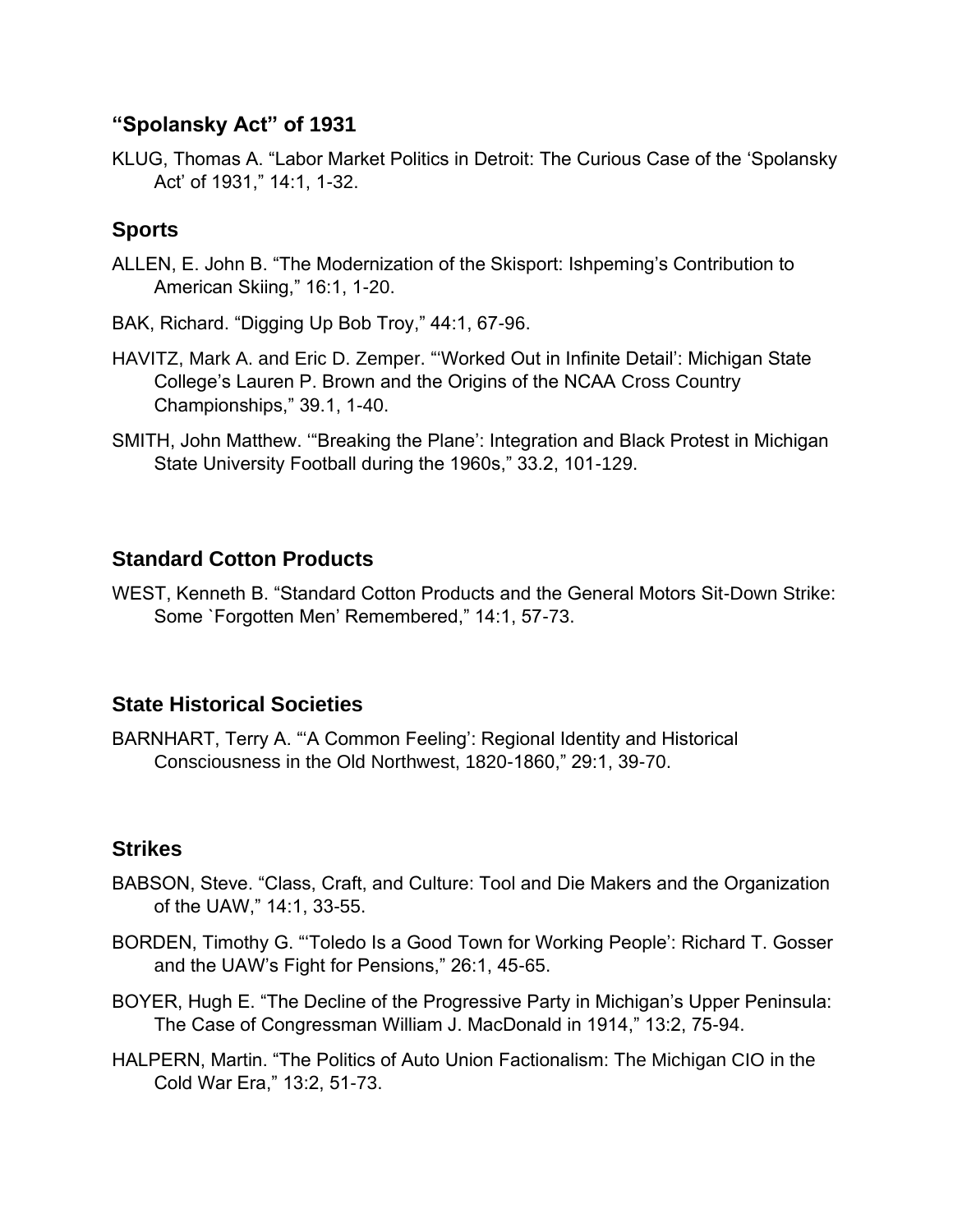## "Spolansky Act" of 1931

KLUG, Thomas A. "Labor Market Politics in Detroit: The Curious Case of the 'Spolansky Act' of 1931," 14:1, 1-32.

## Sports

ALLEN, E. John B. "The Modernization of the Skisport: Ishpeming's Contribution to American Skiing," 16:1, 1-20.

BAK, Richard. "Digging Up Bob Troy," 44:1, 67-96.

HAVITZ, Mark A. and Eric D. Zemper. "'Worked Out in Infinite Detail': Michigan State College's Lauren P. Brown and the Origins of the NCAA Cross Country Championships," 39.1, 1-40.

SMITH, John Matthew. '"Breaking the Plane': Integration and Black Protest in Michigan State University Football during the 1960s," 33.2, 101-129.

## Standard Cotton Products

WEST, Kenneth B. "Standard Cotton Products and the General Motors Sit-Down Strike: Some `Forgotten Men' Remembered," 14:1, 57-73.

## State Historical Societies

BARNHART, Terry A. "'A Common Feeling': Regional Identity and Historical Consciousness in the Old Northwest, 1820-1860," 29:1, 39-70.

## Strikes

BABSON, Steve. "Class, Craft, and Culture: Tool and Die Makers and the Organization of the UAW," 14:1, 33-55.

BORDEN, Timothy G. "'Toledo Is a Good Town for Working People': Richard T. Gosser and the UAW's Fight for Pensions," 26:1, 45-65.

BOYER, Hugh E. "The Decline of the Progressive Party in Michigan's Upper Peninsula: The Case of Congressman William J. MacDonald in 1914," 13:2, 75-94.

HALPERN, Martin. "The Politics of Auto Union Factionalism: The Michigan CIO in the Cold War Era," 13:2, 51-73.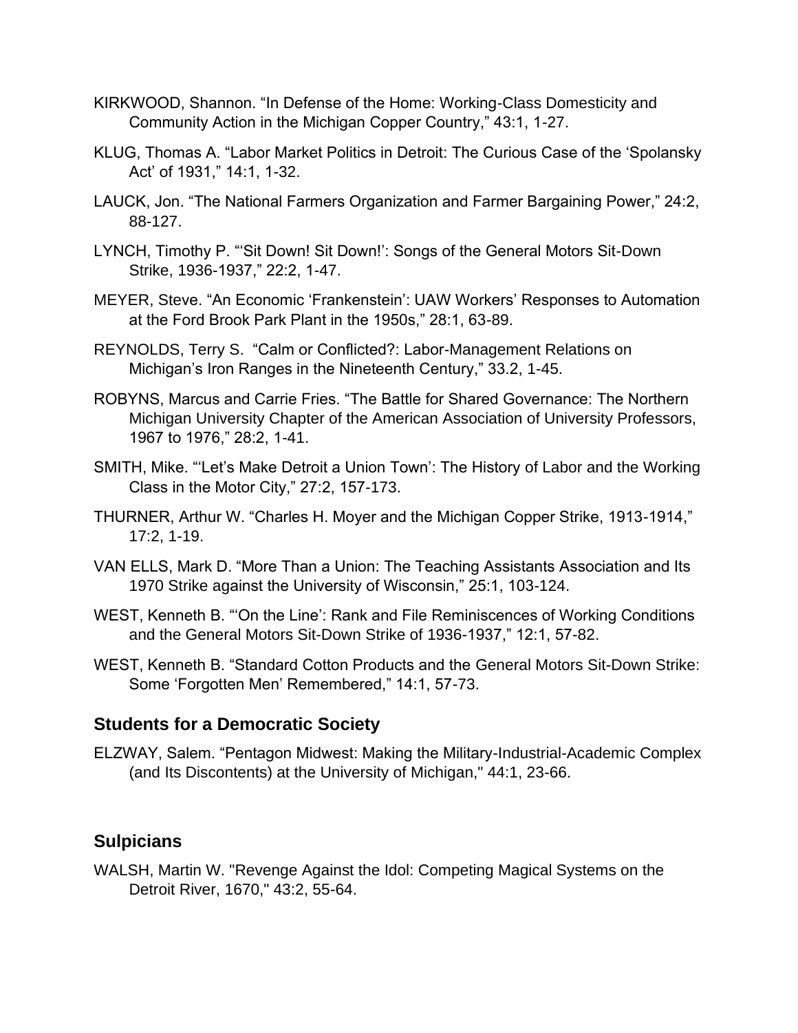KIRKWOOD, Shannon. “In Defense of the Home: Working-Class Domesticity and Community Action in the Michigan Copper Country,” 43:1, 1-27.

KLUG, Thomas A. “Labor Market Politics in Detroit: The Curious Case of the ‘Spolansky Act’ of 1931,” 14:1, 1-32.

LAUCK, Jon. “The National Farmers Organization and Farmer Bargaining Power,” 24:2, 88-127.

LYNCH, Timothy P. “‘Sit Down! Sit Down!’: Songs of the General Motors Sit-Down Strike, 1936-1937,” 22:2, 1-47.

MEYER, Steve. “An Economic ‘Frankenstein’: UAW Workers’ Responses to Automation at the Ford Brook Park Plant in the 1950s,” 28:1, 63-89.

REYNOLDS, Terry S. “Calm or Conflicted?: Labor-Management Relations on Michigan’s Iron Ranges in the Nineteenth Century,” 33.2, 1-45.

ROBYNS, Marcus and Carrie Fries. “The Battle for Shared Governance: The Northern Michigan University Chapter of the American Association of University Professors, 1967 to 1976,” 28:2, 1-41.

SMITH, Mike. “‘Let’s Make Detroit a Union Town’: The History of Labor and the Working Class in the Motor City,” 27:2, 157-173.

THURNER, Arthur W. “Charles H. Moyer and the Michigan Copper Strike, 1913-1914,” 17:2, 1-19.

VAN ELLS, Mark D. “More Than a Union: The Teaching Assistants Association and Its 1970 Strike against the University of Wisconsin,” 25:1, 103-124.

WEST, Kenneth B. “‘On the Line’: Rank and File Reminiscences of Working Conditions and the General Motors Sit-Down Strike of 1936-1937,” 12:1, 57-82.

WEST, Kenneth B. “Standard Cotton Products and the General Motors Sit-Down Strike: Some ‘Forgotten Men’ Remembered,” 14:1, 57-73.

## Students for a Democratic Society

ELZWAY, Salem. “Pentagon Midwest: Making the Military-Industrial-Academic Complex (and Its Discontents) at the University of Michigan," 44:1, 23-66.

## Sulpicians

WALSH, Martin W. "Revenge Against the Idol: Competing Magical Systems on the Detroit River, 1670," 43:2, 55-64.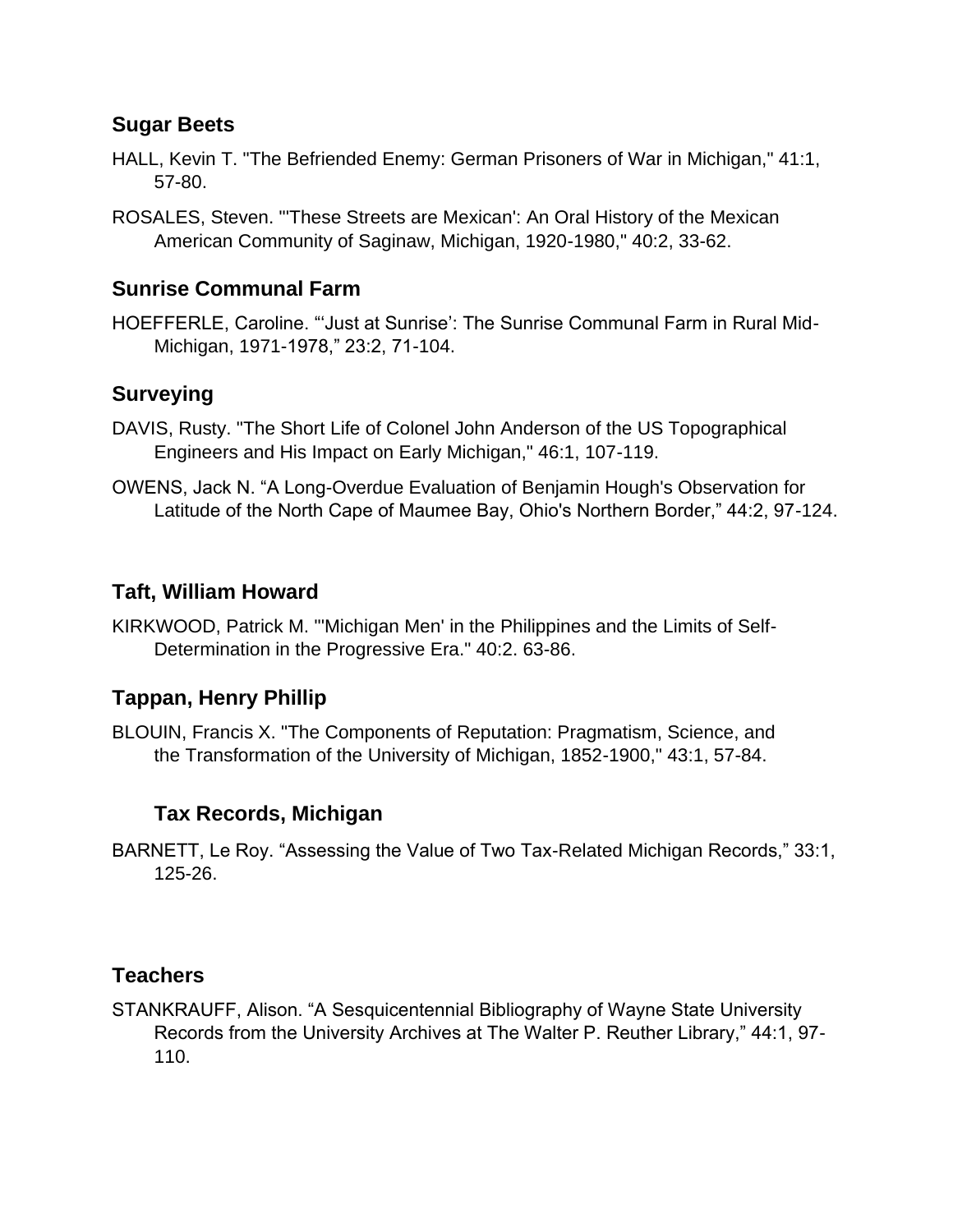### Sugar Beets

HALL, Kevin T. "The Befriended Enemy: German Prisoners of War in Michigan," 41:1, 57-80.

ROSALES, Steven. "'These Streets are Mexican': An Oral History of the Mexican American Community of Saginaw, Michigan, 1920-1980," 40:2, 33-62.

### Sunrise Communal Farm

HOEFFERLE, Caroline. "'Just at Sunrise': The Sunrise Communal Farm in Rural Mid-Michigan, 1971-1978," 23:2, 71-104.

### Surveying

DAVIS, Rusty. "The Short Life of Colonel John Anderson of the US Topographical Engineers and His Impact on Early Michigan," 46:1, 107-119.

OWENS, Jack N. "A Long-Overdue Evaluation of Benjamin Hough's Observation for Latitude of the North Cape of Maumee Bay, Ohio's Northern Border," 44:2, 97-124.

### Taft, William Howard

KIRKWOOD, Patrick M. "'Michigan Men' in the Philippines and the Limits of Self-Determination in the Progressive Era." 40:2. 63-86.

### Tappan, Henry Phillip

BLOUIN, Francis X. "The Components of Reputation: Pragmatism, Science, and the Transformation of the University of Michigan, 1852-1900," 43:1, 57-84.

### Tax Records, Michigan

BARNETT, Le Roy. "Assessing the Value of Two Tax-Related Michigan Records," 33:1, 125-26.

### Teachers

STANKRAUFF, Alison. "A Sesquicentennial Bibliography of Wayne State University Records from the University Archives at The Walter P. Reuther Library," 44:1, 97-110.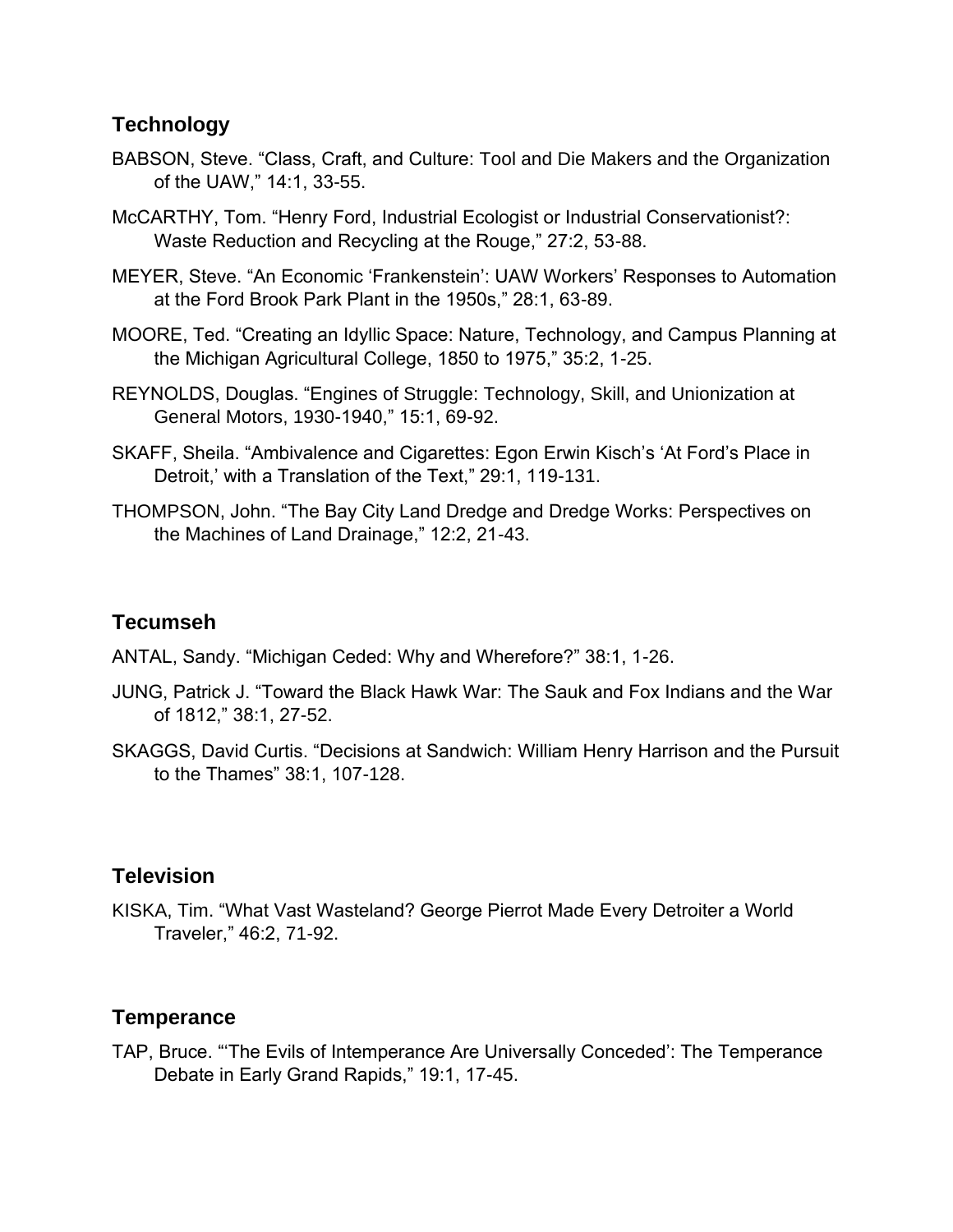## Technology

BABSON, Steve. “Class, Craft, and Culture: Tool and Die Makers and the Organization of the UAW,” 14:1, 33-55.

McCARTHY, Tom. “Henry Ford, Industrial Ecologist or Industrial Conservationist?: Waste Reduction and Recycling at the Rouge,” 27:2, 53-88.

MEYER, Steve. “An Economic ‘Frankenstein’: UAW Workers’ Responses to Automation at the Ford Brook Park Plant in the 1950s,” 28:1, 63-89.

MOORE, Ted. “Creating an Idyllic Space: Nature, Technology, and Campus Planning at the Michigan Agricultural College, 1850 to 1975,” 35:2, 1-25.

REYNOLDS, Douglas. “Engines of Struggle: Technology, Skill, and Unionization at General Motors, 1930-1940,” 15:1, 69-92.

SKAFF, Sheila. “Ambivalence and Cigarettes: Egon Erwin Kisch’s ‘At Ford’s Place in Detroit,’ with a Translation of the Text,” 29:1, 119-131.

THOMPSON, John. “The Bay City Land Dredge and Dredge Works: Perspectives on the Machines of Land Drainage,” 12:2, 21-43.

## Tecumseh

ANTAL, Sandy. “Michigan Ceded: Why and Wherefore?” 38:1, 1-26.

JUNG, Patrick J. “Toward the Black Hawk War: The Sauk and Fox Indians and the War of 1812,” 38:1, 27-52.

SKAGGS, David Curtis. “Decisions at Sandwich: William Henry Harrison and the Pursuit to the Thames” 38:1, 107-128.

## Television

KISKA, Tim. “What Vast Wasteland? George Pierrot Made Every Detroiter a World Traveler,” 46:2, 71-92.

## Temperance

TAP, Bruce. “‘The Evils of Intemperance Are Universally Conceded’: The Temperance Debate in Early Grand Rapids,” 19:1, 17-45.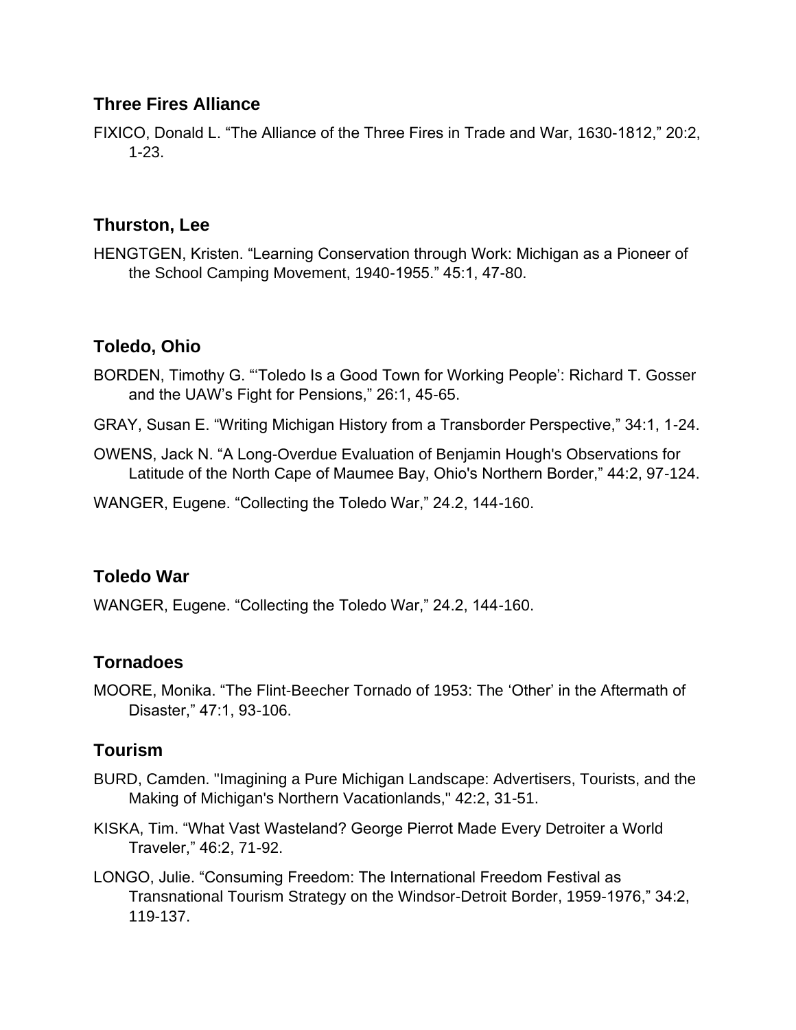## Three Fires Alliance

FIXICO, Donald L. “The Alliance of the Three Fires in Trade and War, 1630-1812,” 20:2, 1-23.

## Thurston, Lee

HENGTGEN, Kristen. “Learning Conservation through Work: Michigan as a Pioneer of the School Camping Movement, 1940-1955.” 45:1, 47-80.

## Toledo, Ohio

BORDEN, Timothy G. “‘Toledo Is a Good Town for Working People’: Richard T. Gosser and the UAW’s Fight for Pensions,” 26:1, 45-65.

GRAY, Susan E. “Writing Michigan History from a Transborder Perspective,” 34:1, 1-24.

OWENS, Jack N. “A Long-Overdue Evaluation of Benjamin Hough's Observations for Latitude of the North Cape of Maumee Bay, Ohio's Northern Border,” 44:2, 97-124.

WANGER, Eugene. “Collecting the Toledo War,” 24.2, 144-160.

## Toledo War

WANGER, Eugene. “Collecting the Toledo War,” 24.2, 144-160.

## Tornadoes

MOORE, Monika. “The Flint-Beecher Tornado of 1953: The ‘Other’ in the Aftermath of Disaster,” 47:1, 93-106.

## Tourism

BURD, Camden. "Imagining a Pure Michigan Landscape: Advertisers, Tourists, and the Making of Michigan's Northern Vacationlands," 42:2, 31-51.

KISKA, Tim. “What Vast Wasteland? George Pierrot Made Every Detroiter a World Traveler,” 46:2, 71-92.

LONGO, Julie. “Consuming Freedom: The International Freedom Festival as Transnational Tourism Strategy on the Windsor-Detroit Border, 1959-1976,” 34:2, 119-137.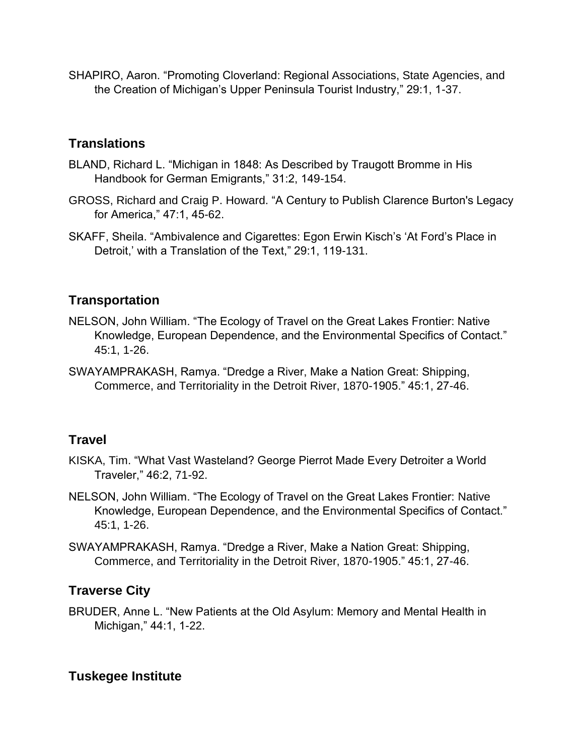SHAPIRO, Aaron. “Promoting Cloverland: Regional Associations, State Agencies, and the Creation of Michigan’s Upper Peninsula Tourist Industry,” 29:1, 1-37.

## Translations

BLAND, Richard L. “Michigan in 1848: As Described by Traugott Bromme in His Handbook for German Emigrants,” 31:2, 149-154.

GROSS, Richard and Craig P. Howard. “A Century to Publish Clarence Burton's Legacy for America,” 47:1, 45-62.

SKAFF, Sheila. “Ambivalence and Cigarettes: Egon Erwin Kisch’s ‘At Ford’s Place in Detroit,’ with a Translation of the Text,” 29:1, 119-131.

## Transportation

NELSON, John William. “The Ecology of Travel on the Great Lakes Frontier: Native Knowledge, European Dependence, and the Environmental Specifics of Contact.” 45:1, 1-26.

SWAYAMPRAKASH, Ramya. “Dredge a River, Make a Nation Great: Shipping, Commerce, and Territoriality in the Detroit River, 1870-1905.” 45:1, 27-46.

## Travel

KISKA, Tim. “What Vast Wasteland? George Pierrot Made Every Detroiter a World Traveler,” 46:2, 71-92.

NELSON, John William. “The Ecology of Travel on the Great Lakes Frontier: Native Knowledge, European Dependence, and the Environmental Specifics of Contact.” 45:1, 1-26.

SWAYAMPRAKASH, Ramya. “Dredge a River, Make a Nation Great: Shipping, Commerce, and Territoriality in the Detroit River, 1870-1905.” 45:1, 27-46.

## Traverse City

BRUDER, Anne L. “New Patients at the Old Asylum: Memory and Mental Health in Michigan,” 44:1, 1-22.

## Tuskegee Institute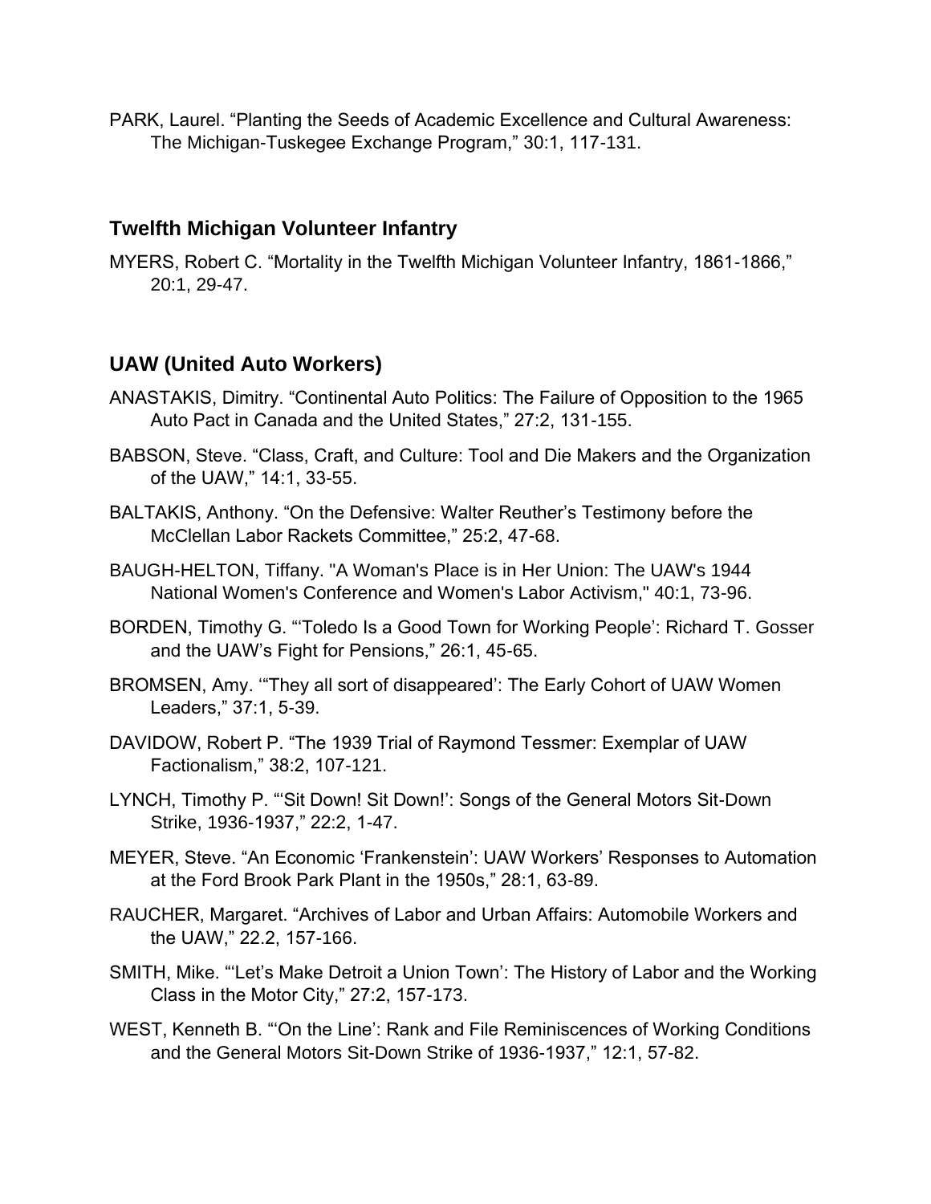PARK, Laurel. "Planting the Seeds of Academic Excellence and Cultural Awareness: The Michigan-Tuskegee Exchange Program," 30:1, 117-131.

### Twelfth Michigan Volunteer Infantry

MYERS, Robert C. "Mortality in the Twelfth Michigan Volunteer Infantry, 1861-1866," 20:1, 29-47.

### UAW (United Auto Workers)

ANASTAKIS, Dimitry. "Continental Auto Politics: The Failure of Opposition to the 1965 Auto Pact in Canada and the United States," 27:2, 131-155.

BABSON, Steve. "Class, Craft, and Culture: Tool and Die Makers and the Organization of the UAW," 14:1, 33-55.

BALTAKIS, Anthony. "On the Defensive: Walter Reuther's Testimony before the McClellan Labor Rackets Committee," 25:2, 47-68.

BAUGH-HELTON, Tiffany. "A Woman's Place is in Her Union: The UAW's 1944 National Women's Conference and Women's Labor Activism," 40:1, 73-96.

BORDEN, Timothy G. "'Toledo Is a Good Town for Working People': Richard T. Gosser and the UAW's Fight for Pensions," 26:1, 45-65.

BROMSEN, Amy. '"They all sort of disappeared': The Early Cohort of UAW Women Leaders," 37:1, 5-39.

DAVIDOW, Robert P. "The 1939 Trial of Raymond Tessmer: Exemplar of UAW Factionalism," 38:2, 107-121.

LYNCH, Timothy P. "'Sit Down! Sit Down!': Songs of the General Motors Sit-Down Strike, 1936-1937," 22:2, 1-47.

MEYER, Steve. "An Economic 'Frankenstein': UAW Workers' Responses to Automation at the Ford Brook Park Plant in the 1950s," 28:1, 63-89.

RAUCHER, Margaret. "Archives of Labor and Urban Affairs: Automobile Workers and the UAW," 22.2, 157-166.

SMITH, Mike. "'Let's Make Detroit a Union Town': The History of Labor and the Working Class in the Motor City," 27:2, 157-173.

WEST, Kenneth B. "'On the Line': Rank and File Reminiscences of Working Conditions and the General Motors Sit-Down Strike of 1936-1937," 12:1, 57-82.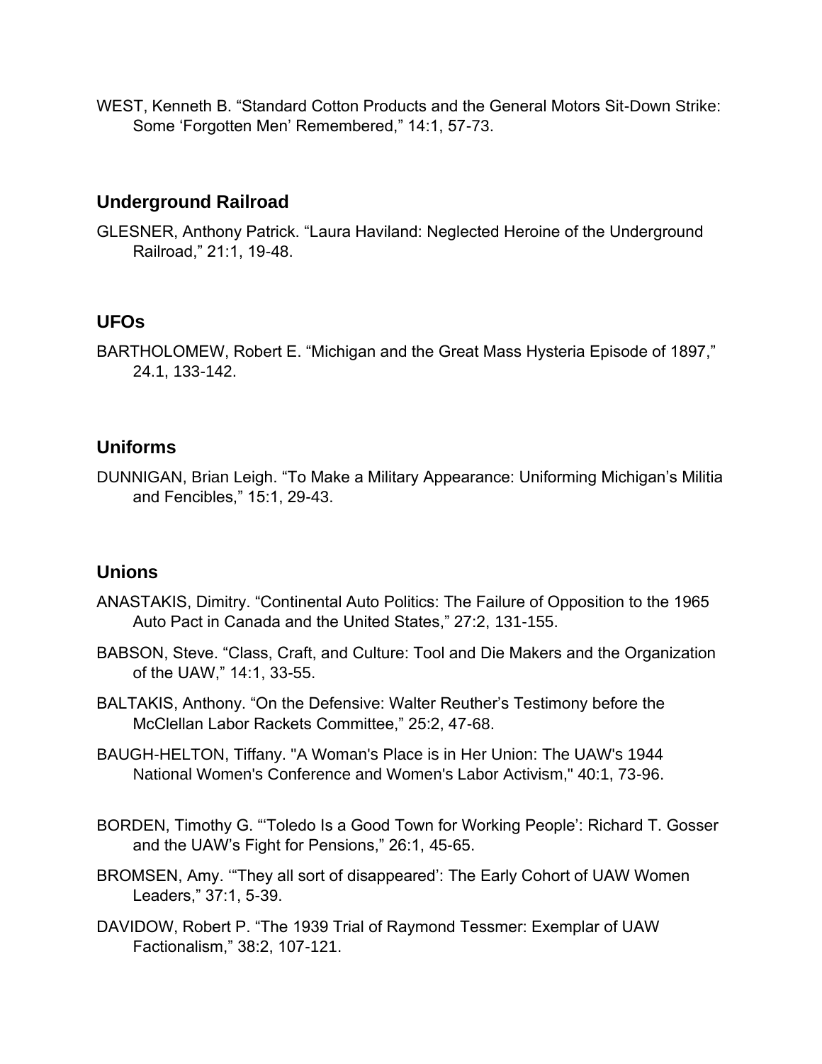WEST, Kenneth B. "Standard Cotton Products and the General Motors Sit-Down Strike: Some 'Forgotten Men' Remembered," 14:1, 57-73.

### Underground Railroad

GLESNER, Anthony Patrick. "Laura Haviland: Neglected Heroine of the Underground Railroad," 21:1, 19-48.

### UFOs

BARTHOLOMEW, Robert E. "Michigan and the Great Mass Hysteria Episode of 1897," 24.1, 133-142.

### Uniforms

DUNNIGAN, Brian Leigh. "To Make a Military Appearance: Uniforming Michigan's Militia and Fencibles," 15:1, 29-43.

### Unions

ANASTAKIS, Dimitry. "Continental Auto Politics: The Failure of Opposition to the 1965 Auto Pact in Canada and the United States," 27:2, 131-155.

BABSON, Steve. "Class, Craft, and Culture: Tool and Die Makers and the Organization of the UAW," 14:1, 33-55.

BALTAKIS, Anthony. "On the Defensive: Walter Reuther's Testimony before the McClellan Labor Rackets Committee," 25:2, 47-68.

BAUGH-HELTON, Tiffany. "A Woman's Place is in Her Union: The UAW's 1944 National Women's Conference and Women's Labor Activism," 40:1, 73-96.

BORDEN, Timothy G. "'Toledo Is a Good Town for Working People': Richard T. Gosser and the UAW's Fight for Pensions," 26:1, 45-65.

BROMSEN, Amy. '"They all sort of disappeared': The Early Cohort of UAW Women Leaders," 37:1, 5-39.

DAVIDOW, Robert P. "The 1939 Trial of Raymond Tessmer: Exemplar of UAW Factionalism," 38:2, 107-121.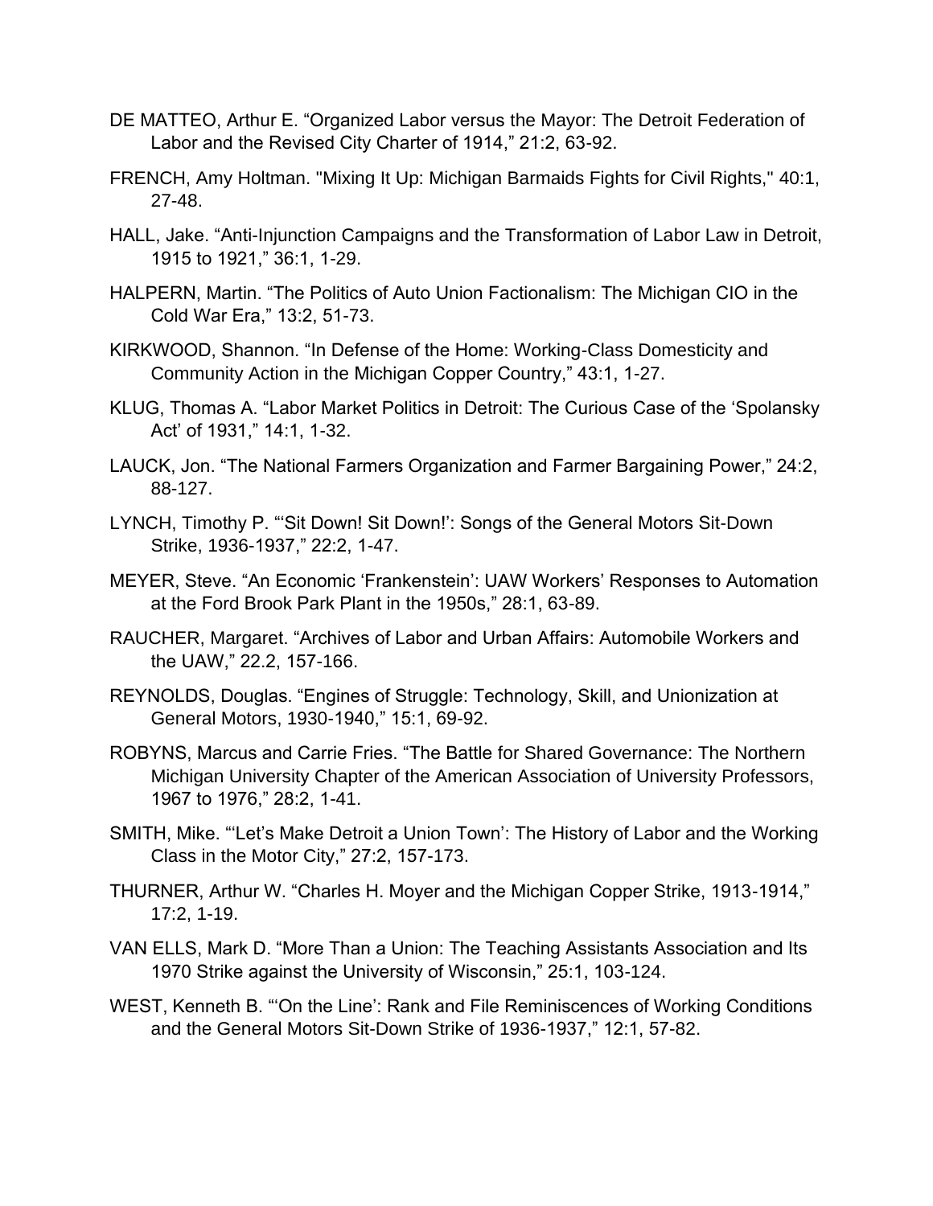DE MATTEO, Arthur E. “Organized Labor versus the Mayor: The Detroit Federation of Labor and the Revised City Charter of 1914,” 21:2, 63-92.

FRENCH, Amy Holtman. "Mixing It Up: Michigan Barmaids Fights for Civil Rights," 40:1, 27-48.

HALL, Jake. “Anti-Injunction Campaigns and the Transformation of Labor Law in Detroit, 1915 to 1921,” 36:1, 1-29.

HALPERN, Martin. “The Politics of Auto Union Factionalism: The Michigan CIO in the Cold War Era,” 13:2, 51-73.

KIRKWOOD, Shannon. “In Defense of the Home: Working-Class Domesticity and Community Action in the Michigan Copper Country,” 43:1, 1-27.

KLUG, Thomas A. “Labor Market Politics in Detroit: The Curious Case of the ‘Spolansky Act’ of 1931,” 14:1, 1-32.

LAUCK, Jon. “The National Farmers Organization and Farmer Bargaining Power,” 24:2, 88-127.

LYNCH, Timothy P. “‘Sit Down! Sit Down!’: Songs of the General Motors Sit-Down Strike, 1936-1937,” 22:2, 1-47.

MEYER, Steve. “An Economic ‘Frankenstein’: UAW Workers’ Responses to Automation at the Ford Brook Park Plant in the 1950s,” 28:1, 63-89.

RAUCHER, Margaret. “Archives of Labor and Urban Affairs: Automobile Workers and the UAW,” 22.2, 157-166.

REYNOLDS, Douglas. “Engines of Struggle: Technology, Skill, and Unionization at General Motors, 1930-1940,” 15:1, 69-92.

ROBYNS, Marcus and Carrie Fries. “The Battle for Shared Governance: The Northern Michigan University Chapter of the American Association of University Professors, 1967 to 1976,” 28:2, 1-41.

SMITH, Mike. “‘Let’s Make Detroit a Union Town’: The History of Labor and the Working Class in the Motor City,” 27:2, 157-173.

THURNER, Arthur W. “Charles H. Moyer and the Michigan Copper Strike, 1913-1914,” 17:2, 1-19.

VAN ELLS, Mark D. “More Than a Union: The Teaching Assistants Association and Its 1970 Strike against the University of Wisconsin,” 25:1, 103-124.

WEST, Kenneth B. “‘On the Line’: Rank and File Reminiscences of Working Conditions and the General Motors Sit-Down Strike of 1936-1937,” 12:1, 57-82.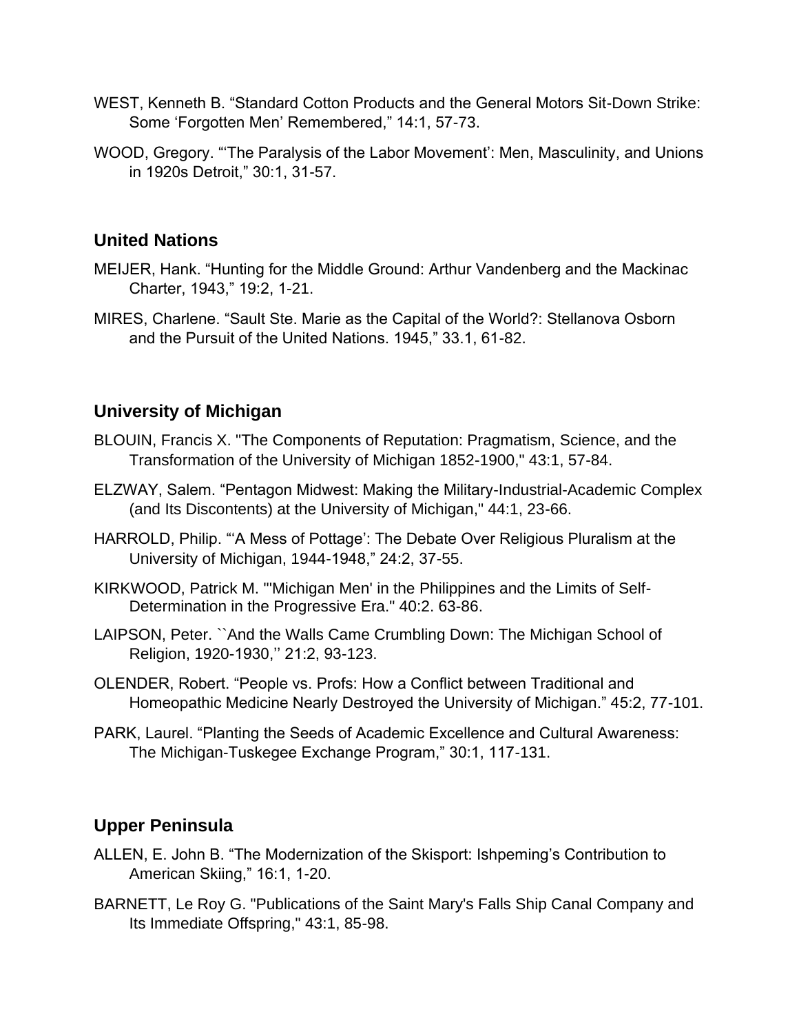WEST, Kenneth B. “Standard Cotton Products and the General Motors Sit-Down Strike: Some ‘Forgotten Men’ Remembered,” 14:1, 57-73.

WOOD, Gregory. “‘The Paralysis of the Labor Movement’: Men, Masculinity, and Unions in 1920s Detroit,” 30:1, 31-57.

## United Nations

MEIJER, Hank. “Hunting for the Middle Ground: Arthur Vandenberg and the Mackinac Charter, 1943,” 19:2, 1-21.

MIRES, Charlene. “Sault Ste. Marie as the Capital of the World?: Stellanova Osborn and the Pursuit of the United Nations. 1945,” 33.1, 61-82.

## University of Michigan

BLOUIN, Francis X. "The Components of Reputation: Pragmatism, Science, and the Transformation of the University of Michigan 1852-1900," 43:1, 57-84.

ELZWAY, Salem. “Pentagon Midwest: Making the Military-Industrial-Academic Complex (and Its Discontents) at the University of Michigan," 44:1, 23-66.

HARROLD, Philip. “‘A Mess of Pottage’: The Debate Over Religious Pluralism at the University of Michigan, 1944-1948,” 24:2, 37-55.

KIRKWOOD, Patrick M. "'Michigan Men' in the Philippines and the Limits of Self-Determination in the Progressive Era." 40:2. 63-86.

LAIPSON, Peter. ``And the Walls Came Crumbling Down: The Michigan School of Religion, 1920-1930,'' 21:2, 93-123.

OLENDER, Robert. “People vs. Profs: How a Conflict between Traditional and Homeopathic Medicine Nearly Destroyed the University of Michigan.” 45:2, 77-101.

PARK, Laurel. “Planting the Seeds of Academic Excellence and Cultural Awareness: The Michigan-Tuskegee Exchange Program,” 30:1, 117-131.

## Upper Peninsula

ALLEN, E. John B. “The Modernization of the Skisport: Ishpeming’s Contribution to American Skiing,” 16:1, 1-20.

BARNETT, Le Roy G. "Publications of the Saint Mary's Falls Ship Canal Company and Its Immediate Offspring," 43:1, 85-98.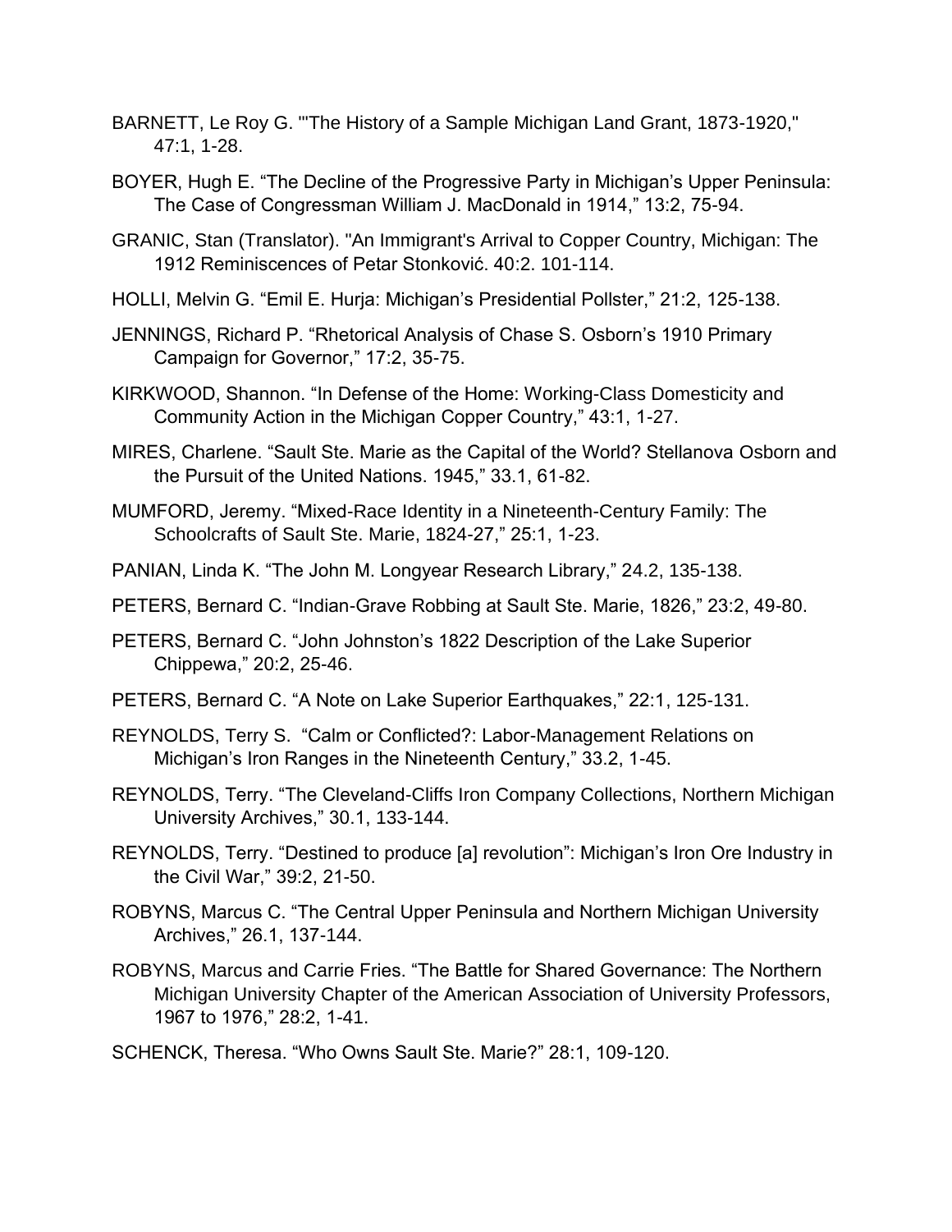BARNETT, Le Roy G. "'The History of a Sample Michigan Land Grant, 1873-1920," 47:1, 1-28.

BOYER, Hugh E. "The Decline of the Progressive Party in Michigan's Upper Peninsula: The Case of Congressman William J. MacDonald in 1914," 13:2, 75-94.

GRANIC, Stan (Translator). "An Immigrant's Arrival to Copper Country, Michigan: The 1912 Reminiscences of Petar Stonković. 40:2. 101-114.

HOLLI, Melvin G. "Emil E. Hurja: Michigan's Presidential Pollster," 21:2, 125-138.

JENNINGS, Richard P. "Rhetorical Analysis of Chase S. Osborn's 1910 Primary Campaign for Governor," 17:2, 35-75.

KIRKWOOD, Shannon. "In Defense of the Home: Working-Class Domesticity and Community Action in the Michigan Copper Country," 43:1, 1-27.

MIRES, Charlene. "Sault Ste. Marie as the Capital of the World? Stellanova Osborn and the Pursuit of the United Nations. 1945," 33.1, 61-82.

MUMFORD, Jeremy. "Mixed-Race Identity in a Nineteenth-Century Family: The Schoolcrafts of Sault Ste. Marie, 1824-27," 25:1, 1-23.

PANIAN, Linda K. "The John M. Longyear Research Library," 24.2, 135-138.

PETERS, Bernard C. "Indian-Grave Robbing at Sault Ste. Marie, 1826," 23:2, 49-80.

PETERS, Bernard C. "John Johnston's 1822 Description of the Lake Superior Chippewa," 20:2, 25-46.

PETERS, Bernard C. "A Note on Lake Superior Earthquakes," 22:1, 125-131.

REYNOLDS, Terry S. "Calm or Conflicted?: Labor-Management Relations on Michigan's Iron Ranges in the Nineteenth Century," 33.2, 1-45.

REYNOLDS, Terry. "The Cleveland-Cliffs Iron Company Collections, Northern Michigan University Archives," 30.1, 133-144.

REYNOLDS, Terry. "Destined to produce [a] revolution": Michigan's Iron Ore Industry in the Civil War," 39:2, 21-50.

ROBYNS, Marcus C. "The Central Upper Peninsula and Northern Michigan University Archives," 26.1, 137-144.

ROBYNS, Marcus and Carrie Fries. "The Battle for Shared Governance: The Northern Michigan University Chapter of the American Association of University Professors, 1967 to 1976," 28:2, 1-41.

SCHENCK, Theresa. "Who Owns Sault Ste. Marie?" 28:1, 109-120.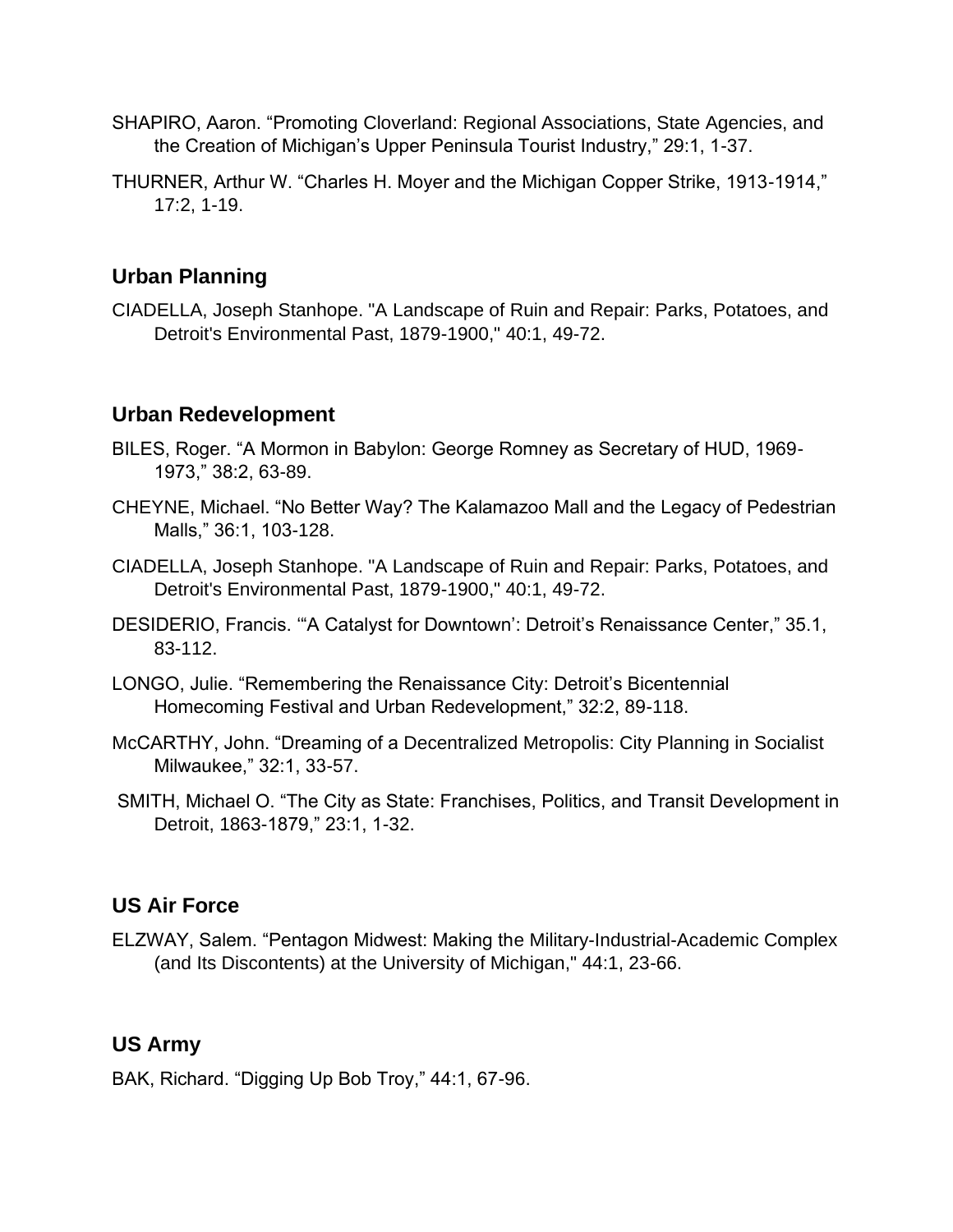SHAPIRO, Aaron. "Promoting Cloverland: Regional Associations, State Agencies, and the Creation of Michigan's Upper Peninsula Tourist Industry," 29:1, 1-37.

THURNER, Arthur W. "Charles H. Moyer and the Michigan Copper Strike, 1913-1914," 17:2, 1-19.

## Urban Planning

CIADELLA, Joseph Stanhope. "A Landscape of Ruin and Repair: Parks, Potatoes, and Detroit's Environmental Past, 1879-1900," 40:1, 49-72.

## Urban Redevelopment

BILES, Roger. "A Mormon in Babylon: George Romney as Secretary of HUD, 1969-1973," 38:2, 63-89.

CHEYNE, Michael. "No Better Way? The Kalamazoo Mall and the Legacy of Pedestrian Malls," 36:1, 103-128.

CIADELLA, Joseph Stanhope. "A Landscape of Ruin and Repair: Parks, Potatoes, and Detroit's Environmental Past, 1879-1900," 40:1, 49-72.

DESIDERIO, Francis. "'A Catalyst for Downtown': Detroit's Renaissance Center," 35.1, 83-112.

LONGO, Julie. "Remembering the Renaissance City: Detroit's Bicentennial Homecoming Festival and Urban Redevelopment," 32:2, 89-118.

McCARTHY, John. "Dreaming of a Decentralized Metropolis: City Planning in Socialist Milwaukee," 32:1, 33-57.

SMITH, Michael O. "The City as State: Franchises, Politics, and Transit Development in Detroit, 1863-1879," 23:1, 1-32.

## US Air Force

ELZWAY, Salem. "Pentagon Midwest: Making the Military-Industrial-Academic Complex (and Its Discontents) at the University of Michigan," 44:1, 23-66.

## US Army

BAK, Richard. "Digging Up Bob Troy," 44:1, 67-96.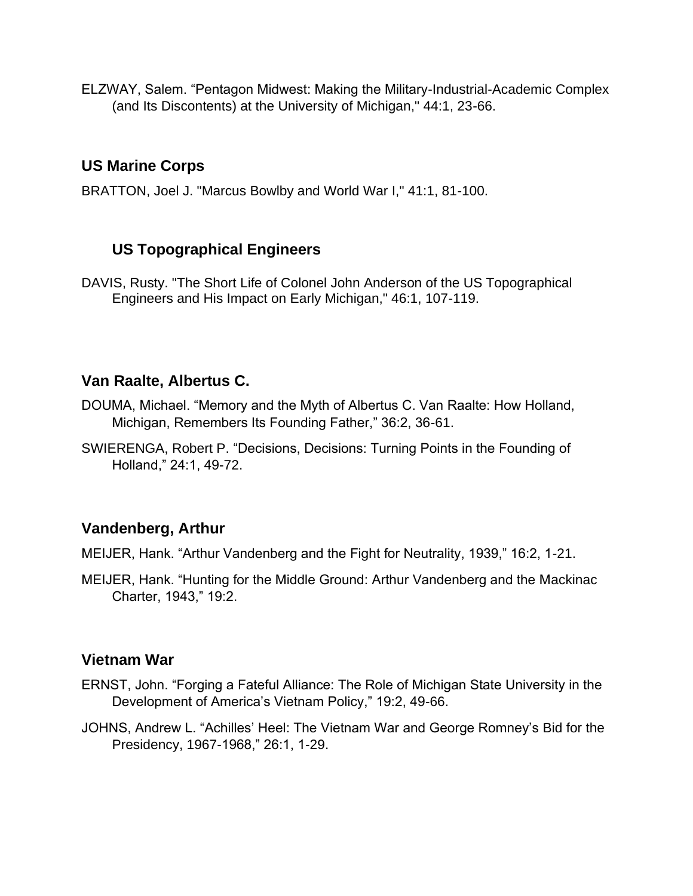ELZWAY, Salem. “Pentagon Midwest: Making the Military-Industrial-Academic Complex (and Its Discontents) at the University of Michigan," 44:1, 23-66.

## US Marine Corps

BRATTON, Joel J. "Marcus Bowlby and World War I," 41:1, 81-100.

## US Topographical Engineers

DAVIS, Rusty. "The Short Life of Colonel John Anderson of the US Topographical Engineers and His Impact on Early Michigan," 46:1, 107-119.

## Van Raalte, Albertus C.

DOUMA, Michael. “Memory and the Myth of Albertus C. Van Raalte: How Holland, Michigan, Remembers Its Founding Father,” 36:2, 36-61.

SWIERENGA, Robert P. “Decisions, Decisions: Turning Points in the Founding of Holland,” 24:1, 49-72.

## Vandenberg, Arthur

MEIJER, Hank. “Arthur Vandenberg and the Fight for Neutrality, 1939,” 16:2, 1-21.

MEIJER, Hank. “Hunting for the Middle Ground: Arthur Vandenberg and the Mackinac Charter, 1943,” 19:2.

## Vietnam War

ERNST, John. “Forging a Fateful Alliance: The Role of Michigan State University in the Development of America’s Vietnam Policy,” 19:2, 49-66.

JOHNS, Andrew L. “Achilles’ Heel: The Vietnam War and George Romney’s Bid for the Presidency, 1967-1968,” 26:1, 1-29.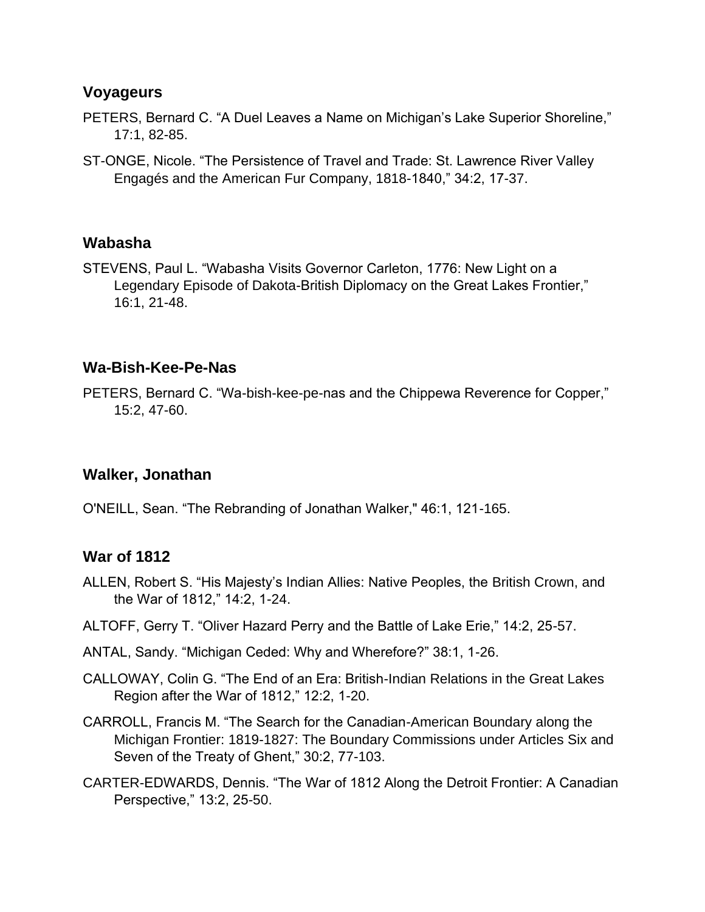### Voyageurs

PETERS, Bernard C. “A Duel Leaves a Name on Michigan’s Lake Superior Shoreline,” 17:1, 82-85.

ST-ONGE, Nicole. “The Persistence of Travel and Trade: St. Lawrence River Valley Engagés and the American Fur Company, 1818-1840,” 34:2, 17-37.

### Wabasha

STEVENS, Paul L. “Wabasha Visits Governor Carleton, 1776: New Light on a Legendary Episode of Dakota-British Diplomacy on the Great Lakes Frontier,” 16:1, 21-48.

### Wa-Bish-Kee-Pe-Nas

PETERS, Bernard C. “Wa-bish-kee-pe-nas and the Chippewa Reverence for Copper,” 15:2, 47-60.

### Walker, Jonathan

O'NEILL, Sean. “The Rebranding of Jonathan Walker," 46:1, 121-165.

### War of 1812

ALLEN, Robert S. “His Majesty’s Indian Allies: Native Peoples, the British Crown, and the War of 1812,” 14:2, 1-24.

ALTOFF, Gerry T. “Oliver Hazard Perry and the Battle of Lake Erie,” 14:2, 25-57.

ANTAL, Sandy. “Michigan Ceded: Why and Wherefore?” 38:1, 1-26.

CALLOWAY, Colin G. “The End of an Era: British-Indian Relations in the Great Lakes Region after the War of 1812,” 12:2, 1-20.

CARROLL, Francis M. “The Search for the Canadian-American Boundary along the Michigan Frontier: 1819-1827: The Boundary Commissions under Articles Six and Seven of the Treaty of Ghent,” 30:2, 77-103.

CARTER-EDWARDS, Dennis. “The War of 1812 Along the Detroit Frontier: A Canadian Perspective,” 13:2, 25-50.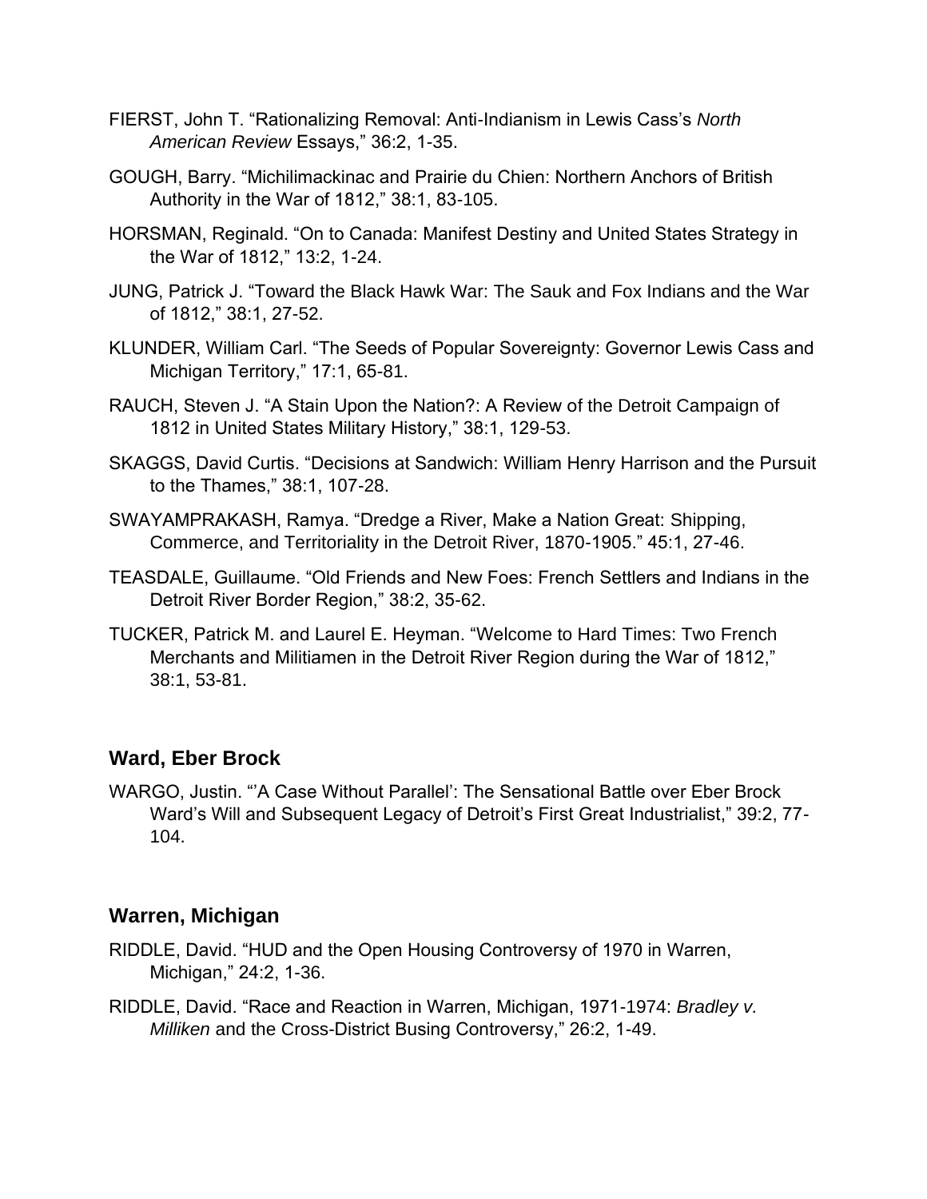FIERST, John T. “Rationalizing Removal: Anti-Indianism in Lewis Cass’s *North American Review* Essays,” 36:2, 1-35.

GOUGH, Barry. “Michilimackinac and Prairie du Chien: Northern Anchors of British Authority in the War of 1812,” 38:1, 83-105.

HORSMAN, Reginald. “On to Canada: Manifest Destiny and United States Strategy in the War of 1812,” 13:2, 1-24.

JUNG, Patrick J. “Toward the Black Hawk War: The Sauk and Fox Indians and the War of 1812,” 38:1, 27-52.

KLUNDER, William Carl. “The Seeds of Popular Sovereignty: Governor Lewis Cass and Michigan Territory,” 17:1, 65-81.

RAUCH, Steven J. “A Stain Upon the Nation?: A Review of the Detroit Campaign of 1812 in United States Military History,” 38:1, 129-53.

SKAGGS, David Curtis. “Decisions at Sandwich: William Henry Harrison and the Pursuit to the Thames,” 38:1, 107-28.

SWAYAMPRAKASH, Ramya. “Dredge a River, Make a Nation Great: Shipping, Commerce, and Territoriality in the Detroit River, 1870-1905.” 45:1, 27-46.

TEASDALE, Guillaume. “Old Friends and New Foes: French Settlers and Indians in the Detroit River Border Region,” 38:2, 35-62.

TUCKER, Patrick M. and Laurel E. Heyman. “Welcome to Hard Times: Two French Merchants and Militiamen in the Detroit River Region during the War of 1812,” 38:1, 53-81.

## Ward, Eber Brock

WARGO, Justin. “’A Case Without Parallel’: The Sensational Battle over Eber Brock Ward’s Will and Subsequent Legacy of Detroit’s First Great Industrialist,” 39:2, 77-104.

## Warren, Michigan

RIDDLE, David. “HUD and the Open Housing Controversy of 1970 in Warren, Michigan,” 24:2, 1-36.

RIDDLE, David. “Race and Reaction in Warren, Michigan, 1971-1974: *Bradley v. Milliken* and the Cross-District Busing Controversy,” 26:2, 1-49.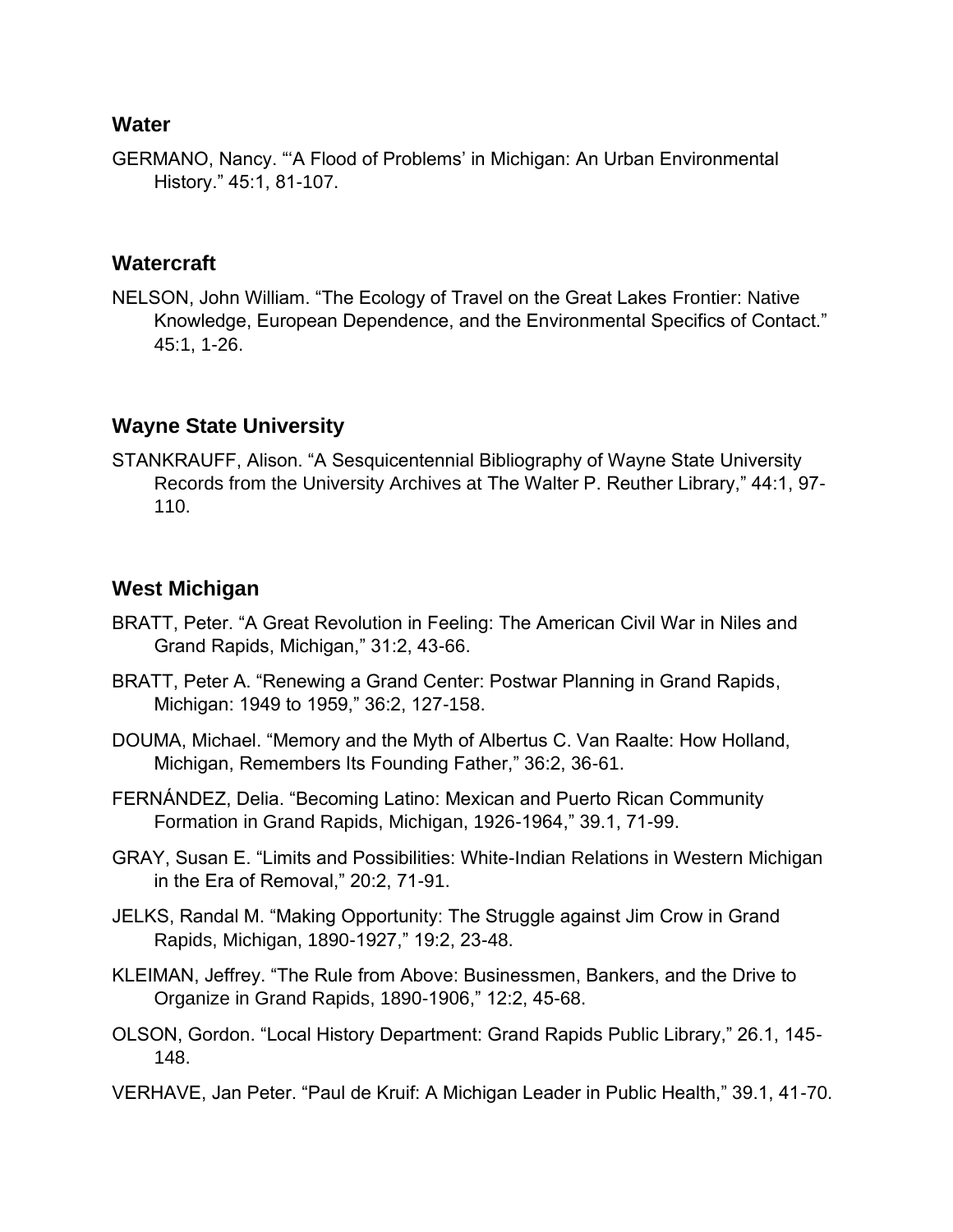## Water

GERMANO, Nancy. "'A Flood of Problems' in Michigan: An Urban Environmental History." 45:1, 81-107.

## Watercraft

NELSON, John William. "The Ecology of Travel on the Great Lakes Frontier: Native Knowledge, European Dependence, and the Environmental Specifics of Contact." 45:1, 1-26.

## Wayne State University

STANKRAUFF, Alison. "A Sesquicentennial Bibliography of Wayne State University Records from the University Archives at The Walter P. Reuther Library," 44:1, 97-110.

## West Michigan

BRATT, Peter. "A Great Revolution in Feeling: The American Civil War in Niles and Grand Rapids, Michigan," 31:2, 43-66.

BRATT, Peter A. "Renewing a Grand Center: Postwar Planning in Grand Rapids, Michigan: 1949 to 1959," 36:2, 127-158.

DOUMA, Michael. "Memory and the Myth of Albertus C. Van Raalte: How Holland, Michigan, Remembers Its Founding Father," 36:2, 36-61.

FERNÁNDEZ, Delia. "Becoming Latino: Mexican and Puerto Rican Community Formation in Grand Rapids, Michigan, 1926-1964," 39.1, 71-99.

GRAY, Susan E. "Limits and Possibilities: White-Indian Relations in Western Michigan in the Era of Removal," 20:2, 71-91.

JELKS, Randal M. "Making Opportunity: The Struggle against Jim Crow in Grand Rapids, Michigan, 1890-1927," 19:2, 23-48.

KLEIMAN, Jeffrey. "The Rule from Above: Businessmen, Bankers, and the Drive to Organize in Grand Rapids, 1890-1906," 12:2, 45-68.

OLSON, Gordon. "Local History Department: Grand Rapids Public Library," 26.1, 145-148.

VERHAVE, Jan Peter. "Paul de Kruif: A Michigan Leader in Public Health," 39.1, 41-70.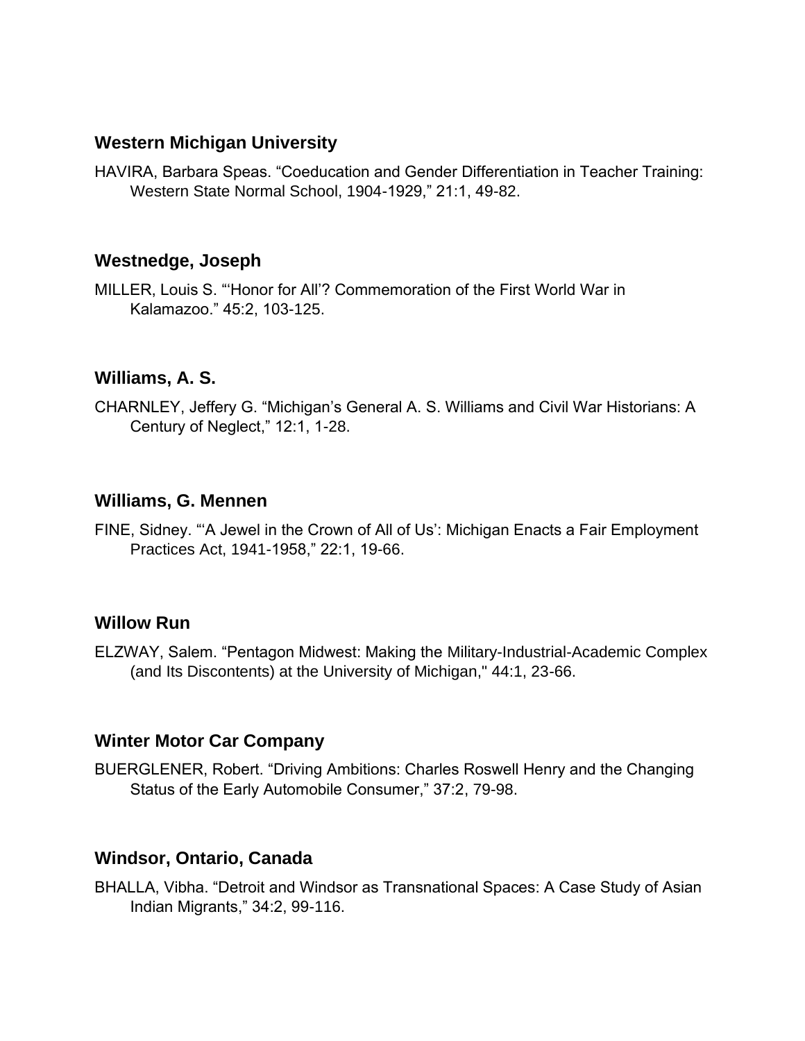### Western Michigan University

HAVIRA, Barbara Speas. “Coeducation and Gender Differentiation in Teacher Training: Western State Normal School, 1904-1929,” 21:1, 49-82.

### Westnedge, Joseph

MILLER, Louis S. “‘Honor for All’? Commemoration of the First World War in Kalamazoo.” 45:2, 103-125.

### Williams, A. S.

CHARNLEY, Jeffery G. “Michigan’s General A. S. Williams and Civil War Historians: A Century of Neglect,” 12:1, 1-28.

### Williams, G. Mennen

FINE, Sidney. “‘A Jewel in the Crown of All of Us’: Michigan Enacts a Fair Employment Practices Act, 1941-1958,” 22:1, 19-66.

### Willow Run

ELZWAY, Salem. “Pentagon Midwest: Making the Military-Industrial-Academic Complex (and Its Discontents) at the University of Michigan," 44:1, 23-66.

### Winter Motor Car Company

BUERGLENER, Robert. “Driving Ambitions: Charles Roswell Henry and the Changing Status of the Early Automobile Consumer,” 37:2, 79-98.

### Windsor, Ontario, Canada

BHALLA, Vibha. “Detroit and Windsor as Transnational Spaces: A Case Study of Asian Indian Migrants,” 34:2, 99-116.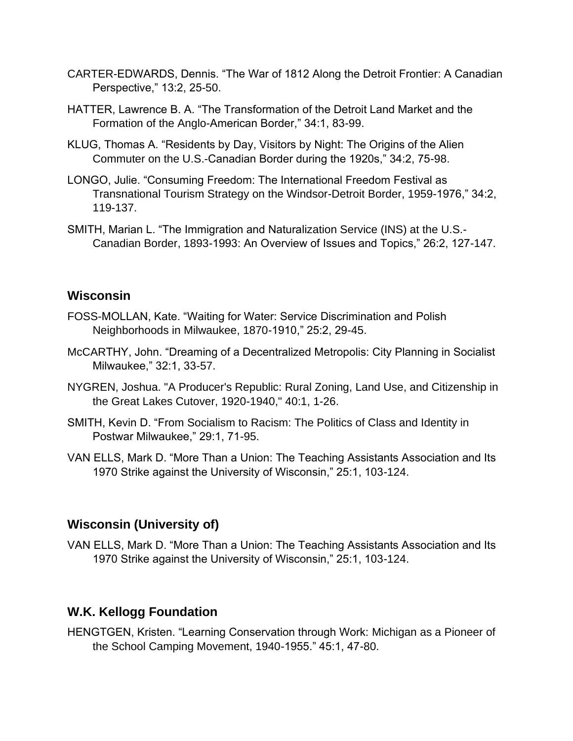CARTER-EDWARDS, Dennis. “The War of 1812 Along the Detroit Frontier: A Canadian Perspective,” 13:2, 25-50.

HATTER, Lawrence B. A. “The Transformation of the Detroit Land Market and the Formation of the Anglo-American Border,” 34:1, 83-99.

KLUG, Thomas A. “Residents by Day, Visitors by Night: The Origins of the Alien Commuter on the U.S.-Canadian Border during the 1920s,” 34:2, 75-98.

LONGO, Julie. “Consuming Freedom: The International Freedom Festival as Transnational Tourism Strategy on the Windsor-Detroit Border, 1959-1976,” 34:2, 119-137.

SMITH, Marian L. “The Immigration and Naturalization Service (INS) at the U.S.-Canadian Border, 1893-1993: An Overview of Issues and Topics,” 26:2, 127-147.

## Wisconsin

FOSS-MOLLAN, Kate. “Waiting for Water: Service Discrimination and Polish Neighborhoods in Milwaukee, 1870-1910,” 25:2, 29-45.

McCARTHY, John. “Dreaming of a Decentralized Metropolis: City Planning in Socialist Milwaukee,” 32:1, 33-57.

NYGREN, Joshua. "A Producer's Republic: Rural Zoning, Land Use, and Citizenship in the Great Lakes Cutover, 1920-1940," 40:1, 1-26.

SMITH, Kevin D. “From Socialism to Racism: The Politics of Class and Identity in Postwar Milwaukee,” 29:1, 71-95.

VAN ELLS, Mark D. “More Than a Union: The Teaching Assistants Association and Its 1970 Strike against the University of Wisconsin,” 25:1, 103-124.

## Wisconsin (University of)

VAN ELLS, Mark D. “More Than a Union: The Teaching Assistants Association and Its 1970 Strike against the University of Wisconsin,” 25:1, 103-124.

## W.K. Kellogg Foundation

HENGTGEN, Kristen. “Learning Conservation through Work: Michigan as a Pioneer of the School Camping Movement, 1940-1955.” 45:1, 47-80.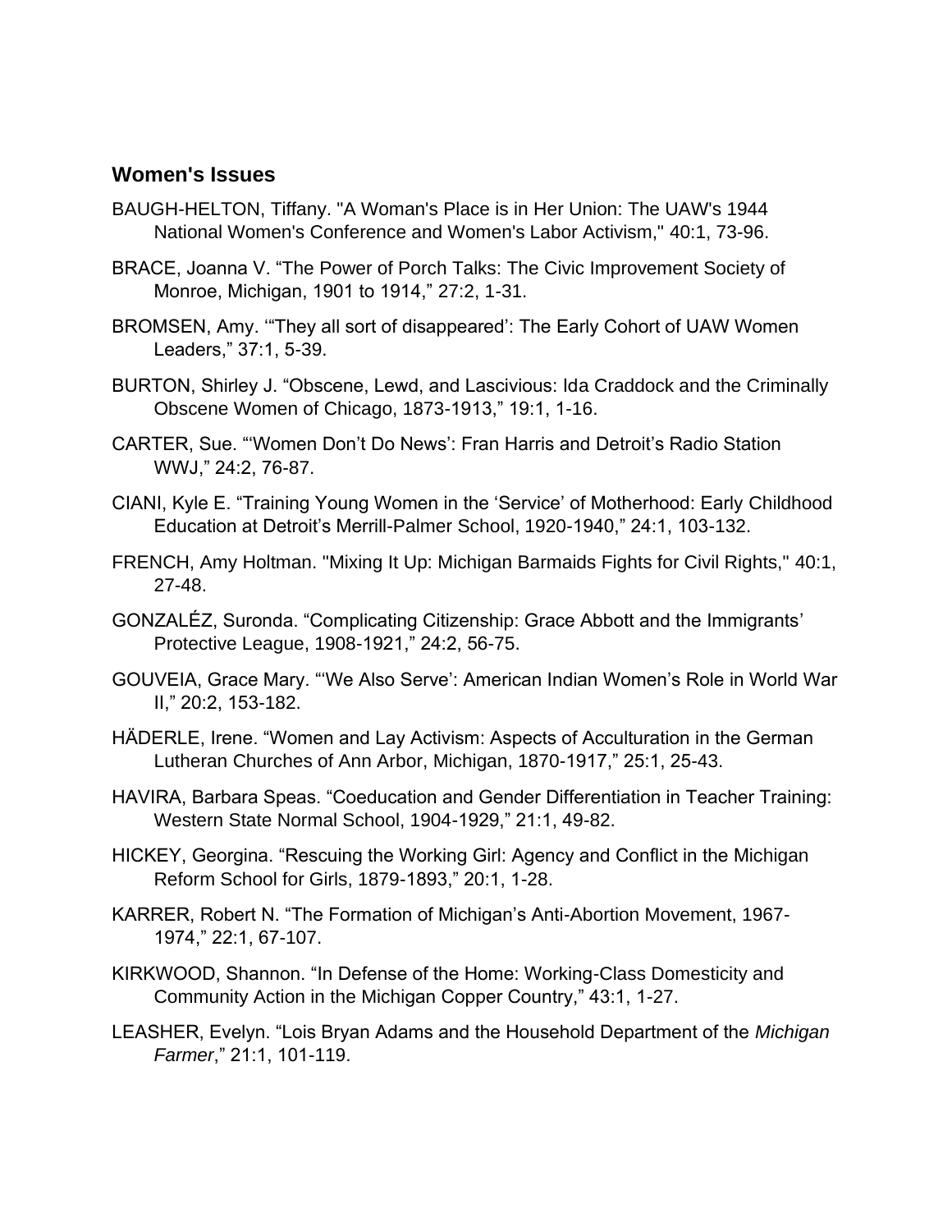## Women's Issues

BAUGH-HELTON, Tiffany. "A Woman's Place is in Her Union: The UAW's 1944 National Women's Conference and Women's Labor Activism," 40:1, 73-96.

BRACE, Joanna V. "The Power of Porch Talks: The Civic Improvement Society of Monroe, Michigan, 1901 to 1914," 27:2, 1-31.

BROMSEN, Amy. '"They all sort of disappeared': The Early Cohort of UAW Women Leaders," 37:1, 5-39.

BURTON, Shirley J. "Obscene, Lewd, and Lascivious: Ida Craddock and the Criminally Obscene Women of Chicago, 1873-1913," 19:1, 1-16.

CARTER, Sue. "'Women Don't Do News': Fran Harris and Detroit's Radio Station WWJ," 24:2, 76-87.

CIANI, Kyle E. "Training Young Women in the 'Service' of Motherhood: Early Childhood Education at Detroit's Merrill-Palmer School, 1920-1940," 24:1, 103-132.

FRENCH, Amy Holtman. "Mixing It Up: Michigan Barmaids Fights for Civil Rights," 40:1, 27-48.

GONZALÉZ, Suronda. "Complicating Citizenship: Grace Abbott and the Immigrants' Protective League, 1908-1921," 24:2, 56-75.

GOUVEIA, Grace Mary. "'We Also Serve': American Indian Women's Role in World War II," 20:2, 153-182.

HÄDERLE, Irene. "Women and Lay Activism: Aspects of Acculturation in the German Lutheran Churches of Ann Arbor, Michigan, 1870-1917," 25:1, 25-43.

HAVIRA, Barbara Speas. "Coeducation and Gender Differentiation in Teacher Training: Western State Normal School, 1904-1929," 21:1, 49-82.

HICKEY, Georgina. "Rescuing the Working Girl: Agency and Conflict in the Michigan Reform School for Girls, 1879-1893," 20:1, 1-28.

KARRER, Robert N. "The Formation of Michigan's Anti-Abortion Movement, 1967-1974," 22:1, 67-107.

KIRKWOOD, Shannon. "In Defense of the Home: Working-Class Domesticity and Community Action in the Michigan Copper Country," 43:1, 1-27.

LEASHER, Evelyn. "Lois Bryan Adams and the Household Department of the *Michigan Farmer*," 21:1, 101-119.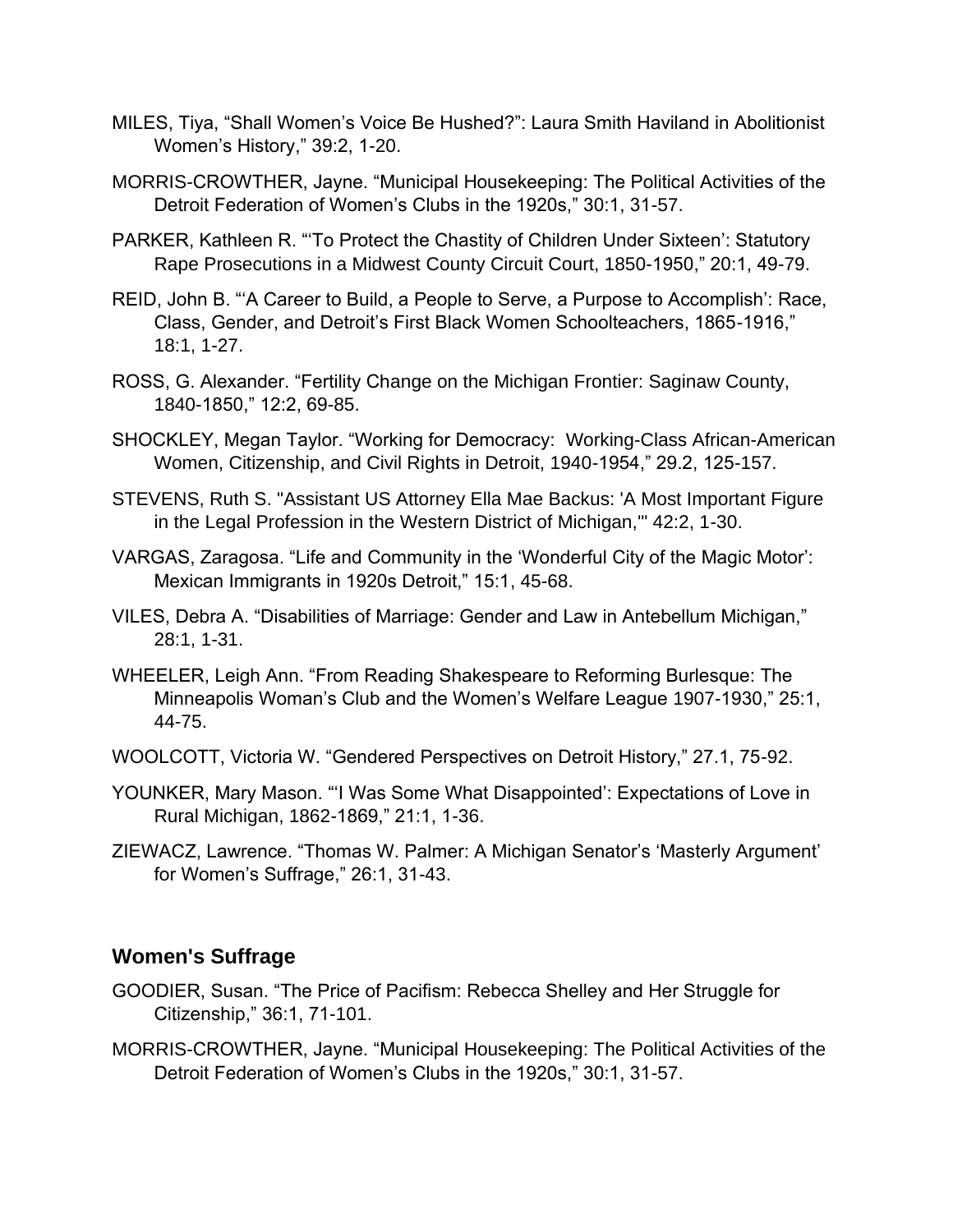MILES, Tiya, “Shall Women’s Voice Be Hushed?”: Laura Smith Haviland in Abolitionist Women’s History,” 39:2, 1-20.

MORRIS-CROWTHER, Jayne. “Municipal Housekeeping: The Political Activities of the Detroit Federation of Women’s Clubs in the 1920s,” 30:1, 31-57.

PARKER, Kathleen R. “‘To Protect the Chastity of Children Under Sixteen’: Statutory Rape Prosecutions in a Midwest County Circuit Court, 1850-1950,” 20:1, 49-79.

REID, John B. “‘A Career to Build, a People to Serve, a Purpose to Accomplish’: Race, Class, Gender, and Detroit’s First Black Women Schoolteachers, 1865-1916,” 18:1, 1-27.

ROSS, G. Alexander. “Fertility Change on the Michigan Frontier: Saginaw County, 1840-1850,” 12:2, 69-85.

SHOCKLEY, Megan Taylor. “Working for Democracy: Working-Class African-American Women, Citizenship, and Civil Rights in Detroit, 1940-1954,” 29.2, 125-157.

STEVENS, Ruth S. "Assistant US Attorney Ella Mae Backus: 'A Most Important Figure in the Legal Profession in the Western District of Michigan,'" 42:2, 1-30.

VARGAS, Zaragosa. “Life and Community in the ‘Wonderful City of the Magic Motor’: Mexican Immigrants in 1920s Detroit,” 15:1, 45-68.

VILES, Debra A. “Disabilities of Marriage: Gender and Law in Antebellum Michigan,” 28:1, 1-31.

WHEELER, Leigh Ann. “From Reading Shakespeare to Reforming Burlesque: The Minneapolis Woman’s Club and the Women’s Welfare League 1907-1930,” 25:1, 44-75.

WOOLCOTT, Victoria W. “Gendered Perspectives on Detroit History,” 27.1, 75-92.

YOUNKER, Mary Mason. “‘I Was Some What Disappointed’: Expectations of Love in Rural Michigan, 1862-1869,” 21:1, 1-36.

ZIEWACZ, Lawrence. “Thomas W. Palmer: A Michigan Senator’s ‘Masterly Argument’ for Women’s Suffrage,” 26:1, 31-43.

## Women's Suffrage

GOODIER, Susan. “The Price of Pacifism: Rebecca Shelley and Her Struggle for Citizenship,” 36:1, 71-101.

MORRIS-CROWTHER, Jayne. “Municipal Housekeeping: The Political Activities of the Detroit Federation of Women’s Clubs in the 1920s,” 30:1, 31-57.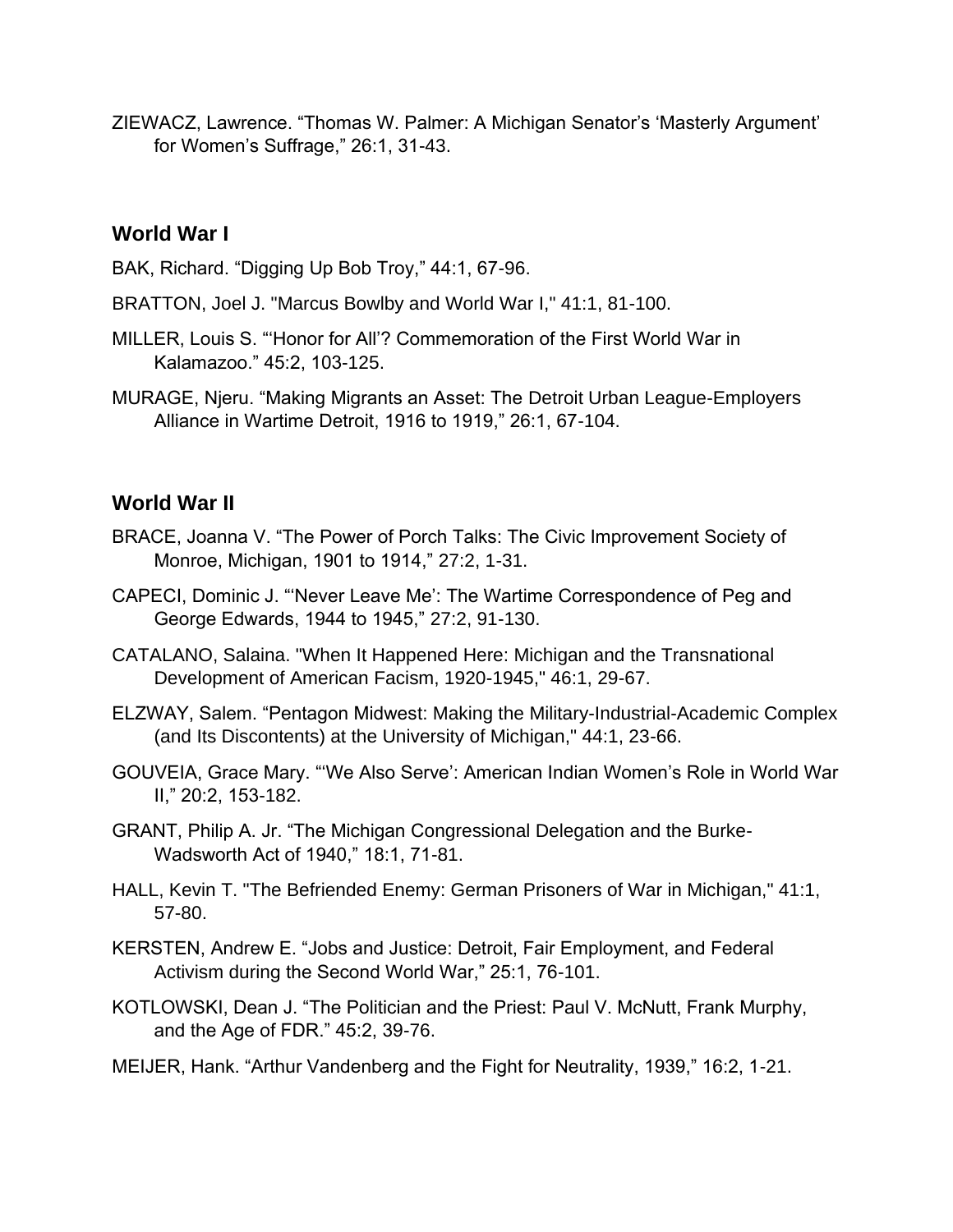ZIEWACZ, Lawrence. “Thomas W. Palmer: A Michigan Senator’s ‘Masterly Argument’ for Women’s Suffrage,” 26:1, 31-43.

## World War I

BAK, Richard. “Digging Up Bob Troy,” 44:1, 67-96.

BRATTON, Joel J. "Marcus Bowlby and World War I," 41:1, 81-100.

MILLER, Louis S. “‘Honor for All’? Commemoration of the First World War in Kalamazoo.” 45:2, 103-125.

MURAGE, Njeru. “Making Migrants an Asset: The Detroit Urban League-Employers Alliance in Wartime Detroit, 1916 to 1919,” 26:1, 67-104.

## World War II

BRACE, Joanna V. “The Power of Porch Talks: The Civic Improvement Society of Monroe, Michigan, 1901 to 1914,” 27:2, 1-31.

CAPECI, Dominic J. “‘Never Leave Me’: The Wartime Correspondence of Peg and George Edwards, 1944 to 1945,” 27:2, 91-130.

CATALANO, Salaina. "When It Happened Here: Michigan and the Transnational Development of American Facism, 1920-1945," 46:1, 29-67.

ELZWAY, Salem. “Pentagon Midwest: Making the Military-Industrial-Academic Complex (and Its Discontents) at the University of Michigan," 44:1, 23-66.

GOUVEIA, Grace Mary. “‘We Also Serve’: American Indian Women’s Role in World War II,” 20:2, 153-182.

GRANT, Philip A. Jr. “The Michigan Congressional Delegation and the Burke-Wadsworth Act of 1940,” 18:1, 71-81.

HALL, Kevin T. "The Befriended Enemy: German Prisoners of War in Michigan," 41:1, 57-80.

KERSTEN, Andrew E. “Jobs and Justice: Detroit, Fair Employment, and Federal Activism during the Second World War,” 25:1, 76-101.

KOTLOWSKI, Dean J. “The Politician and the Priest: Paul V. McNutt, Frank Murphy, and the Age of FDR.” 45:2, 39-76.

MEIJER, Hank. “Arthur Vandenberg and the Fight for Neutrality, 1939,” 16:2, 1-21.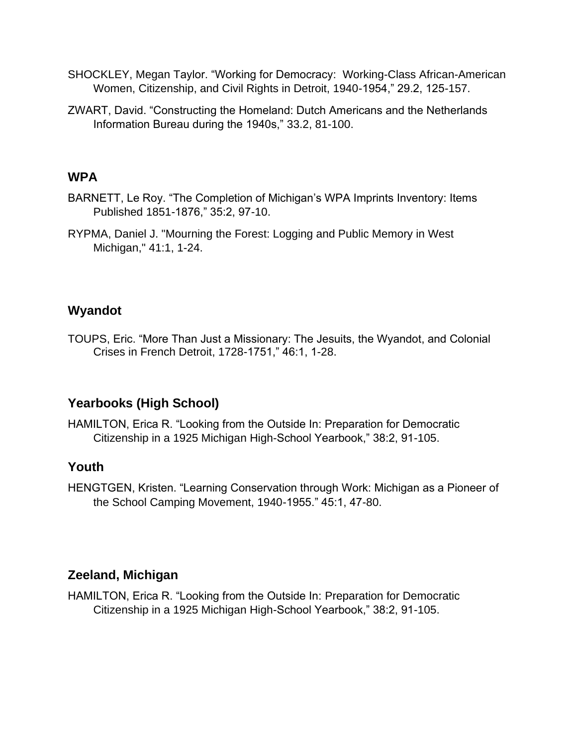SHOCKLEY, Megan Taylor. “Working for Democracy: Working-Class African-American Women, Citizenship, and Civil Rights in Detroit, 1940-1954,” 29.2, 125-157.

ZWART, David. “Constructing the Homeland: Dutch Americans and the Netherlands Information Bureau during the 1940s,” 33.2, 81-100.

## WPA

BARNETT, Le Roy. “The Completion of Michigan’s WPA Imprints Inventory: Items Published 1851-1876,” 35:2, 97-10.

RYPMA, Daniel J. "Mourning the Forest: Logging and Public Memory in West Michigan," 41:1, 1-24.

## Wyandot

TOUPS, Eric. “More Than Just a Missionary: The Jesuits, the Wyandot, and Colonial Crises in French Detroit, 1728-1751,” 46:1, 1-28.

## Yearbooks (High School)

HAMILTON, Erica R. “Looking from the Outside In: Preparation for Democratic Citizenship in a 1925 Michigan High-School Yearbook,” 38:2, 91-105.

## Youth

HENGTGEN, Kristen. “Learning Conservation through Work: Michigan as a Pioneer of the School Camping Movement, 1940-1955.” 45:1, 47-80.

## Zeeland, Michigan

HAMILTON, Erica R. “Looking from the Outside In: Preparation for Democratic Citizenship in a 1925 Michigan High-School Yearbook,” 38:2, 91-105.